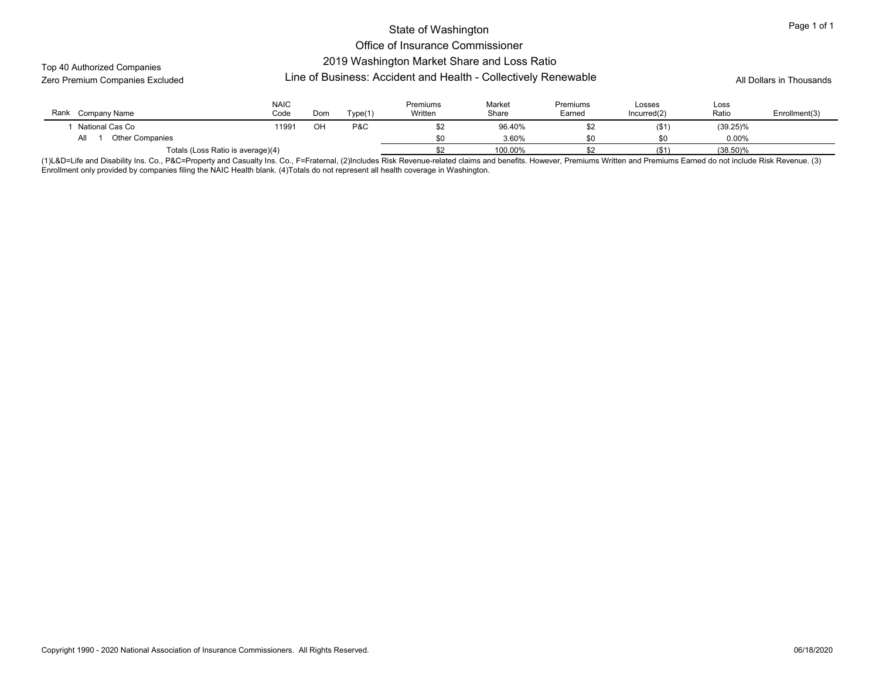# State of Washington
## Office of Insurance Commissioner
## 2019 Washington Market Share and Loss Ratio
## Line of Business: Accident and Health - Collectively Renewable

Top 40 Authorized Companies
Zero Premium Companies Excluded

All Dollars in Thousands

| Rank | Company Name | NAIC Code | Dom | Type(1) | Premiums Written | Market Share | Premiums Earned | Losses Incurred(2) | Loss Ratio | Enrollment(3) |
|---|---|---|---|---|---|---|---|---|---|---|
| 1 | National Cas Co | 11991 | OH | P&C | $2 | 96.40% | $2 | ($1) | (39.25)% | |
| All | 1 Other Companies | | | | $0 | 3.60% | $0 | $0 | 0.00% | |
| | Totals (Loss Ratio is average)(4) | | | | $2 | 100.00% | $2 | ($1) | (38.50)% | |

(1)L&D=Life and Disability Ins. Co., P&C=Property and Casualty Ins. Co., F=Fraternal, (2)Includes Risk Revenue-related claims and benefits. However, Premiums Written and Premiums Earned do not include Risk Revenue. (3) Enrollment only provided by companies filing the NAIC Health blank. (4)Totals do not represent all health coverage in Washington.

Copyright 1990 - 2020 National Association of Insurance Commissioners. All Rights Reserved.

06/18/2020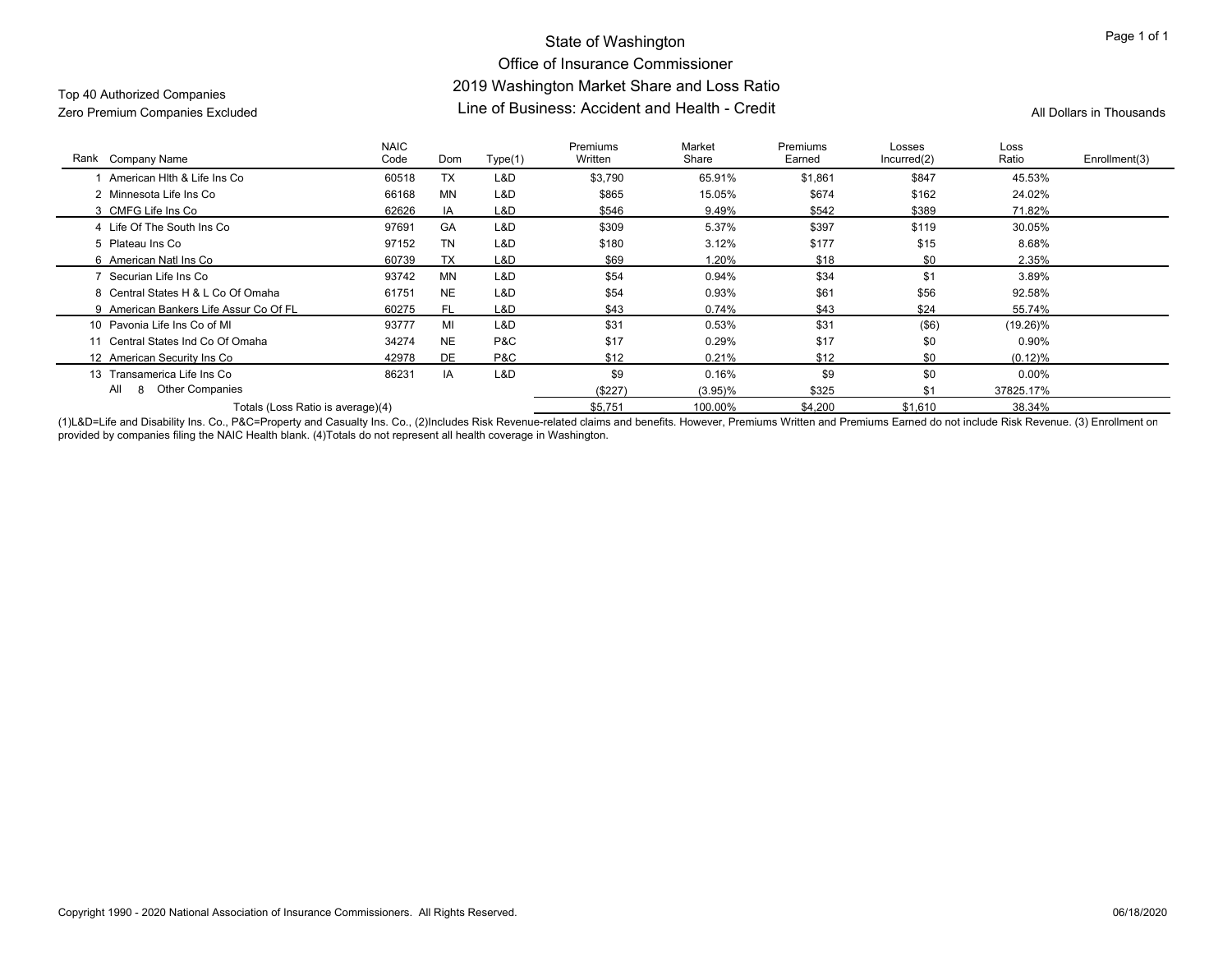# State of Washington
## Office of Insurance Commissioner
## 2019 Washington Market Share and Loss Ratio
## Line of Business: Accident and Health - Credit

Top 40 Authorized Companies
Zero Premium Companies Excluded

All Dollars in Thousands

| Rank | Company Name | NAIC Code | Dom | Type(1) | Premiums Written | Market Share | Premiums Earned | Losses Incurred(2) | Loss Ratio | Enrollment(3) |
|---|---|---|---|---|---|---|---|---|---|---|
| 1 | American Hlth & Life Ins Co | 60518 | TX | L&D | $3,790 | 65.91% | $1,861 | $847 | 45.53% | |
| 2 | Minnesota Life Ins Co | 66168 | MN | L&D | $865 | 15.05% | $674 | $162 | 24.02% | |
| 3 | CMFG Life Ins Co | 62626 | IA | L&D | $546 | 9.49% | $542 | $389 | 71.82% | |
| 4 | Life Of The South Ins Co | 97691 | GA | L&D | $309 | 5.37% | $397 | $119 | 30.05% | |
| 5 | Plateau Ins Co | 97152 | TN | L&D | $180 | 3.12% | $177 | $15 | 8.68% | |
| 6 | American Natl Ins Co | 60739 | TX | L&D | $69 | 1.20% | $18 | $0 | 2.35% | |
| 7 | Securian Life Ins Co | 93742 | MN | L&D | $54 | 0.94% | $34 | $1 | 3.89% | |
| 8 | Central States H & L Co Of Omaha | 61751 | NE | L&D | $54 | 0.93% | $61 | $56 | 92.58% | |
| 9 | American Bankers Life Assur Co Of FL | 60275 | FL | L&D | $43 | 0.74% | $43 | $24 | 55.74% | |
| 10 | Pavonia Life Ins Co of MI | 93777 | MI | L&D | $31 | 0.53% | $31 | ($6) | (19.26)% | |
| 11 | Central States Ind Co Of Omaha | 34274 | NE | P&C | $17 | 0.29% | $17 | $0 | 0.90% | |
| 12 | American Security Ins Co | 42978 | DE | P&C | $12 | 0.21% | $12 | $0 | (0.12)% | |
| 13 | Transamerica Life Ins Co | 86231 | IA | L&D | $9 | 0.16% | $9 | $0 | 0.00% | |
| All | 8 Other Companies | | | | ($227) | (3.95)% | $325 | $1 | 37825.17% | |
| | Totals (Loss Ratio is average)(4) | | | | $5,751 | 100.00% | $4,200 | $1,610 | 38.34% | |

(1)L&D=Life and Disability Ins. Co., P&C=Property and Casualty Ins. Co., (2)Includes Risk Revenue-related claims and benefits. However, Premiums Written and Premiums Earned do not include Risk Revenue. (3) Enrollment on provided by companies filing the NAIC Health blank. (4)Totals do not represent all health coverage in Washington.

Copyright 1990 - 2020 National Association of Insurance Commissioners. All Rights Reserved.

06/18/2020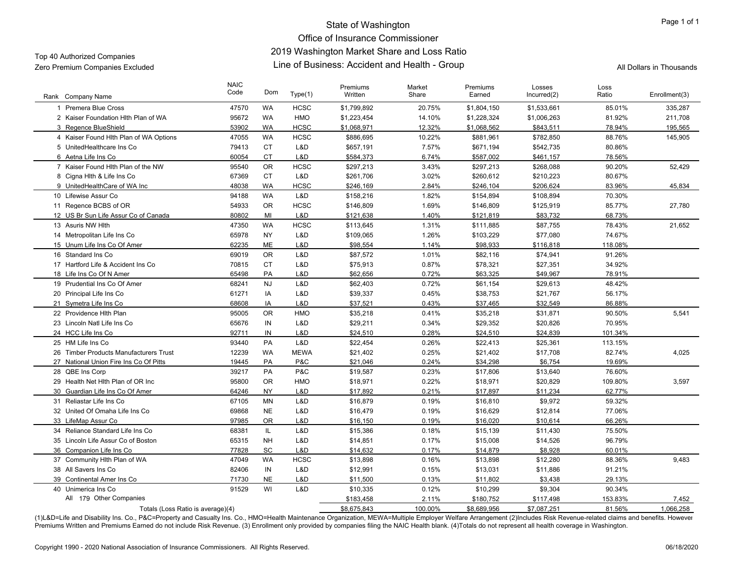# State of Washington
## Office of Insurance Commissioner
## 2019 Washington Market Share and Loss Ratio
## Line of Business: Accident and Health - Group

Top 40 Authorized Companies
Zero Premium Companies Excluded

All Dollars in Thousands

| Rank | Company Name | NAIC Code | Dom | Type(1) | Premiums Written | Market Share | Premiums Earned | Losses Incurred(2) | Loss Ratio | Enrollment(3) |
|---|---|---|---|---|---|---|---|---|---|---|
| 1 | Premera Blue Cross | 47570 | WA | HCSC | $1,799,892 | 20.75% | $1,804,150 | $1,533,661 | 85.01% | 335,287 |
| 2 | Kaiser Foundation Hlth Plan of WA | 95672 | WA | HMO | $1,223,454 | 14.10% | $1,228,324 | $1,006,263 | 81.92% | 211,708 |
| 3 | Regence BlueShield | 53902 | WA | HCSC | $1,068,971 | 12.32% | $1,068,562 | $843,511 | 78.94% | 195,565 |
| 4 | Kaiser Found Hlth Plan of WA Options | 47055 | WA | HCSC | $886,695 | 10.22% | $881,961 | $782,850 | 88.76% | 145,905 |
| 5 | UnitedHealthcare Ins Co | 79413 | CT | L&D | $657,191 | 7.57% | $671,194 | $542,735 | 80.86% | |
| 6 | Aetna Life Ins Co | 60054 | CT | L&D | $584,373 | 6.74% | $587,002 | $461,157 | 78.56% | |
| 7 | Kaiser Found Hlth Plan of the NW | 95540 | OR | HCSC | $297,213 | 3.43% | $297,213 | $268,088 | 90.20% | 52,429 |
| 8 | Cigna Hlth & Life Ins Co | 67369 | CT | L&D | $261,706 | 3.02% | $260,612 | $210,223 | 80.67% | |
| 9 | UnitedHealthCare of WA Inc | 48038 | WA | HCSC | $246,169 | 2.84% | $246,104 | $206,624 | 83.96% | 45,834 |
| 10 | Lifewise Assur Co | 94188 | WA | L&D | $158,216 | 1.82% | $154,894 | $108,894 | 70.30% | |
| 11 | Regence BCBS of OR | 54933 | OR | HCSC | $146,809 | 1.69% | $146,809 | $125,919 | 85.77% | 27,780 |
| 12 | US Br Sun Life Assur Co of Canada | 80802 | MI | L&D | $121,638 | 1.40% | $121,819 | $83,732 | 68.73% | |
| 13 | Asuris NW Hlth | 47350 | WA | HCSC | $113,645 | 1.31% | $111,885 | $87,755 | 78.43% | 21,652 |
| 14 | Metropolitan Life Ins Co | 65978 | NY | L&D | $109,065 | 1.26% | $103,229 | $77,080 | 74.67% | |
| 15 | Unum Life Ins Co Of Amer | 62235 | ME | L&D | $98,554 | 1.14% | $98,933 | $116,818 | 118.08% | |
| 16 | Standard Ins Co | 69019 | OR | L&D | $87,572 | 1.01% | $82,116 | $74,941 | 91.26% | |
| 17 | Hartford Life & Accident Ins Co | 70815 | CT | L&D | $75,913 | 0.87% | $78,321 | $27,351 | 34.92% | |
| 18 | Life Ins Co Of N Amer | 65498 | PA | L&D | $62,656 | 0.72% | $63,325 | $49,967 | 78.91% | |
| 19 | Prudential Ins Co Of Amer | 68241 | NJ | L&D | $62,403 | 0.72% | $61,154 | $29,613 | 48.42% | |
| 20 | Principal Life Ins Co | 61271 | IA | L&D | $39,337 | 0.45% | $38,753 | $21,767 | 56.17% | |
| 21 | Symetra Life Ins Co | 68608 | IA | L&D | $37,521 | 0.43% | $37,465 | $32,549 | 86.88% | |
| 22 | Providence Hlth Plan | 95005 | OR | HMO | $35,218 | 0.41% | $35,218 | $31,871 | 90.50% | 5,541 |
| 23 | Lincoln Natl Life Ins Co | 65676 | IN | L&D | $29,211 | 0.34% | $29,352 | $20,826 | 70.95% | |
| 24 | HCC Life Ins Co | 92711 | IN | L&D | $24,510 | 0.28% | $24,510 | $24,839 | 101.34% | |
| 25 | HM Life Ins Co | 93440 | PA | L&D | $22,454 | 0.26% | $22,413 | $25,361 | 113.15% | |
| 26 | Timber Products Manufacturers Trust | 12239 | WA | MEWA | $21,402 | 0.25% | $21,402 | $17,708 | 82.74% | 4,025 |
| 27 | National Union Fire Ins Co Of Pitts | 19445 | PA | P&C | $21,046 | 0.24% | $34,298 | $6,754 | 19.69% | |
| 28 | QBE Ins Corp | 39217 | PA | P&C | $19,587 | 0.23% | $17,806 | $13,640 | 76.60% | |
| 29 | Health Net Hlth Plan of OR Inc | 95800 | OR | HMO | $18,971 | 0.22% | $18,971 | $20,829 | 109.80% | 3,597 |
| 30 | Guardian Life Ins Co Of Amer | 64246 | NY | L&D | $17,892 | 0.21% | $17,897 | $11,234 | 62.77% | |
| 31 | Reliastar Life Ins Co | 67105 | MN | L&D | $16,879 | 0.19% | $16,810 | $9,972 | 59.32% | |
| 32 | United Of Omaha Life Ins Co | 69868 | NE | L&D | $16,479 | 0.19% | $16,629 | $12,814 | 77.06% | |
| 33 | LifeMap Assur Co | 97985 | OR | L&D | $16,150 | 0.19% | $16,020 | $10,614 | 66.26% | |
| 34 | Reliance Standard Life Ins Co | 68381 | IL | L&D | $15,386 | 0.18% | $15,139 | $11,430 | 75.50% | |
| 35 | Lincoln Life Assur Co of Boston | 65315 | NH | L&D | $14,851 | 0.17% | $15,008 | $14,526 | 96.79% | |
| 36 | Companion Life Ins Co | 77828 | SC | L&D | $14,632 | 0.17% | $14,879 | $8,928 | 60.01% | |
| 37 | Community Hlth Plan of WA | 47049 | WA | HCSC | $13,898 | 0.16% | $13,898 | $12,280 | 88.36% | 9,483 |
| 38 | All Savers Ins Co | 82406 | IN | L&D | $12,991 | 0.15% | $13,031 | $11,886 | 91.21% | |
| 39 | Continental Amer Ins Co | 71730 | NE | L&D | $11,500 | 0.13% | $11,802 | $3,438 | 29.13% | |
| 40 | Unimerica Ins Co | 91529 | WI | L&D | $10,335 | 0.12% | $10,299 | $9,304 | 90.34% | |
| | All 179 Other Companies | | | | $183,458 | 2.11% | $180,752 | $117,498 | 153.83% | 7,452 |
| | Totals (Loss Ratio is average)(4) | | | | $8,675,843 | 100.00% | $8,689,956 | $7,087,251 | 81.56% | 1,066,258 |

(1)L&D=Life and Disability Ins. Co., P&C=Property and Casualty Ins. Co., HMO=Health Maintenance Organization, MEWA=Multiple Employer Welfare Arrangement (2)Includes Risk Revenue-related claims and benefits. However Premiums Written and Premiums Earned do not include Risk Revenue. (3) Enrollment only provided by companies filing the NAIC Health blank. (4)Totals do not represent all health coverage in Washington.

Copyright 1990 - 2020 National Association of Insurance Commissioners. All Rights Reserved.

06/18/2020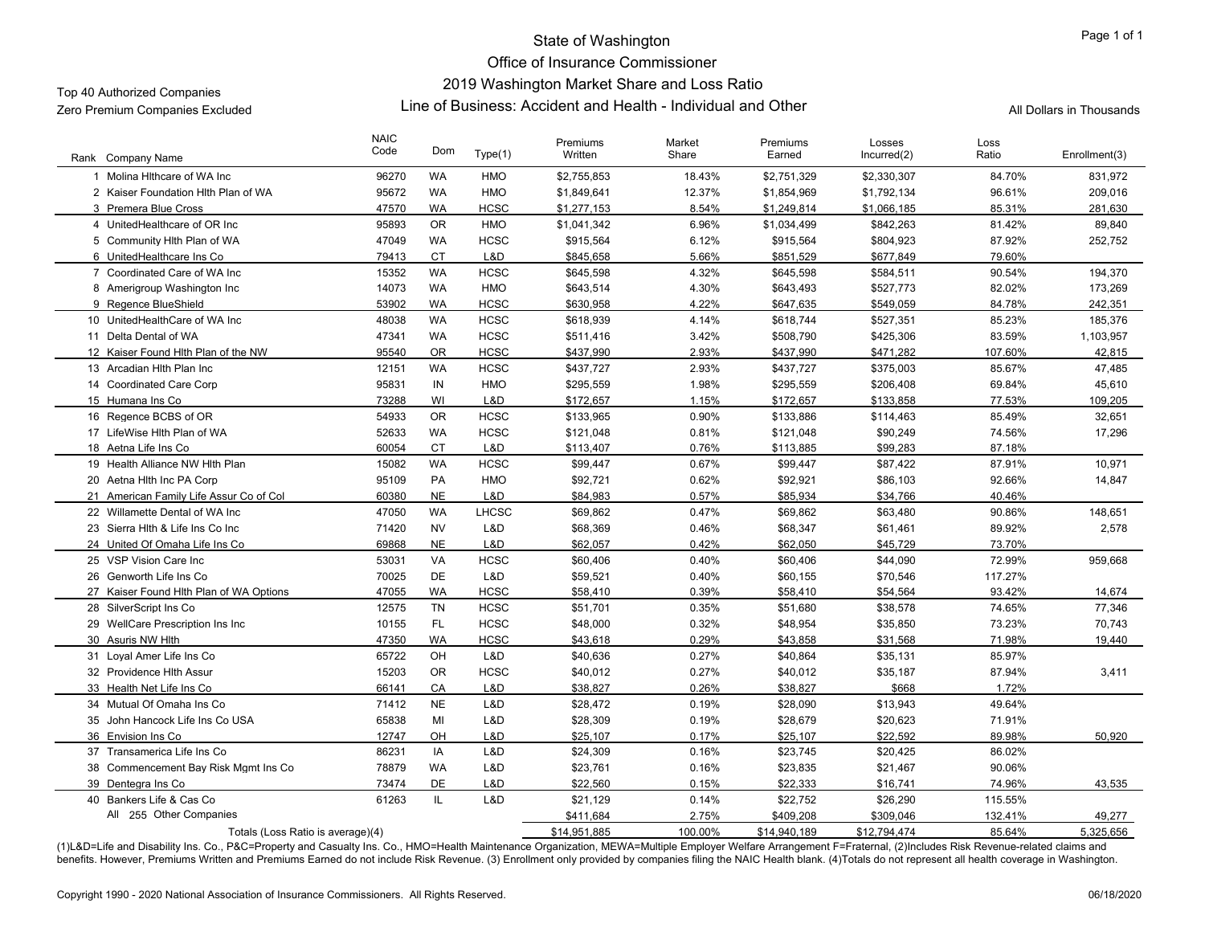# State of Washington
## Office of Insurance Commissioner
## 2019 Washington Market Share and Loss Ratio
## Line of Business: Accident and Health - Individual and Other

Top 40 Authorized Companies
Zero Premium Companies Excluded

All Dollars in Thousands

| Rank | Company Name | NAIC Code | Dom | Type(1) | Premiums Written | Market Share | Premiums Earned | Losses Incurred(2) | Loss Ratio | Enrollment(3) |
|---|---|---|---|---|---|---|---|---|---|---|
| 1 | Molina Hlthcare of WA Inc | 96270 | WA | HMO | $2,755,853 | 18.43% | $2,751,329 | $2,330,307 | 84.70% | 831,972 |
| 2 | Kaiser Foundation Hlth Plan of WA | 95672 | WA | HMO | $1,849,641 | 12.37% | $1,854,969 | $1,792,134 | 96.61% | 209,016 |
| 3 | Premera Blue Cross | 47570 | WA | HCSC | $1,277,153 | 8.54% | $1,249,814 | $1,066,185 | 85.31% | 281,630 |
| 4 | UnitedHealthcare of OR Inc | 95893 | OR | HMO | $1,041,342 | 6.96% | $1,034,499 | $842,263 | 81.42% | 89,840 |
| 5 | Community Hlth Plan of WA | 47049 | WA | HCSC | $915,564 | 6.12% | $915,564 | $804,923 | 87.92% | 252,752 |
| 6 | UnitedHealthcare Ins Co | 79413 | CT | L&D | $845,658 | 5.66% | $851,529 | $677,849 | 79.60% | |
| 7 | Coordinated Care of WA Inc | 15352 | WA | HCSC | $645,598 | 4.32% | $645,598 | $584,511 | 90.54% | 194,370 |
| 8 | Amerigroup Washington Inc | 14073 | WA | HMO | $643,514 | 4.30% | $643,493 | $527,773 | 82.02% | 173,269 |
| 9 | Regence BlueShield | 53902 | WA | HCSC | $630,958 | 4.22% | $647,635 | $549,059 | 84.78% | 242,351 |
| 10 | UnitedHealthCare of WA Inc | 48038 | WA | HCSC | $618,939 | 4.14% | $618,744 | $527,351 | 85.23% | 185,376 |
| 11 | Delta Dental of WA | 47341 | WA | HCSC | $511,416 | 3.42% | $508,790 | $425,306 | 83.59% | 1,103,957 |
| 12 | Kaiser Found Hlth Plan of the NW | 95540 | OR | HCSC | $437,990 | 2.93% | $437,990 | $471,282 | 107.60% | 42,815 |
| 13 | Arcadian Hlth Plan Inc | 12151 | WA | HCSC | $437,727 | 2.93% | $437,727 | $375,003 | 85.67% | 47,485 |
| 14 | Coordinated Care Corp | 95831 | IN | HMO | $295,559 | 1.98% | $295,559 | $206,408 | 69.84% | 45,610 |
| 15 | Humana Ins Co | 73288 | WI | L&D | $172,657 | 1.15% | $172,657 | $133,858 | 77.53% | 109,205 |
| 16 | Regence BCBS of OR | 54933 | OR | HCSC | $133,965 | 0.90% | $133,886 | $114,463 | 85.49% | 32,651 |
| 17 | LifeWise Hlth Plan of WA | 52633 | WA | HCSC | $121,048 | 0.81% | $121,048 | $90,249 | 74.56% | 17,296 |
| 18 | Aetna Life Ins Co | 60054 | CT | L&D | $113,407 | 0.76% | $113,885 | $99,283 | 87.18% | |
| 19 | Health Alliance NW Hlth Plan | 15082 | WA | HCSC | $99,447 | 0.67% | $99,447 | $87,422 | 87.91% | 10,971 |
| 20 | Aetna Hlth Inc PA Corp | 95109 | PA | HMO | $92,721 | 0.62% | $92,921 | $86,103 | 92.66% | 14,847 |
| 21 | American Family Life Assur Co of Col | 60380 | NE | L&D | $84,983 | 0.57% | $85,934 | $34,766 | 40.46% | |
| 22 | Willamette Dental of WA Inc | 47050 | WA | LHCSC | $69,862 | 0.47% | $69,862 | $63,480 | 90.86% | 148,651 |
| 23 | Sierra Hlth & Life Ins Co Inc | 71420 | NV | L&D | $68,369 | 0.46% | $68,347 | $61,461 | 89.92% | 2,578 |
| 24 | United Of Omaha Life Ins Co | 69868 | NE | L&D | $62,057 | 0.42% | $62,050 | $45,729 | 73.70% | |
| 25 | VSP Vision Care Inc | 53031 | VA | HCSC | $60,406 | 0.40% | $60,406 | $44,090 | 72.99% | 959,668 |
| 26 | Genworth Life Ins Co | 70025 | DE | L&D | $59,521 | 0.40% | $60,155 | $70,546 | 117.27% | |
| 27 | Kaiser Found Hlth Plan of WA Options | 47055 | WA | HCSC | $58,410 | 0.39% | $58,410 | $54,564 | 93.42% | 14,674 |
| 28 | SilverScript Ins Co | 12575 | TN | HCSC | $51,701 | 0.35% | $51,680 | $38,578 | 74.65% | 77,346 |
| 29 | WellCare Prescription Ins Inc | 10155 | FL | HCSC | $48,000 | 0.32% | $48,954 | $35,850 | 73.23% | 70,743 |
| 30 | Asuris NW Hlth | 47350 | WA | HCSC | $43,618 | 0.29% | $43,858 | $31,568 | 71.98% | 19,440 |
| 31 | Loyal Amer Life Ins Co | 65722 | OH | L&D | $40,636 | 0.27% | $40,864 | $35,131 | 85.97% | |
| 32 | Providence Hlth Assur | 15203 | OR | HCSC | $40,012 | 0.27% | $40,012 | $35,187 | 87.94% | 3,411 |
| 33 | Health Net Life Ins Co | 66141 | CA | L&D | $38,827 | 0.26% | $38,827 | $668 | 1.72% | |
| 34 | Mutual Of Omaha Ins Co | 71412 | NE | L&D | $28,472 | 0.19% | $28,090 | $13,943 | 49.64% | |
| 35 | John Hancock Life Ins Co USA | 65838 | MI | L&D | $28,309 | 0.19% | $28,679 | $20,623 | 71.91% | |
| 36 | Envision Ins Co | 12747 | OH | L&D | $25,107 | 0.17% | $25,107 | $22,592 | 89.98% | 50,920 |
| 37 | Transamerica Life Ins Co | 86231 | IA | L&D | $24,309 | 0.16% | $23,745 | $20,425 | 86.02% | |
| 38 | Commencement Bay Risk Mgmt Ins Co | 78879 | WA | L&D | $23,761 | 0.16% | $23,835 | $21,467 | 90.06% | |
| 39 | Dentegra Ins Co | 73474 | DE | L&D | $22,560 | 0.15% | $22,333 | $16,741 | 74.96% | 43,535 |
| 40 | Bankers Life & Cas Co | 61263 | IL | L&D | $21,129 | 0.14% | $22,752 | $26,290 | 115.55% | |
| | All 255 Other Companies | | | | $411,684 | 2.75% | $409,208 | $309,046 | 132.41% | 49,277 |
| | Totals (Loss Ratio is average)(4) | | | | $14,951,885 | 100.00% | $14,940,189 | $12,794,474 | 85.64% | 5,325,656 |

(1)L&D=Life and Disability Ins. Co., P&C=Property and Casualty Ins. Co., HMO=Health Maintenance Organization, MEWA=Multiple Employer Welfare Arrangement F=Fraternal, (2)Includes Risk Revenue-related claims and benefits. However, Premiums Written and Premiums Earned do not include Risk Revenue. (3) Enrollment only provided by companies filing the NAIC Health blank. (4)Totals do not represent all health coverage in Washington.

Copyright 1990 - 2020 National Association of Insurance Commissioners. All Rights Reserved.

06/18/2020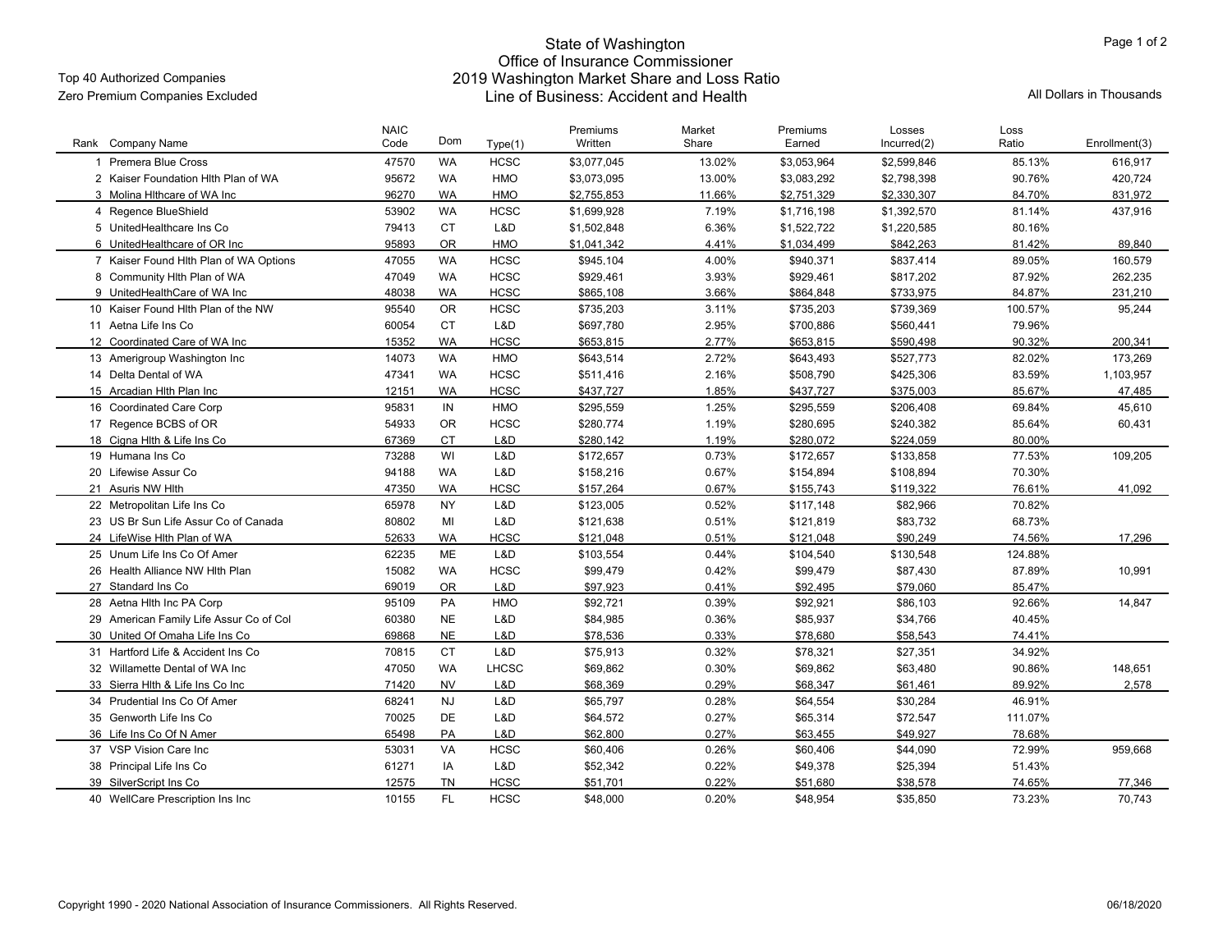# State of Washington
## Office of Insurance Commissioner
## 2019 Washington Market Share and Loss Ratio
## Line of Business: Accident and Health

Top 40 Authorized Companies

Zero Premium Companies Excluded

All Dollars in Thousands

| Rank | Company Name | NAIC Code | Dom | Type(1) | Premiums Written | Market Share | Premiums Earned | Losses Incurred(2) | Loss Ratio | Enrollment(3) |
|---|---|---|---|---|---|---|---|---|---|---|
| 1 | Premera Blue Cross | 47570 | WA | HCSC | $3,077,045 | 13.02% | $3,053,964 | $2,599,846 | 85.13% | 616,917 |
| 2 | Kaiser Foundation Hlth Plan of WA | 95672 | WA | HMO | $3,073,095 | 13.00% | $3,083,292 | $2,798,398 | 90.76% | 420,724 |
| 3 | Molina Hlthcare of WA Inc | 96270 | WA | HMO | $2,755,853 | 11.66% | $2,751,329 | $2,330,307 | 84.70% | 831,972 |
| 4 | Regence BlueShield | 53902 | WA | HCSC | $1,699,928 | 7.19% | $1,716,198 | $1,392,570 | 81.14% | 437,916 |
| 5 | UnitedHealthcare Ins Co | 79413 | CT | L&D | $1,502,848 | 6.36% | $1,522,722 | $1,220,585 | 80.16% | |
| 6 | UnitedHealthcare of OR Inc | 95893 | OR | HMO | $1,041,342 | 4.41% | $1,034,499 | $842,263 | 81.42% | 89,840 |
| 7 | Kaiser Found Hlth Plan of WA Options | 47055 | WA | HCSC | $945,104 | 4.00% | $940,371 | $837,414 | 89.05% | 160,579 |
| 8 | Community Hlth Plan of WA | 47049 | WA | HCSC | $929,461 | 3.93% | $929,461 | $817,202 | 87.92% | 262,235 |
| 9 | UnitedHealthCare of WA Inc | 48038 | WA | HCSC | $865,108 | 3.66% | $864,848 | $733,975 | 84.87% | 231,210 |
| 10 | Kaiser Found Hlth Plan of the NW | 95540 | OR | HCSC | $735,203 | 3.11% | $735,203 | $739,369 | 100.57% | 95,244 |
| 11 | Aetna Life Ins Co | 60054 | CT | L&D | $697,780 | 2.95% | $700,886 | $560,441 | 79.96% | |
| 12 | Coordinated Care of WA Inc | 15352 | WA | HCSC | $653,815 | 2.77% | $653,815 | $590,498 | 90.32% | 200,341 |
| 13 | Amerigroup Washington Inc | 14073 | WA | HMO | $643,514 | 2.72% | $643,493 | $527,773 | 82.02% | 173,269 |
| 14 | Delta Dental of WA | 47341 | WA | HCSC | $511,416 | 2.16% | $508,790 | $425,306 | 83.59% | 1,103,957 |
| 15 | Arcadian Hlth Plan Inc | 12151 | WA | HCSC | $437,727 | 1.85% | $437,727 | $375,003 | 85.67% | 47,485 |
| 16 | Coordinated Care Corp | 95831 | IN | HMO | $295,559 | 1.25% | $295,559 | $206,408 | 69.84% | 45,610 |
| 17 | Regence BCBS of OR | 54933 | OR | HCSC | $280,774 | 1.19% | $280,695 | $240,382 | 85.64% | 60,431 |
| 18 | Cigna Hlth & Life Ins Co | 67369 | CT | L&D | $280,142 | 1.19% | $280,072 | $224,059 | 80.00% | |
| 19 | Humana Ins Co | 73288 | WI | L&D | $172,657 | 0.73% | $172,657 | $133,858 | 77.53% | 109,205 |
| 20 | Lifewise Assur Co | 94188 | WA | L&D | $158,216 | 0.67% | $154,894 | $108,894 | 70.30% | |
| 21 | Asuris NW Hlth | 47350 | WA | HCSC | $157,264 | 0.67% | $155,743 | $119,322 | 76.61% | 41,092 |
| 22 | Metropolitan Life Ins Co | 65978 | NY | L&D | $123,005 | 0.52% | $117,148 | $82,966 | 70.82% | |
| 23 | US Br Sun Life Assur Co of Canada | 80802 | MI | L&D | $121,638 | 0.51% | $121,819 | $83,732 | 68.73% | |
| 24 | LifeWise Hlth Plan of WA | 52633 | WA | HCSC | $121,048 | 0.51% | $121,048 | $90,249 | 74.56% | 17,296 |
| 25 | Unum Life Ins Co Of Amer | 62235 | ME | L&D | $103,554 | 0.44% | $104,540 | $130,548 | 124.88% | |
| 26 | Health Alliance NW Hlth Plan | 15082 | WA | HCSC | $99,479 | 0.42% | $99,479 | $87,430 | 87.89% | 10,991 |
| 27 | Standard Ins Co | 69019 | OR | L&D | $97,923 | 0.41% | $92,495 | $79,060 | 85.47% | |
| 28 | Aetna Hlth Inc PA Corp | 95109 | PA | HMO | $92,721 | 0.39% | $92,921 | $86,103 | 92.66% | 14,847 |
| 29 | American Family Life Assur Co of Col | 60380 | NE | L&D | $84,985 | 0.36% | $85,937 | $34,766 | 40.45% | |
| 30 | United Of Omaha Life Ins Co | 69868 | NE | L&D | $78,536 | 0.33% | $78,680 | $58,543 | 74.41% | |
| 31 | Hartford Life & Accident Ins Co | 70815 | CT | L&D | $75,913 | 0.32% | $78,321 | $27,351 | 34.92% | |
| 32 | Willamette Dental of WA Inc | 47050 | WA | LHCSC | $69,862 | 0.30% | $69,862 | $63,480 | 90.86% | 148,651 |
| 33 | Sierra Hlth & Life Ins Co Inc | 71420 | NV | L&D | $68,369 | 0.29% | $68,347 | $61,461 | 89.92% | 2,578 |
| 34 | Prudential Ins Co Of Amer | 68241 | NJ | L&D | $65,797 | 0.28% | $64,554 | $30,284 | 46.91% | |
| 35 | Genworth Life Ins Co | 70025 | DE | L&D | $64,572 | 0.27% | $65,314 | $72,547 | 111.07% | |
| 36 | Life Ins Co Of N Amer | 65498 | PA | L&D | $62,800 | 0.27% | $63,455 | $49,927 | 78.68% | |
| 37 | VSP Vision Care Inc | 53031 | VA | HCSC | $60,406 | 0.26% | $60,406 | $44,090 | 72.99% | 959,668 |
| 38 | Principal Life Ins Co | 61271 | IA | L&D | $52,342 | 0.22% | $49,378 | $25,394 | 51.43% | |
| 39 | SilverScript Ins Co | 12575 | TN | HCSC | $51,701 | 0.22% | $51,680 | $38,578 | 74.65% | 77,346 |
| 40 | WellCare Prescription Ins Inc | 10155 | FL | HCSC | $48,000 | 0.20% | $48,954 | $35,850 | 73.23% | 70,743 |

Copyright 1990 - 2020 National Association of Insurance Commissioners. All Rights Reserved.

06/18/2020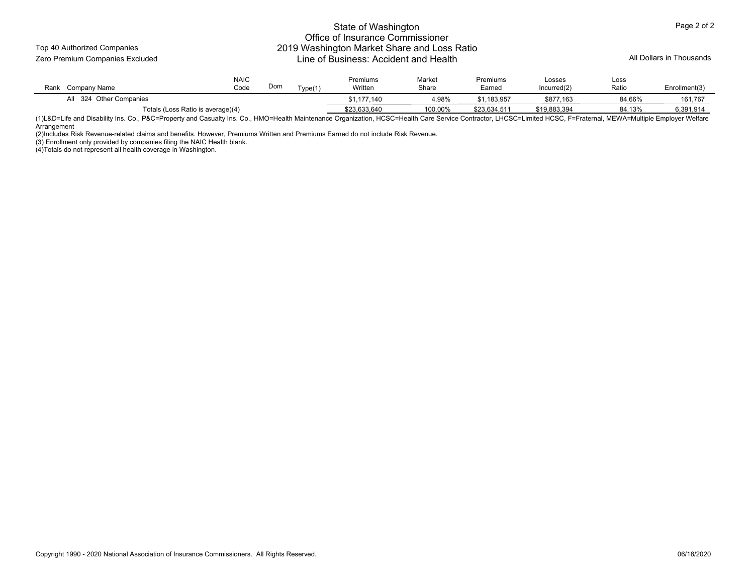# State of Washington
## Office of Insurance Commissioner
## 2019 Washington Market Share and Loss Ratio
## Line of Business: Accident and Health

Top 40 Authorized Companies
Zero Premium Companies Excluded

All Dollars in Thousands

| Rank | Company Name | NAIC Code | Dom | Type(1) | Premiums Written | Market Share | Premiums Earned | Losses Incurred(2) | Loss Ratio | Enrollment(3) |
|---|---|---|---|---|---|---|---|---|---|---|
| All | 324 Other Companies | | | | $1,177,140 | 4.98% | $1,183,957 | $877,163 | 84.66% | 161,767 |
| | Totals (Loss Ratio is average)(4) | | | | $23,633,640 | 100.00% | $23,634,511 | $19,883,394 | 84.13% | 6,391,914 |

(1)L&D=Life and Disability Ins. Co., P&C=Property and Casualty Ins. Co., HMO=Health Maintenance Organization, HCSC=Health Care Service Contractor, LHCSC=Limited HCSC, F=Fraternal, MEWA=Multiple Employer Welfare Arrangement

(2)Includes Risk Revenue-related claims and benefits. However, Premiums Written and Premiums Earned do not include Risk Revenue.

(3) Enrollment only provided by companies filing the NAIC Health blank.

(4)Totals do not represent all health coverage in Washington.

Copyright 1990 - 2020 National Association of Insurance Commissioners. All Rights Reserved.

06/18/2020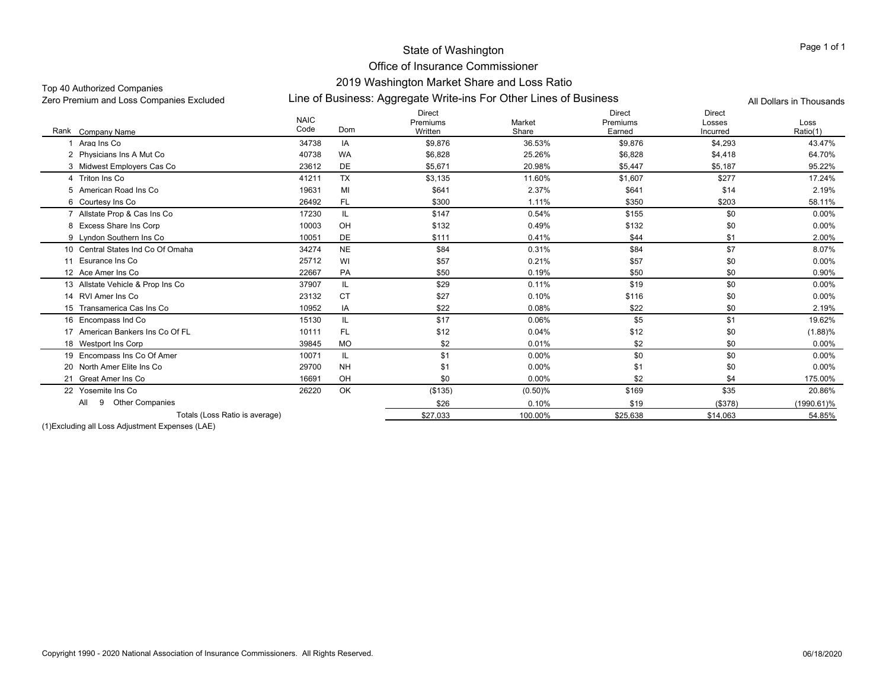# State of Washington
## Office of Insurance Commissioner
## 2019 Washington Market Share and Loss Ratio
## Line of Business: Aggregate Write-ins For Other Lines of Business

Top 40 Authorized Companies
Zero Premium and Loss Companies Excluded

All Dollars in Thousands

| Rank | Company Name | NAIC Code | Dom | Direct Premiums Written | Market Share | Direct Premiums Earned | Direct Losses Incurred | Loss Ratio(1) |
|---|---|---|---|---|---|---|---|---|
| 1 | Arag Ins Co | 34738 | IA | $9,876 | 36.53% | $9,876 | $4,293 | 43.47% |
| 2 | Physicians Ins A Mut Co | 40738 | WA | $6,828 | 25.26% | $6,828 | $4,418 | 64.70% |
| 3 | Midwest Employers Cas Co | 23612 | DE | $5,671 | 20.98% | $5,447 | $5,187 | 95.22% |
| 4 | Triton Ins Co | 41211 | TX | $3,135 | 11.60% | $1,607 | $277 | 17.24% |
| 5 | American Road Ins Co | 19631 | MI | $641 | 2.37% | $641 | $14 | 2.19% |
| 6 | Courtesy Ins Co | 26492 | FL | $300 | 1.11% | $350 | $203 | 58.11% |
| 7 | Allstate Prop & Cas Ins Co | 17230 | IL | $147 | 0.54% | $155 | $0 | 0.00% |
| 8 | Excess Share Ins Corp | 10003 | OH | $132 | 0.49% | $132 | $0 | 0.00% |
| 9 | Lyndon Southern Ins Co | 10051 | DE | $111 | 0.41% | $44 | $1 | 2.00% |
| 10 | Central States Ind Co Of Omaha | 34274 | NE | $84 | 0.31% | $84 | $7 | 8.07% |
| 11 | Esurance Ins Co | 25712 | WI | $57 | 0.21% | $57 | $0 | 0.00% |
| 12 | Ace Amer Ins Co | 22667 | PA | $50 | 0.19% | $50 | $0 | 0.90% |
| 13 | Allstate Vehicle & Prop Ins Co | 37907 | IL | $29 | 0.11% | $19 | $0 | 0.00% |
| 14 | RVI Amer Ins Co | 23132 | CT | $27 | 0.10% | $116 | $0 | 0.00% |
| 15 | Transamerica Cas Ins Co | 10952 | IA | $22 | 0.08% | $22 | $0 | 2.19% |
| 16 | Encompass Ind Co | 15130 | IL | $17 | 0.06% | $5 | $1 | 19.62% |
| 17 | American Bankers Ins Co Of FL | 10111 | FL | $12 | 0.04% | $12 | $0 | (1.88)% |
| 18 | Westport Ins Corp | 39845 | MO | $2 | 0.01% | $2 | $0 | 0.00% |
| 19 | Encompass Ins Co Of Amer | 10071 | IL | $1 | 0.00% | $0 | $0 | 0.00% |
| 20 | North Amer Elite Ins Co | 29700 | NH | $1 | 0.00% | $1 | $0 | 0.00% |
| 21 | Great Amer Ins Co | 16691 | OH | $0 | 0.00% | $2 | $4 | 175.00% |
| 22 | Yosemite Ins Co | 26220 | OK | ($135) | (0.50)% | $169 | $35 | 20.86% |
| All 9 | Other Companies | | | $26 | 0.10% | $19 | ($378) | (1990.61)% |
| | Totals (Loss Ratio is average) | | | $27,033 | 100.00% | $25,638 | $14,063 | 54.85% |

(1)Excluding all Loss Adjustment Expenses (LAE)

Copyright 1990 - 2020 National Association of Insurance Commissioners. All Rights Reserved.

06/18/2020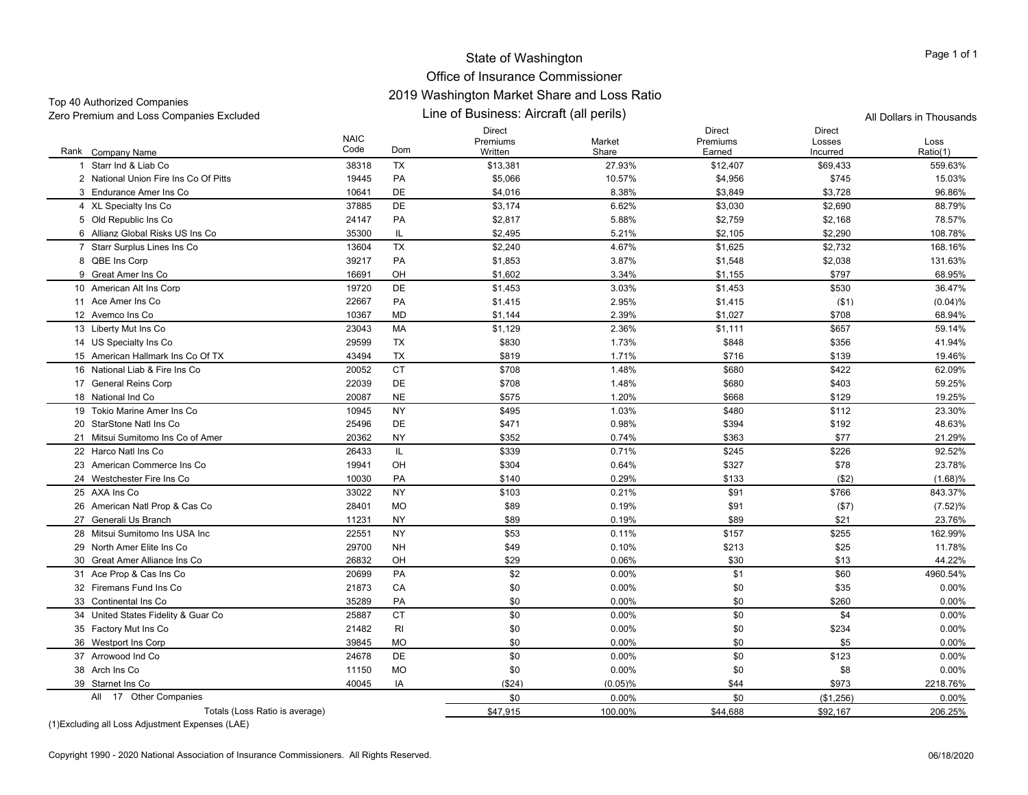# State of Washington
## Office of Insurance Commissioner
## 2019 Washington Market Share and Loss Ratio
## Line of Business: Aircraft (all perils)

Top 40 Authorized Companies
Zero Premium and Loss Companies Excluded

All Dollars in Thousands

| Rank | Company Name | NAIC Code | Dom | Direct Premiums Written | Market Share | Direct Premiums Earned | Direct Losses Incurred | Loss Ratio(1) |
|---|---|---|---|---|---|---|---|---|
| 1 | Starr Ind & Liab Co | 38318 | TX | $13,381 | 27.93% | $12,407 | $69,433 | 559.63% |
| 2 | National Union Fire Ins Co Of Pitts | 19445 | PA | $5,066 | 10.57% | $4,956 | $745 | 15.03% |
| 3 | Endurance Amer Ins Co | 10641 | DE | $4,016 | 8.38% | $3,849 | $3,728 | 96.86% |
| 4 | XL Specialty Ins Co | 37885 | DE | $3,174 | 6.62% | $3,030 | $2,690 | 88.79% |
| 5 | Old Republic Ins Co | 24147 | PA | $2,817 | 5.88% | $2,759 | $2,168 | 78.57% |
| 6 | Allianz Global Risks US Ins Co | 35300 | IL | $2,495 | 5.21% | $2,105 | $2,290 | 108.78% |
| 7 | Starr Surplus Lines Ins Co | 13604 | TX | $2,240 | 4.67% | $1,625 | $2,732 | 168.16% |
| 8 | QBE Ins Corp | 39217 | PA | $1,853 | 3.87% | $1,548 | $2,038 | 131.63% |
| 9 | Great Amer Ins Co | 16691 | OH | $1,602 | 3.34% | $1,155 | $797 | 68.95% |
| 10 | American Alt Ins Corp | 19720 | DE | $1,453 | 3.03% | $1,453 | $530 | 36.47% |
| 11 | Ace Amer Ins Co | 22667 | PA | $1,415 | 2.95% | $1,415 | ($1) | (0.04)% |
| 12 | Avemco Ins Co | 10367 | MD | $1,144 | 2.39% | $1,027 | $708 | 68.94% |
| 13 | Liberty Mut Ins Co | 23043 | MA | $1,129 | 2.36% | $1,111 | $657 | 59.14% |
| 14 | US Specialty Ins Co | 29599 | TX | $830 | 1.73% | $848 | $356 | 41.94% |
| 15 | American Hallmark Ins Co Of TX | 43494 | TX | $819 | 1.71% | $716 | $139 | 19.46% |
| 16 | National Liab & Fire Ins Co | 20052 | CT | $708 | 1.48% | $680 | $422 | 62.09% |
| 17 | General Reins Corp | 22039 | DE | $708 | 1.48% | $680 | $403 | 59.25% |
| 18 | National Ind Co | 20087 | NE | $575 | 1.20% | $668 | $129 | 19.25% |
| 19 | Tokio Marine Amer Ins Co | 10945 | NY | $495 | 1.03% | $480 | $112 | 23.30% |
| 20 | StarStone Natl Ins Co | 25496 | DE | $471 | 0.98% | $394 | $192 | 48.63% |
| 21 | Mitsui Sumitomo Ins Co of Amer | 20362 | NY | $352 | 0.74% | $363 | $77 | 21.29% |
| 22 | Harco Natl Ins Co | 26433 | IL | $339 | 0.71% | $245 | $226 | 92.52% |
| 23 | American Commerce Ins Co | 19941 | OH | $304 | 0.64% | $327 | $78 | 23.78% |
| 24 | Westchester Fire Ins Co | 10030 | PA | $140 | 0.29% | $133 | ($2) | (1.68)% |
| 25 | AXA Ins Co | 33022 | NY | $103 | 0.21% | $91 | $766 | 843.37% |
| 26 | American Natl Prop & Cas Co | 28401 | MO | $89 | 0.19% | $91 | ($7) | (7.52)% |
| 27 | Generali Us Branch | 11231 | NY | $89 | 0.19% | $89 | $21 | 23.76% |
| 28 | Mitsui Sumitomo Ins USA Inc | 22551 | NY | $53 | 0.11% | $157 | $255 | 162.99% |
| 29 | North Amer Elite Ins Co | 29700 | NH | $49 | 0.10% | $213 | $25 | 11.78% |
| 30 | Great Amer Alliance Ins Co | 26832 | OH | $29 | 0.06% | $30 | $13 | 44.22% |
| 31 | Ace Prop & Cas Ins Co | 20699 | PA | $2 | 0.00% | $1 | $60 | 4960.54% |
| 32 | Firemans Fund Ins Co | 21873 | CA | $0 | 0.00% | $0 | $35 | 0.00% |
| 33 | Continental Ins Co | 35289 | PA | $0 | 0.00% | $0 | $260 | 0.00% |
| 34 | United States Fidelity & Guar Co | 25887 | CT | $0 | 0.00% | $0 | $4 | 0.00% |
| 35 | Factory Mut Ins Co | 21482 | RI | $0 | 0.00% | $0 | $234 | 0.00% |
| 36 | Westport Ins Corp | 39845 | MO | $0 | 0.00% | $0 | $5 | 0.00% |
| 37 | Arrowood Ind Co | 24678 | DE | $0 | 0.00% | $0 | $123 | 0.00% |
| 38 | Arch Ins Co | 11150 | MO | $0 | 0.00% | $0 | $8 | 0.00% |
| 39 | Starnet Ins Co | 40045 | IA | ($24) | (0.05)% | $44 | $973 | 2218.76% |
| | All 17 Other Companies | | | $0 | 0.00% | $0 | ($1,256) | 0.00% |
| | Totals (Loss Ratio is average) | | | $47,915 | 100.00% | $44,688 | $92,167 | 206.25% |

(1)Excluding all Loss Adjustment Expenses (LAE)

Copyright 1990 - 2020 National Association of Insurance Commissioners. All Rights Reserved.

06/18/2020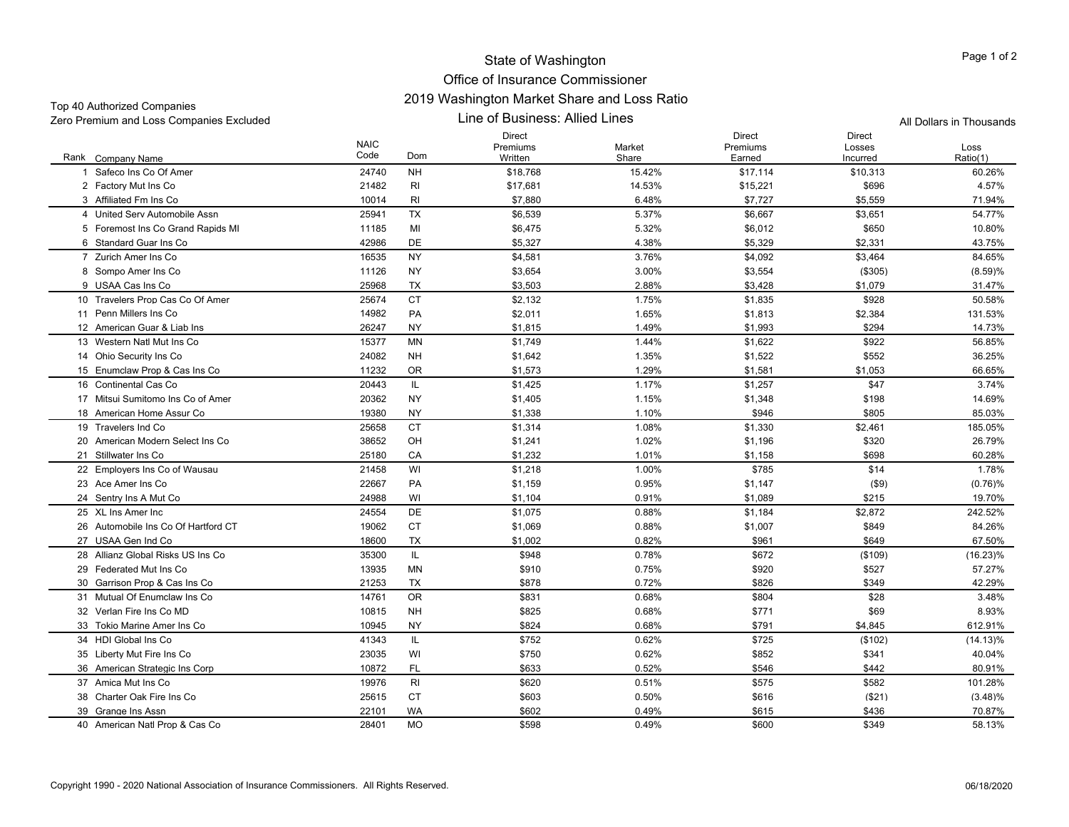# State of Washington

## Office of Insurance Commissioner

## 2019 Washington Market Share and Loss Ratio

### Line of Business: Allied Lines

Top 40 Authorized Companies
Zero Premium and Loss Companies Excluded

All Dollars in Thousands

| Rank | Company Name | NAIC Code | Dom | Direct Premiums Written | Market Share | Direct Premiums Earned | Direct Losses Incurred | Loss Ratio(1) |
|---|---|---|---|---|---|---|---|---|
| 1 | Safeco Ins Co Of Amer | 24740 | NH | $18,768 | 15.42% | $17,114 | $10,313 | 60.26% |
| 2 | Factory Mut Ins Co | 21482 | RI | $17,681 | 14.53% | $15,221 | $696 | 4.57% |
| 3 | Affiliated Fm Ins Co | 10014 | RI | $7,880 | 6.48% | $7,727 | $5,559 | 71.94% |
| 4 | United Serv Automobile Assn | 25941 | TX | $6,539 | 5.37% | $6,667 | $3,651 | 54.77% |
| 5 | Foremost Ins Co Grand Rapids MI | 11185 | MI | $6,475 | 5.32% | $6,012 | $650 | 10.80% |
| 6 | Standard Guar Ins Co | 42986 | DE | $5,327 | 4.38% | $5,329 | $2,331 | 43.75% |
| 7 | Zurich Amer Ins Co | 16535 | NY | $4,581 | 3.76% | $4,092 | $3,464 | 84.65% |
| 8 | Sompo Amer Ins Co | 11126 | NY | $3,654 | 3.00% | $3,554 | ($305) | (8.59)% |
| 9 | USAA Cas Ins Co | 25968 | TX | $3,503 | 2.88% | $3,428 | $1,079 | 31.47% |
| 10 | Travelers Prop Cas Co Of Amer | 25674 | CT | $2,132 | 1.75% | $1,835 | $928 | 50.58% |
| 11 | Penn Millers Ins Co | 14982 | PA | $2,011 | 1.65% | $1,813 | $2,384 | 131.53% |
| 12 | American Guar & Liab Ins | 26247 | NY | $1,815 | 1.49% | $1,993 | $294 | 14.73% |
| 13 | Western Natl Mut Ins Co | 15377 | MN | $1,749 | 1.44% | $1,622 | $922 | 56.85% |
| 14 | Ohio Security Ins Co | 24082 | NH | $1,642 | 1.35% | $1,522 | $552 | 36.25% |
| 15 | Enumclaw Prop & Cas Ins Co | 11232 | OR | $1,573 | 1.29% | $1,581 | $1,053 | 66.65% |
| 16 | Continental Cas Co | 20443 | IL | $1,425 | 1.17% | $1,257 | $47 | 3.74% |
| 17 | Mitsui Sumitomo Ins Co of Amer | 20362 | NY | $1,405 | 1.15% | $1,348 | $198 | 14.69% |
| 18 | American Home Assur Co | 19380 | NY | $1,338 | 1.10% | $946 | $805 | 85.03% |
| 19 | Travelers Ind Co | 25658 | CT | $1,314 | 1.08% | $1,330 | $2,461 | 185.05% |
| 20 | American Modern Select Ins Co | 38652 | OH | $1,241 | 1.02% | $1,196 | $320 | 26.79% |
| 21 | Stillwater Ins Co | 25180 | CA | $1,232 | 1.01% | $1,158 | $698 | 60.28% |
| 22 | Employers Ins Co of Wausau | 21458 | WI | $1,218 | 1.00% | $785 | $14 | 1.78% |
| 23 | Ace Amer Ins Co | 22667 | PA | $1,159 | 0.95% | $1,147 | ($9) | (0.76)% |
| 24 | Sentry Ins A Mut Co | 24988 | WI | $1,104 | 0.91% | $1,089 | $215 | 19.70% |
| 25 | XL Ins Amer Inc | 24554 | DE | $1,075 | 0.88% | $1,184 | $2,872 | 242.52% |
| 26 | Automobile Ins Co Of Hartford CT | 19062 | CT | $1,069 | 0.88% | $1,007 | $849 | 84.26% |
| 27 | USAA Gen Ind Co | 18600 | TX | $1,002 | 0.82% | $961 | $649 | 67.50% |
| 28 | Allianz Global Risks US Ins Co | 35300 | IL | $948 | 0.78% | $672 | ($109) | (16.23)% |
| 29 | Federated Mut Ins Co | 13935 | MN | $910 | 0.75% | $920 | $527 | 57.27% |
| 30 | Garrison Prop & Cas Ins Co | 21253 | TX | $878 | 0.72% | $826 | $349 | 42.29% |
| 31 | Mutual Of Enumclaw Ins Co | 14761 | OR | $831 | 0.68% | $804 | $28 | 3.48% |
| 32 | Verlan Fire Ins Co MD | 10815 | NH | $825 | 0.68% | $771 | $69 | 8.93% |
| 33 | Tokio Marine Amer Ins Co | 10945 | NY | $824 | 0.68% | $791 | $4,845 | 612.91% |
| 34 | HDI Global Ins Co | 41343 | IL | $752 | 0.62% | $725 | ($102) | (14.13)% |
| 35 | Liberty Mut Fire Ins Co | 23035 | WI | $750 | 0.62% | $852 | $341 | 40.04% |
| 36 | American Strategic Ins Corp | 10872 | FL | $633 | 0.52% | $546 | $442 | 80.91% |
| 37 | Amica Mut Ins Co | 19976 | RI | $620 | 0.51% | $575 | $582 | 101.28% |
| 38 | Charter Oak Fire Ins Co | 25615 | CT | $603 | 0.50% | $616 | ($21) | (3.48)% |
| 39 | Grange Ins Assn | 22101 | WA | $602 | 0.49% | $615 | $436 | 70.87% |
| 40 | American Natl Prop & Cas Co | 28401 | MO | $598 | 0.49% | $600 | $349 | 58.13% |

Copyright 1990 - 2020 National Association of Insurance Commissioners. All Rights Reserved.

06/18/2020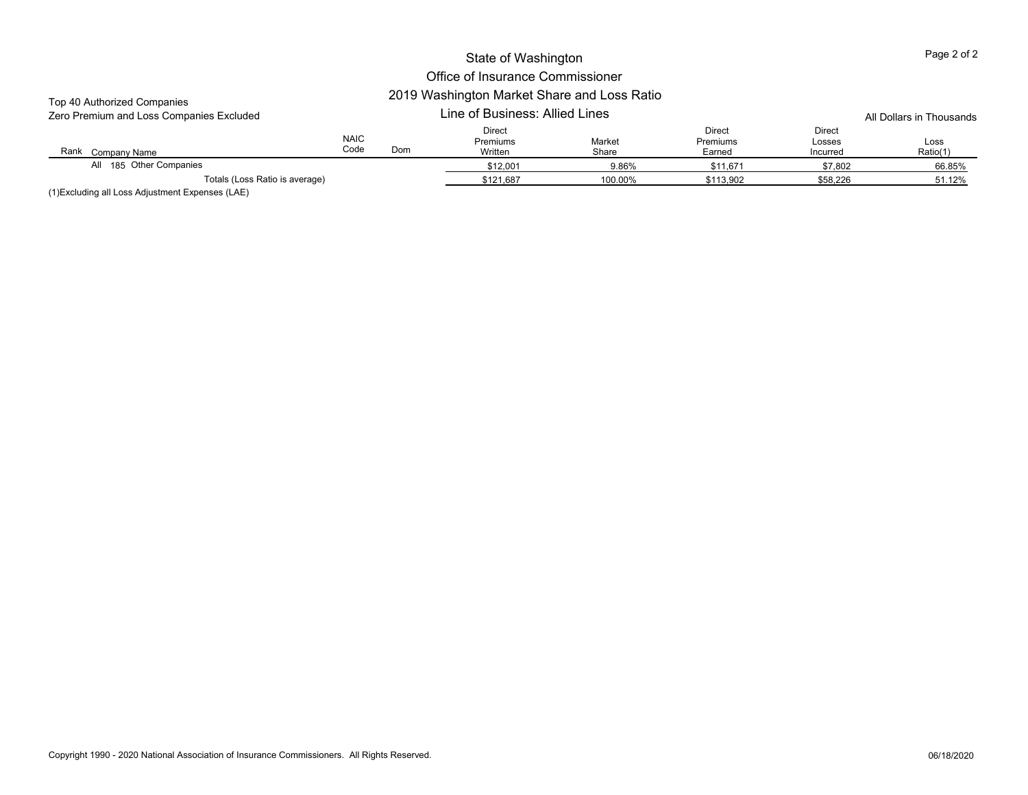# State of Washington

## Office of Insurance Commissioner

## 2019 Washington Market Share and Loss Ratio

### Line of Business: Allied Lines

Top 40 Authorized Companies
Zero Premium and Loss Companies Excluded

All Dollars in Thousands

| Rank | Company Name | NAIC Code | Dom | Direct Premiums Written | Market Share | Direct Premiums Earned | Direct Losses Incurred | Loss Ratio(1) |
|---|---|---|---|---|---|---|---|---|
| All | 185 Other Companies | | | $12,001 | 9.86% | $11,671 | $7,802 | 66.85% |
| | Totals (Loss Ratio is average) | | | $121,687 | 100.00% | $113,902 | $58,226 | 51.12% |

(1)Excluding all Loss Adjustment Expenses (LAE)

Copyright 1990 - 2020 National Association of Insurance Commissioners. All Rights Reserved.

06/18/2020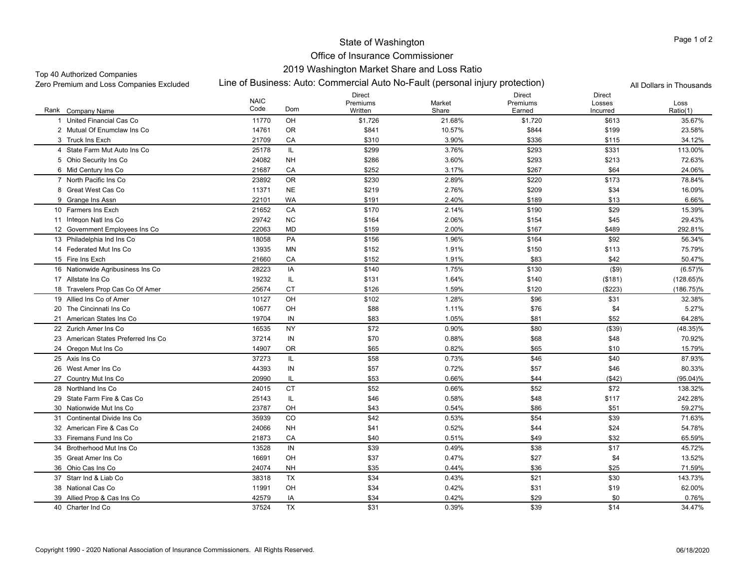# State of Washington
## Office of Insurance Commissioner
## 2019 Washington Market Share and Loss Ratio
### Line of Business: Auto: Commercial Auto No-Fault (personal injury protection)

Top 40 Authorized Companies
Zero Premium and Loss Companies Excluded

All Dollars in Thousands

| Rank | Company Name | NAIC Code | Dom | Direct Premiums Written | Market Share | Direct Premiums Earned | Direct Losses Incurred | Loss Ratio(1) |
|---|---|---|---|---|---|---|---|---|
| 1 | United Financial Cas Co | 11770 | OH | $1,726 | 21.68% | $1,720 | $613 | 35.67% |
| 2 | Mutual Of Enumclaw Ins Co | 14761 | OR | $841 | 10.57% | $844 | $199 | 23.58% |
| 3 | Truck Ins Exch | 21709 | CA | $310 | 3.90% | $336 | $115 | 34.12% |
| 4 | State Farm Mut Auto Ins Co | 25178 | IL | $299 | 3.76% | $293 | $331 | 113.00% |
| 5 | Ohio Security Ins Co | 24082 | NH | $286 | 3.60% | $293 | $213 | 72.63% |
| 6 | Mid Century Ins Co | 21687 | CA | $252 | 3.17% | $267 | $64 | 24.06% |
| 7 | North Pacific Ins Co | 23892 | OR | $230 | 2.89% | $220 | $173 | 78.84% |
| 8 | Great West Cas Co | 11371 | NE | $219 | 2.76% | $209 | $34 | 16.09% |
| 9 | Grange Ins Assn | 22101 | WA | $191 | 2.40% | $189 | $13 | 6.66% |
| 10 | Farmers Ins Exch | 21652 | CA | $170 | 2.14% | $190 | $29 | 15.39% |
| 11 | Integon Natl Ins Co | 29742 | NC | $164 | 2.06% | $154 | $45 | 29.43% |
| 12 | Government Employees Ins Co | 22063 | MD | $159 | 2.00% | $167 | $489 | 292.81% |
| 13 | Philadelphia Ind Ins Co | 18058 | PA | $156 | 1.96% | $164 | $92 | 56.34% |
| 14 | Federated Mut Ins Co | 13935 | MN | $152 | 1.91% | $150 | $113 | 75.79% |
| 15 | Fire Ins Exch | 21660 | CA | $152 | 1.91% | $83 | $42 | 50.47% |
| 16 | Nationwide Agribusiness Ins Co | 28223 | IA | $140 | 1.75% | $130 | ($9) | (6.57)% |
| 17 | Allstate Ins Co | 19232 | IL | $131 | 1.64% | $140 | ($181) | (128.65)% |
| 18 | Travelers Prop Cas Co Of Amer | 25674 | CT | $126 | 1.59% | $120 | ($223) | (186.75)% |
| 19 | Allied Ins Co of Amer | 10127 | OH | $102 | 1.28% | $96 | $31 | 32.38% |
| 20 | The Cincinnati Ins Co | 10677 | OH | $88 | 1.11% | $76 | $4 | 5.27% |
| 21 | American States Ins Co | 19704 | IN | $83 | 1.05% | $81 | $52 | 64.28% |
| 22 | Zurich Amer Ins Co | 16535 | NY | $72 | 0.90% | $80 | ($39) | (48.35)% |
| 23 | American States Preferred Ins Co | 37214 | IN | $70 | 0.88% | $68 | $48 | 70.92% |
| 24 | Oregon Mut Ins Co | 14907 | OR | $65 | 0.82% | $65 | $10 | 15.79% |
| 25 | Axis Ins Co | 37273 | IL | $58 | 0.73% | $46 | $40 | 87.93% |
| 26 | West Amer Ins Co | 44393 | IN | $57 | 0.72% | $57 | $46 | 80.33% |
| 27 | Country Mut Ins Co | 20990 | IL | $53 | 0.66% | $44 | ($42) | (95.04)% |
| 28 | Northland Ins Co | 24015 | CT | $52 | 0.66% | $52 | $72 | 138.32% |
| 29 | State Farm Fire & Cas Co | 25143 | IL | $46 | 0.58% | $48 | $117 | 242.28% |
| 30 | Nationwide Mut Ins Co | 23787 | OH | $43 | 0.54% | $86 | $51 | 59.27% |
| 31 | Continental Divide Ins Co | 35939 | CO | $42 | 0.53% | $54 | $39 | 71.63% |
| 32 | American Fire & Cas Co | 24066 | NH | $41 | 0.52% | $44 | $24 | 54.78% |
| 33 | Firemans Fund Ins Co | 21873 | CA | $40 | 0.51% | $49 | $32 | 65.59% |
| 34 | Brotherhood Mut Ins Co | 13528 | IN | $39 | 0.49% | $38 | $17 | 45.72% |
| 35 | Great Amer Ins Co | 16691 | OH | $37 | 0.47% | $27 | $4 | 13.52% |
| 36 | Ohio Cas Ins Co | 24074 | NH | $35 | 0.44% | $36 | $25 | 71.59% |
| 37 | Starr Ind & Liab Co | 38318 | TX | $34 | 0.43% | $21 | $30 | 143.73% |
| 38 | National Cas Co | 11991 | OH | $34 | 0.42% | $31 | $19 | 62.00% |
| 39 | Allied Prop & Cas Ins Co | 42579 | IA | $34 | 0.42% | $29 | $0 | 0.76% |
| 40 | Charter Ind Co | 37524 | TX | $31 | 0.39% | $39 | $14 | 34.47% |

Copyright 1990 - 2020 National Association of Insurance Commissioners. All Rights Reserved.

06/18/2020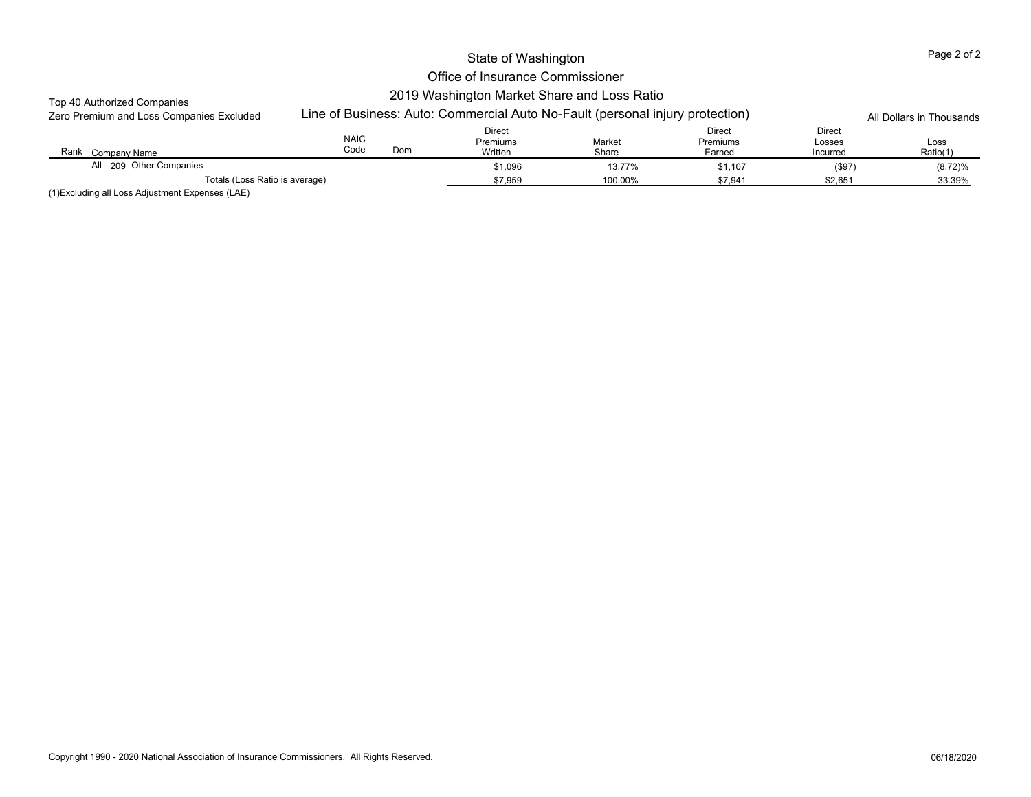# State of Washington
## Office of Insurance Commissioner
### 2019 Washington Market Share and Loss Ratio

Top 40 Authorized Companies

Zero Premium and Loss Companies Excluded

Line of Business: Auto: Commercial Auto No-Fault (personal injury protection)

All Dollars in Thousands

| Rank | Company Name | NAIC Code | Dom | Direct Premiums Written | Market Share | Direct Premiums Earned | Direct Losses Incurred | Loss Ratio(1) |
|---|---|---|---|---|---|---|---|---|
| All | 209 Other Companies | | | $1,096 | 13.77% | $1,107 | ($97) | (8.72)% |
| | Totals (Loss Ratio is average) | | | $7,959 | 100.00% | $7,941 | $2,651 | 33.39% |

(1)Excluding all Loss Adjustment Expenses (LAE)

Copyright 1990 - 2020 National Association of Insurance Commissioners. All Rights Reserved.

06/18/2020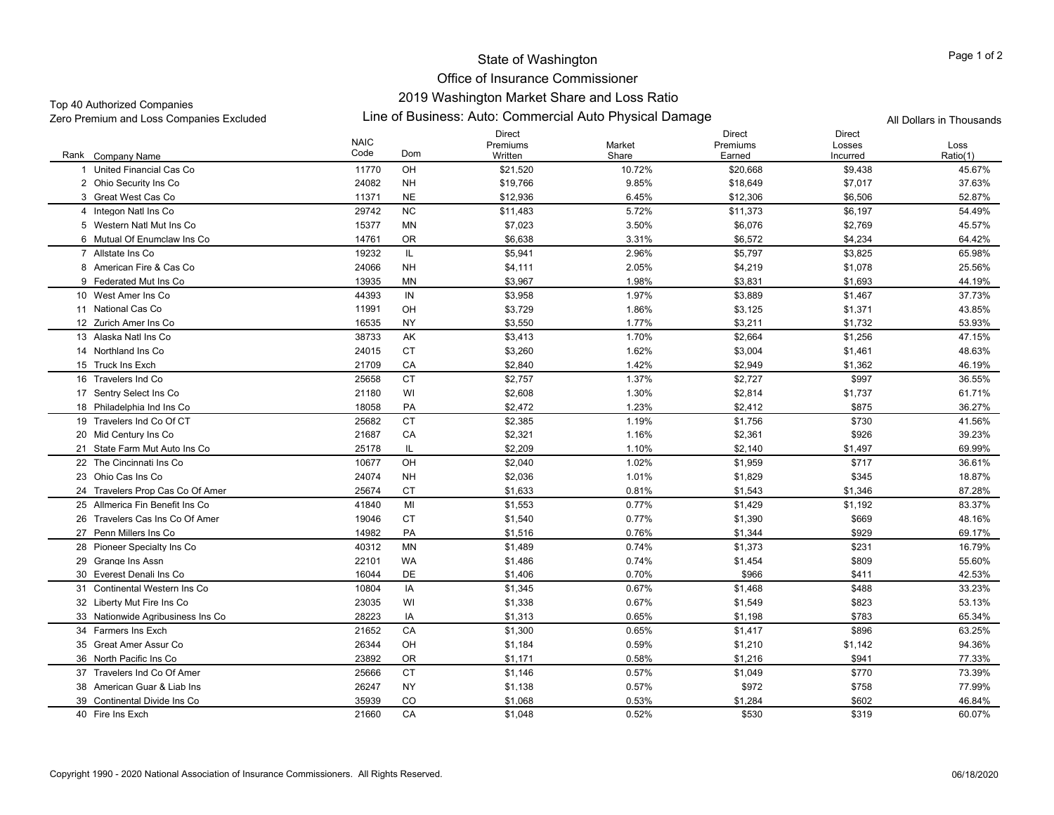# State of Washington
## Office of Insurance Commissioner
## 2019 Washington Market Share and Loss Ratio
## Line of Business: Auto: Commercial Auto Physical Damage

Top 40 Authorized Companies
Zero Premium and Loss Companies Excluded

All Dollars in Thousands

| Rank | Company Name | NAIC Code | Dom | Direct Premiums Written | Market Share | Direct Premiums Earned | Direct Losses Incurred | Loss Ratio(1) |
|---|---|---|---|---|---|---|---|---|
| 1 | United Financial Cas Co | 11770 | OH | $21,520 | 10.72% | $20,668 | $9,438 | 45.67% |
| 2 | Ohio Security Ins Co | 24082 | NH | $19,766 | 9.85% | $18,649 | $7,017 | 37.63% |
| 3 | Great West Cas Co | 11371 | NE | $12,936 | 6.45% | $12,306 | $6,506 | 52.87% |
| 4 | Integon Natl Ins Co | 29742 | NC | $11,483 | 5.72% | $11,373 | $6,197 | 54.49% |
| 5 | Western Natl Mut Ins Co | 15377 | MN | $7,023 | 3.50% | $6,076 | $2,769 | 45.57% |
| 6 | Mutual Of Enumclaw Ins Co | 14761 | OR | $6,638 | 3.31% | $6,572 | $4,234 | 64.42% |
| 7 | Allstate Ins Co | 19232 | IL | $5,941 | 2.96% | $5,797 | $3,825 | 65.98% |
| 8 | American Fire & Cas Co | 24066 | NH | $4,111 | 2.05% | $4,219 | $1,078 | 25.56% |
| 9 | Federated Mut Ins Co | 13935 | MN | $3,967 | 1.98% | $3,831 | $1,693 | 44.19% |
| 10 | West Amer Ins Co | 44393 | IN | $3,958 | 1.97% | $3,889 | $1,467 | 37.73% |
| 11 | National Cas Co | 11991 | OH | $3,729 | 1.86% | $3,125 | $1,371 | 43.85% |
| 12 | Zurich Amer Ins Co | 16535 | NY | $3,550 | 1.77% | $3,211 | $1,732 | 53.93% |
| 13 | Alaska Natl Ins Co | 38733 | AK | $3,413 | 1.70% | $2,664 | $1,256 | 47.15% |
| 14 | Northland Ins Co | 24015 | CT | $3,260 | 1.62% | $3,004 | $1,461 | 48.63% |
| 15 | Truck Ins Exch | 21709 | CA | $2,840 | 1.42% | $2,949 | $1,362 | 46.19% |
| 16 | Travelers Ind Co | 25658 | CT | $2,757 | 1.37% | $2,727 | $997 | 36.55% |
| 17 | Sentry Select Ins Co | 21180 | WI | $2,608 | 1.30% | $2,814 | $1,737 | 61.71% |
| 18 | Philadelphia Ind Ins Co | 18058 | PA | $2,472 | 1.23% | $2,412 | $875 | 36.27% |
| 19 | Travelers Ind Co Of CT | 25682 | CT | $2,385 | 1.19% | $1,756 | $730 | 41.56% |
| 20 | Mid Century Ins Co | 21687 | CA | $2,321 | 1.16% | $2,361 | $926 | 39.23% |
| 21 | State Farm Mut Auto Ins Co | 25178 | IL | $2,209 | 1.10% | $2,140 | $1,497 | 69.99% |
| 22 | The Cincinnati Ins Co | 10677 | OH | $2,040 | 1.02% | $1,959 | $717 | 36.61% |
| 23 | Ohio Cas Ins Co | 24074 | NH | $2,036 | 1.01% | $1,829 | $345 | 18.87% |
| 24 | Travelers Prop Cas Co Of Amer | 25674 | CT | $1,633 | 0.81% | $1,543 | $1,346 | 87.28% |
| 25 | Allmerica Fin Benefit Ins Co | 41840 | MI | $1,553 | 0.77% | $1,429 | $1,192 | 83.37% |
| 26 | Travelers Cas Ins Co Of Amer | 19046 | CT | $1,540 | 0.77% | $1,390 | $669 | 48.16% |
| 27 | Penn Millers Ins Co | 14982 | PA | $1,516 | 0.76% | $1,344 | $929 | 69.17% |
| 28 | Pioneer Specialty Ins Co | 40312 | MN | $1,489 | 0.74% | $1,373 | $231 | 16.79% |
| 29 | Grange Ins Assn | 22101 | WA | $1,486 | 0.74% | $1,454 | $809 | 55.60% |
| 30 | Everest Denali Ins Co | 16044 | DE | $1,406 | 0.70% | $966 | $411 | 42.53% |
| 31 | Continental Western Ins Co | 10804 | IA | $1,345 | 0.67% | $1,468 | $488 | 33.23% |
| 32 | Liberty Mut Fire Ins Co | 23035 | WI | $1,338 | 0.67% | $1,549 | $823 | 53.13% |
| 33 | Nationwide Agribusiness Ins Co | 28223 | IA | $1,313 | 0.65% | $1,198 | $783 | 65.34% |
| 34 | Farmers Ins Exch | 21652 | CA | $1,300 | 0.65% | $1,417 | $896 | 63.25% |
| 35 | Great Amer Assur Co | 26344 | OH | $1,184 | 0.59% | $1,210 | $1,142 | 94.36% |
| 36 | North Pacific Ins Co | 23892 | OR | $1,171 | 0.58% | $1,216 | $941 | 77.33% |
| 37 | Travelers Ind Co Of Amer | 25666 | CT | $1,146 | 0.57% | $1,049 | $770 | 73.39% |
| 38 | American Guar & Liab Ins | 26247 | NY | $1,138 | 0.57% | $972 | $758 | 77.99% |
| 39 | Continental Divide Ins Co | 35939 | CO | $1,068 | 0.53% | $1,284 | $602 | 46.84% |
| 40 | Fire Ins Exch | 21660 | CA | $1,048 | 0.52% | $530 | $319 | 60.07% |

Copyright 1990 - 2020 National Association of Insurance Commissioners. All Rights Reserved.

06/18/2020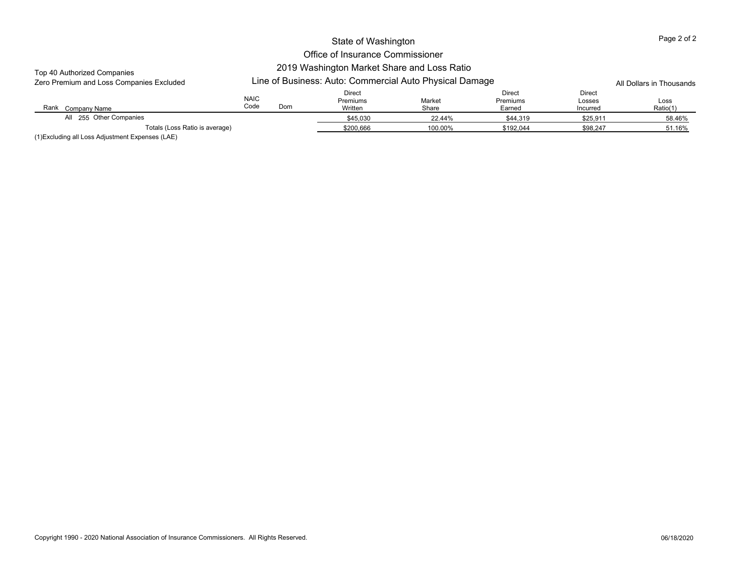# State of Washington

## Office of Insurance Commissioner

## 2019 Washington Market Share and Loss Ratio

## Line of Business: Auto: Commercial Auto Physical Damage

Top 40 Authorized Companies
Zero Premium and Loss Companies Excluded

All Dollars in Thousands

| Rank | Company Name | NAIC Code | Dom | Direct Premiums Written | Market Share | Direct Premiums Earned | Direct Losses Incurred | Loss Ratio(1) |
|---|---|---|---|---|---|---|---|---|
| All | 255 Other Companies | | | $45,030 | 22.44% | $44,319 | $25,911 | 58.46% |
| | Totals (Loss Ratio is average) | | | $200,666 | 100.00% | $192,044 | $98,247 | 51.16% |

(1)Excluding all Loss Adjustment Expenses (LAE)

Copyright 1990 - 2020 National Association of Insurance Commissioners. All Rights Reserved.

06/18/2020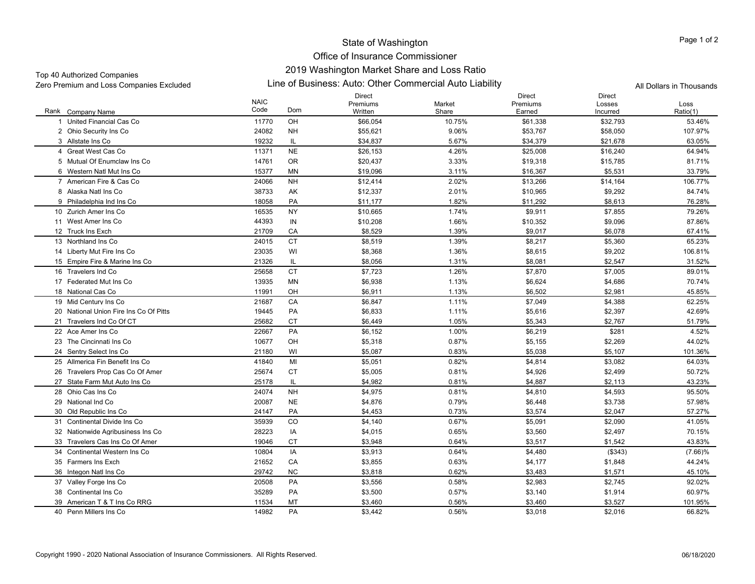# State of Washington
## Office of Insurance Commissioner
## 2019 Washington Market Share and Loss Ratio
## Line of Business: Auto: Other Commercial Auto Liability

Top 40 Authorized Companies
Zero Premium and Loss Companies Excluded

All Dollars in Thousands

| Rank | Company Name | NAIC Code | Dom | Direct Premiums Written | Market Share | Direct Premiums Earned | Direct Losses Incurred | Loss Ratio(1) |
|---|---|---|---|---|---|---|---|---|
| 1 | United Financial Cas Co | 11770 | OH | $66,054 | 10.75% | $61,338 | $32,793 | 53.46% |
| 2 | Ohio Security Ins Co | 24082 | NH | $55,621 | 9.06% | $53,767 | $58,050 | 107.97% |
| 3 | Allstate Ins Co | 19232 | IL | $34,837 | 5.67% | $34,379 | $21,678 | 63.05% |
| 4 | Great West Cas Co | 11371 | NE | $26,153 | 4.26% | $25,008 | $16,240 | 64.94% |
| 5 | Mutual Of Enumclaw Ins Co | 14761 | OR | $20,437 | 3.33% | $19,318 | $15,785 | 81.71% |
| 6 | Western Natl Mut Ins Co | 15377 | MN | $19,096 | 3.11% | $16,367 | $5,531 | 33.79% |
| 7 | American Fire & Cas Co | 24066 | NH | $12,414 | 2.02% | $13,266 | $14,164 | 106.77% |
| 8 | Alaska Natl Ins Co | 38733 | AK | $12,337 | 2.01% | $10,965 | $9,292 | 84.74% |
| 9 | Philadelphia Ind Ins Co | 18058 | PA | $11,177 | 1.82% | $11,292 | $8,613 | 76.28% |
| 10 | Zurich Amer Ins Co | 16535 | NY | $10,665 | 1.74% | $9,911 | $7,855 | 79.26% |
| 11 | West Amer Ins Co | 44393 | IN | $10,208 | 1.66% | $10,352 | $9,096 | 87.86% |
| 12 | Truck Ins Exch | 21709 | CA | $8,529 | 1.39% | $9,017 | $6,078 | 67.41% |
| 13 | Northland Ins Co | 24015 | CT | $8,519 | 1.39% | $8,217 | $5,360 | 65.23% |
| 14 | Liberty Mut Fire Ins Co | 23035 | WI | $8,368 | 1.36% | $8,615 | $9,202 | 106.81% |
| 15 | Empire Fire & Marine Ins Co | 21326 | IL | $8,056 | 1.31% | $8,081 | $2,547 | 31.52% |
| 16 | Travelers Ind Co | 25658 | CT | $7,723 | 1.26% | $7,870 | $7,005 | 89.01% |
| 17 | Federated Mut Ins Co | 13935 | MN | $6,938 | 1.13% | $6,624 | $4,686 | 70.74% |
| 18 | National Cas Co | 11991 | OH | $6,911 | 1.13% | $6,502 | $2,981 | 45.85% |
| 19 | Mid Century Ins Co | 21687 | CA | $6,847 | 1.11% | $7,049 | $4,388 | 62.25% |
| 20 | National Union Fire Ins Co Of Pitts | 19445 | PA | $6,833 | 1.11% | $5,616 | $2,397 | 42.69% |
| 21 | Travelers Ind Co Of CT | 25682 | CT | $6,449 | 1.05% | $5,343 | $2,767 | 51.79% |
| 22 | Ace Amer Ins Co | 22667 | PA | $6,152 | 1.00% | $6,219 | $281 | 4.52% |
| 23 | The Cincinnati Ins Co | 10677 | OH | $5,318 | 0.87% | $5,155 | $2,269 | 44.02% |
| 24 | Sentry Select Ins Co | 21180 | WI | $5,087 | 0.83% | $5,038 | $5,107 | 101.36% |
| 25 | Allmerica Fin Benefit Ins Co | 41840 | MI | $5,051 | 0.82% | $4,814 | $3,082 | 64.03% |
| 26 | Travelers Prop Cas Co Of Amer | 25674 | CT | $5,005 | 0.81% | $4,926 | $2,499 | 50.72% |
| 27 | State Farm Mut Auto Ins Co | 25178 | IL | $4,982 | 0.81% | $4,887 | $2,113 | 43.23% |
| 28 | Ohio Cas Ins Co | 24074 | NH | $4,975 | 0.81% | $4,810 | $4,593 | 95.50% |
| 29 | National Ind Co | 20087 | NE | $4,876 | 0.79% | $6,448 | $3,738 | 57.98% |
| 30 | Old Republic Ins Co | 24147 | PA | $4,453 | 0.73% | $3,574 | $2,047 | 57.27% |
| 31 | Continental Divide Ins Co | 35939 | CO | $4,140 | 0.67% | $5,091 | $2,090 | 41.05% |
| 32 | Nationwide Agribusiness Ins Co | 28223 | IA | $4,015 | 0.65% | $3,560 | $2,497 | 70.15% |
| 33 | Travelers Cas Ins Co Of Amer | 19046 | CT | $3,948 | 0.64% | $3,517 | $1,542 | 43.83% |
| 34 | Continental Western Ins Co | 10804 | IA | $3,913 | 0.64% | $4,480 | ($343) | (7.66)% |
| 35 | Farmers Ins Exch | 21652 | CA | $3,855 | 0.63% | $4,177 | $1,848 | 44.24% |
| 36 | Integon Natl Ins Co | 29742 | NC | $3,818 | 0.62% | $3,483 | $1,571 | 45.10% |
| 37 | Valley Forge Ins Co | 20508 | PA | $3,556 | 0.58% | $2,983 | $2,745 | 92.02% |
| 38 | Continental Ins Co | 35289 | PA | $3,500 | 0.57% | $3,140 | $1,914 | 60.97% |
| 39 | American T & T Ins Co RRG | 11534 | MT | $3,460 | 0.56% | $3,460 | $3,527 | 101.95% |
| 40 | Penn Millers Ins Co | 14982 | PA | $3,442 | 0.56% | $3,018 | $2,016 | 66.82% |

Copyright 1990 - 2020 National Association of Insurance Commissioners. All Rights Reserved.

06/18/2020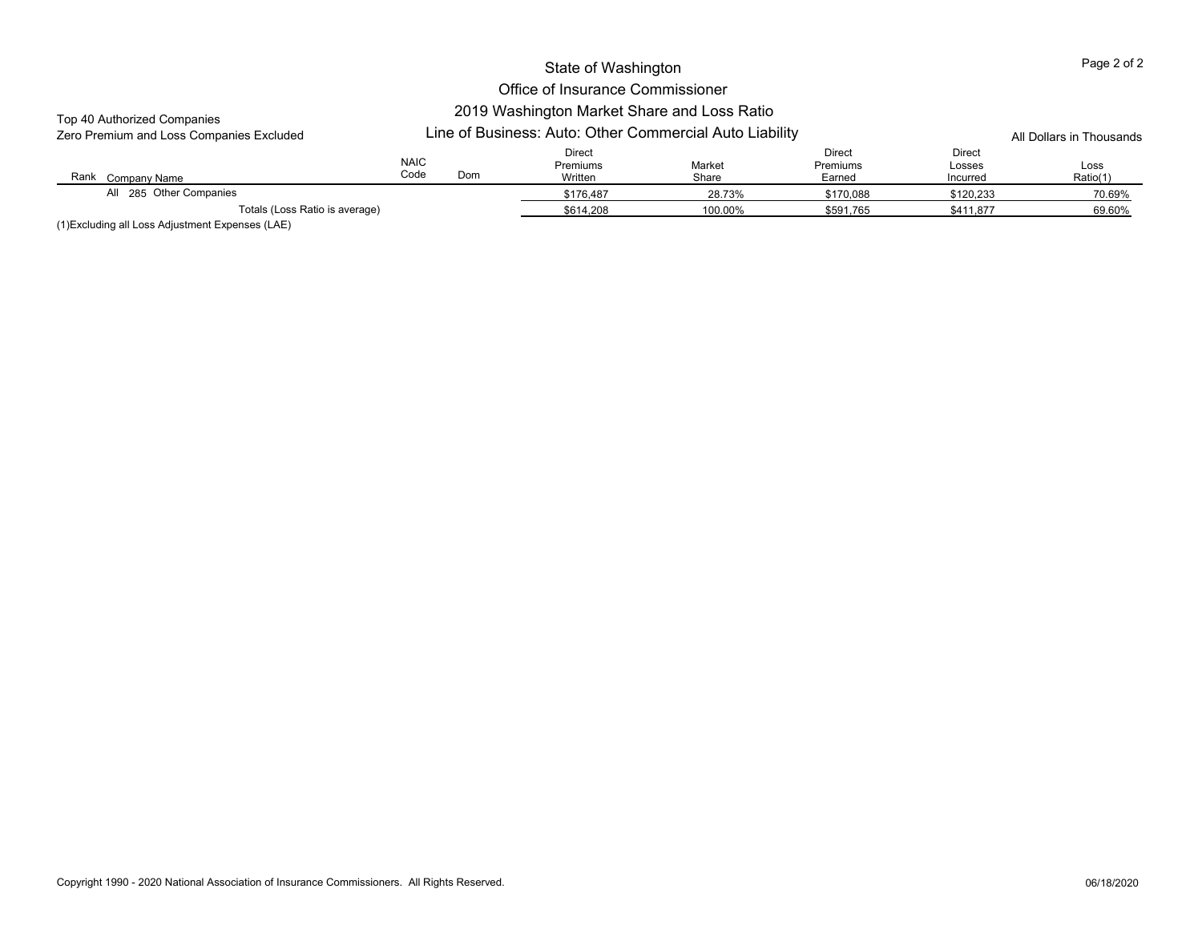# State of Washington

## Office of Insurance Commissioner

## 2019 Washington Market Share and Loss Ratio

## Line of Business: Auto: Other Commercial Auto Liability

Top 40 Authorized Companies
Zero Premium and Loss Companies Excluded

All Dollars in Thousands

| Rank | Company Name | NAIC Code | Dom | Direct Premiums Written | Market Share | Direct Premiums Earned | Direct Losses Incurred | Loss Ratio(1) |
|---|---|---|---|---|---|---|---|---|
| All | 285 Other Companies | | | $176,487 | 28.73% | $170,088 | $120,233 | 70.69% |
| | Totals (Loss Ratio is average) | | | $614,208 | 100.00% | $591,765 | $411,877 | 69.60% |

(1)Excluding all Loss Adjustment Expenses (LAE)

Copyright 1990 - 2020 National Association of Insurance Commissioners. All Rights Reserved.

06/18/2020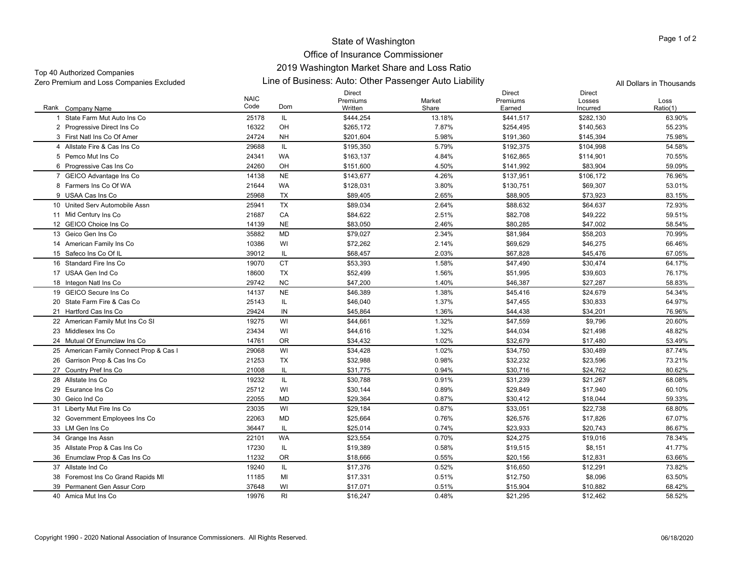# State of Washington

## Office of Insurance Commissioner

## 2019 Washington Market Share and Loss Ratio

## Line of Business: Auto: Other Passenger Auto Liability

Top 40 Authorized Companies
Zero Premium and Loss Companies Excluded

All Dollars in Thousands

| Rank | Company Name | NAIC Code | Dom | Direct Premiums Written | Market Share | Direct Premiums Earned | Direct Losses Incurred | Loss Ratio(1) |
|---|---|---|---|---|---|---|---|---|
| 1 | State Farm Mut Auto Ins Co | 25178 | IL | $444,254 | 13.18% | $441,517 | $282,130 | 63.90% |
| 2 | Progressive Direct Ins Co | 16322 | OH | $265,172 | 7.87% | $254,495 | $140,563 | 55.23% |
| 3 | First Natl Ins Co Of Amer | 24724 | NH | $201,604 | 5.98% | $191,360 | $145,394 | 75.98% |
| 4 | Allstate Fire & Cas Ins Co | 29688 | IL | $195,350 | 5.79% | $192,375 | $104,998 | 54.58% |
| 5 | Pemco Mut Ins Co | 24341 | WA | $163,137 | 4.84% | $162,865 | $114,901 | 70.55% |
| 6 | Progressive Cas Ins Co | 24260 | OH | $151,600 | 4.50% | $141,992 | $83,904 | 59.09% |
| 7 | GEICO Advantage Ins Co | 14138 | NE | $143,677 | 4.26% | $137,951 | $106,172 | 76.96% |
| 8 | Farmers Ins Co Of WA | 21644 | WA | $128,031 | 3.80% | $130,751 | $69,307 | 53.01% |
| 9 | USAA Cas Ins Co | 25968 | TX | $89,405 | 2.65% | $88,905 | $73,923 | 83.15% |
| 10 | United Serv Automobile Assn | 25941 | TX | $89,034 | 2.64% | $88,632 | $64,637 | 72.93% |
| 11 | Mid Century Ins Co | 21687 | CA | $84,622 | 2.51% | $82,708 | $49,222 | 59.51% |
| 12 | GEICO Choice Ins Co | 14139 | NE | $83,050 | 2.46% | $80,285 | $47,002 | 58.54% |
| 13 | Geico Gen Ins Co | 35882 | MD | $79,027 | 2.34% | $81,984 | $58,203 | 70.99% |
| 14 | American Family Ins Co | 10386 | WI | $72,262 | 2.14% | $69,629 | $46,275 | 66.46% |
| 15 | Safeco Ins Co Of IL | 39012 | IL | $68,457 | 2.03% | $67,828 | $45,476 | 67.05% |
| 16 | Standard Fire Ins Co | 19070 | CT | $53,393 | 1.58% | $47,490 | $30,474 | 64.17% |
| 17 | USAA Gen Ind Co | 18600 | TX | $52,499 | 1.56% | $51,995 | $39,603 | 76.17% |
| 18 | Integon Natl Ins Co | 29742 | NC | $47,200 | 1.40% | $46,387 | $27,287 | 58.83% |
| 19 | GEICO Secure Ins Co | 14137 | NE | $46,389 | 1.38% | $45,416 | $24,679 | 54.34% |
| 20 | State Farm Fire & Cas Co | 25143 | IL | $46,040 | 1.37% | $47,455 | $30,833 | 64.97% |
| 21 | Hartford Cas Ins Co | 29424 | IN | $45,864 | 1.36% | $44,438 | $34,201 | 76.96% |
| 22 | American Family Mut Ins Co SI | 19275 | WI | $44,661 | 1.32% | $47,559 | $9,796 | 20.60% |
| 23 | Middlesex Ins Co | 23434 | WI | $44,616 | 1.32% | $44,034 | $21,498 | 48.82% |
| 24 | Mutual Of Enumclaw Ins Co | 14761 | OR | $34,432 | 1.02% | $32,679 | $17,480 | 53.49% |
| 25 | American Family Connect Prop & Cas I | 29068 | WI | $34,428 | 1.02% | $34,750 | $30,489 | 87.74% |
| 26 | Garrison Prop & Cas Ins Co | 21253 | TX | $32,988 | 0.98% | $32,232 | $23,596 | 73.21% |
| 27 | Country Pref Ins Co | 21008 | IL | $31,775 | 0.94% | $30,716 | $24,762 | 80.62% |
| 28 | Allstate Ins Co | 19232 | IL | $30,788 | 0.91% | $31,239 | $21,267 | 68.08% |
| 29 | Esurance Ins Co | 25712 | WI | $30,144 | 0.89% | $29,849 | $17,940 | 60.10% |
| 30 | Geico Ind Co | 22055 | MD | $29,364 | 0.87% | $30,412 | $18,044 | 59.33% |
| 31 | Liberty Mut Fire Ins Co | 23035 | WI | $29,184 | 0.87% | $33,051 | $22,738 | 68.80% |
| 32 | Government Employees Ins Co | 22063 | MD | $25,664 | 0.76% | $26,576 | $17,826 | 67.07% |
| 33 | LM Gen Ins Co | 36447 | IL | $25,014 | 0.74% | $23,933 | $20,743 | 86.67% |
| 34 | Grange Ins Assn | 22101 | WA | $23,554 | 0.70% | $24,275 | $19,016 | 78.34% |
| 35 | Allstate Prop & Cas Ins Co | 17230 | IL | $19,389 | 0.58% | $19,515 | $8,151 | 41.77% |
| 36 | Enumclaw Prop & Cas Ins Co | 11232 | OR | $18,666 | 0.55% | $20,156 | $12,831 | 63.66% |
| 37 | Allstate Ind Co | 19240 | IL | $17,376 | 0.52% | $16,650 | $12,291 | 73.82% |
| 38 | Foremost Ins Co Grand Rapids MI | 11185 | MI | $17,331 | 0.51% | $12,750 | $8,096 | 63.50% |
| 39 | Permanent Gen Assur Corp | 37648 | WI | $17,071 | 0.51% | $15,904 | $10,882 | 68.42% |
| 40 | Amica Mut Ins Co | 19976 | RI | $16,247 | 0.48% | $21,295 | $12,462 | 58.52% |

Copyright 1990 - 2020 National Association of Insurance Commissioners. All Rights Reserved.

06/18/2020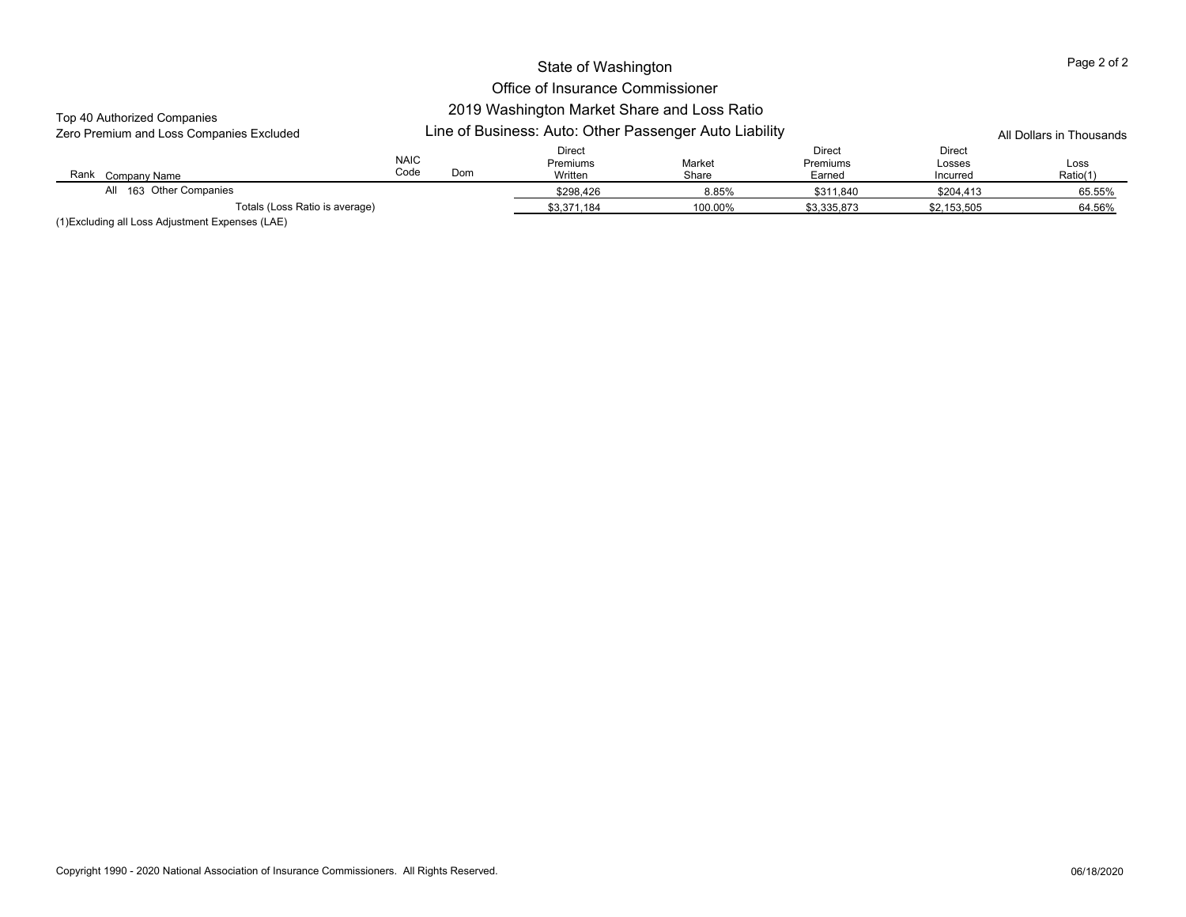# State of Washington

## Office of Insurance Commissioner

## 2019 Washington Market Share and Loss Ratio

## Line of Business: Auto: Other Passenger Auto Liability

Top 40 Authorized Companies
Zero Premium and Loss Companies Excluded

All Dollars in Thousands

| Rank | Company Name | NAIC Code | Dom | Direct Premiums Written | Market Share | Direct Premiums Earned | Direct Losses Incurred | Loss Ratio(1) |
|---|---|---|---|---|---|---|---|---|
| All | 163 Other Companies | | | $298,426 | 8.85% | $311,840 | $204,413 | 65.55% |
| | Totals (Loss Ratio is average) | | | $3,371,184 | 100.00% | $3,335,873 | $2,153,505 | 64.56% |

(1)Excluding all Loss Adjustment Expenses (LAE)

Copyright 1990 - 2020 National Association of Insurance Commissioners. All Rights Reserved.

06/18/2020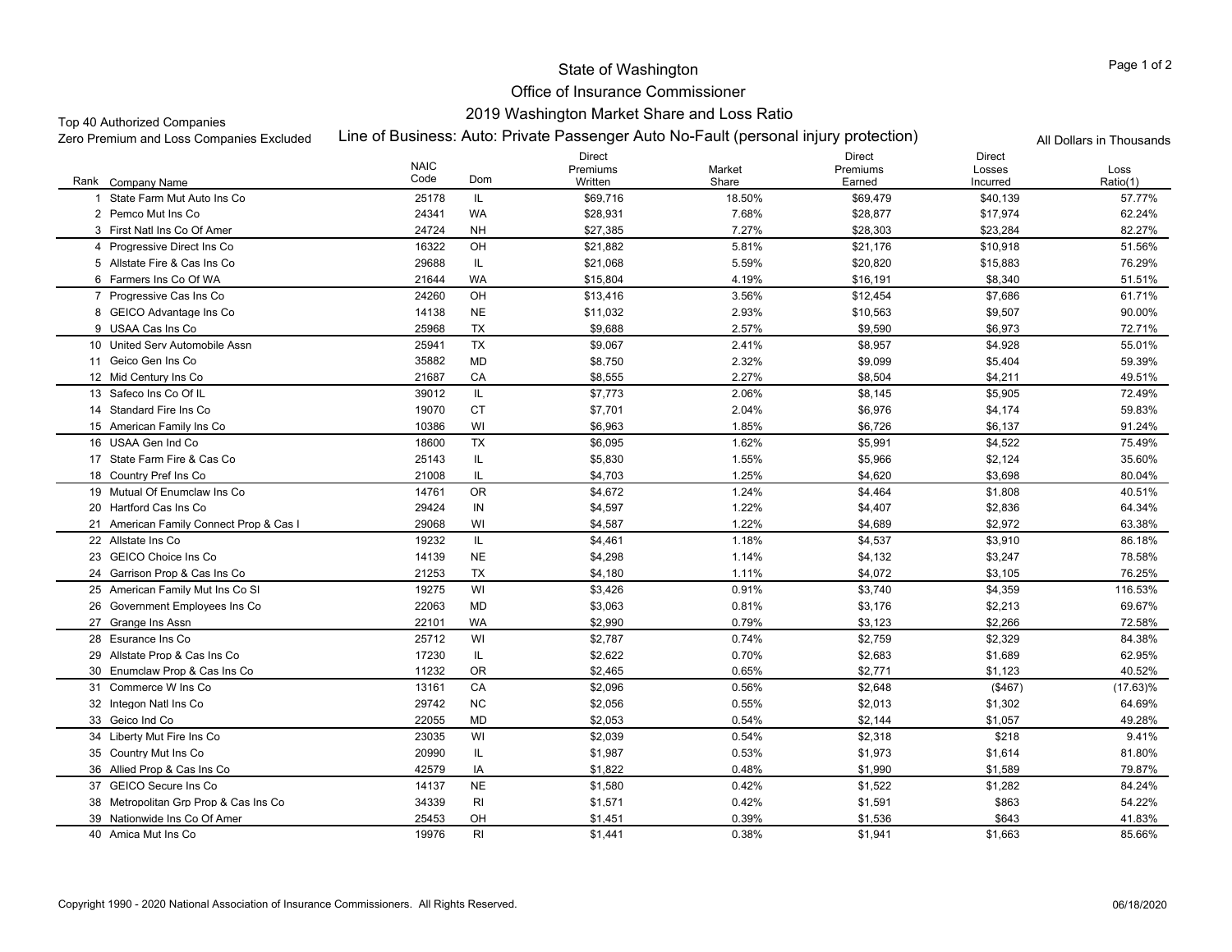# State of Washington

## Office of Insurance Commissioner

## 2019 Washington Market Share and Loss Ratio

### Line of Business: Auto: Private Passenger Auto No-Fault (personal injury protection)

Top 40 Authorized Companies
Zero Premium and Loss Companies Excluded

All Dollars in Thousands

| Rank | Company Name | NAIC Code | Dom | Direct Premiums Written | Market Share | Direct Premiums Earned | Direct Losses Incurred | Loss Ratio(1) |
|---|---|---|---|---|---|---|---|---|
| 1 | State Farm Mut Auto Ins Co | 25178 | IL | $69,716 | 18.50% | $69,479 | $40,139 | 57.77% |
| 2 | Pemco Mut Ins Co | 24341 | WA | $28,931 | 7.68% | $28,877 | $17,974 | 62.24% |
| 3 | First Natl Ins Co Of Amer | 24724 | NH | $27,385 | 7.27% | $28,303 | $23,284 | 82.27% |
| 4 | Progressive Direct Ins Co | 16322 | OH | $21,882 | 5.81% | $21,176 | $10,918 | 51.56% |
| 5 | Allstate Fire & Cas Ins Co | 29688 | IL | $21,068 | 5.59% | $20,820 | $15,883 | 76.29% |
| 6 | Farmers Ins Co Of WA | 21644 | WA | $15,804 | 4.19% | $16,191 | $8,340 | 51.51% |
| 7 | Progressive Cas Ins Co | 24260 | OH | $13,416 | 3.56% | $12,454 | $7,686 | 61.71% |
| 8 | GEICO Advantage Ins Co | 14138 | NE | $11,032 | 2.93% | $10,563 | $9,507 | 90.00% |
| 9 | USAA Cas Ins Co | 25968 | TX | $9,688 | 2.57% | $9,590 | $6,973 | 72.71% |
| 10 | United Serv Automobile Assn | 25941 | TX | $9,067 | 2.41% | $8,957 | $4,928 | 55.01% |
| 11 | Geico Gen Ins Co | 35882 | MD | $8,750 | 2.32% | $9,099 | $5,404 | 59.39% |
| 12 | Mid Century Ins Co | 21687 | CA | $8,555 | 2.27% | $8,504 | $4,211 | 49.51% |
| 13 | Safeco Ins Co Of IL | 39012 | IL | $7,773 | 2.06% | $8,145 | $5,905 | 72.49% |
| 14 | Standard Fire Ins Co | 19070 | CT | $7,701 | 2.04% | $6,976 | $4,174 | 59.83% |
| 15 | American Family Ins Co | 10386 | WI | $6,963 | 1.85% | $6,726 | $6,137 | 91.24% |
| 16 | USAA Gen Ind Co | 18600 | TX | $6,095 | 1.62% | $5,991 | $4,522 | 75.49% |
| 17 | State Farm Fire & Cas Co | 25143 | IL | $5,830 | 1.55% | $5,966 | $2,124 | 35.60% |
| 18 | Country Pref Ins Co | 21008 | IL | $4,703 | 1.25% | $4,620 | $3,698 | 80.04% |
| 19 | Mutual Of Enumclaw Ins Co | 14761 | OR | $4,672 | 1.24% | $4,464 | $1,808 | 40.51% |
| 20 | Hartford Cas Ins Co | 29424 | IN | $4,597 | 1.22% | $4,407 | $2,836 | 64.34% |
| 21 | American Family Connect Prop & Cas I | 29068 | WI | $4,587 | 1.22% | $4,689 | $2,972 | 63.38% |
| 22 | Allstate Ins Co | 19232 | IL | $4,461 | 1.18% | $4,537 | $3,910 | 86.18% |
| 23 | GEICO Choice Ins Co | 14139 | NE | $4,298 | 1.14% | $4,132 | $3,247 | 78.58% |
| 24 | Garrison Prop & Cas Ins Co | 21253 | TX | $4,180 | 1.11% | $4,072 | $3,105 | 76.25% |
| 25 | American Family Mut Ins Co SI | 19275 | WI | $3,426 | 0.91% | $3,740 | $4,359 | 116.53% |
| 26 | Government Employees Ins Co | 22063 | MD | $3,063 | 0.81% | $3,176 | $2,213 | 69.67% |
| 27 | Grange Ins Assn | 22101 | WA | $2,990 | 0.79% | $3,123 | $2,266 | 72.58% |
| 28 | Esurance Ins Co | 25712 | WI | $2,787 | 0.74% | $2,759 | $2,329 | 84.38% |
| 29 | Allstate Prop & Cas Ins Co | 17230 | IL | $2,622 | 0.70% | $2,683 | $1,689 | 62.95% |
| 30 | Enumclaw Prop & Cas Ins Co | 11232 | OR | $2,465 | 0.65% | $2,771 | $1,123 | 40.52% |
| 31 | Commerce W Ins Co | 13161 | CA | $2,096 | 0.56% | $2,648 | ($467) | (17.63)% |
| 32 | Integon Natl Ins Co | 29742 | NC | $2,056 | 0.55% | $2,013 | $1,302 | 64.69% |
| 33 | Geico Ind Co | 22055 | MD | $2,053 | 0.54% | $2,144 | $1,057 | 49.28% |
| 34 | Liberty Mut Fire Ins Co | 23035 | WI | $2,039 | 0.54% | $2,318 | $218 | 9.41% |
| 35 | Country Mut Ins Co | 20990 | IL | $1,987 | 0.53% | $1,973 | $1,614 | 81.80% |
| 36 | Allied Prop & Cas Ins Co | 42579 | IA | $1,822 | 0.48% | $1,990 | $1,589 | 79.87% |
| 37 | GEICO Secure Ins Co | 14137 | NE | $1,580 | 0.42% | $1,522 | $1,282 | 84.24% |
| 38 | Metropolitan Grp Prop & Cas Ins Co | 34339 | RI | $1,571 | 0.42% | $1,591 | $863 | 54.22% |
| 39 | Nationwide Ins Co Of Amer | 25453 | OH | $1,451 | 0.39% | $1,536 | $643 | 41.83% |
| 40 | Amica Mut Ins Co | 19976 | RI | $1,441 | 0.38% | $1,941 | $1,663 | 85.66% |

Copyright 1990 - 2020 National Association of Insurance Commissioners. All Rights Reserved.

06/18/2020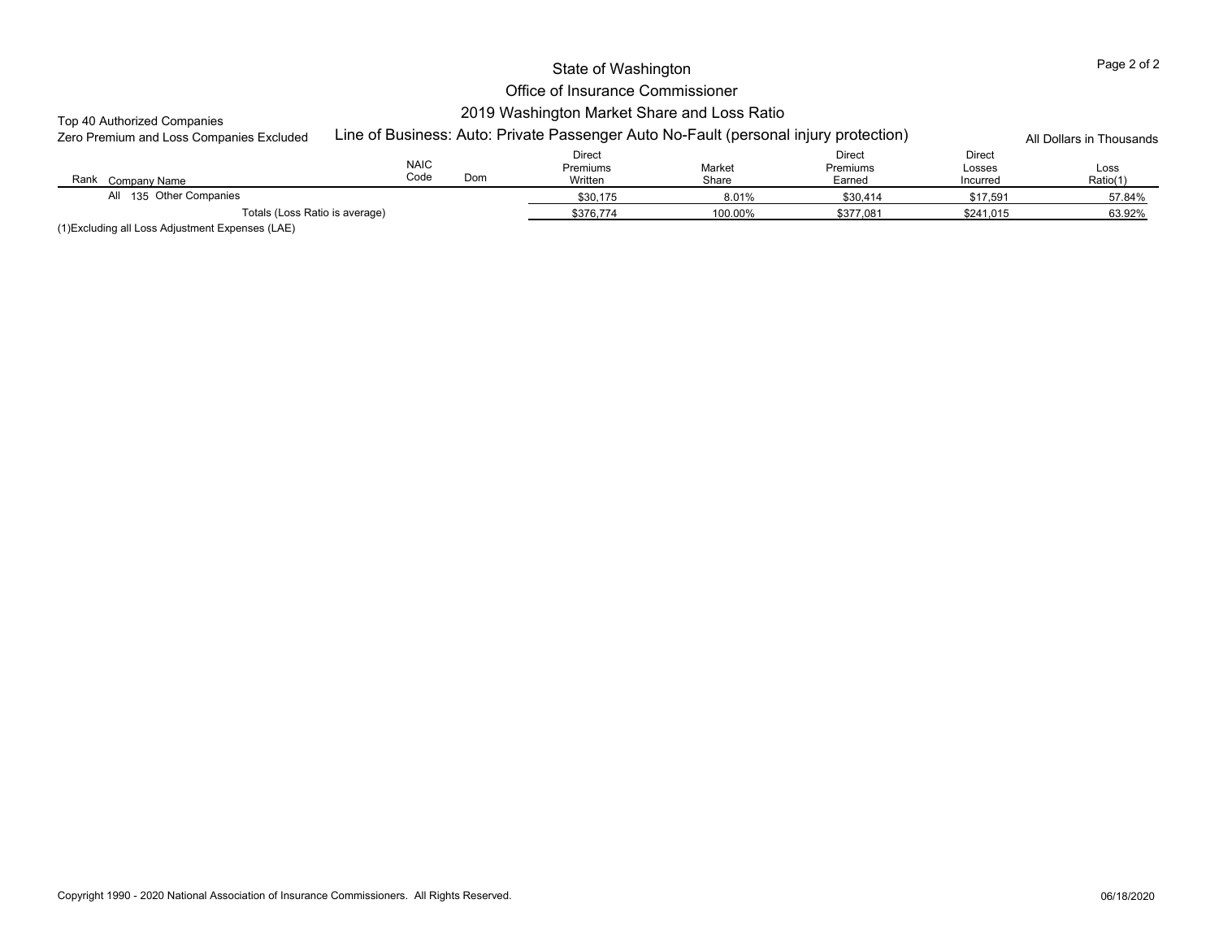# State of Washington
## Office of Insurance Commissioner
## 2019 Washington Market Share and Loss Ratio

Top 40 Authorized Companies
Zero Premium and Loss Companies Excluded

Line of Business: Auto: Private Passenger Auto No-Fault (personal injury protection)

All Dollars in Thousands

| Rank | Company Name | NAIC Code | Dom | Direct Premiums Written | Market Share | Direct Premiums Earned | Direct Losses Incurred | Loss Ratio(1) |
|---|---|---|---|---|---|---|---|---|
| All | 135 Other Companies | | | $30,175 | 8.01% | $30,414 | $17,591 | 57.84% |
| | Totals (Loss Ratio is average) | | | $376,774 | 100.00% | $377,081 | $241,015 | 63.92% |

(1)Excluding all Loss Adjustment Expenses (LAE)

Copyright 1990 - 2020 National Association of Insurance Commissioners. All Rights Reserved. 06/18/2020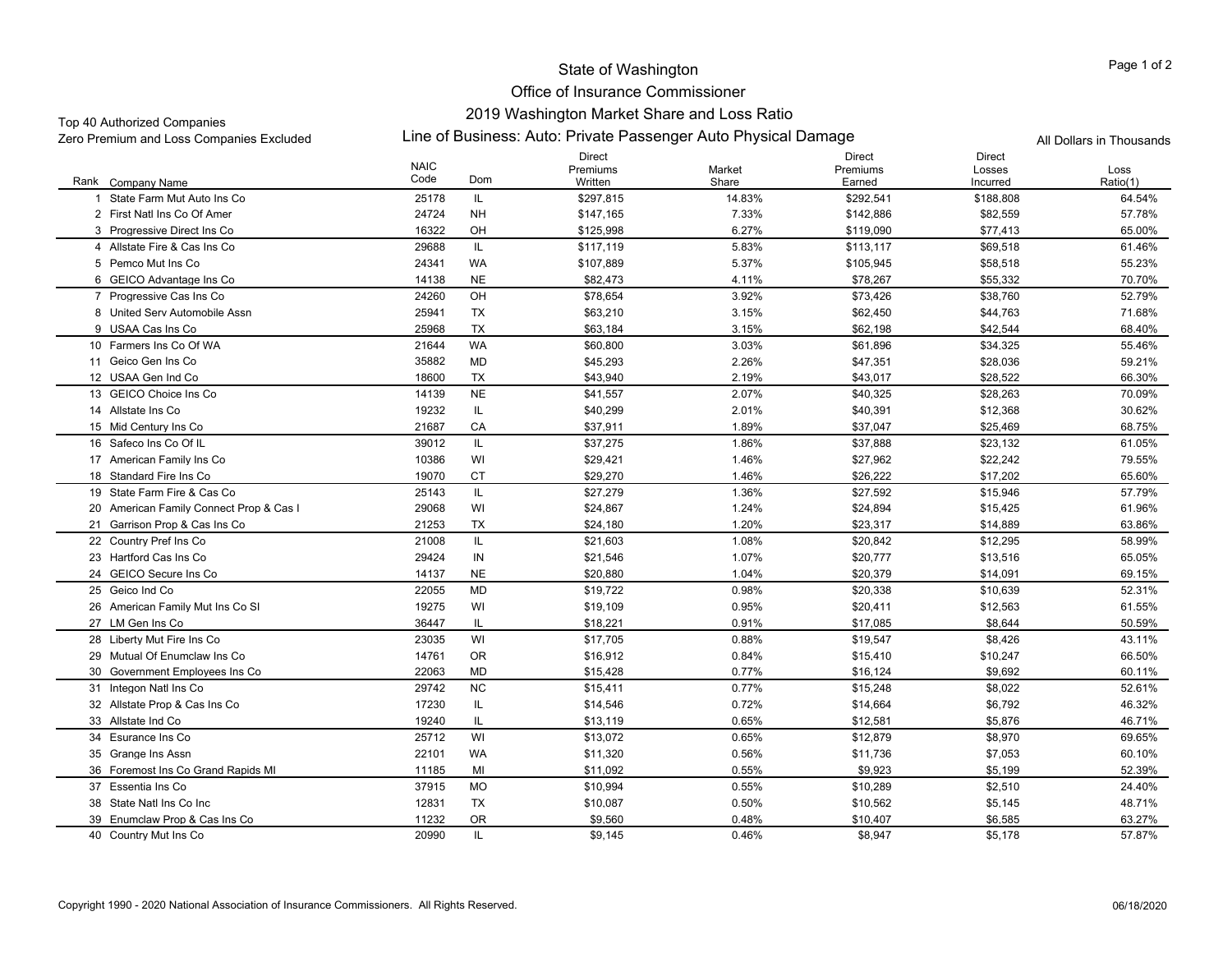# State of Washington
## Office of Insurance Commissioner
## 2019 Washington Market Share and Loss Ratio
### Line of Business: Auto: Private Passenger Auto Physical Damage

Top 40 Authorized Companies
Zero Premium and Loss Companies Excluded

All Dollars in Thousands

| Rank | Company Name | NAIC Code | Dom | Direct Premiums Written | Market Share | Direct Premiums Earned | Direct Losses Incurred | Loss Ratio(1) |
|---|---|---|---|---|---|---|---|---|
| 1 | State Farm Mut Auto Ins Co | 25178 | IL | $297,815 | 14.83% | $292,541 | $188,808 | 64.54% |
| 2 | First Natl Ins Co Of Amer | 24724 | NH | $147,165 | 7.33% | $142,886 | $82,559 | 57.78% |
| 3 | Progressive Direct Ins Co | 16322 | OH | $125,998 | 6.27% | $119,090 | $77,413 | 65.00% |
| 4 | Allstate Fire & Cas Ins Co | 29688 | IL | $117,119 | 5.83% | $113,117 | $69,518 | 61.46% |
| 5 | Pemco Mut Ins Co | 24341 | WA | $107,889 | 5.37% | $105,945 | $58,518 | 55.23% |
| 6 | GEICO Advantage Ins Co | 14138 | NE | $82,473 | 4.11% | $78,267 | $55,332 | 70.70% |
| 7 | Progressive Cas Ins Co | 24260 | OH | $78,654 | 3.92% | $73,426 | $38,760 | 52.79% |
| 8 | United Serv Automobile Assn | 25941 | TX | $63,210 | 3.15% | $62,450 | $44,763 | 71.68% |
| 9 | USAA Cas Ins Co | 25968 | TX | $63,184 | 3.15% | $62,198 | $42,544 | 68.40% |
| 10 | Farmers Ins Co Of WA | 21644 | WA | $60,800 | 3.03% | $61,896 | $34,325 | 55.46% |
| 11 | Geico Gen Ins Co | 35882 | MD | $45,293 | 2.26% | $47,351 | $28,036 | 59.21% |
| 12 | USAA Gen Ind Co | 18600 | TX | $43,940 | 2.19% | $43,017 | $28,522 | 66.30% |
| 13 | GEICO Choice Ins Co | 14139 | NE | $41,557 | 2.07% | $40,325 | $28,263 | 70.09% |
| 14 | Allstate Ins Co | 19232 | IL | $40,299 | 2.01% | $40,391 | $12,368 | 30.62% |
| 15 | Mid Century Ins Co | 21687 | CA | $37,911 | 1.89% | $37,047 | $25,469 | 68.75% |
| 16 | Safeco Ins Co Of IL | 39012 | IL | $37,275 | 1.86% | $37,888 | $23,132 | 61.05% |
| 17 | American Family Ins Co | 10386 | WI | $29,421 | 1.46% | $27,962 | $22,242 | 79.55% |
| 18 | Standard Fire Ins Co | 19070 | CT | $29,270 | 1.46% | $26,222 | $17,202 | 65.60% |
| 19 | State Farm Fire & Cas Co | 25143 | IL | $27,279 | 1.36% | $27,592 | $15,946 | 57.79% |
| 20 | American Family Connect Prop & Cas I | 29068 | WI | $24,867 | 1.24% | $24,894 | $15,425 | 61.96% |
| 21 | Garrison Prop & Cas Ins Co | 21253 | TX | $24,180 | 1.20% | $23,317 | $14,889 | 63.86% |
| 22 | Country Pref Ins Co | 21008 | IL | $21,603 | 1.08% | $20,842 | $12,295 | 58.99% |
| 23 | Hartford Cas Ins Co | 29424 | IN | $21,546 | 1.07% | $20,777 | $13,516 | 65.05% |
| 24 | GEICO Secure Ins Co | 14137 | NE | $20,880 | 1.04% | $20,379 | $14,091 | 69.15% |
| 25 | Geico Ind Co | 22055 | MD | $19,722 | 0.98% | $20,338 | $10,639 | 52.31% |
| 26 | American Family Mut Ins Co SI | 19275 | WI | $19,109 | 0.95% | $20,411 | $12,563 | 61.55% |
| 27 | LM Gen Ins Co | 36447 | IL | $18,221 | 0.91% | $17,085 | $8,644 | 50.59% |
| 28 | Liberty Mut Fire Ins Co | 23035 | WI | $17,705 | 0.88% | $19,547 | $8,426 | 43.11% |
| 29 | Mutual Of Enumclaw Ins Co | 14761 | OR | $16,912 | 0.84% | $15,410 | $10,247 | 66.50% |
| 30 | Government Employees Ins Co | 22063 | MD | $15,428 | 0.77% | $16,124 | $9,692 | 60.11% |
| 31 | Integon Natl Ins Co | 29742 | NC | $15,411 | 0.77% | $15,248 | $8,022 | 52.61% |
| 32 | Allstate Prop & Cas Ins Co | 17230 | IL | $14,546 | 0.72% | $14,664 | $6,792 | 46.32% |
| 33 | Allstate Ind Co | 19240 | IL | $13,119 | 0.65% | $12,581 | $5,876 | 46.71% |
| 34 | Esurance Ins Co | 25712 | WI | $13,072 | 0.65% | $12,879 | $8,970 | 69.65% |
| 35 | Grange Ins Assn | 22101 | WA | $11,320 | 0.56% | $11,736 | $7,053 | 60.10% |
| 36 | Foremost Ins Co Grand Rapids MI | 11185 | MI | $11,092 | 0.55% | $9,923 | $5,199 | 52.39% |
| 37 | Essentia Ins Co | 37915 | MO | $10,994 | 0.55% | $10,289 | $2,510 | 24.40% |
| 38 | State Natl Ins Co Inc | 12831 | TX | $10,087 | 0.50% | $10,562 | $5,145 | 48.71% |
| 39 | Enumclaw Prop & Cas Ins Co | 11232 | OR | $9,560 | 0.48% | $10,407 | $6,585 | 63.27% |
| 40 | Country Mut Ins Co | 20990 | IL | $9,145 | 0.46% | $8,947 | $5,178 | 57.87% |

Copyright 1990 - 2020 National Association of Insurance Commissioners. All Rights Reserved.

06/18/2020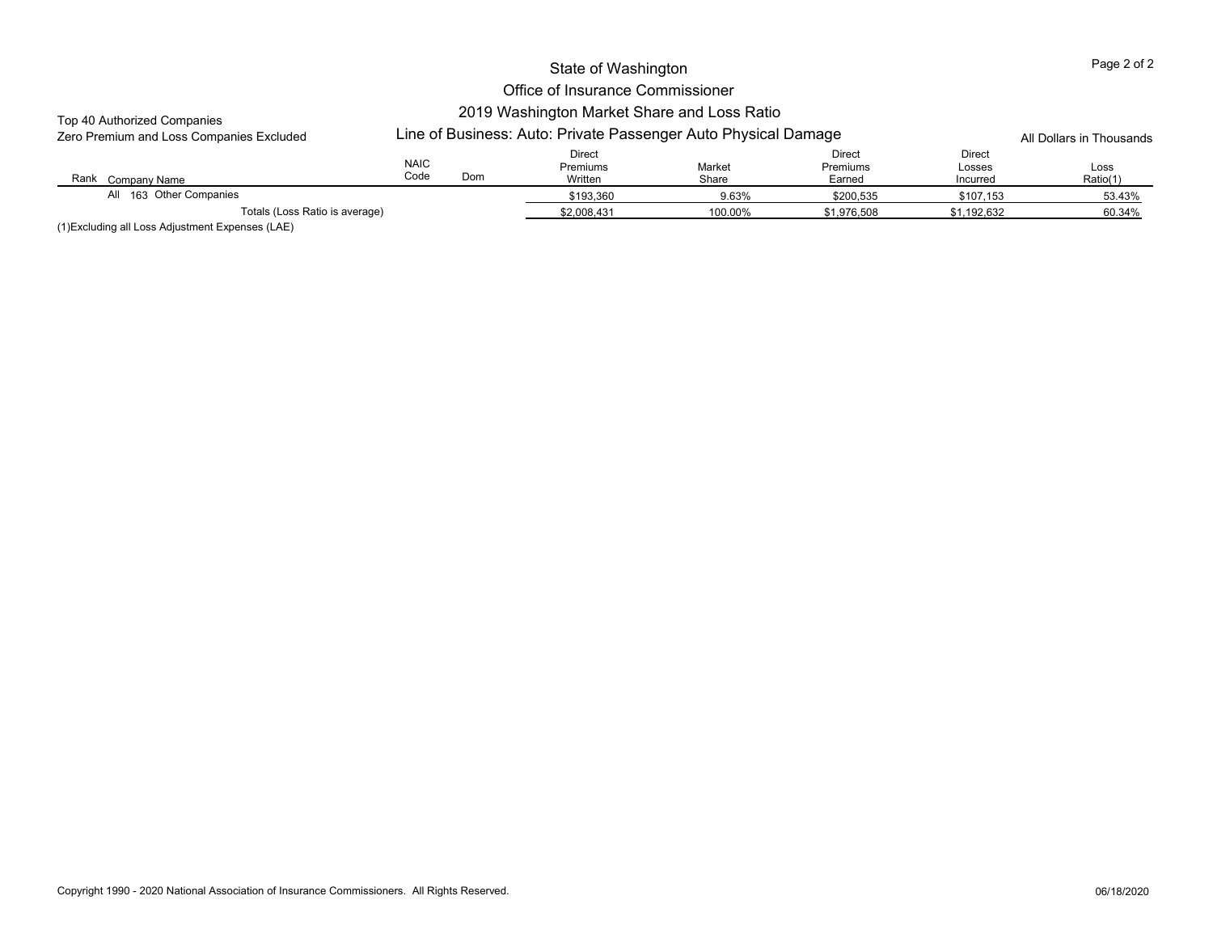# State of Washington

## Office of Insurance Commissioner

### 2019 Washington Market Share and Loss Ratio

Top 40 Authorized Companies
Zero Premium and Loss Companies Excluded

**Line of Business: Auto: Private Passenger Auto Physical Damage**

All Dollars in Thousands

| Rank | Company Name | NAIC Code | Dom | Direct Premiums Written | Market Share | Direct Premiums Earned | Direct Losses Incurred | Loss Ratio(1) |
|---|---|---|---|---|---|---|---|---|
| All | 163 Other Companies | | | $193,360 | 9.63% | $200,535 | $107,153 | 53.43% |
| | Totals (Loss Ratio is average) | | | $2,008,431 | 100.00% | $1,976,508 | $1,192,632 | 60.34% |

(1)Excluding all Loss Adjustment Expenses (LAE)

Copyright 1990 - 2020 National Association of Insurance Commissioners. All Rights Reserved.

06/18/2020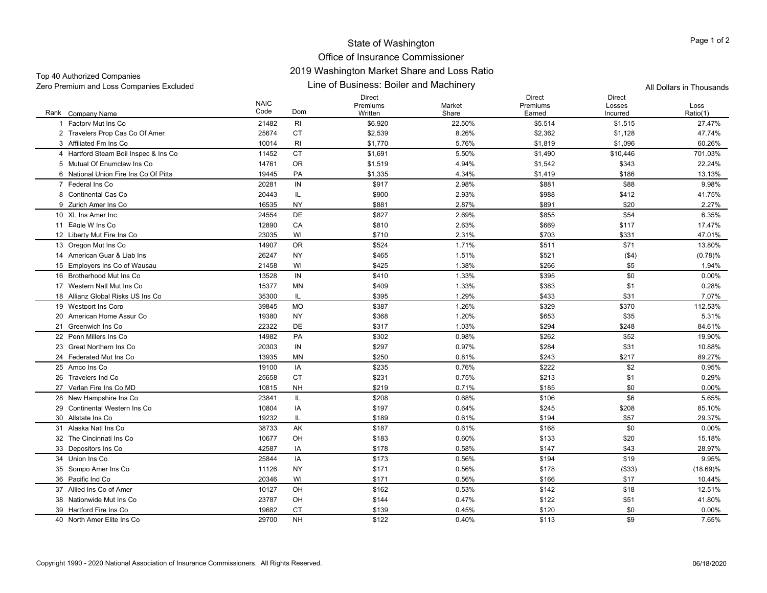# State of Washington
## Office of Insurance Commissioner
## 2019 Washington Market Share and Loss Ratio
## Line of Business: Boiler and Machinery

Top 40 Authorized Companies
Zero Premium and Loss Companies Excluded

All Dollars in Thousands

| Rank | Company Name | NAIC Code | Dom | Direct Premiums Written | Market Share | Direct Premiums Earned | Direct Losses Incurred | Loss Ratio(1) |
|---|---|---|---|---|---|---|---|---|
| 1 | Factory Mut Ins Co | 21482 | RI | $6,920 | 22.50% | $5,514 | $1,515 | 27.47% |
| 2 | Travelers Prop Cas Co Of Amer | 25674 | CT | $2,539 | 8.26% | $2,362 | $1,128 | 47.74% |
| 3 | Affiliated Fm Ins Co | 10014 | RI | $1,770 | 5.76% | $1,819 | $1,096 | 60.26% |
| 4 | Hartford Steam Boil Inspec & Ins Co | 11452 | CT | $1,691 | 5.50% | $1,490 | $10,446 | 701.03% |
| 5 | Mutual Of Enumclaw Ins Co | 14761 | OR | $1,519 | 4.94% | $1,542 | $343 | 22.24% |
| 6 | National Union Fire Ins Co Of Pitts | 19445 | PA | $1,335 | 4.34% | $1,419 | $186 | 13.13% |
| 7 | Federal Ins Co | 20281 | IN | $917 | 2.98% | $881 | $88 | 9.98% |
| 8 | Continental Cas Co | 20443 | IL | $900 | 2.93% | $988 | $412 | 41.75% |
| 9 | Zurich Amer Ins Co | 16535 | NY | $881 | 2.87% | $891 | $20 | 2.27% |
| 10 | XL Ins Amer Inc | 24554 | DE | $827 | 2.69% | $855 | $54 | 6.35% |
| 11 | Eagle W Ins Co | 12890 | CA | $810 | 2.63% | $669 | $117 | 17.47% |
| 12 | Liberty Mut Fire Ins Co | 23035 | WI | $710 | 2.31% | $703 | $331 | 47.01% |
| 13 | Oregon Mut Ins Co | 14907 | OR | $524 | 1.71% | $511 | $71 | 13.80% |
| 14 | American Guar & Liab Ins | 26247 | NY | $465 | 1.51% | $521 | ($4) | (0.78)% |
| 15 | Employers Ins Co of Wausau | 21458 | WI | $425 | 1.38% | $266 | $5 | 1.94% |
| 16 | Brotherhood Mut Ins Co | 13528 | IN | $410 | 1.33% | $395 | $0 | 0.00% |
| 17 | Western Natl Mut Ins Co | 15377 | MN | $409 | 1.33% | $383 | $1 | 0.28% |
| 18 | Allianz Global Risks US Ins Co | 35300 | IL | $395 | 1.29% | $433 | $31 | 7.07% |
| 19 | Westport Ins Corp | 39845 | MO | $387 | 1.26% | $329 | $370 | 112.53% |
| 20 | American Home Assur Co | 19380 | NY | $368 | 1.20% | $653 | $35 | 5.31% |
| 21 | Greenwich Ins Co | 22322 | DE | $317 | 1.03% | $294 | $248 | 84.61% |
| 22 | Penn Millers Ins Co | 14982 | PA | $302 | 0.98% | $262 | $52 | 19.90% |
| 23 | Great Northern Ins Co | 20303 | IN | $297 | 0.97% | $284 | $31 | 10.88% |
| 24 | Federated Mut Ins Co | 13935 | MN | $250 | 0.81% | $243 | $217 | 89.27% |
| 25 | Amco Ins Co | 19100 | IA | $235 | 0.76% | $222 | $2 | 0.95% |
| 26 | Travelers Ind Co | 25658 | CT | $231 | 0.75% | $213 | $1 | 0.29% |
| 27 | Verlan Fire Ins Co MD | 10815 | NH | $219 | 0.71% | $185 | $0 | 0.00% |
| 28 | New Hampshire Ins Co | 23841 | IL | $208 | 0.68% | $106 | $6 | 5.65% |
| 29 | Continental Western Ins Co | 10804 | IA | $197 | 0.64% | $245 | $208 | 85.10% |
| 30 | Allstate Ins Co | 19232 | IL | $189 | 0.61% | $194 | $57 | 29.37% |
| 31 | Alaska Natl Ins Co | 38733 | AK | $187 | 0.61% | $168 | $0 | 0.00% |
| 32 | The Cincinnati Ins Co | 10677 | OH | $183 | 0.60% | $133 | $20 | 15.18% |
| 33 | Depositors Ins Co | 42587 | IA | $178 | 0.58% | $147 | $43 | 28.97% |
| 34 | Union Ins Co | 25844 | IA | $173 | 0.56% | $194 | $19 | 9.95% |
| 35 | Sompo Amer Ins Co | 11126 | NY | $171 | 0.56% | $178 | ($33) | (18.69)% |
| 36 | Pacific Ind Co | 20346 | WI | $171 | 0.56% | $166 | $17 | 10.44% |
| 37 | Allied Ins Co of Amer | 10127 | OH | $162 | 0.53% | $142 | $18 | 12.51% |
| 38 | Nationwide Mut Ins Co | 23787 | OH | $144 | 0.47% | $122 | $51 | 41.80% |
| 39 | Hartford Fire Ins Co | 19682 | CT | $139 | 0.45% | $120 | $0 | 0.00% |
| 40 | North Amer Elite Ins Co | 29700 | NH | $122 | 0.40% | $113 | $9 | 7.65% |

Copyright 1990 - 2020 National Association of Insurance Commissioners. All Rights Reserved.

06/18/2020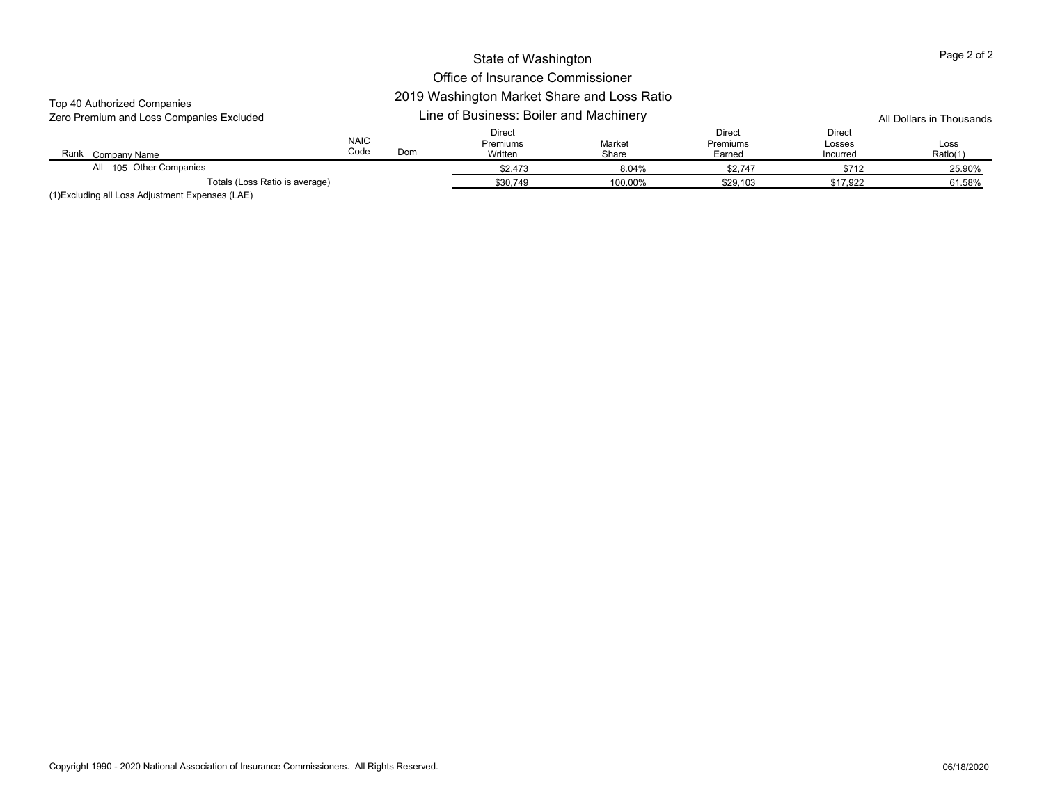# State of Washington

## Office of Insurance Commissioner

## 2019 Washington Market Share and Loss Ratio

### Line of Business: Boiler and Machinery

Top 40 Authorized Companies
Zero Premium and Loss Companies Excluded

All Dollars in Thousands

| Rank | Company Name | NAIC Code | Dom | Direct Premiums Written | Market Share | Direct Premiums Earned | Direct Losses Incurred | Loss Ratio(1) |
|---|---|---|---|---|---|---|---|---|
| All | 105 Other Companies | | | $2,473 | 8.04% | $2,747 | $712 | 25.90% |
| | Totals (Loss Ratio is average) | | | $30,749 | 100.00% | $29,103 | $17,922 | 61.58% |

(1)Excluding all Loss Adjustment Expenses (LAE)

Copyright 1990 - 2020 National Association of Insurance Commissioners. All Rights Reserved.

06/18/2020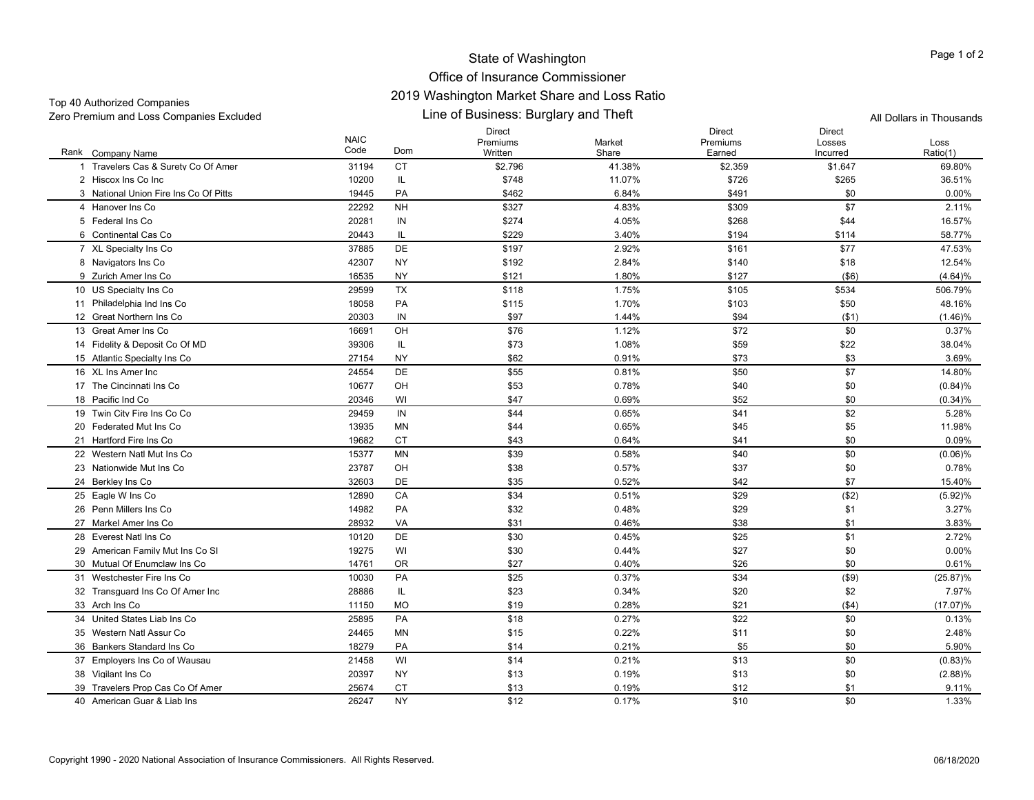State of Washington

Office of Insurance Commissioner

2019 Washington Market Share and Loss Ratio

Line of Business: Burglary and Theft

Top 40 Authorized Companies

Zero Premium and Loss Companies Excluded

All Dollars in Thousands

| Rank | Company Name | NAIC Code | Dom | Direct Premiums Written | Market Share | Direct Premiums Earned | Direct Losses Incurred | Loss Ratio(1) |
|---|---|---|---|---|---|---|---|---|
| 1 | Travelers Cas & Surety Co Of Amer | 31194 | CT | $2,796 | 41.38% | $2,359 | $1,647 | 69.80% |
| 2 | Hiscox Ins Co Inc | 10200 | IL | $748 | 11.07% | $726 | $265 | 36.51% |
| 3 | National Union Fire Ins Co Of Pitts | 19445 | PA | $462 | 6.84% | $491 | $0 | 0.00% |
| 4 | Hanover Ins Co | 22292 | NH | $327 | 4.83% | $309 | $7 | 2.11% |
| 5 | Federal Ins Co | 20281 | IN | $274 | 4.05% | $268 | $44 | 16.57% |
| 6 | Continental Cas Co | 20443 | IL | $229 | 3.40% | $194 | $114 | 58.77% |
| 7 | XL Specialty Ins Co | 37885 | DE | $197 | 2.92% | $161 | $77 | 47.53% |
| 8 | Navigators Ins Co | 42307 | NY | $192 | 2.84% | $140 | $18 | 12.54% |
| 9 | Zurich Amer Ins Co | 16535 | NY | $121 | 1.80% | $127 | ($6) | (4.64)% |
| 10 | US Specialty Ins Co | 29599 | TX | $118 | 1.75% | $105 | $534 | 506.79% |
| 11 | Philadelphia Ind Ins Co | 18058 | PA | $115 | 1.70% | $103 | $50 | 48.16% |
| 12 | Great Northern Ins Co | 20303 | IN | $97 | 1.44% | $94 | ($1) | (1.46)% |
| 13 | Great Amer Ins Co | 16691 | OH | $76 | 1.12% | $72 | $0 | 0.37% |
| 14 | Fidelity & Deposit Co Of MD | 39306 | IL | $73 | 1.08% | $59 | $22 | 38.04% |
| 15 | Atlantic Specialty Ins Co | 27154 | NY | $62 | 0.91% | $73 | $3 | 3.69% |
| 16 | XL Ins Amer Inc | 24554 | DE | $55 | 0.81% | $50 | $7 | 14.80% |
| 17 | The Cincinnati Ins Co | 10677 | OH | $53 | 0.78% | $40 | $0 | (0.84)% |
| 18 | Pacific Ind Co | 20346 | WI | $47 | 0.69% | $52 | $0 | (0.34)% |
| 19 | Twin City Fire Ins Co Co | 29459 | IN | $44 | 0.65% | $41 | $2 | 5.28% |
| 20 | Federated Mut Ins Co | 13935 | MN | $44 | 0.65% | $45 | $5 | 11.98% |
| 21 | Hartford Fire Ins Co | 19682 | CT | $43 | 0.64% | $41 | $0 | 0.09% |
| 22 | Western Natl Mut Ins Co | 15377 | MN | $39 | 0.58% | $40 | $0 | (0.06)% |
| 23 | Nationwide Mut Ins Co | 23787 | OH | $38 | 0.57% | $37 | $0 | 0.78% |
| 24 | Berkley Ins Co | 32603 | DE | $35 | 0.52% | $42 | $7 | 15.40% |
| 25 | Eagle W Ins Co | 12890 | CA | $34 | 0.51% | $29 | ($2) | (5.92)% |
| 26 | Penn Millers Ins Co | 14982 | PA | $32 | 0.48% | $29 | $1 | 3.27% |
| 27 | Markel Amer Ins Co | 28932 | VA | $31 | 0.46% | $38 | $1 | 3.83% |
| 28 | Everest Natl Ins Co | 10120 | DE | $30 | 0.45% | $25 | $1 | 2.72% |
| 29 | American Family Mut Ins Co SI | 19275 | WI | $30 | 0.44% | $27 | $0 | 0.00% |
| 30 | Mutual Of Enumclaw Ins Co | 14761 | OR | $27 | 0.40% | $26 | $0 | 0.61% |
| 31 | Westchester Fire Ins Co | 10030 | PA | $25 | 0.37% | $34 | ($9) | (25.87)% |
| 32 | Transguard Ins Co Of Amer Inc | 28886 | IL | $23 | 0.34% | $20 | $2 | 7.97% |
| 33 | Arch Ins Co | 11150 | MO | $19 | 0.28% | $21 | ($4) | (17.07)% |
| 34 | United States Liab Ins Co | 25895 | PA | $18 | 0.27% | $22 | $0 | 0.13% |
| 35 | Western Natl Assur Co | 24465 | MN | $15 | 0.22% | $11 | $0 | 2.48% |
| 36 | Bankers Standard Ins Co | 18279 | PA | $14 | 0.21% | $5 | $0 | 5.90% |
| 37 | Employers Ins Co of Wausau | 21458 | WI | $14 | 0.21% | $13 | $0 | (0.83)% |
| 38 | Vigilant Ins Co | 20397 | NY | $13 | 0.19% | $13 | $0 | (2.88)% |
| 39 | Travelers Prop Cas Co Of Amer | 25674 | CT | $13 | 0.19% | $12 | $1 | 9.11% |
| 40 | American Guar & Liab Ins | 26247 | NY | $12 | 0.17% | $10 | $0 | 1.33% |

Copyright 1990 - 2020 National Association of Insurance Commissioners. All Rights Reserved.

06/18/2020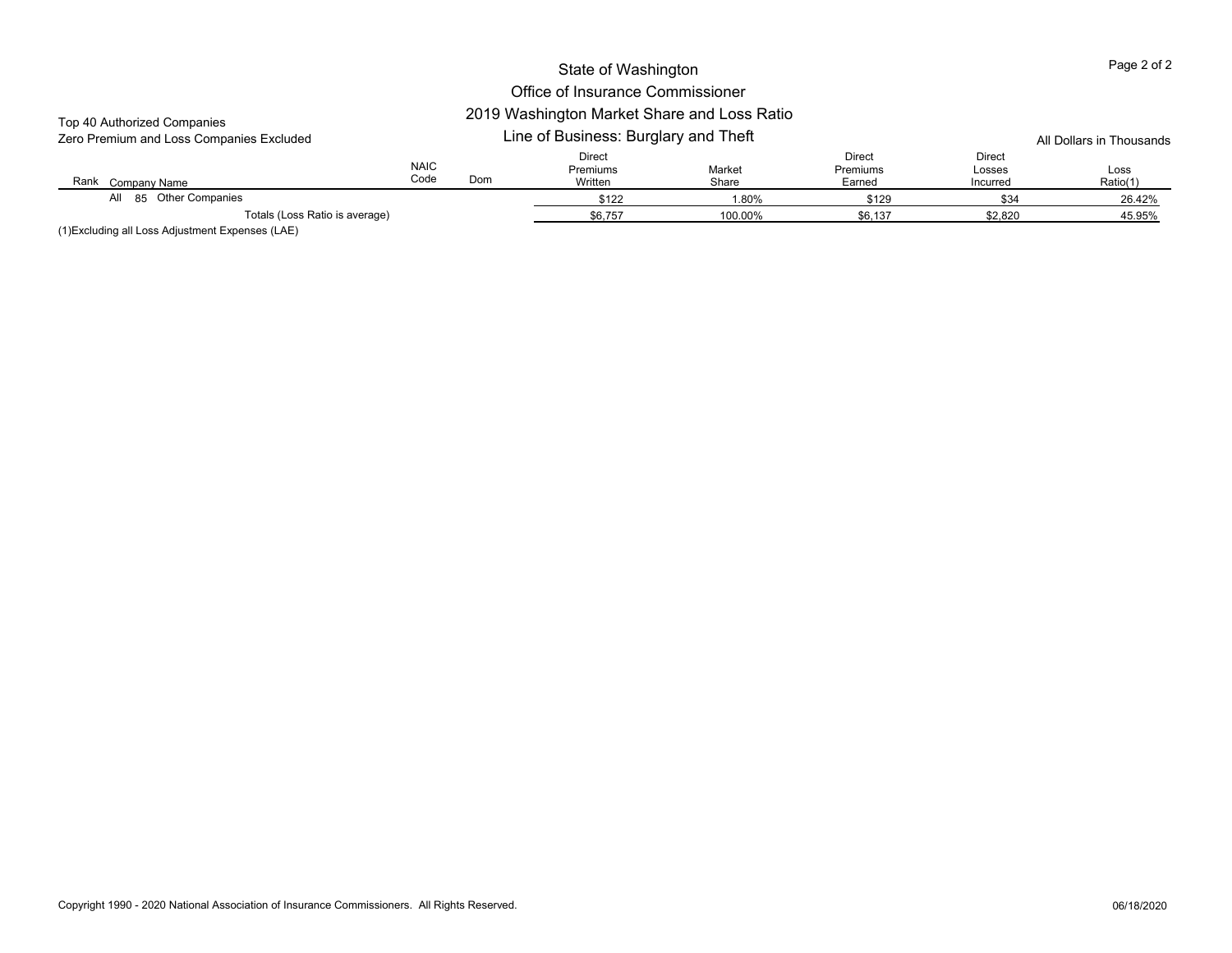# State of Washington
## Office of Insurance Commissioner
## 2019 Washington Market Share and Loss Ratio
## Line of Business: Burglary and Theft

Top 40 Authorized Companies
Zero Premium and Loss Companies Excluded

All Dollars in Thousands

| Rank | Company Name | NAIC Code | Dom | Direct Premiums Written | Market Share | Direct Premiums Earned | Direct Losses Incurred | Loss Ratio(1) |
|---|---|---|---|---|---|---|---|---|
| All | 85 Other Companies | | | $122 | 1.80% | $129 | $34 | 26.42% |
| | Totals (Loss Ratio is average) | | | $6,757 | 100.00% | $6,137 | $2,820 | 45.95% |

(1)Excluding all Loss Adjustment Expenses (LAE)

Copyright 1990 - 2020 National Association of Insurance Commissioners. All Rights Reserved.

06/18/2020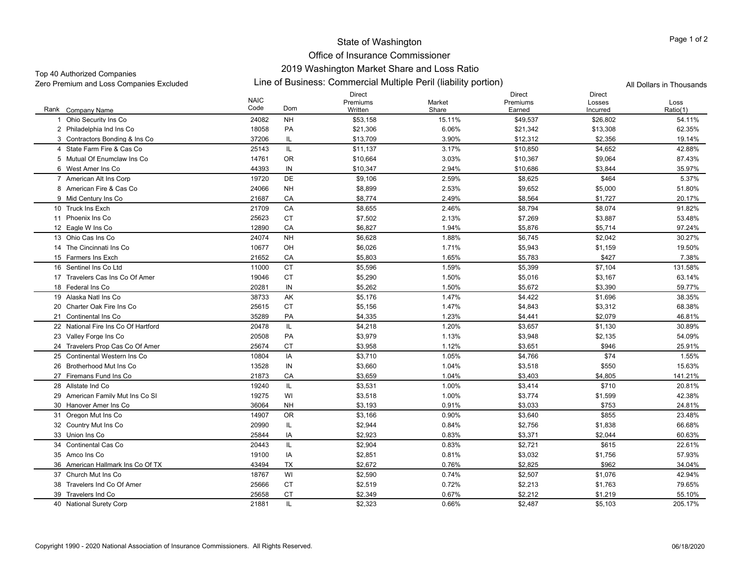# State of Washington

## Office of Insurance Commissioner

## 2019 Washington Market Share and Loss Ratio

## Line of Business: Commercial Multiple Peril (liability portion)

Top 40 Authorized Companies
Zero Premium and Loss Companies Excluded

All Dollars in Thousands

| Rank | Company Name | NAIC Code | Dom | Direct Premiums Written | Market Share | Direct Premiums Earned | Direct Losses Incurred | Loss Ratio(1) |
|---|---|---|---|---|---|---|---|---|
| 1 | Ohio Security Ins Co | 24082 | NH | $53,158 | 15.11% | $49,537 | $26,802 | 54.11% |
| 2 | Philadelphia Ind Ins Co | 18058 | PA | $21,306 | 6.06% | $21,342 | $13,308 | 62.35% |
| 3 | Contractors Bonding & Ins Co | 37206 | IL | $13,709 | 3.90% | $12,312 | $2,356 | 19.14% |
| 4 | State Farm Fire & Cas Co | 25143 | IL | $11,137 | 3.17% | $10,850 | $4,652 | 42.88% |
| 5 | Mutual Of Enumclaw Ins Co | 14761 | OR | $10,664 | 3.03% | $10,367 | $9,064 | 87.43% |
| 6 | West Amer Ins Co | 44393 | IN | $10,347 | 2.94% | $10,686 | $3,844 | 35.97% |
| 7 | American Alt Ins Corp | 19720 | DE | $9,106 | 2.59% | $8,625 | $464 | 5.37% |
| 8 | American Fire & Cas Co | 24066 | NH | $8,899 | 2.53% | $9,652 | $5,000 | 51.80% |
| 9 | Mid Century Ins Co | 21687 | CA | $8,774 | 2.49% | $8,564 | $1,727 | 20.17% |
| 10 | Truck Ins Exch | 21709 | CA | $8,655 | 2.46% | $8,794 | $8,074 | 91.82% |
| 11 | Phoenix Ins Co | 25623 | CT | $7,502 | 2.13% | $7,269 | $3,887 | 53.48% |
| 12 | Eagle W Ins Co | 12890 | CA | $6,827 | 1.94% | $5,876 | $5,714 | 97.24% |
| 13 | Ohio Cas Ins Co | 24074 | NH | $6,628 | 1.88% | $6,745 | $2,042 | 30.27% |
| 14 | The Cincinnati Ins Co | 10677 | OH | $6,026 | 1.71% | $5,943 | $1,159 | 19.50% |
| 15 | Farmers Ins Exch | 21652 | CA | $5,803 | 1.65% | $5,783 | $427 | 7.38% |
| 16 | Sentinel Ins Co Ltd | 11000 | CT | $5,596 | 1.59% | $5,399 | $7,104 | 131.58% |
| 17 | Travelers Cas Ins Co Of Amer | 19046 | CT | $5,290 | 1.50% | $5,016 | $3,167 | 63.14% |
| 18 | Federal Ins Co | 20281 | IN | $5,262 | 1.50% | $5,672 | $3,390 | 59.77% |
| 19 | Alaska Natl Ins Co | 38733 | AK | $5,176 | 1.47% | $4,422 | $1,696 | 38.35% |
| 20 | Charter Oak Fire Ins Co | 25615 | CT | $5,156 | 1.47% | $4,843 | $3,312 | 68.38% |
| 21 | Continental Ins Co | 35289 | PA | $4,335 | 1.23% | $4,441 | $2,079 | 46.81% |
| 22 | National Fire Ins Co Of Hartford | 20478 | IL | $4,218 | 1.20% | $3,657 | $1,130 | 30.89% |
| 23 | Valley Forge Ins Co | 20508 | PA | $3,979 | 1.13% | $3,948 | $2,135 | 54.09% |
| 24 | Travelers Prop Cas Co Of Amer | 25674 | CT | $3,958 | 1.12% | $3,651 | $946 | 25.91% |
| 25 | Continental Western Ins Co | 10804 | IA | $3,710 | 1.05% | $4,766 | $74 | 1.55% |
| 26 | Brotherhood Mut Ins Co | 13528 | IN | $3,660 | 1.04% | $3,518 | $550 | 15.63% |
| 27 | Firemans Fund Ins Co | 21873 | CA | $3,659 | 1.04% | $3,403 | $4,805 | 141.21% |
| 28 | Allstate Ind Co | 19240 | IL | $3,531 | 1.00% | $3,414 | $710 | 20.81% |
| 29 | American Family Mut Ins Co SI | 19275 | WI | $3,518 | 1.00% | $3,774 | $1,599 | 42.38% |
| 30 | Hanover Amer Ins Co | 36064 | NH | $3,193 | 0.91% | $3,033 | $753 | 24.81% |
| 31 | Oregon Mut Ins Co | 14907 | OR | $3,166 | 0.90% | $3,640 | $855 | 23.48% |
| 32 | Country Mut Ins Co | 20990 | IL | $2,944 | 0.84% | $2,756 | $1,838 | 66.68% |
| 33 | Union Ins Co | 25844 | IA | $2,923 | 0.83% | $3,371 | $2,044 | 60.63% |
| 34 | Continental Cas Co | 20443 | IL | $2,904 | 0.83% | $2,721 | $615 | 22.61% |
| 35 | Amco Ins Co | 19100 | IA | $2,851 | 0.81% | $3,032 | $1,756 | 57.93% |
| 36 | American Hallmark Ins Co Of TX | 43494 | TX | $2,672 | 0.76% | $2,825 | $962 | 34.04% |
| 37 | Church Mut Ins Co | 18767 | WI | $2,590 | 0.74% | $2,507 | $1,076 | 42.94% |
| 38 | Travelers Ind Co Of Amer | 25666 | CT | $2,519 | 0.72% | $2,213 | $1,763 | 79.65% |
| 39 | Travelers Ind Co | 25658 | CT | $2,349 | 0.67% | $2,212 | $1,219 | 55.10% |
| 40 | National Surety Corp | 21881 | IL | $2,323 | 0.66% | $2,487 | $5,103 | 205.17% |

Copyright 1990 - 2020 National Association of Insurance Commissioners. All Rights Reserved.

06/18/2020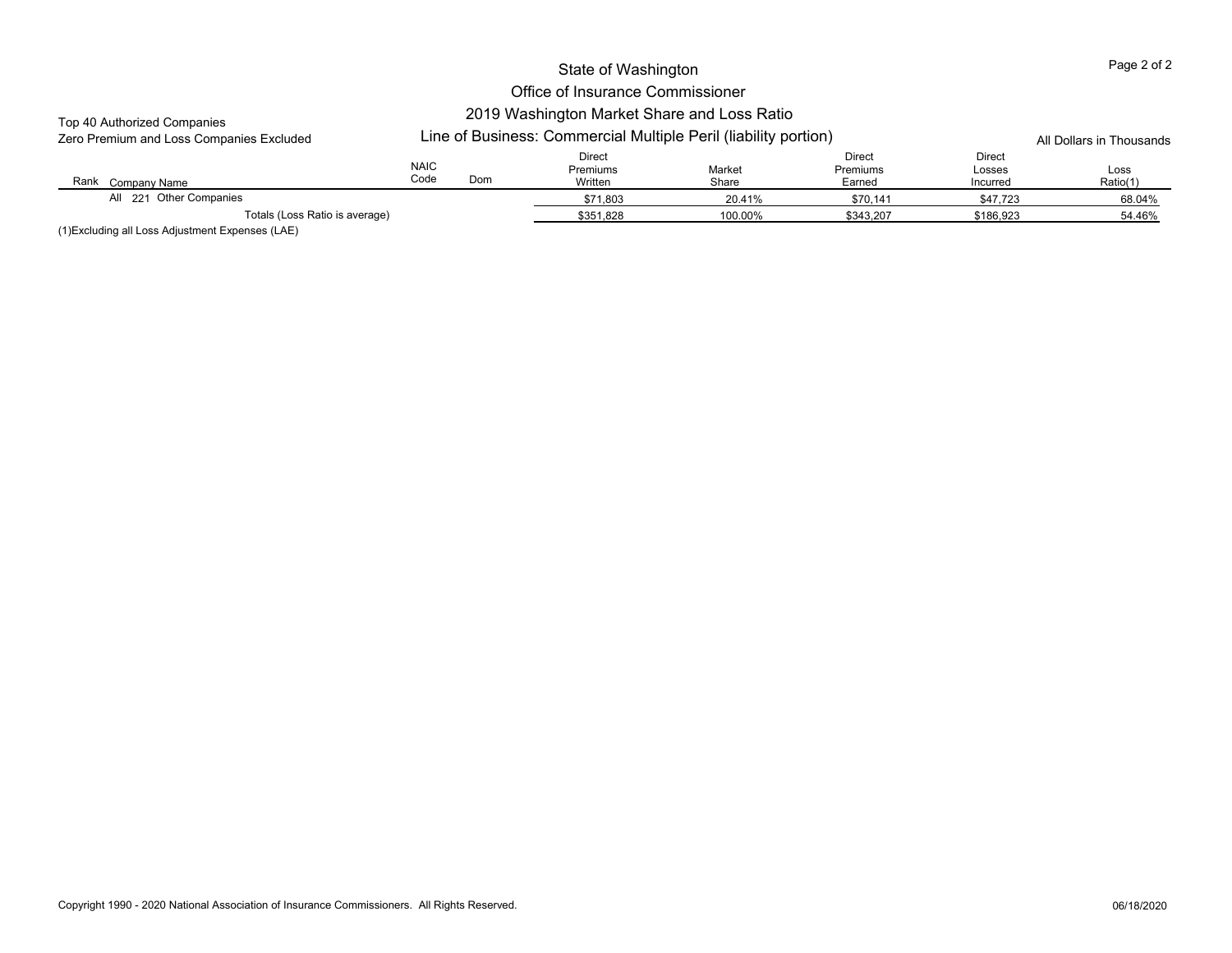State of Washington

Office of Insurance Commissioner

2019 Washington Market Share and Loss Ratio

Top 40 Authorized Companies

Zero Premium and Loss Companies Excluded

Line of Business: Commercial Multiple Peril (liability portion)

All Dollars in Thousands

| Rank | Company Name | NAIC Code | Dom | Direct Premiums Written | Market Share | Direct Premiums Earned | Direct Losses Incurred | Loss Ratio(1) |
|---|---|---|---|---|---|---|---|---|
| All | 221 Other Companies | | | $71,803 | 20.41% | $70,141 | $47,723 | 68.04% |
| | Totals (Loss Ratio is average) | | | $351,828 | 100.00% | $343,207 | $186,923 | 54.46% |

(1)Excluding all Loss Adjustment Expenses (LAE)

Copyright 1990 - 2020 National Association of Insurance Commissioners. All Rights Reserved.

06/18/2020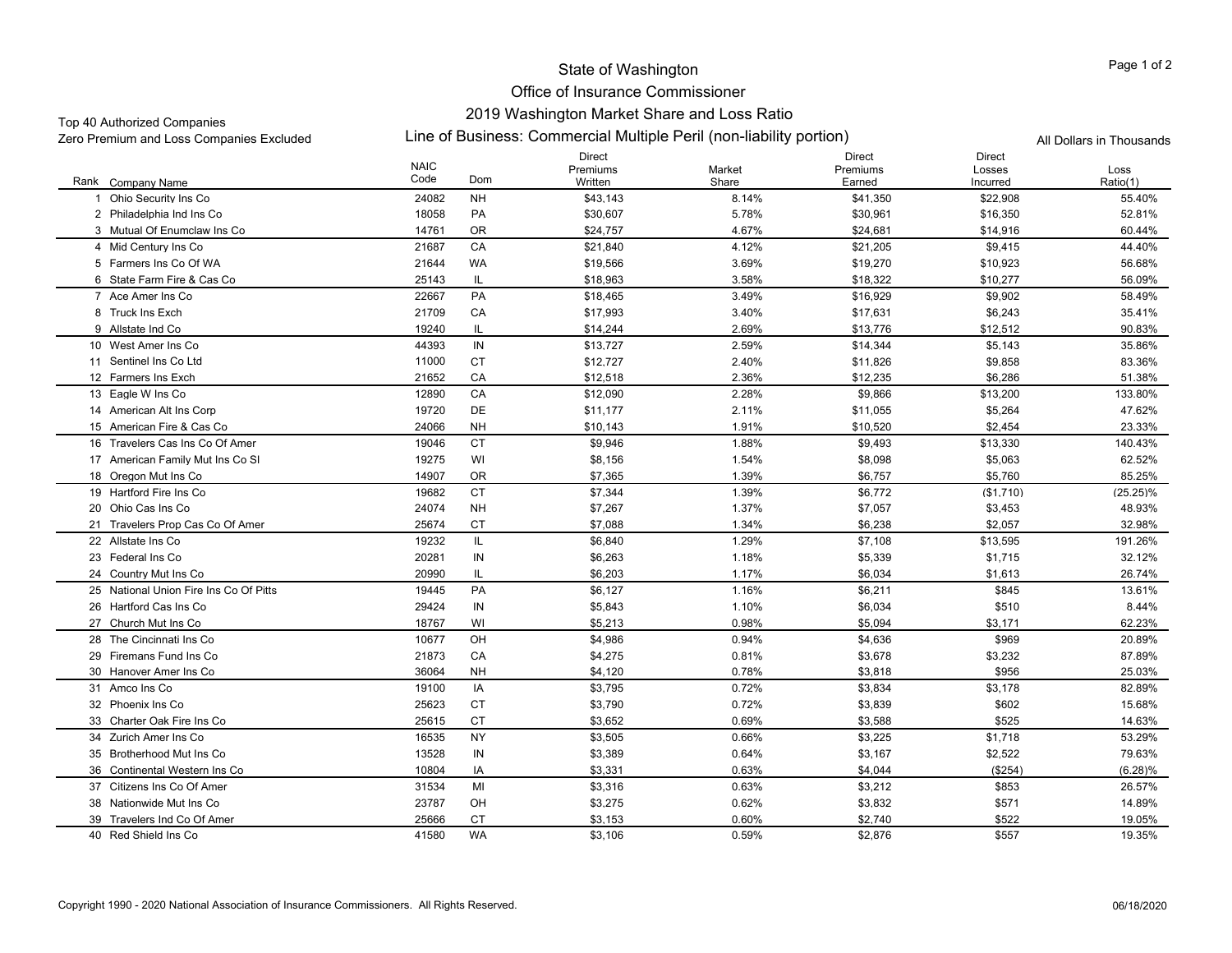State of Washington

Office of Insurance Commissioner

2019 Washington Market Share and Loss Ratio

Line of Business: Commercial Multiple Peril (non-liability portion)

Top 40 Authorized Companies
Zero Premium and Loss Companies Excluded

All Dollars in Thousands

| Rank | Company Name | NAIC Code | Dom | Direct Premiums Written | Market Share | Direct Premiums Earned | Direct Losses Incurred | Loss Ratio(1) |
|---|---|---|---|---|---|---|---|---|
| 1 | Ohio Security Ins Co | 24082 | NH | $43,143 | 8.14% | $41,350 | $22,908 | 55.40% |
| 2 | Philadelphia Ind Ins Co | 18058 | PA | $30,607 | 5.78% | $30,961 | $16,350 | 52.81% |
| 3 | Mutual Of Enumclaw Ins Co | 14761 | OR | $24,757 | 4.67% | $24,681 | $14,916 | 60.44% |
| 4 | Mid Century Ins Co | 21687 | CA | $21,840 | 4.12% | $21,205 | $9,415 | 44.40% |
| 5 | Farmers Ins Co Of WA | 21644 | WA | $19,566 | 3.69% | $19,270 | $10,923 | 56.68% |
| 6 | State Farm Fire & Cas Co | 25143 | IL | $18,963 | 3.58% | $18,322 | $10,277 | 56.09% |
| 7 | Ace Amer Ins Co | 22667 | PA | $18,465 | 3.49% | $16,929 | $9,902 | 58.49% |
| 8 | Truck Ins Exch | 21709 | CA | $17,993 | 3.40% | $17,631 | $6,243 | 35.41% |
| 9 | Allstate Ind Co | 19240 | IL | $14,244 | 2.69% | $13,776 | $12,512 | 90.83% |
| 10 | West Amer Ins Co | 44393 | IN | $13,727 | 2.59% | $14,344 | $5,143 | 35.86% |
| 11 | Sentinel Ins Co Ltd | 11000 | CT | $12,727 | 2.40% | $11,826 | $9,858 | 83.36% |
| 12 | Farmers Ins Exch | 21652 | CA | $12,518 | 2.36% | $12,235 | $6,286 | 51.38% |
| 13 | Eagle W Ins Co | 12890 | CA | $12,090 | 2.28% | $9,866 | $13,200 | 133.80% |
| 14 | American Alt Ins Corp | 19720 | DE | $11,177 | 2.11% | $11,055 | $5,264 | 47.62% |
| 15 | American Fire & Cas Co | 24066 | NH | $10,143 | 1.91% | $10,520 | $2,454 | 23.33% |
| 16 | Travelers Cas Ins Co Of Amer | 19046 | CT | $9,946 | 1.88% | $9,493 | $13,330 | 140.43% |
| 17 | American Family Mut Ins Co SI | 19275 | WI | $8,156 | 1.54% | $8,098 | $5,063 | 62.52% |
| 18 | Oregon Mut Ins Co | 14907 | OR | $7,365 | 1.39% | $6,757 | $5,760 | 85.25% |
| 19 | Hartford Fire Ins Co | 19682 | CT | $7,344 | 1.39% | $6,772 | ($1,710) | (25.25)% |
| 20 | Ohio Cas Ins Co | 24074 | NH | $7,267 | 1.37% | $7,057 | $3,453 | 48.93% |
| 21 | Travelers Prop Cas Co Of Amer | 25674 | CT | $7,088 | 1.34% | $6,238 | $2,057 | 32.98% |
| 22 | Allstate Ins Co | 19232 | IL | $6,840 | 1.29% | $7,108 | $13,595 | 191.26% |
| 23 | Federal Ins Co | 20281 | IN | $6,263 | 1.18% | $5,339 | $1,715 | 32.12% |
| 24 | Country Mut Ins Co | 20990 | IL | $6,203 | 1.17% | $6,034 | $1,613 | 26.74% |
| 25 | National Union Fire Ins Co Of Pitts | 19445 | PA | $6,127 | 1.16% | $6,211 | $845 | 13.61% |
| 26 | Hartford Cas Ins Co | 29424 | IN | $5,843 | 1.10% | $6,034 | $510 | 8.44% |
| 27 | Church Mut Ins Co | 18767 | WI | $5,213 | 0.98% | $5,094 | $3,171 | 62.23% |
| 28 | The Cincinnati Ins Co | 10677 | OH | $4,986 | 0.94% | $4,636 | $969 | 20.89% |
| 29 | Firemans Fund Ins Co | 21873 | CA | $4,275 | 0.81% | $3,678 | $3,232 | 87.89% |
| 30 | Hanover Amer Ins Co | 36064 | NH | $4,120 | 0.78% | $3,818 | $956 | 25.03% |
| 31 | Amco Ins Co | 19100 | IA | $3,795 | 0.72% | $3,834 | $3,178 | 82.89% |
| 32 | Phoenix Ins Co | 25623 | CT | $3,790 | 0.72% | $3,839 | $602 | 15.68% |
| 33 | Charter Oak Fire Ins Co | 25615 | CT | $3,652 | 0.69% | $3,588 | $525 | 14.63% |
| 34 | Zurich Amer Ins Co | 16535 | NY | $3,505 | 0.66% | $3,225 | $1,718 | 53.29% |
| 35 | Brotherhood Mut Ins Co | 13528 | IN | $3,389 | 0.64% | $3,167 | $2,522 | 79.63% |
| 36 | Continental Western Ins Co | 10804 | IA | $3,331 | 0.63% | $4,044 | ($254) | (6.28)% |
| 37 | Citizens Ins Co Of Amer | 31534 | MI | $3,316 | 0.63% | $3,212 | $853 | 26.57% |
| 38 | Nationwide Mut Ins Co | 23787 | OH | $3,275 | 0.62% | $3,832 | $571 | 14.89% |
| 39 | Travelers Ind Co Of Amer | 25666 | CT | $3,153 | 0.60% | $2,740 | $522 | 19.05% |
| 40 | Red Shield Ins Co | 41580 | WA | $3,106 | 0.59% | $2,876 | $557 | 19.35% |

Copyright 1990 - 2020 National Association of Insurance Commissioners. All Rights Reserved.

06/18/2020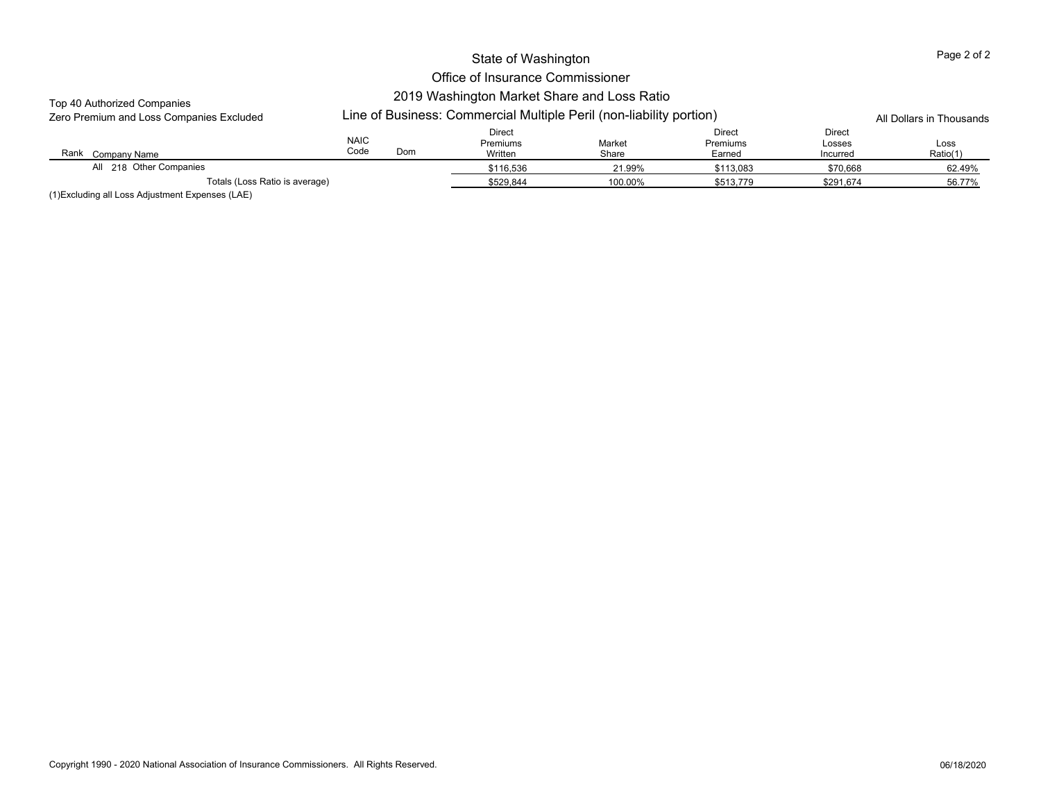State of Washington

Office of Insurance Commissioner

2019 Washington Market Share and Loss Ratio

Top 40 Authorized Companies

Zero Premium and Loss Companies Excluded

Line of Business: Commercial Multiple Peril (non-liability portion)

All Dollars in Thousands

| Rank | Company Name | NAIC Code | Dom | Direct Premiums Written | Market Share | Direct Premiums Earned | Direct Losses Incurred | Loss Ratio(1) |
|---|---|---|---|---|---|---|---|---|
| All | 218 Other Companies | | | $116,536 | 21.99% | $113,083 | $70,668 | 62.49% |
| | Totals (Loss Ratio is average) | | | $529,844 | 100.00% | $513,779 | $291,674 | 56.77% |

(1)Excluding all Loss Adjustment Expenses (LAE)

Copyright 1990 - 2020 National Association of Insurance Commissioners. All Rights Reserved.

06/18/2020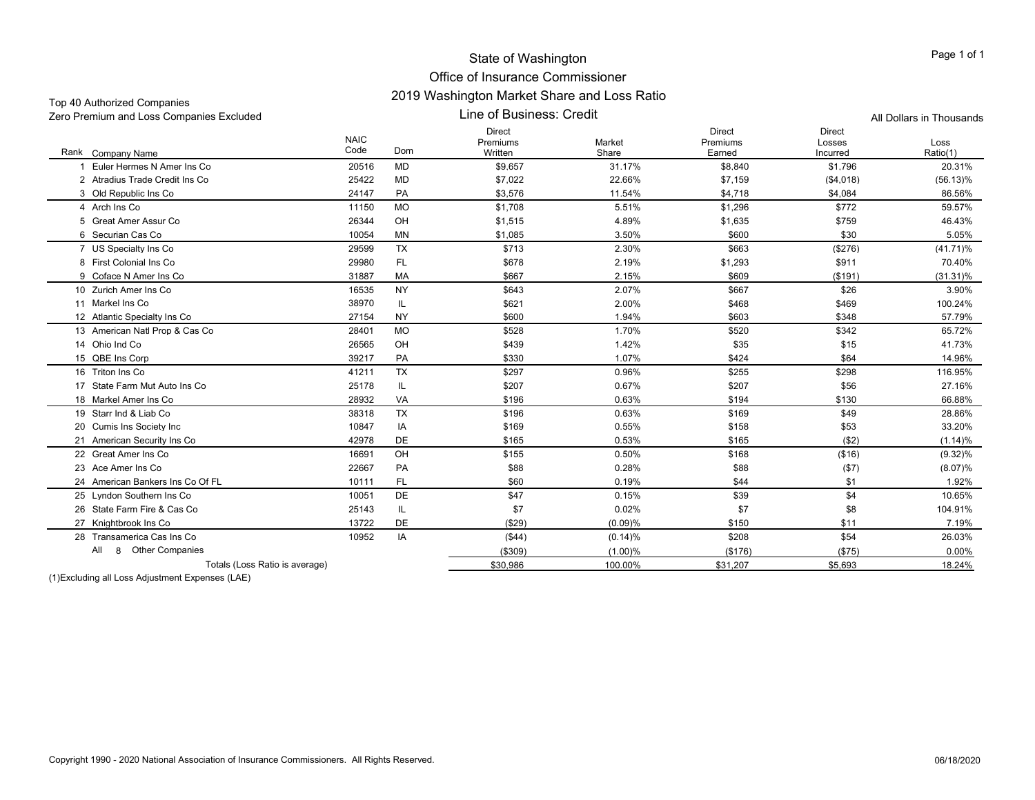# State of Washington
## Office of Insurance Commissioner
## 2019 Washington Market Share and Loss Ratio
### Line of Business: Credit

Top 40 Authorized Companies
Zero Premium and Loss Companies Excluded

All Dollars in Thousands

| Rank | Company Name | NAIC Code | Dom | Direct Premiums Written | Market Share | Direct Premiums Earned | Direct Losses Incurred | Loss Ratio(1) |
|---|---|---|---|---|---|---|---|---|
| 1 | Euler Hermes N Amer Ins Co | 20516 | MD | $9,657 | 31.17% | $8,840 | $1,796 | 20.31% |
| 2 | Atradius Trade Credit Ins Co | 25422 | MD | $7,022 | 22.66% | $7,159 | ($4,018) | (56.13)% |
| 3 | Old Republic Ins Co | 24147 | PA | $3,576 | 11.54% | $4,718 | $4,084 | 86.56% |
| 4 | Arch Ins Co | 11150 | MO | $1,708 | 5.51% | $1,296 | $772 | 59.57% |
| 5 | Great Amer Assur Co | 26344 | OH | $1,515 | 4.89% | $1,635 | $759 | 46.43% |
| 6 | Securian Cas Co | 10054 | MN | $1,085 | 3.50% | $600 | $30 | 5.05% |
| 7 | US Specialty Ins Co | 29599 | TX | $713 | 2.30% | $663 | ($276) | (41.71)% |
| 8 | First Colonial Ins Co | 29980 | FL | $678 | 2.19% | $1,293 | $911 | 70.40% |
| 9 | Coface N Amer Ins Co | 31887 | MA | $667 | 2.15% | $609 | ($191) | (31.31)% |
| 10 | Zurich Amer Ins Co | 16535 | NY | $643 | 2.07% | $667 | $26 | 3.90% |
| 11 | Markel Ins Co | 38970 | IL | $621 | 2.00% | $468 | $469 | 100.24% |
| 12 | Atlantic Specialty Ins Co | 27154 | NY | $600 | 1.94% | $603 | $348 | 57.79% |
| 13 | American Natl Prop & Cas Co | 28401 | MO | $528 | 1.70% | $520 | $342 | 65.72% |
| 14 | Ohio Ind Co | 26565 | OH | $439 | 1.42% | $35 | $15 | 41.73% |
| 15 | QBE Ins Corp | 39217 | PA | $330 | 1.07% | $424 | $64 | 14.96% |
| 16 | Triton Ins Co | 41211 | TX | $297 | 0.96% | $255 | $298 | 116.95% |
| 17 | State Farm Mut Auto Ins Co | 25178 | IL | $207 | 0.67% | $207 | $56 | 27.16% |
| 18 | Markel Amer Ins Co | 28932 | VA | $196 | 0.63% | $194 | $130 | 66.88% |
| 19 | Starr Ind & Liab Co | 38318 | TX | $196 | 0.63% | $169 | $49 | 28.86% |
| 20 | Cumis Ins Society Inc | 10847 | IA | $169 | 0.55% | $158 | $53 | 33.20% |
| 21 | American Security Ins Co | 42978 | DE | $165 | 0.53% | $165 | ($2) | (1.14)% |
| 22 | Great Amer Ins Co | 16691 | OH | $155 | 0.50% | $168 | ($16) | (9.32)% |
| 23 | Ace Amer Ins Co | 22667 | PA | $88 | 0.28% | $88 | ($7) | (8.07)% |
| 24 | American Bankers Ins Co Of FL | 10111 | FL | $60 | 0.19% | $44 | $1 | 1.92% |
| 25 | Lyndon Southern Ins Co | 10051 | DE | $47 | 0.15% | $39 | $4 | 10.65% |
| 26 | State Farm Fire & Cas Co | 25143 | IL | $7 | 0.02% | $7 | $8 | 104.91% |
| 27 | Knightbrook Ins Co | 13722 | DE | ($29) | (0.09)% | $150 | $11 | 7.19% |
| 28 | Transamerica Cas Ins Co | 10952 | IA | ($44) | (0.14)% | $208 | $54 | 26.03% |
| All 8 | Other Companies | | | ($309) | (1.00)% | ($176) | ($75) | 0.00% |
| | Totals (Loss Ratio is average) | | | $30,986 | 100.00% | $31,207 | $5,693 | 18.24% |

(1)Excluding all Loss Adjustment Expenses (LAE)

Copyright 1990 - 2020 National Association of Insurance Commissioners. All Rights Reserved.

06/18/2020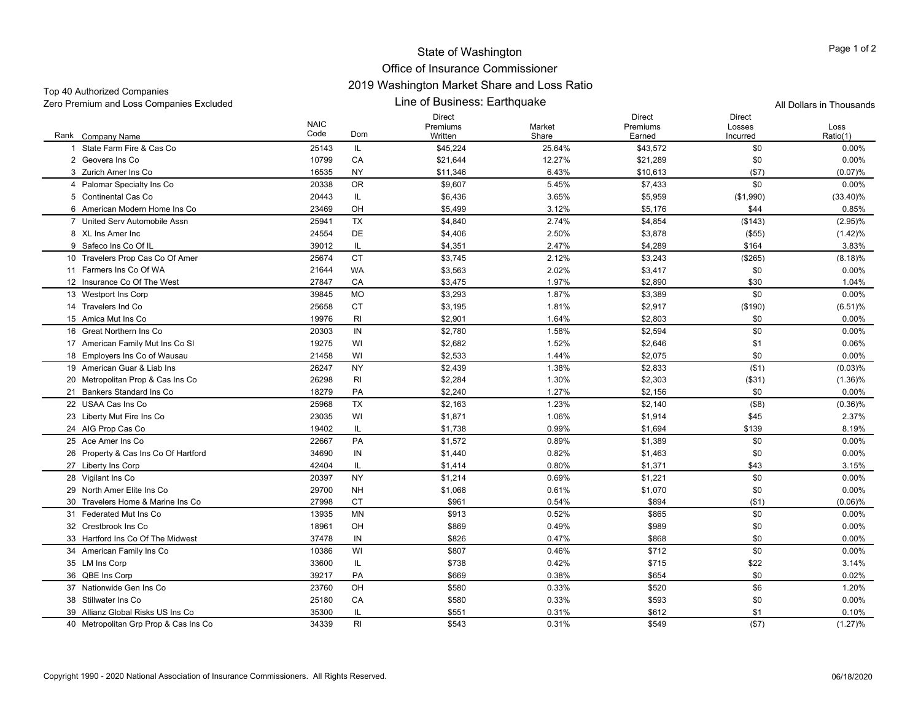# State of Washington

## Office of Insurance Commissioner

## 2019 Washington Market Share and Loss Ratio

### Line of Business: Earthquake

Top 40 Authorized Companies
Zero Premium and Loss Companies Excluded

All Dollars in Thousands

| Rank | Company Name | NAIC Code | Dom | Direct Premiums Written | Market Share | Direct Premiums Earned | Direct Losses Incurred | Loss Ratio(1) |
|---|---|---|---|---|---|---|---|---|
| 1 | State Farm Fire & Cas Co | 25143 | IL | $45,224 | 25.64% | $43,572 | $0 | 0.00% |
| 2 | Geovera Ins Co | 10799 | CA | $21,644 | 12.27% | $21,289 | $0 | 0.00% |
| 3 | Zurich Amer Ins Co | 16535 | NY | $11,346 | 6.43% | $10,613 | ($7) | (0.07)% |
| 4 | Palomar Specialty Ins Co | 20338 | OR | $9,607 | 5.45% | $7,433 | $0 | 0.00% |
| 5 | Continental Cas Co | 20443 | IL | $6,436 | 3.65% | $5,959 | ($1,990) | (33.40)% |
| 6 | American Modern Home Ins Co | 23469 | OH | $5,499 | 3.12% | $5,176 | $44 | 0.85% |
| 7 | United Serv Automobile Assn | 25941 | TX | $4,840 | 2.74% | $4,854 | ($143) | (2.95)% |
| 8 | XL Ins Amer Inc | 24554 | DE | $4,406 | 2.50% | $3,878 | ($55) | (1.42)% |
| 9 | Safeco Ins Co Of IL | 39012 | IL | $4,351 | 2.47% | $4,289 | $164 | 3.83% |
| 10 | Travelers Prop Cas Co Of Amer | 25674 | CT | $3,745 | 2.12% | $3,243 | ($265) | (8.18)% |
| 11 | Farmers Ins Co Of WA | 21644 | WA | $3,563 | 2.02% | $3,417 | $0 | 0.00% |
| 12 | Insurance Co Of The West | 27847 | CA | $3,475 | 1.97% | $2,890 | $30 | 1.04% |
| 13 | Westport Ins Corp | 39845 | MO | $3,293 | 1.87% | $3,389 | $0 | 0.00% |
| 14 | Travelers Ind Co | 25658 | CT | $3,195 | 1.81% | $2,917 | ($190) | (6.51)% |
| 15 | Amica Mut Ins Co | 19976 | RI | $2,901 | 1.64% | $2,803 | $0 | 0.00% |
| 16 | Great Northern Ins Co | 20303 | IN | $2,780 | 1.58% | $2,594 | $0 | 0.00% |
| 17 | American Family Mut Ins Co SI | 19275 | WI | $2,682 | 1.52% | $2,646 | $1 | 0.06% |
| 18 | Employers Ins Co of Wausau | 21458 | WI | $2,533 | 1.44% | $2,075 | $0 | 0.00% |
| 19 | American Guar & Liab Ins | 26247 | NY | $2,439 | 1.38% | $2,833 | ($1) | (0.03)% |
| 20 | Metropolitan Prop & Cas Ins Co | 26298 | RI | $2,284 | 1.30% | $2,303 | ($31) | (1.36)% |
| 21 | Bankers Standard Ins Co | 18279 | PA | $2,240 | 1.27% | $2,156 | $0 | 0.00% |
| 22 | USAA Cas Ins Co | 25968 | TX | $2,163 | 1.23% | $2,140 | ($8) | (0.36)% |
| 23 | Liberty Mut Fire Ins Co | 23035 | WI | $1,871 | 1.06% | $1,914 | $45 | 2.37% |
| 24 | AIG Prop Cas Co | 19402 | IL | $1,738 | 0.99% | $1,694 | $139 | 8.19% |
| 25 | Ace Amer Ins Co | 22667 | PA | $1,572 | 0.89% | $1,389 | $0 | 0.00% |
| 26 | Property & Cas Ins Co Of Hartford | 34690 | IN | $1,440 | 0.82% | $1,463 | $0 | 0.00% |
| 27 | Liberty Ins Corp | 42404 | IL | $1,414 | 0.80% | $1,371 | $43 | 3.15% |
| 28 | Vigilant Ins Co | 20397 | NY | $1,214 | 0.69% | $1,221 | $0 | 0.00% |
| 29 | North Amer Elite Ins Co | 29700 | NH | $1,068 | 0.61% | $1,070 | $0 | 0.00% |
| 30 | Travelers Home & Marine Ins Co | 27998 | CT | $961 | 0.54% | $894 | ($1) | (0.06)% |
| 31 | Federated Mut Ins Co | 13935 | MN | $913 | 0.52% | $865 | $0 | 0.00% |
| 32 | Crestbrook Ins Co | 18961 | OH | $869 | 0.49% | $989 | $0 | 0.00% |
| 33 | Hartford Ins Co Of The Midwest | 37478 | IN | $826 | 0.47% | $868 | $0 | 0.00% |
| 34 | American Family Ins Co | 10386 | WI | $807 | 0.46% | $712 | $0 | 0.00% |
| 35 | LM Ins Corp | 33600 | IL | $738 | 0.42% | $715 | $22 | 3.14% |
| 36 | QBE Ins Corp | 39217 | PA | $669 | 0.38% | $654 | $0 | 0.02% |
| 37 | Nationwide Gen Ins Co | 23760 | OH | $580 | 0.33% | $520 | $6 | 1.20% |
| 38 | Stillwater Ins Co | 25180 | CA | $580 | 0.33% | $593 | $0 | 0.00% |
| 39 | Allianz Global Risks US Ins Co | 35300 | IL | $551 | 0.31% | $612 | $1 | 0.10% |
| 40 | Metropolitan Grp Prop & Cas Ins Co | 34339 | RI | $543 | 0.31% | $549 | ($7) | (1.27)% |

Copyright 1990 - 2020 National Association of Insurance Commissioners. All Rights Reserved.

06/18/2020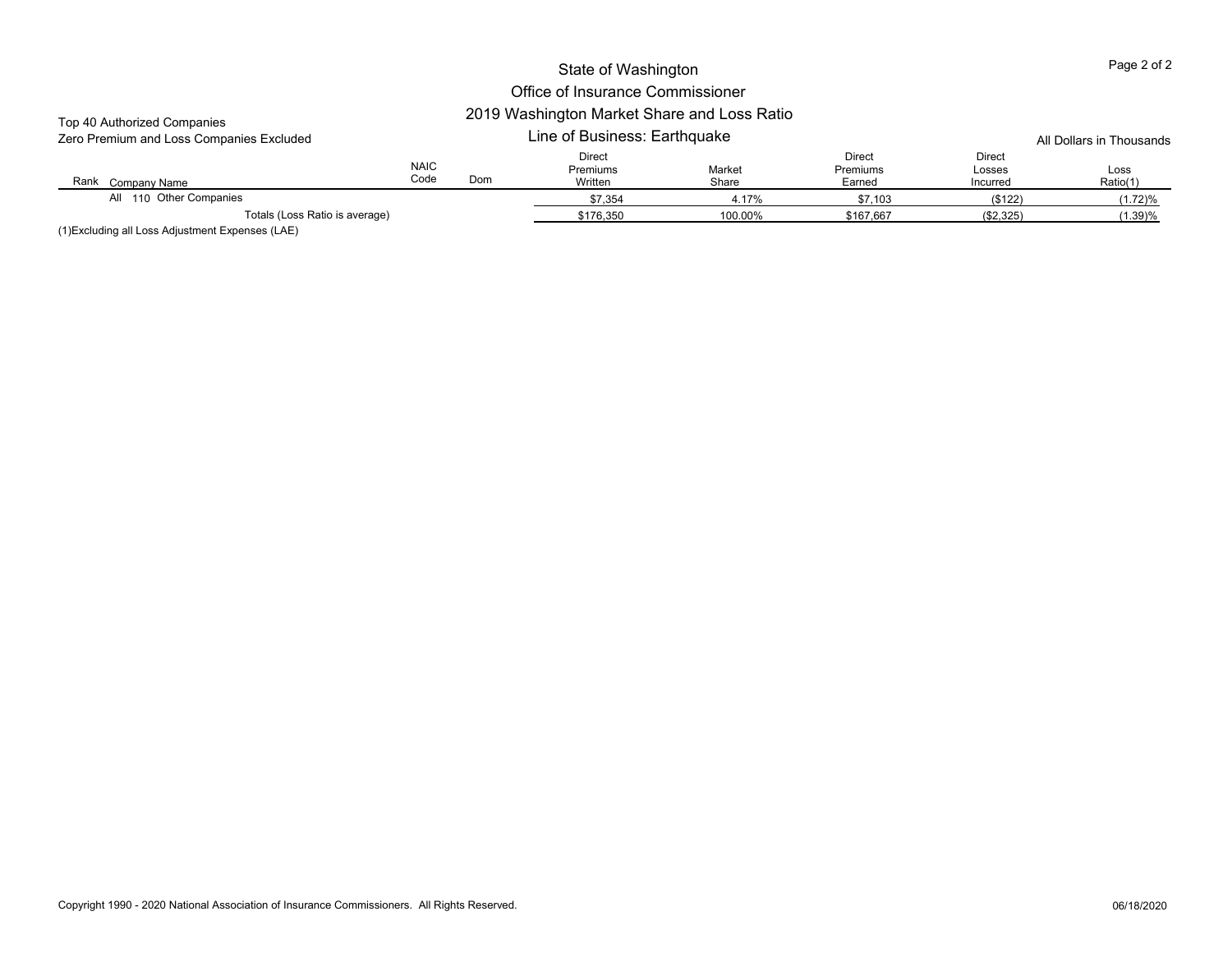# State of Washington
## Office of Insurance Commissioner
## 2019 Washington Market Share and Loss Ratio
### Line of Business: Earthquake

Top 40 Authorized Companies
Zero Premium and Loss Companies Excluded

All Dollars in Thousands

| Rank | Company Name | NAIC Code | Dom | Direct Premiums Written | Market Share | Direct Premiums Earned | Direct Losses Incurred | Loss Ratio(1) |
|---|---|---|---|---|---|---|---|---|
| All | 110 Other Companies | | | $7,354 | 4.17% | $7,103 | ($122) | (1.72)% |
| | Totals (Loss Ratio is average) | | | $176,350 | 100.00% | $167,667 | ($2,325) | (1.39)% |

(1)Excluding all Loss Adjustment Expenses (LAE)

Copyright 1990 - 2020 National Association of Insurance Commissioners. All Rights Reserved.

06/18/2020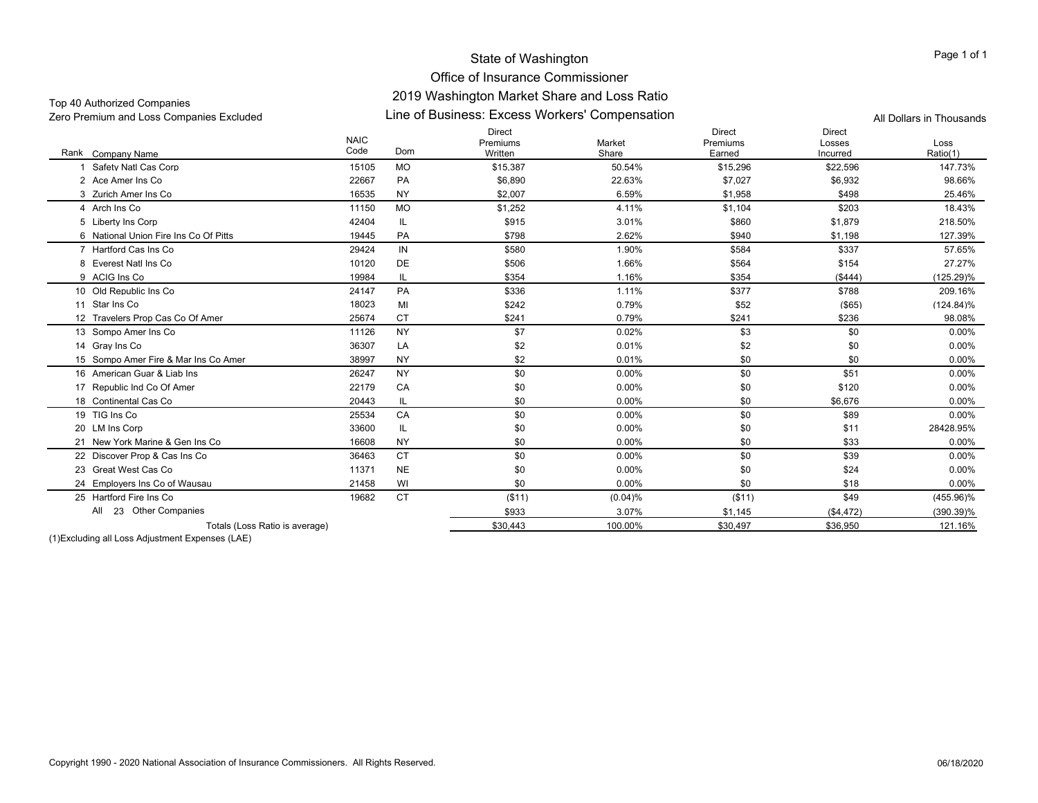# State of Washington
## Office of Insurance Commissioner
## 2019 Washington Market Share and Loss Ratio
## Line of Business: Excess Workers' Compensation

Top 40 Authorized Companies
Zero Premium and Loss Companies Excluded

All Dollars in Thousands

| Rank | Company Name | NAIC Code | Dom | Direct Premiums Written | Market Share | Direct Premiums Earned | Direct Losses Incurred | Loss Ratio(1) |
|---|---|---|---|---|---|---|---|---|
| 1 | Safety Natl Cas Corp | 15105 | MO | $15,387 | 50.54% | $15,296 | $22,596 | 147.73% |
| 2 | Ace Amer Ins Co | 22667 | PA | $6,890 | 22.63% | $7,027 | $6,932 | 98.66% |
| 3 | Zurich Amer Ins Co | 16535 | NY | $2,007 | 6.59% | $1,958 | $498 | 25.46% |
| 4 | Arch Ins Co | 11150 | MO | $1,252 | 4.11% | $1,104 | $203 | 18.43% |
| 5 | Liberty Ins Corp | 42404 | IL | $915 | 3.01% | $860 | $1,879 | 218.50% |
| 6 | National Union Fire Ins Co Of Pitts | 19445 | PA | $798 | 2.62% | $940 | $1,198 | 127.39% |
| 7 | Hartford Cas Ins Co | 29424 | IN | $580 | 1.90% | $584 | $337 | 57.65% |
| 8 | Everest Natl Ins Co | 10120 | DE | $506 | 1.66% | $564 | $154 | 27.27% |
| 9 | ACIG Ins Co | 19984 | IL | $354 | 1.16% | $354 | ($444) | (125.29)% |
| 10 | Old Republic Ins Co | 24147 | PA | $336 | 1.11% | $377 | $788 | 209.16% |
| 11 | Star Ins Co | 18023 | MI | $242 | 0.79% | $52 | ($65) | (124.84)% |
| 12 | Travelers Prop Cas Co Of Amer | 25674 | CT | $241 | 0.79% | $241 | $236 | 98.08% |
| 13 | Sompo Amer Ins Co | 11126 | NY | $7 | 0.02% | $3 | $0 | 0.00% |
| 14 | Gray Ins Co | 36307 | LA | $2 | 0.01% | $2 | $0 | 0.00% |
| 15 | Sompo Amer Fire & Mar Ins Co Amer | 38997 | NY | $2 | 0.01% | $0 | $0 | 0.00% |
| 16 | American Guar & Liab Ins | 26247 | NY | $0 | 0.00% | $0 | $51 | 0.00% |
| 17 | Republic Ind Co Of Amer | 22179 | CA | $0 | 0.00% | $0 | $120 | 0.00% |
| 18 | Continental Cas Co | 20443 | IL | $0 | 0.00% | $0 | $6,676 | 0.00% |
| 19 | TIG Ins Co | 25534 | CA | $0 | 0.00% | $0 | $89 | 0.00% |
| 20 | LM Ins Corp | 33600 | IL | $0 | 0.00% | $0 | $11 | 28428.95% |
| 21 | New York Marine & Gen Ins Co | 16608 | NY | $0 | 0.00% | $0 | $33 | 0.00% |
| 22 | Discover Prop & Cas Ins Co | 36463 | CT | $0 | 0.00% | $0 | $39 | 0.00% |
| 23 | Great West Cas Co | 11371 | NE | $0 | 0.00% | $0 | $24 | 0.00% |
| 24 | Employers Ins Co of Wausau | 21458 | WI | $0 | 0.00% | $0 | $18 | 0.00% |
| 25 | Hartford Fire Ins Co | 19682 | CT | ($11) | (0.04)% | ($11) | $49 | (455.96)% |
| | All 23 Other Companies | | | $933 | 3.07% | $1,145 | ($4,472) | (390.39)% |
| | Totals (Loss Ratio is average) | | | $30,443 | 100.00% | $30,497 | $36,950 | 121.16% |

(1)Excluding all Loss Adjustment Expenses (LAE)

Copyright 1990 - 2020 National Association of Insurance Commissioners. All Rights Reserved.

06/18/2020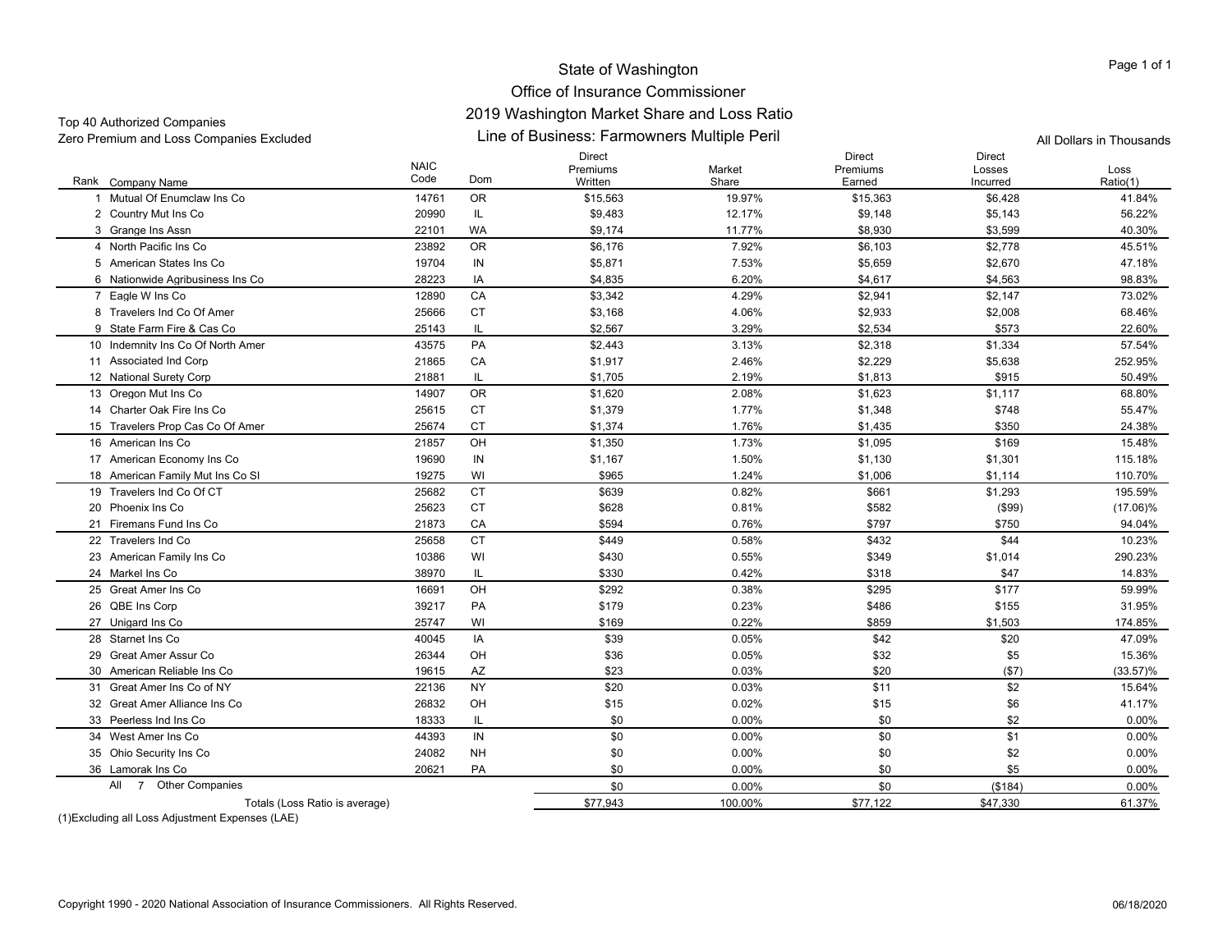# State of Washington
## Office of Insurance Commissioner
## 2019 Washington Market Share and Loss Ratio
## Line of Business: Farmowners Multiple Peril

Top 40 Authorized Companies
Zero Premium and Loss Companies Excluded

All Dollars in Thousands

| Rank | Company Name | NAIC Code | Dom | Direct Premiums Written | Market Share | Direct Premiums Earned | Direct Losses Incurred | Loss Ratio(1) |
|---|---|---|---|---|---|---|---|---|
| 1 | Mutual Of Enumclaw Ins Co | 14761 | OR | $15,563 | 19.97% | $15,363 | $6,428 | 41.84% |
| 2 | Country Mut Ins Co | 20990 | IL | $9,483 | 12.17% | $9,148 | $5,143 | 56.22% |
| 3 | Grange Ins Assn | 22101 | WA | $9,174 | 11.77% | $8,930 | $3,599 | 40.30% |
| 4 | North Pacific Ins Co | 23892 | OR | $6,176 | 7.92% | $6,103 | $2,778 | 45.51% |
| 5 | American States Ins Co | 19704 | IN | $5,871 | 7.53% | $5,659 | $2,670 | 47.18% |
| 6 | Nationwide Agribusiness Ins Co | 28223 | IA | $4,835 | 6.20% | $4,617 | $4,563 | 98.83% |
| 7 | Eagle W Ins Co | 12890 | CA | $3,342 | 4.29% | $2,941 | $2,147 | 73.02% |
| 8 | Travelers Ind Co Of Amer | 25666 | CT | $3,168 | 4.06% | $2,933 | $2,008 | 68.46% |
| 9 | State Farm Fire & Cas Co | 25143 | IL | $2,567 | 3.29% | $2,534 | $573 | 22.60% |
| 10 | Indemnity Ins Co Of North Amer | 43575 | PA | $2,443 | 3.13% | $2,318 | $1,334 | 57.54% |
| 11 | Associated Ind Corp | 21865 | CA | $1,917 | 2.46% | $2,229 | $5,638 | 252.95% |
| 12 | National Surety Corp | 21881 | IL | $1,705 | 2.19% | $1,813 | $915 | 50.49% |
| 13 | Oregon Mut Ins Co | 14907 | OR | $1,620 | 2.08% | $1,623 | $1,117 | 68.80% |
| 14 | Charter Oak Fire Ins Co | 25615 | CT | $1,379 | 1.77% | $1,348 | $748 | 55.47% |
| 15 | Travelers Prop Cas Co Of Amer | 25674 | CT | $1,374 | 1.76% | $1,435 | $350 | 24.38% |
| 16 | American Ins Co | 21857 | OH | $1,350 | 1.73% | $1,095 | $169 | 15.48% |
| 17 | American Economy Ins Co | 19690 | IN | $1,167 | 1.50% | $1,130 | $1,301 | 115.18% |
| 18 | American Family Mut Ins Co SI | 19275 | WI | $965 | 1.24% | $1,006 | $1,114 | 110.70% |
| 19 | Travelers Ind Co Of CT | 25682 | CT | $639 | 0.82% | $661 | $1,293 | 195.59% |
| 20 | Phoenix Ins Co | 25623 | CT | $628 | 0.81% | $582 | ($99) | (17.06)% |
| 21 | Firemans Fund Ins Co | 21873 | CA | $594 | 0.76% | $797 | $750 | 94.04% |
| 22 | Travelers Ind Co | 25658 | CT | $449 | 0.58% | $432 | $44 | 10.23% |
| 23 | American Family Ins Co | 10386 | WI | $430 | 0.55% | $349 | $1,014 | 290.23% |
| 24 | Markel Ins Co | 38970 | IL | $330 | 0.42% | $318 | $47 | 14.83% |
| 25 | Great Amer Ins Co | 16691 | OH | $292 | 0.38% | $295 | $177 | 59.99% |
| 26 | QBE Ins Corp | 39217 | PA | $179 | 0.23% | $486 | $155 | 31.95% |
| 27 | Unigard Ins Co | 25747 | WI | $169 | 0.22% | $859 | $1,503 | 174.85% |
| 28 | Starnet Ins Co | 40045 | IA | $39 | 0.05% | $42 | $20 | 47.09% |
| 29 | Great Amer Assur Co | 26344 | OH | $36 | 0.05% | $32 | $5 | 15.36% |
| 30 | American Reliable Ins Co | 19615 | AZ | $23 | 0.03% | $20 | ($7) | (33.57)% |
| 31 | Great Amer Ins Co of NY | 22136 | NY | $20 | 0.03% | $11 | $2 | 15.64% |
| 32 | Great Amer Alliance Ins Co | 26832 | OH | $15 | 0.02% | $15 | $6 | 41.17% |
| 33 | Peerless Ind Ins Co | 18333 | IL | $0 | 0.00% | $0 | $2 | 0.00% |
| 34 | West Amer Ins Co | 44393 | IN | $0 | 0.00% | $0 | $1 | 0.00% |
| 35 | Ohio Security Ins Co | 24082 | NH | $0 | 0.00% | $0 | $2 | 0.00% |
| 36 | Lamorak Ins Co | 20621 | PA | $0 | 0.00% | $0 | $5 | 0.00% |
| All | 7 Other Companies | | | $0 | 0.00% | $0 | ($184) | 0.00% |
| | Totals (Loss Ratio is average) | | | $77,943 | 100.00% | $77,122 | $47,330 | 61.37% |

(1)Excluding all Loss Adjustment Expenses (LAE)

Copyright 1990 - 2020 National Association of Insurance Commissioners. All Rights Reserved.

06/18/2020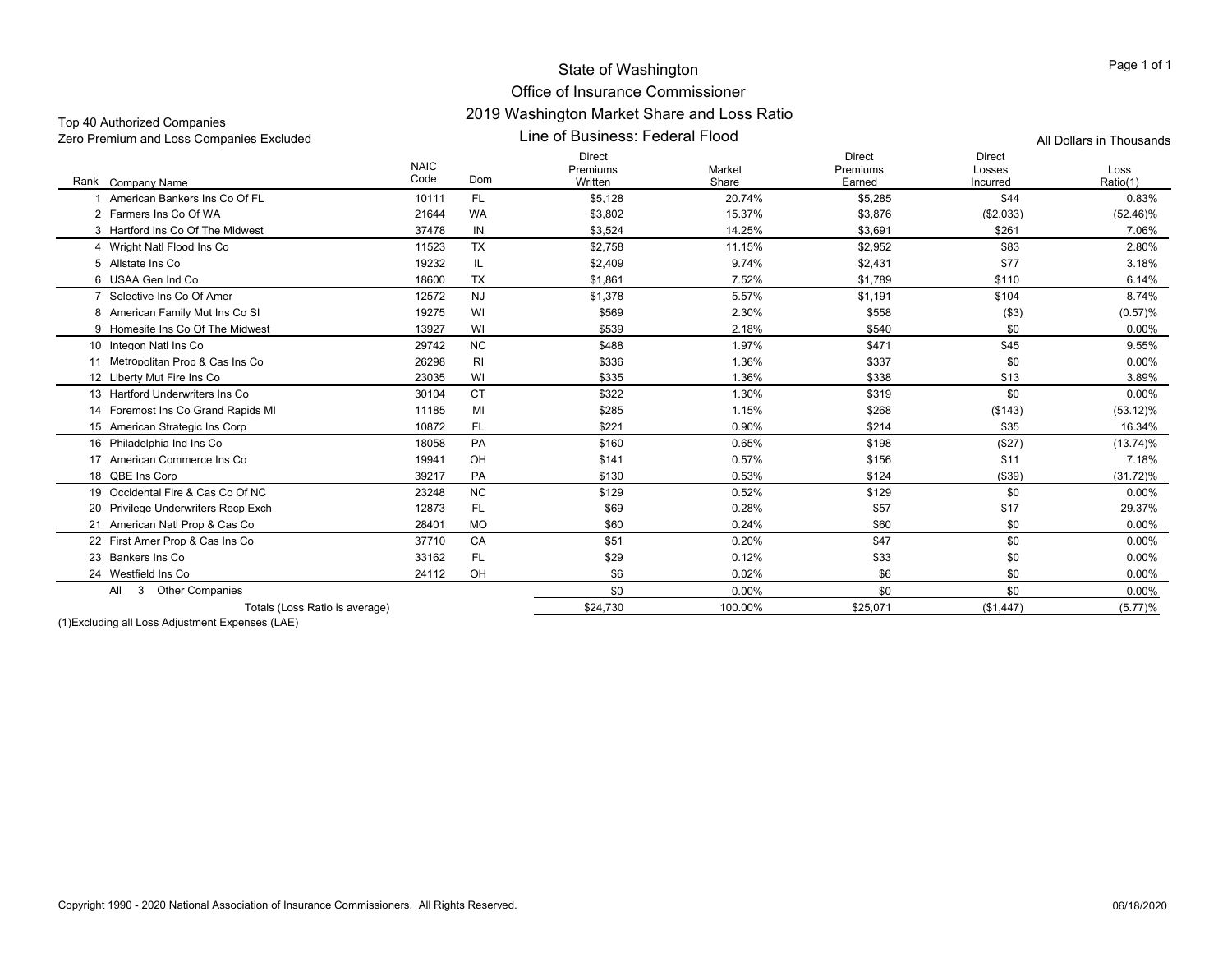# State of Washington
## Office of Insurance Commissioner
## 2019 Washington Market Share and Loss Ratio
## Line of Business: Federal Flood

Top 40 Authorized Companies
Zero Premium and Loss Companies Excluded

All Dollars in Thousands

| Rank | Company Name | NAIC Code | Dom | Direct Premiums Written | Market Share | Direct Premiums Earned | Direct Losses Incurred | Loss Ratio(1) |
|---|---|---|---|---|---|---|---|---|
| 1 | American Bankers Ins Co Of FL | 10111 | FL | $5,128 | 20.74% | $5,285 | $44 | 0.83% |
| 2 | Farmers Ins Co Of WA | 21644 | WA | $3,802 | 15.37% | $3,876 | ($2,033) | (52.46)% |
| 3 | Hartford Ins Co Of The Midwest | 37478 | IN | $3,524 | 14.25% | $3,691 | $261 | 7.06% |
| 4 | Wright Natl Flood Ins Co | 11523 | TX | $2,758 | 11.15% | $2,952 | $83 | 2.80% |
| 5 | Allstate Ins Co | 19232 | IL | $2,409 | 9.74% | $2,431 | $77 | 3.18% |
| 6 | USAA Gen Ind Co | 18600 | TX | $1,861 | 7.52% | $1,789 | $110 | 6.14% |
| 7 | Selective Ins Co Of Amer | 12572 | NJ | $1,378 | 5.57% | $1,191 | $104 | 8.74% |
| 8 | American Family Mut Ins Co SI | 19275 | WI | $569 | 2.30% | $558 | ($3) | (0.57)% |
| 9 | Homesite Ins Co Of The Midwest | 13927 | WI | $539 | 2.18% | $540 | $0 | 0.00% |
| 10 | Integon Natl Ins Co | 29742 | NC | $488 | 1.97% | $471 | $45 | 9.55% |
| 11 | Metropolitan Prop & Cas Ins Co | 26298 | RI | $336 | 1.36% | $337 | $0 | 0.00% |
| 12 | Liberty Mut Fire Ins Co | 23035 | WI | $335 | 1.36% | $338 | $13 | 3.89% |
| 13 | Hartford Underwriters Ins Co | 30104 | CT | $322 | 1.30% | $319 | $0 | 0.00% |
| 14 | Foremost Ins Co Grand Rapids MI | 11185 | MI | $285 | 1.15% | $268 | ($143) | (53.12)% |
| 15 | American Strategic Ins Corp | 10872 | FL | $221 | 0.90% | $214 | $35 | 16.34% |
| 16 | Philadelphia Ind Ins Co | 18058 | PA | $160 | 0.65% | $198 | ($27) | (13.74)% |
| 17 | American Commerce Ins Co | 19941 | OH | $141 | 0.57% | $156 | $11 | 7.18% |
| 18 | QBE Ins Corp | 39217 | PA | $130 | 0.53% | $124 | ($39) | (31.72)% |
| 19 | Occidental Fire & Cas Co Of NC | 23248 | NC | $129 | 0.52% | $129 | $0 | 0.00% |
| 20 | Privilege Underwriters Recp Exch | 12873 | FL | $69 | 0.28% | $57 | $17 | 29.37% |
| 21 | American Natl Prop & Cas Co | 28401 | MO | $60 | 0.24% | $60 | $0 | 0.00% |
| 22 | First Amer Prop & Cas Ins Co | 37710 | CA | $51 | 0.20% | $47 | $0 | 0.00% |
| 23 | Bankers Ins Co | 33162 | FL | $29 | 0.12% | $33 | $0 | 0.00% |
| 24 | Westfield Ins Co | 24112 | OH | $6 | 0.02% | $6 | $0 | 0.00% |
| | All 3 Other Companies | | | $0 | 0.00% | $0 | $0 | 0.00% |
| | Totals (Loss Ratio is average) | | | $24,730 | 100.00% | $25,071 | ($1,447) | (5.77)% |

(1)Excluding all Loss Adjustment Expenses (LAE)

Copyright 1990 - 2020 National Association of Insurance Commissioners. All Rights Reserved.

06/18/2020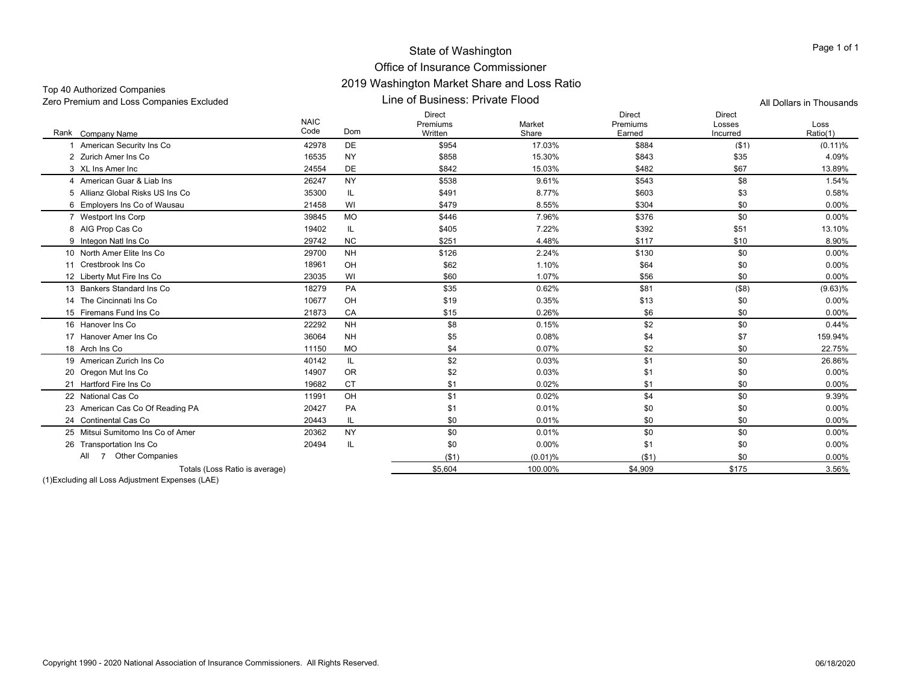# State of Washington
## Office of Insurance Commissioner
## 2019 Washington Market Share and Loss Ratio
## Line of Business: Private Flood

Top 40 Authorized Companies
Zero Premium and Loss Companies Excluded

All Dollars in Thousands

| Rank | Company Name | NAIC Code | Dom | Direct Premiums Written | Market Share | Direct Premiums Earned | Direct Losses Incurred | Loss Ratio(1) |
|---|---|---|---|---|---|---|---|---|
| 1 | American Security Ins Co | 42978 | DE | $954 | 17.03% | $884 | ($1) | (0.11)% |
| 2 | Zurich Amer Ins Co | 16535 | NY | $858 | 15.30% | $843 | $35 | 4.09% |
| 3 | XL Ins Amer Inc | 24554 | DE | $842 | 15.03% | $482 | $67 | 13.89% |
| 4 | American Guar & Liab Ins | 26247 | NY | $538 | 9.61% | $543 | $8 | 1.54% |
| 5 | Allianz Global Risks US Ins Co | 35300 | IL | $491 | 8.77% | $603 | $3 | 0.58% |
| 6 | Employers Ins Co of Wausau | 21458 | WI | $479 | 8.55% | $304 | $0 | 0.00% |
| 7 | Westport Ins Corp | 39845 | MO | $446 | 7.96% | $376 | $0 | 0.00% |
| 8 | AIG Prop Cas Co | 19402 | IL | $405 | 7.22% | $392 | $51 | 13.10% |
| 9 | Integon Natl Ins Co | 29742 | NC | $251 | 4.48% | $117 | $10 | 8.90% |
| 10 | North Amer Elite Ins Co | 29700 | NH | $126 | 2.24% | $130 | $0 | 0.00% |
| 11 | Crestbrook Ins Co | 18961 | OH | $62 | 1.10% | $64 | $0 | 0.00% |
| 12 | Liberty Mut Fire Ins Co | 23035 | WI | $60 | 1.07% | $56 | $0 | 0.00% |
| 13 | Bankers Standard Ins Co | 18279 | PA | $35 | 0.62% | $81 | ($8) | (9.63)% |
| 14 | The Cincinnati Ins Co | 10677 | OH | $19 | 0.35% | $13 | $0 | 0.00% |
| 15 | Firemans Fund Ins Co | 21873 | CA | $15 | 0.26% | $6 | $0 | 0.00% |
| 16 | Hanover Ins Co | 22292 | NH | $8 | 0.15% | $2 | $0 | 0.44% |
| 17 | Hanover Amer Ins Co | 36064 | NH | $5 | 0.08% | $4 | $7 | 159.94% |
| 18 | Arch Ins Co | 11150 | MO | $4 | 0.07% | $2 | $0 | 22.75% |
| 19 | American Zurich Ins Co | 40142 | IL | $2 | 0.03% | $1 | $0 | 26.86% |
| 20 | Oregon Mut Ins Co | 14907 | OR | $2 | 0.03% | $1 | $0 | 0.00% |
| 21 | Hartford Fire Ins Co | 19682 | CT | $1 | 0.02% | $1 | $0 | 0.00% |
| 22 | National Cas Co | 11991 | OH | $1 | 0.02% | $4 | $0 | 9.39% |
| 23 | American Cas Co Of Reading PA | 20427 | PA | $1 | 0.01% | $0 | $0 | 0.00% |
| 24 | Continental Cas Co | 20443 | IL | $0 | 0.01% | $0 | $0 | 0.00% |
| 25 | Mitsui Sumitomo Ins Co of Amer | 20362 | NY | $0 | 0.01% | $0 | $0 | 0.00% |
| 26 | Transportation Ins Co | 20494 | IL | $0 | 0.00% | $1 | $0 | 0.00% |
| | All 7 Other Companies | | | ($1) | (0.01)% | ($1) | $0 | 0.00% |
| | Totals (Loss Ratio is average) | | | $5,604 | 100.00% | $4,909 | $175 | 3.56% |

(1)Excluding all Loss Adjustment Expenses (LAE)

Copyright 1990 - 2020 National Association of Insurance Commissioners. All Rights Reserved.

06/18/2020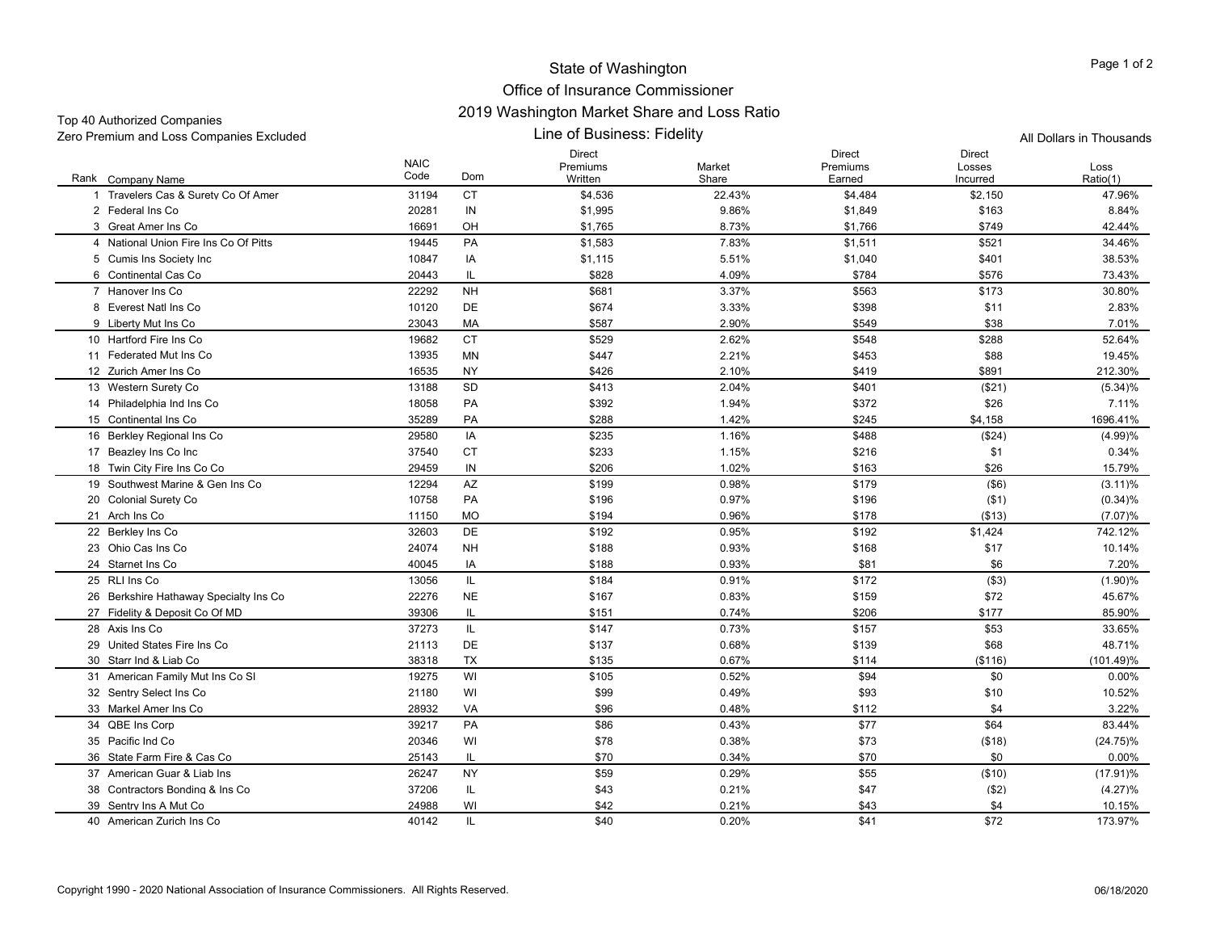# State of Washington
## Office of Insurance Commissioner
### 2019 Washington Market Share and Loss Ratio
### Line of Business: Fidelity

Top 40 Authorized Companies
Zero Premium and Loss Companies Excluded

All Dollars in Thousands

| Rank | Company Name | NAIC Code | Dom | Direct Premiums Written | Market Share | Direct Premiums Earned | Direct Losses Incurred | Loss Ratio(1) |
|---|---|---|---|---|---|---|---|---|
| 1 | Travelers Cas & Surety Co Of Amer | 31194 | CT | $4,536 | 22.43% | $4,484 | $2,150 | 47.96% |
| 2 | Federal Ins Co | 20281 | IN | $1,995 | 9.86% | $1,849 | $163 | 8.84% |
| 3 | Great Amer Ins Co | 16691 | OH | $1,765 | 8.73% | $1,766 | $749 | 42.44% |
| 4 | National Union Fire Ins Co Of Pitts | 19445 | PA | $1,583 | 7.83% | $1,511 | $521 | 34.46% |
| 5 | Cumis Ins Society Inc | 10847 | IA | $1,115 | 5.51% | $1,040 | $401 | 38.53% |
| 6 | Continental Cas Co | 20443 | IL | $828 | 4.09% | $784 | $576 | 73.43% |
| 7 | Hanover Ins Co | 22292 | NH | $681 | 3.37% | $563 | $173 | 30.80% |
| 8 | Everest Natl Ins Co | 10120 | DE | $674 | 3.33% | $398 | $11 | 2.83% |
| 9 | Liberty Mut Ins Co | 23043 | MA | $587 | 2.90% | $549 | $38 | 7.01% |
| 10 | Hartford Fire Ins Co | 19682 | CT | $529 | 2.62% | $548 | $288 | 52.64% |
| 11 | Federated Mut Ins Co | 13935 | MN | $447 | 2.21% | $453 | $88 | 19.45% |
| 12 | Zurich Amer Ins Co | 16535 | NY | $426 | 2.10% | $419 | $891 | 212.30% |
| 13 | Western Surety Co | 13188 | SD | $413 | 2.04% | $401 | ($21) | (5.34)% |
| 14 | Philadelphia Ind Ins Co | 18058 | PA | $392 | 1.94% | $372 | $26 | 7.11% |
| 15 | Continental Ins Co | 35289 | PA | $288 | 1.42% | $245 | $4,158 | 1696.41% |
| 16 | Berkley Regional Ins Co | 29580 | IA | $235 | 1.16% | $488 | ($24) | (4.99)% |
| 17 | Beazley Ins Co Inc | 37540 | CT | $233 | 1.15% | $216 | $1 | 0.34% |
| 18 | Twin City Fire Ins Co Co | 29459 | IN | $206 | 1.02% | $163 | $26 | 15.79% |
| 19 | Southwest Marine & Gen Ins Co | 12294 | AZ | $199 | 0.98% | $179 | ($6) | (3.11)% |
| 20 | Colonial Surety Co | 10758 | PA | $196 | 0.97% | $196 | ($1) | (0.34)% |
| 21 | Arch Ins Co | 11150 | MO | $194 | 0.96% | $178 | ($13) | (7.07)% |
| 22 | Berkley Ins Co | 32603 | DE | $192 | 0.95% | $192 | $1,424 | 742.12% |
| 23 | Ohio Cas Ins Co | 24074 | NH | $188 | 0.93% | $168 | $17 | 10.14% |
| 24 | Starnet Ins Co | 40045 | IA | $188 | 0.93% | $81 | $6 | 7.20% |
| 25 | RLI Ins Co | 13056 | IL | $184 | 0.91% | $172 | ($3) | (1.90)% |
| 26 | Berkshire Hathaway Specialty Ins Co | 22276 | NE | $167 | 0.83% | $159 | $72 | 45.67% |
| 27 | Fidelity & Deposit Co Of MD | 39306 | IL | $151 | 0.74% | $206 | $177 | 85.90% |
| 28 | Axis Ins Co | 37273 | IL | $147 | 0.73% | $157 | $53 | 33.65% |
| 29 | United States Fire Ins Co | 21113 | DE | $137 | 0.68% | $139 | $68 | 48.71% |
| 30 | Starr Ind & Liab Co | 38318 | TX | $135 | 0.67% | $114 | ($116) | (101.49)% |
| 31 | American Family Mut Ins Co SI | 19275 | WI | $105 | 0.52% | $94 | $0 | 0.00% |
| 32 | Sentry Select Ins Co | 21180 | WI | $99 | 0.49% | $93 | $10 | 10.52% |
| 33 | Markel Amer Ins Co | 28932 | VA | $96 | 0.48% | $112 | $4 | 3.22% |
| 34 | QBE Ins Corp | 39217 | PA | $86 | 0.43% | $77 | $64 | 83.44% |
| 35 | Pacific Ind Co | 20346 | WI | $78 | 0.38% | $73 | ($18) | (24.75)% |
| 36 | State Farm Fire & Cas Co | 25143 | IL | $70 | 0.34% | $70 | $0 | 0.00% |
| 37 | American Guar & Liab Ins | 26247 | NY | $59 | 0.29% | $55 | ($10) | (17.91)% |
| 38 | Contractors Bonding & Ins Co | 37206 | IL | $43 | 0.21% | $47 | ($2) | (4.27)% |
| 39 | Sentry Ins A Mut Co | 24988 | WI | $42 | 0.21% | $43 | $4 | 10.15% |
| 40 | American Zurich Ins Co | 40142 | IL | $40 | 0.20% | $41 | $72 | 173.97% |

Copyright 1990 - 2020 National Association of Insurance Commissioners. All Rights Reserved.

06/18/2020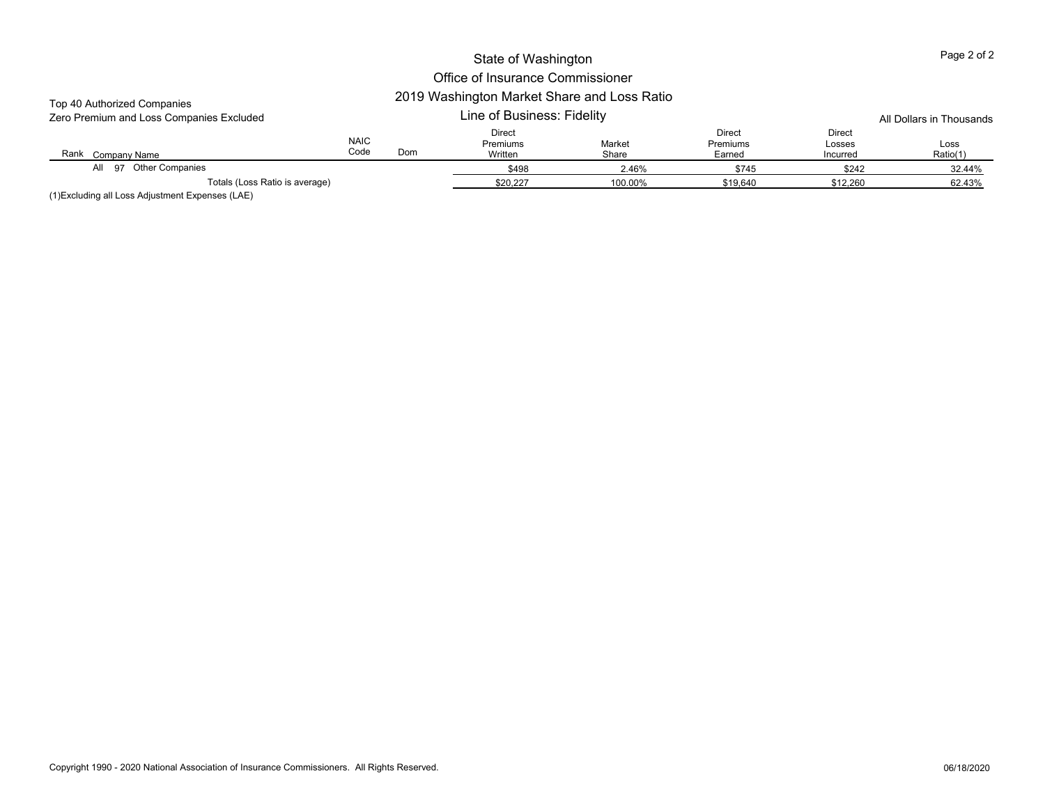# State of Washington
## Office of Insurance Commissioner
## 2019 Washington Market Share and Loss Ratio
### Line of Business: Fidelity

Top 40 Authorized Companies
Zero Premium and Loss Companies Excluded

All Dollars in Thousands

| Rank | Company Name | NAIC Code | Dom | Direct Premiums Written | Market Share | Direct Premiums Earned | Direct Losses Incurred | Loss Ratio(1) |
|---|---|---|---|---|---|---|---|---|
| All | 97 Other Companies | | | $498 | 2.46% | $745 | $242 | 32.44% |
| | Totals (Loss Ratio is average) | | | $20,227 | 100.00% | $19,640 | $12,260 | 62.43% |

(1)Excluding all Loss Adjustment Expenses (LAE)

Copyright 1990 - 2020 National Association of Insurance Commissioners. All Rights Reserved.

06/18/2020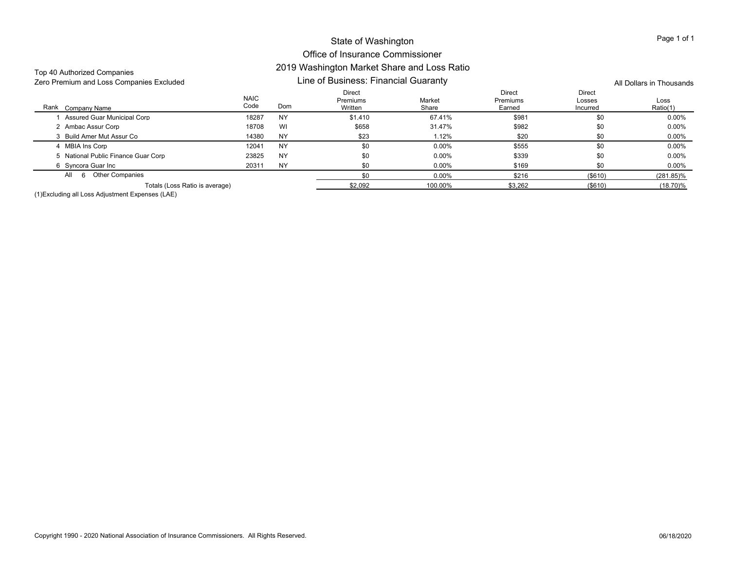# State of Washington
## Office of Insurance Commissioner
## 2019 Washington Market Share and Loss Ratio
### Line of Business: Financial Guaranty

Top 40 Authorized Companies
Zero Premium and Loss Companies Excluded

All Dollars in Thousands

| Rank | Company Name | NAIC Code | Dom | Direct Premiums Written | Market Share | Direct Premiums Earned | Direct Losses Incurred | Loss Ratio(1) |
|---|---|---|---|---|---|---|---|---|
| 1 | Assured Guar Municipal Corp | 18287 | NY | $1,410 | 67.41% | $981 | $0 | 0.00% |
| 2 | Ambac Assur Corp | 18708 | WI | $658 | 31.47% | $982 | $0 | 0.00% |
| 3 | Build Amer Mut Assur Co | 14380 | NY | $23 | 1.12% | $20 | $0 | 0.00% |
| 4 | MBIA Ins Corp | 12041 | NY | $0 | 0.00% | $555 | $0 | 0.00% |
| 5 | National Public Finance Guar Corp | 23825 | NY | $0 | 0.00% | $339 | $0 | 0.00% |
| 6 | Syncora Guar Inc | 20311 | NY | $0 | 0.00% | $169 | $0 | 0.00% |
| All | 6 Other Companies | | | $0 | 0.00% | $216 | ($610) | (281.85)% |
| | Totals (Loss Ratio is average) | | | $2,092 | 100.00% | $3,262 | ($610) | (18.70)% |

(1)Excluding all Loss Adjustment Expenses (LAE)

Copyright 1990 - 2020 National Association of Insurance Commissioners. All Rights Reserved.

06/18/2020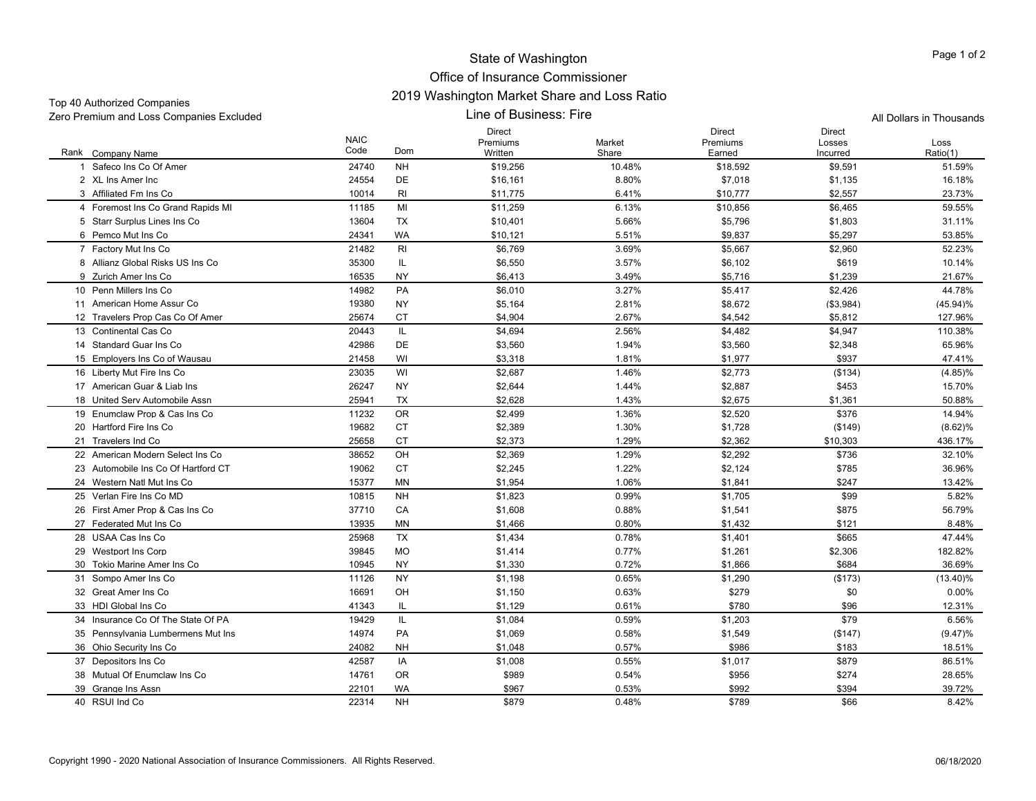# State of Washington
## Office of Insurance Commissioner
## 2019 Washington Market Share and Loss Ratio
### Line of Business: Fire

Top 40 Authorized Companies
Zero Premium and Loss Companies Excluded

All Dollars in Thousands

| Rank | Company Name | NAIC Code | Dom | Direct Premiums Written | Market Share | Direct Premiums Earned | Direct Losses Incurred | Loss Ratio(1) |
|---|---|---|---|---|---|---|---|---|
| 1 | Safeco Ins Co Of Amer | 24740 | NH | $19,256 | 10.48% | $18,592 | $9,591 | 51.59% |
| 2 | XL Ins Amer Inc | 24554 | DE | $16,161 | 8.80% | $7,018 | $1,135 | 16.18% |
| 3 | Affiliated Fm Ins Co | 10014 | RI | $11,775 | 6.41% | $10,777 | $2,557 | 23.73% |
| 4 | Foremost Ins Co Grand Rapids MI | 11185 | MI | $11,259 | 6.13% | $10,856 | $6,465 | 59.55% |
| 5 | Starr Surplus Lines Ins Co | 13604 | TX | $10,401 | 5.66% | $5,796 | $1,803 | 31.11% |
| 6 | Pemco Mut Ins Co | 24341 | WA | $10,121 | 5.51% | $9,837 | $5,297 | 53.85% |
| 7 | Factory Mut Ins Co | 21482 | RI | $6,769 | 3.69% | $5,667 | $2,960 | 52.23% |
| 8 | Allianz Global Risks US Ins Co | 35300 | IL | $6,550 | 3.57% | $6,102 | $619 | 10.14% |
| 9 | Zurich Amer Ins Co | 16535 | NY | $6,413 | 3.49% | $5,716 | $1,239 | 21.67% |
| 10 | Penn Millers Ins Co | 14982 | PA | $6,010 | 3.27% | $5,417 | $2,426 | 44.78% |
| 11 | American Home Assur Co | 19380 | NY | $5,164 | 2.81% | $8,672 | ($3,984) | (45.94)% |
| 12 | Travelers Prop Cas Co Of Amer | 25674 | CT | $4,904 | 2.67% | $4,542 | $5,812 | 127.96% |
| 13 | Continental Cas Co | 20443 | IL | $4,694 | 2.56% | $4,482 | $4,947 | 110.38% |
| 14 | Standard Guar Ins Co | 42986 | DE | $3,560 | 1.94% | $3,560 | $2,348 | 65.96% |
| 15 | Employers Ins Co of Wausau | 21458 | WI | $3,318 | 1.81% | $1,977 | $937 | 47.41% |
| 16 | Liberty Mut Fire Ins Co | 23035 | WI | $2,687 | 1.46% | $2,773 | ($134) | (4.85)% |
| 17 | American Guar & Liab Ins | 26247 | NY | $2,644 | 1.44% | $2,887 | $453 | 15.70% |
| 18 | United Serv Automobile Assn | 25941 | TX | $2,628 | 1.43% | $2,675 | $1,361 | 50.88% |
| 19 | Enumclaw Prop & Cas Ins Co | 11232 | OR | $2,499 | 1.36% | $2,520 | $376 | 14.94% |
| 20 | Hartford Fire Ins Co | 19682 | CT | $2,389 | 1.30% | $1,728 | ($149) | (8.62)% |
| 21 | Travelers Ind Co | 25658 | CT | $2,373 | 1.29% | $2,362 | $10,303 | 436.17% |
| 22 | American Modern Select Ins Co | 38652 | OH | $2,369 | 1.29% | $2,292 | $736 | 32.10% |
| 23 | Automobile Ins Co Of Hartford CT | 19062 | CT | $2,245 | 1.22% | $2,124 | $785 | 36.96% |
| 24 | Western Natl Mut Ins Co | 15377 | MN | $1,954 | 1.06% | $1,841 | $247 | 13.42% |
| 25 | Verlan Fire Ins Co MD | 10815 | NH | $1,823 | 0.99% | $1,705 | $99 | 5.82% |
| 26 | First Amer Prop & Cas Ins Co | 37710 | CA | $1,608 | 0.88% | $1,541 | $875 | 56.79% |
| 27 | Federated Mut Ins Co | 13935 | MN | $1,466 | 0.80% | $1,432 | $121 | 8.48% |
| 28 | USAA Cas Ins Co | 25968 | TX | $1,434 | 0.78% | $1,401 | $665 | 47.44% |
| 29 | Westport Ins Corp | 39845 | MO | $1,414 | 0.77% | $1,261 | $2,306 | 182.82% |
| 30 | Tokio Marine Amer Ins Co | 10945 | NY | $1,330 | 0.72% | $1,866 | $684 | 36.69% |
| 31 | Sompo Amer Ins Co | 11126 | NY | $1,198 | 0.65% | $1,290 | ($173) | (13.40)% |
| 32 | Great Amer Ins Co | 16691 | OH | $1,150 | 0.63% | $279 | $0 | 0.00% |
| 33 | HDI Global Ins Co | 41343 | IL | $1,129 | 0.61% | $780 | $96 | 12.31% |
| 34 | Insurance Co Of The State Of PA | 19429 | IL | $1,084 | 0.59% | $1,203 | $79 | 6.56% |
| 35 | Pennsylvania Lumbermens Mut Ins | 14974 | PA | $1,069 | 0.58% | $1,549 | ($147) | (9.47)% |
| 36 | Ohio Security Ins Co | 24082 | NH | $1,048 | 0.57% | $986 | $183 | 18.51% |
| 37 | Depositors Ins Co | 42587 | IA | $1,008 | 0.55% | $1,017 | $879 | 86.51% |
| 38 | Mutual Of Enumclaw Ins Co | 14761 | OR | $989 | 0.54% | $956 | $274 | 28.65% |
| 39 | Grange Ins Assn | 22101 | WA | $967 | 0.53% | $992 | $394 | 39.72% |
| 40 | RSUI Ind Co | 22314 | NH | $879 | 0.48% | $789 | $66 | 8.42% |

Copyright 1990 - 2020 National Association of Insurance Commissioners. All Rights Reserved.

06/18/2020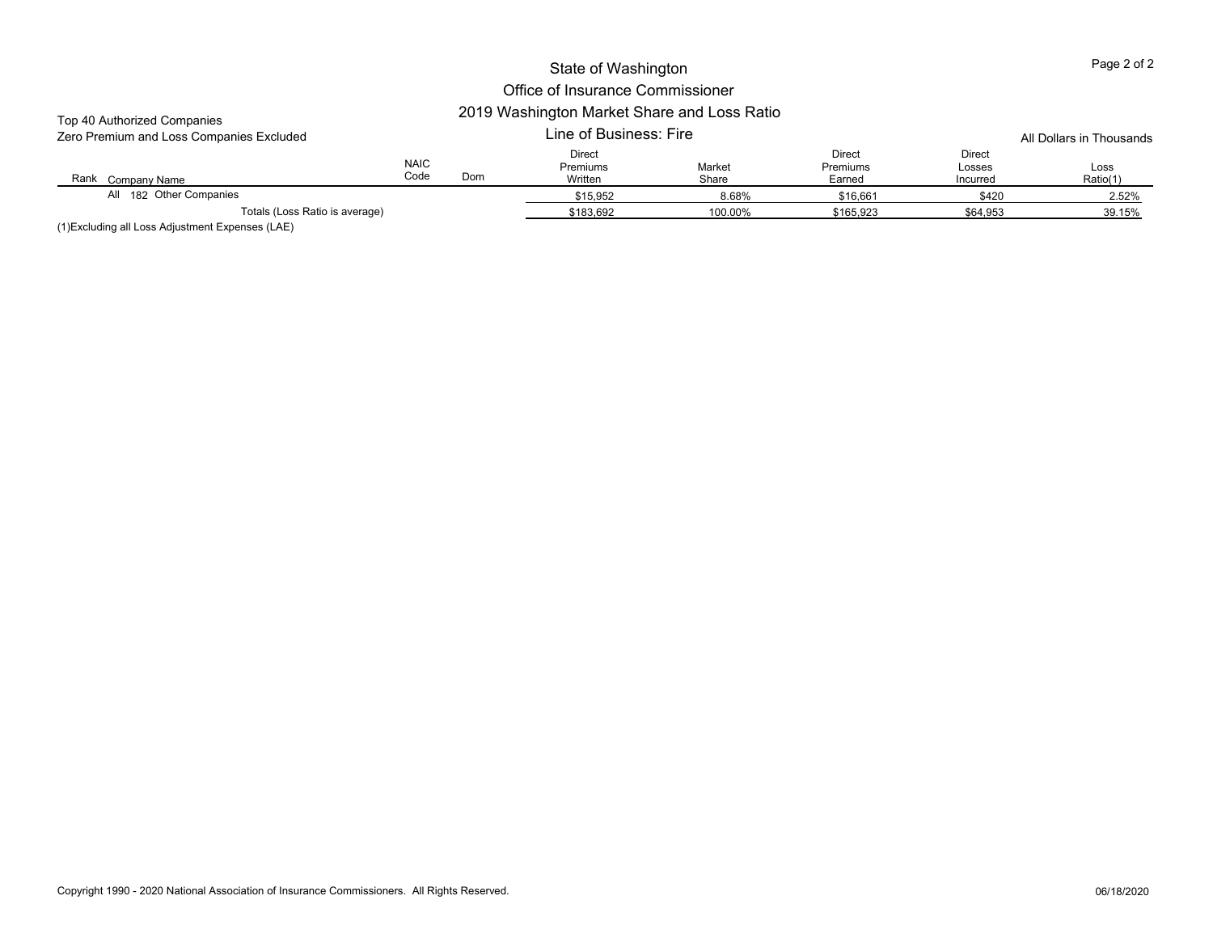# State of Washington
## Office of Insurance Commissioner
## 2019 Washington Market Share and Loss Ratio
### Line of Business: Fire

Top 40 Authorized Companies
Zero Premium and Loss Companies Excluded

All Dollars in Thousands

| Rank | Company Name | NAIC Code | Dom | Direct Premiums Written | Market Share | Direct Premiums Earned | Direct Losses Incurred | Loss Ratio(1) |
|---|---|---|---|---|---|---|---|---|
| All | 182 Other Companies | | | $15,952 | 8.68% | $16,661 | $420 | 2.52% |
| | Totals (Loss Ratio is average) | | | $183,692 | 100.00% | $165,923 | $64,953 | 39.15% |

(1)Excluding all Loss Adjustment Expenses (LAE)

Copyright 1990 - 2020 National Association of Insurance Commissioners. All Rights Reserved.

06/18/2020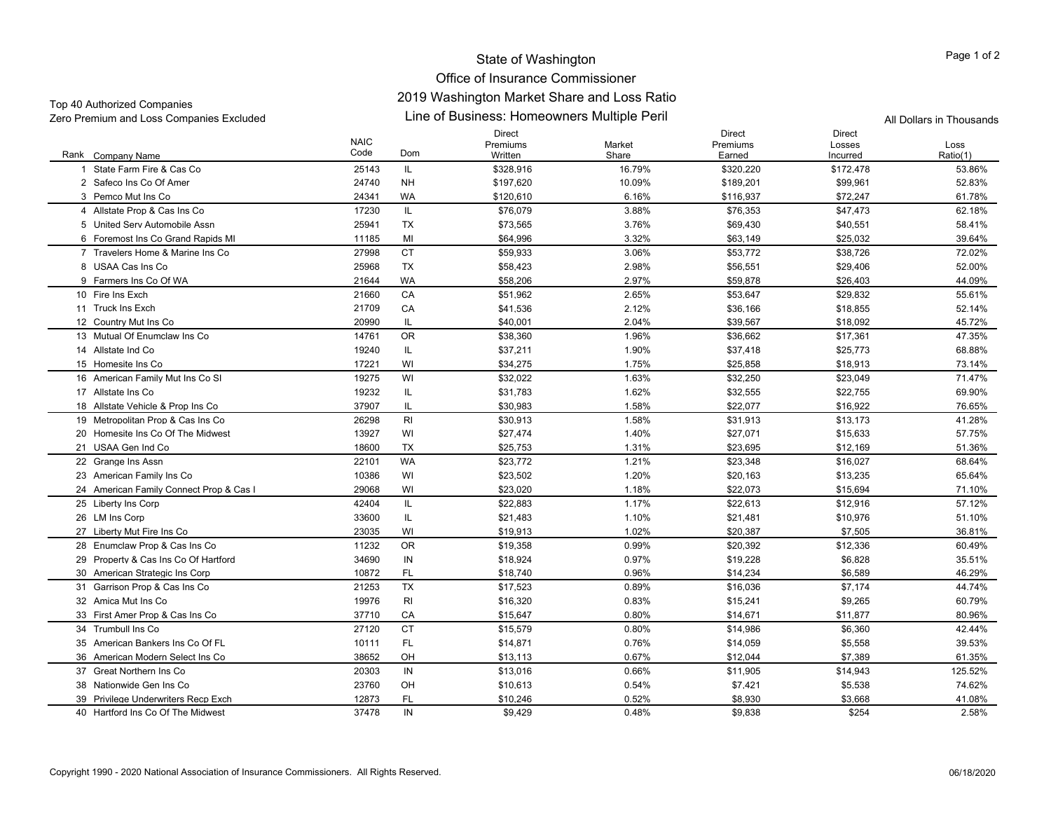# State of Washington

## Office of Insurance Commissioner

## 2019 Washington Market Share and Loss Ratio

## Line of Business: Homeowners Multiple Peril

Top 40 Authorized Companies
Zero Premium and Loss Companies Excluded

All Dollars in Thousands

| Rank | Company Name | NAIC Code | Dom | Direct Premiums Written | Market Share | Direct Premiums Earned | Direct Losses Incurred | Loss Ratio(1) |
|---|---|---|---|---|---|---|---|---|
| 1 | State Farm Fire & Cas Co | 25143 | IL | $328,916 | 16.79% | $320,220 | $172,478 | 53.86% |
| 2 | Safeco Ins Co Of Amer | 24740 | NH | $197,620 | 10.09% | $189,201 | $99,961 | 52.83% |
| 3 | Pemco Mut Ins Co | 24341 | WA | $120,610 | 6.16% | $116,937 | $72,247 | 61.78% |
| 4 | Allstate Prop & Cas Ins Co | 17230 | IL | $76,079 | 3.88% | $76,353 | $47,473 | 62.18% |
| 5 | United Serv Automobile Assn | 25941 | TX | $73,565 | 3.76% | $69,430 | $40,551 | 58.41% |
| 6 | Foremost Ins Co Grand Rapids MI | 11185 | MI | $64,996 | 3.32% | $63,149 | $25,032 | 39.64% |
| 7 | Travelers Home & Marine Ins Co | 27998 | CT | $59,933 | 3.06% | $53,772 | $38,726 | 72.02% |
| 8 | USAA Cas Ins Co | 25968 | TX | $58,423 | 2.98% | $56,551 | $29,406 | 52.00% |
| 9 | Farmers Ins Co Of WA | 21644 | WA | $58,206 | 2.97% | $59,878 | $26,403 | 44.09% |
| 10 | Fire Ins Exch | 21660 | CA | $51,962 | 2.65% | $53,647 | $29,832 | 55.61% |
| 11 | Truck Ins Exch | 21709 | CA | $41,536 | 2.12% | $36,166 | $18,855 | 52.14% |
| 12 | Country Mut Ins Co | 20990 | IL | $40,001 | 2.04% | $39,567 | $18,092 | 45.72% |
| 13 | Mutual Of Enumclaw Ins Co | 14761 | OR | $38,360 | 1.96% | $36,662 | $17,361 | 47.35% |
| 14 | Allstate Ind Co | 19240 | IL | $37,211 | 1.90% | $37,418 | $25,773 | 68.88% |
| 15 | Homesite Ins Co | 17221 | WI | $34,275 | 1.75% | $25,858 | $18,913 | 73.14% |
| 16 | American Family Mut Ins Co SI | 19275 | WI | $32,022 | 1.63% | $32,250 | $23,049 | 71.47% |
| 17 | Allstate Ins Co | 19232 | IL | $31,783 | 1.62% | $32,555 | $22,755 | 69.90% |
| 18 | Allstate Vehicle & Prop Ins Co | 37907 | IL | $30,983 | 1.58% | $22,077 | $16,922 | 76.65% |
| 19 | Metropolitan Prop & Cas Ins Co | 26298 | RI | $30,913 | 1.58% | $31,913 | $13,173 | 41.28% |
| 20 | Homesite Ins Co Of The Midwest | 13927 | WI | $27,474 | 1.40% | $27,071 | $15,633 | 57.75% |
| 21 | USAA Gen Ind Co | 18600 | TX | $25,753 | 1.31% | $23,695 | $12,169 | 51.36% |
| 22 | Grange Ins Assn | 22101 | WA | $23,772 | 1.21% | $23,348 | $16,027 | 68.64% |
| 23 | American Family Ins Co | 10386 | WI | $23,502 | 1.20% | $20,163 | $13,235 | 65.64% |
| 24 | American Family Connect Prop & Cas I | 29068 | WI | $23,020 | 1.18% | $22,073 | $15,694 | 71.10% |
| 25 | Liberty Ins Corp | 42404 | IL | $22,883 | 1.17% | $22,613 | $12,916 | 57.12% |
| 26 | LM Ins Corp | 33600 | IL | $21,483 | 1.10% | $21,481 | $10,976 | 51.10% |
| 27 | Liberty Mut Fire Ins Co | 23035 | WI | $19,913 | 1.02% | $20,387 | $7,505 | 36.81% |
| 28 | Enumclaw Prop & Cas Ins Co | 11232 | OR | $19,358 | 0.99% | $20,392 | $12,336 | 60.49% |
| 29 | Property & Cas Ins Co Of Hartford | 34690 | IN | $18,924 | 0.97% | $19,228 | $6,828 | 35.51% |
| 30 | American Strategic Ins Corp | 10872 | FL | $18,740 | 0.96% | $14,234 | $6,589 | 46.29% |
| 31 | Garrison Prop & Cas Ins Co | 21253 | TX | $17,523 | 0.89% | $16,036 | $7,174 | 44.74% |
| 32 | Amica Mut Ins Co | 19976 | RI | $16,320 | 0.83% | $15,241 | $9,265 | 60.79% |
| 33 | First Amer Prop & Cas Ins Co | 37710 | CA | $15,647 | 0.80% | $14,671 | $11,877 | 80.96% |
| 34 | Trumbull Ins Co | 27120 | CT | $15,579 | 0.80% | $14,986 | $6,360 | 42.44% |
| 35 | American Bankers Ins Co Of FL | 10111 | FL | $14,871 | 0.76% | $14,059 | $5,558 | 39.53% |
| 36 | American Modern Select Ins Co | 38652 | OH | $13,113 | 0.67% | $12,044 | $7,389 | 61.35% |
| 37 | Great Northern Ins Co | 20303 | IN | $13,016 | 0.66% | $11,905 | $14,943 | 125.52% |
| 38 | Nationwide Gen Ins Co | 23760 | OH | $10,613 | 0.54% | $7,421 | $5,538 | 74.62% |
| 39 | Privilege Underwriters Recp Exch | 12873 | FL | $10,246 | 0.52% | $8,930 | $3,668 | 41.08% |
| 40 | Hartford Ins Co Of The Midwest | 37478 | IN | $9,429 | 0.48% | $9,838 | $254 | 2.58% |

Copyright 1990 - 2020 National Association of Insurance Commissioners. All Rights Reserved.

06/18/2020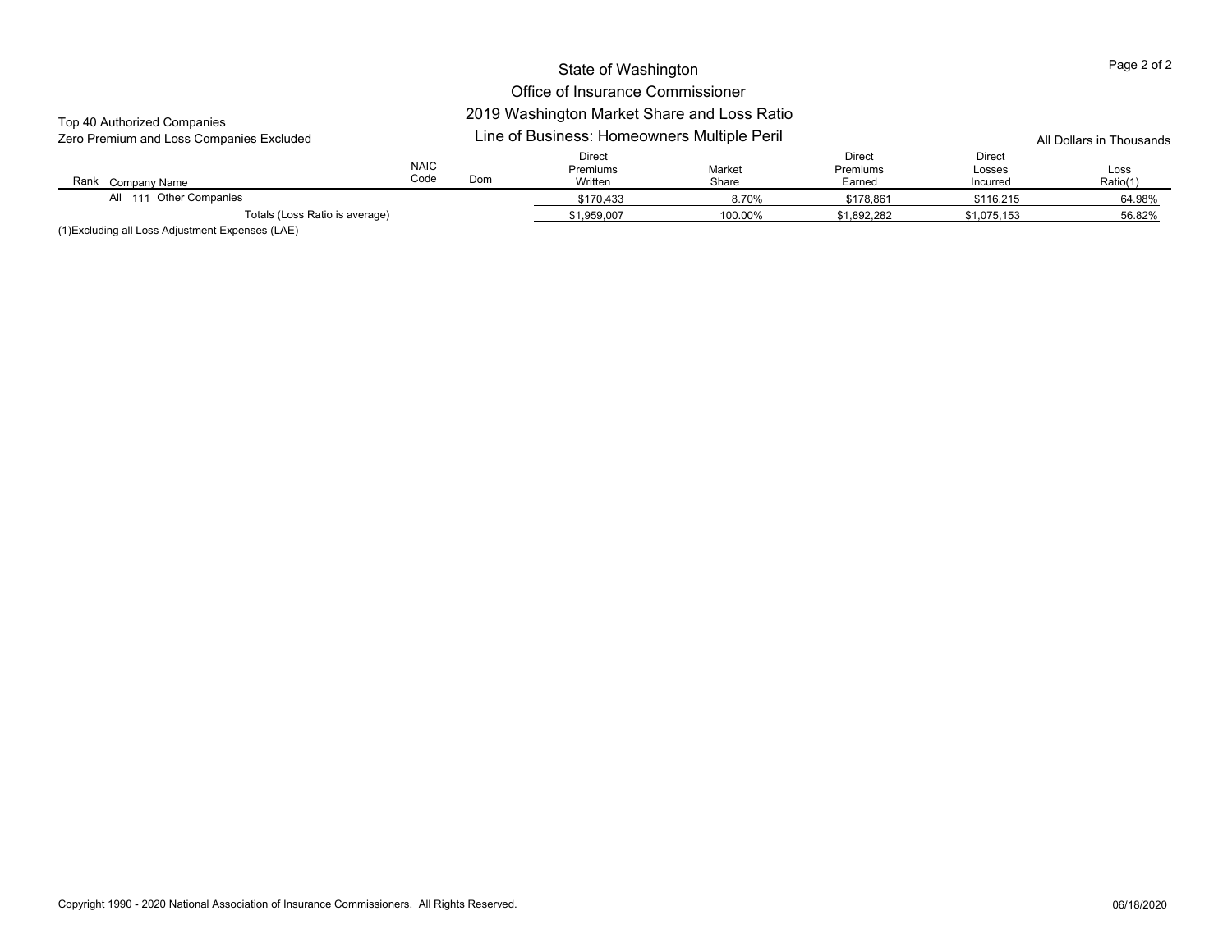# State of Washington

## Office of Insurance Commissioner

## 2019 Washington Market Share and Loss Ratio

## Line of Business: Homeowners Multiple Peril

Top 40 Authorized Companies
Zero Premium and Loss Companies Excluded

All Dollars in Thousands

| Rank | Company Name | NAIC Code | Dom | Direct Premiums Written | Market Share | Direct Premiums Earned | Direct Losses Incurred | Loss Ratio(1) |
|---|---|---|---|---|---|---|---|---|
| All | 111 Other Companies | | | $170,433 | 8.70% | $178,861 | $116,215 | 64.98% |
| | Totals (Loss Ratio is average) | | | $1,959,007 | 100.00% | $1,892,282 | $1,075,153 | 56.82% |

(1)Excluding all Loss Adjustment Expenses (LAE)

Copyright 1990 - 2020 National Association of Insurance Commissioners. All Rights Reserved.

06/18/2020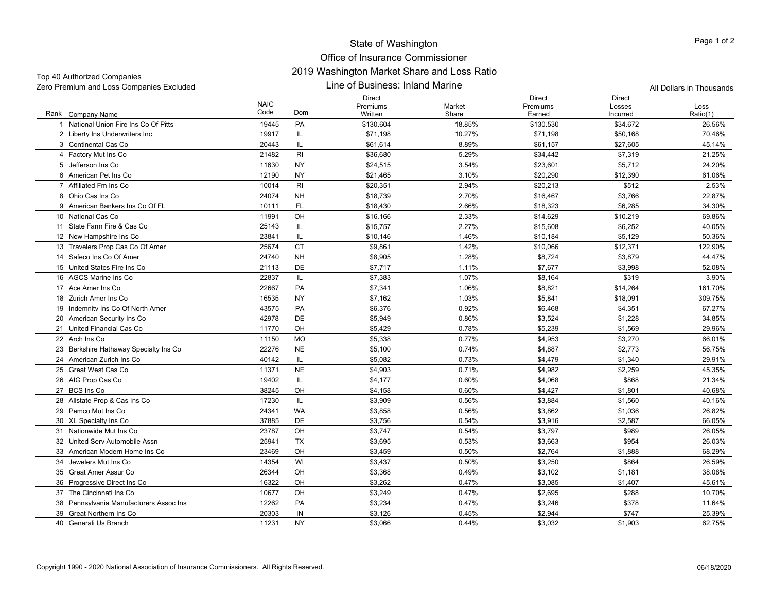# State of Washington
## Office of Insurance Commissioner
## 2019 Washington Market Share and Loss Ratio
## Line of Business: Inland Marine

Top 40 Authorized Companies
Zero Premium and Loss Companies Excluded

All Dollars in Thousands

| Rank | Company Name | NAIC Code | Dom | Direct Premiums Written | Market Share | Direct Premiums Earned | Direct Losses Incurred | Loss Ratio(1) |
|---|---|---|---|---|---|---|---|---|
| 1 | National Union Fire Ins Co Of Pitts | 19445 | PA | $130,604 | 18.85% | $130,530 | $34,672 | 26.56% |
| 2 | Liberty Ins Underwriters Inc | 19917 | IL | $71,198 | 10.27% | $71,198 | $50,168 | 70.46% |
| 3 | Continental Cas Co | 20443 | IL | $61,614 | 8.89% | $61,157 | $27,605 | 45.14% |
| 4 | Factory Mut Ins Co | 21482 | RI | $36,680 | 5.29% | $34,442 | $7,319 | 21.25% |
| 5 | Jefferson Ins Co | 11630 | NY | $24,515 | 3.54% | $23,601 | $5,712 | 24.20% |
| 6 | American Pet Ins Co | 12190 | NY | $21,465 | 3.10% | $20,290 | $12,390 | 61.06% |
| 7 | Affiliated Fm Ins Co | 10014 | RI | $20,351 | 2.94% | $20,213 | $512 | 2.53% |
| 8 | Ohio Cas Ins Co | 24074 | NH | $18,739 | 2.70% | $16,467 | $3,766 | 22.87% |
| 9 | American Bankers Ins Co Of FL | 10111 | FL | $18,430 | 2.66% | $18,323 | $6,285 | 34.30% |
| 10 | National Cas Co | 11991 | OH | $16,166 | 2.33% | $14,629 | $10,219 | 69.86% |
| 11 | State Farm Fire & Cas Co | 25143 | IL | $15,757 | 2.27% | $15,608 | $6,252 | 40.05% |
| 12 | New Hampshire Ins Co | 23841 | IL | $10,146 | 1.46% | $10,184 | $5,129 | 50.36% |
| 13 | Travelers Prop Cas Co Of Amer | 25674 | CT | $9,861 | 1.42% | $10,066 | $12,371 | 122.90% |
| 14 | Safeco Ins Co Of Amer | 24740 | NH | $8,905 | 1.28% | $8,724 | $3,879 | 44.47% |
| 15 | United States Fire Ins Co | 21113 | DE | $7,717 | 1.11% | $7,677 | $3,998 | 52.08% |
| 16 | AGCS Marine Ins Co | 22837 | IL | $7,383 | 1.07% | $8,164 | $319 | 3.90% |
| 17 | Ace Amer Ins Co | 22667 | PA | $7,341 | 1.06% | $8,821 | $14,264 | 161.70% |
| 18 | Zurich Amer Ins Co | 16535 | NY | $7,162 | 1.03% | $5,841 | $18,091 | 309.75% |
| 19 | Indemnity Ins Co Of North Amer | 43575 | PA | $6,376 | 0.92% | $6,468 | $4,351 | 67.27% |
| 20 | American Security Ins Co | 42978 | DE | $5,949 | 0.86% | $3,524 | $1,228 | 34.85% |
| 21 | United Financial Cas Co | 11770 | OH | $5,429 | 0.78% | $5,239 | $1,569 | 29.96% |
| 22 | Arch Ins Co | 11150 | MO | $5,338 | 0.77% | $4,953 | $3,270 | 66.01% |
| 23 | Berkshire Hathaway Specialty Ins Co | 22276 | NE | $5,100 | 0.74% | $4,887 | $2,773 | 56.75% |
| 24 | American Zurich Ins Co | 40142 | IL | $5,082 | 0.73% | $4,479 | $1,340 | 29.91% |
| 25 | Great West Cas Co | 11371 | NE | $4,903 | 0.71% | $4,982 | $2,259 | 45.35% |
| 26 | AIG Prop Cas Co | 19402 | IL | $4,177 | 0.60% | $4,068 | $868 | 21.34% |
| 27 | BCS Ins Co | 38245 | OH | $4,158 | 0.60% | $4,427 | $1,801 | 40.68% |
| 28 | Allstate Prop & Cas Ins Co | 17230 | IL | $3,909 | 0.56% | $3,884 | $1,560 | 40.16% |
| 29 | Pemco Mut Ins Co | 24341 | WA | $3,858 | 0.56% | $3,862 | $1,036 | 26.82% |
| 30 | XL Specialty Ins Co | 37885 | DE | $3,756 | 0.54% | $3,916 | $2,587 | 66.05% |
| 31 | Nationwide Mut Ins Co | 23787 | OH | $3,747 | 0.54% | $3,797 | $989 | 26.05% |
| 32 | United Serv Automobile Assn | 25941 | TX | $3,695 | 0.53% | $3,663 | $954 | 26.03% |
| 33 | American Modern Home Ins Co | 23469 | OH | $3,459 | 0.50% | $2,764 | $1,888 | 68.29% |
| 34 | Jewelers Mut Ins Co | 14354 | WI | $3,437 | 0.50% | $3,250 | $864 | 26.59% |
| 35 | Great Amer Assur Co | 26344 | OH | $3,368 | 0.49% | $3,102 | $1,181 | 38.08% |
| 36 | Progressive Direct Ins Co | 16322 | OH | $3,262 | 0.47% | $3,085 | $1,407 | 45.61% |
| 37 | The Cincinnati Ins Co | 10677 | OH | $3,249 | 0.47% | $2,695 | $288 | 10.70% |
| 38 | Pennsylvania Manufacturers Assoc Ins | 12262 | PA | $3,234 | 0.47% | $3,246 | $378 | 11.64% |
| 39 | Great Northern Ins Co | 20303 | IN | $3,126 | 0.45% | $2,944 | $747 | 25.39% |
| 40 | Generali Us Branch | 11231 | NY | $3,066 | 0.44% | $3,032 | $1,903 | 62.75% |

Copyright 1990 - 2020 National Association of Insurance Commissioners. All Rights Reserved.

06/18/2020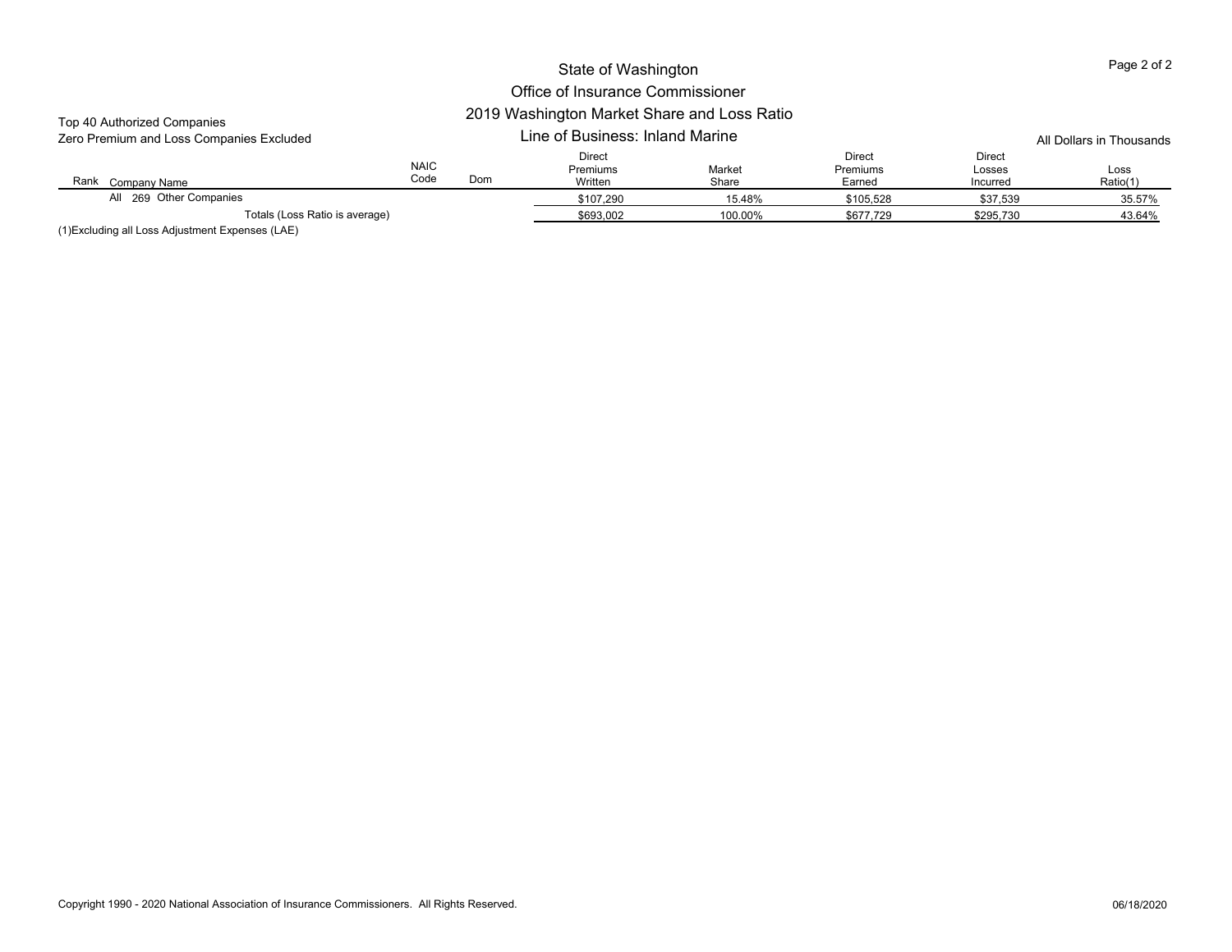# State of Washington
## Office of Insurance Commissioner
## 2019 Washington Market Share and Loss Ratio
## Line of Business: Inland Marine

Top 40 Authorized Companies
Zero Premium and Loss Companies Excluded

All Dollars in Thousands

| Rank | Company Name | NAIC Code | Dom | Direct Premiums Written | Market Share | Direct Premiums Earned | Direct Losses Incurred | Loss Ratio(1) |
|---|---|---|---|---|---|---|---|---|
| All | 269 Other Companies | | | $107,290 | 15.48% | $105,528 | $37,539 | 35.57% |
| | Totals (Loss Ratio is average) | | | $693,002 | 100.00% | $677,729 | $295,730 | 43.64% |

(1)Excluding all Loss Adjustment Expenses (LAE)

Copyright 1990 - 2020 National Association of Insurance Commissioners. All Rights Reserved.

06/18/2020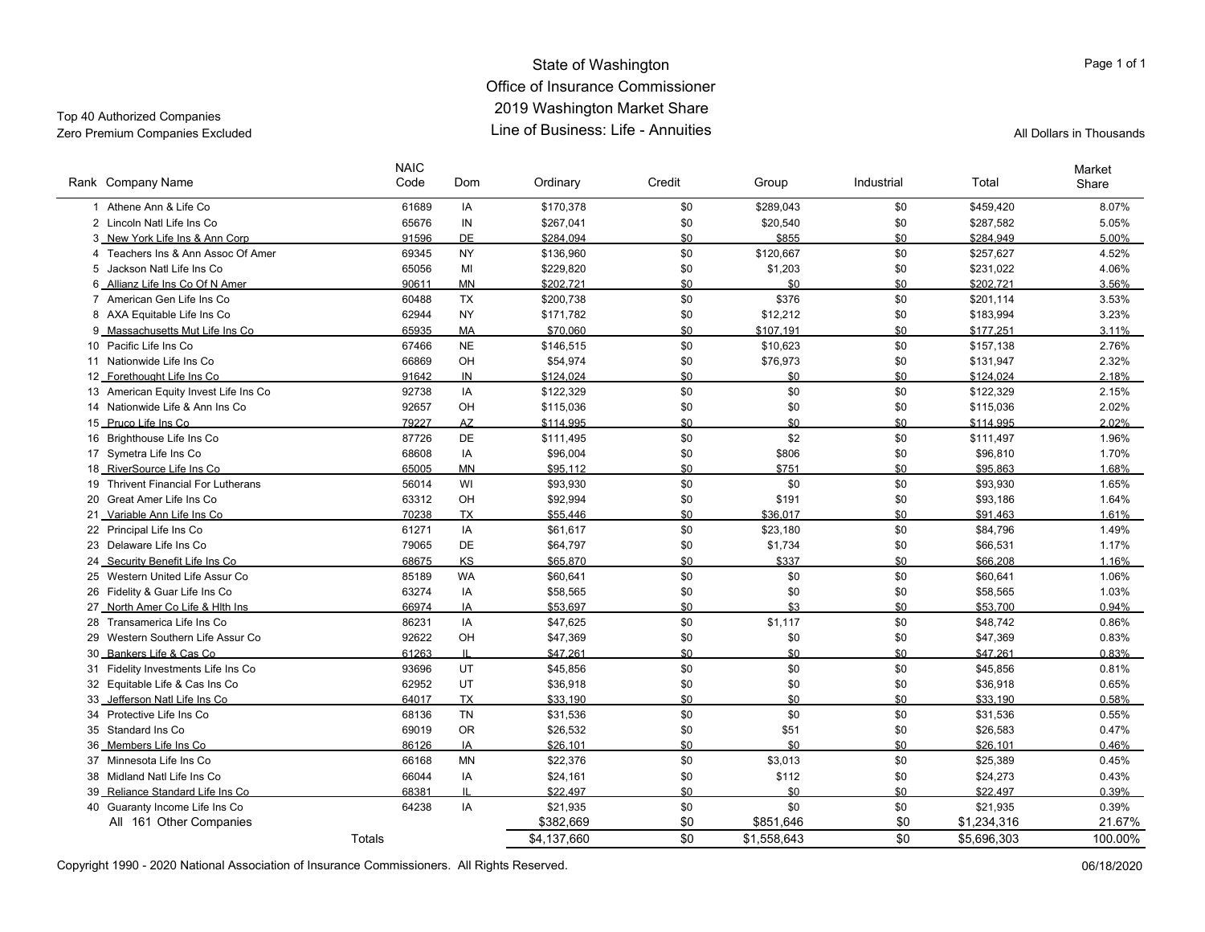# State of Washington
## Office of Insurance Commissioner
## 2019 Washington Market Share
## Line of Business: Life - Annuities

Top 40 Authorized Companies
Zero Premium Companies Excluded

All Dollars in Thousands

| Rank | Company Name | NAIC Code | Dom | Ordinary | Credit | Group | Industrial | Total | Market Share |
|---|---|---|---|---|---|---|---|---|---|
| 1 | Athene Ann & Life Co | 61689 | IA | $170,378 | $0 | $289,043 | $0 | $459,420 | 8.07% |
| 2 | Lincoln Natl Life Ins Co | 65676 | IN | $267,041 | $0 | $20,540 | $0 | $287,582 | 5.05% |
| 3 | New York Life Ins & Ann Corp | 91596 | DE | $284,094 | $0 | $855 | $0 | $284,949 | 5.00% |
| 4 | Teachers Ins & Ann Assoc Of Amer | 69345 | NY | $136,960 | $0 | $120,667 | $0 | $257,627 | 4.52% |
| 5 | Jackson Natl Life Ins Co | 65056 | MI | $229,820 | $0 | $1,203 | $0 | $231,022 | 4.06% |
| 6 | Allianz Life Ins Co Of N Amer | 90611 | MN | $202,721 | $0 | $0 | $0 | $202,721 | 3.56% |
| 7 | American Gen Life Ins Co | 60488 | TX | $200,738 | $0 | $376 | $0 | $201,114 | 3.53% |
| 8 | AXA Equitable Life Ins Co | 62944 | NY | $171,782 | $0 | $12,212 | $0 | $183,994 | 3.23% |
| 9 | Massachusetts Mut Life Ins Co | 65935 | MA | $70,060 | $0 | $107,191 | $0 | $177,251 | 3.11% |
| 10 | Pacific Life Ins Co | 67466 | NE | $146,515 | $0 | $10,623 | $0 | $157,138 | 2.76% |
| 11 | Nationwide Life Ins Co | 66869 | OH | $54,974 | $0 | $76,973 | $0 | $131,947 | 2.32% |
| 12 | Forethought Life Ins Co | 91642 | IN | $124,024 | $0 | $0 | $0 | $124,024 | 2.18% |
| 13 | American Equity Invest Life Ins Co | 92738 | IA | $122,329 | $0 | $0 | $0 | $122,329 | 2.15% |
| 14 | Nationwide Life & Ann Ins Co | 92657 | OH | $115,036 | $0 | $0 | $0 | $115,036 | 2.02% |
| 15 | Pruco Life Ins Co | 79227 | AZ | $114,995 | $0 | $0 | $0 | $114,995 | 2.02% |
| 16 | Brighthouse Life Ins Co | 87726 | DE | $111,495 | $0 | $2 | $0 | $111,497 | 1.96% |
| 17 | Symetra Life Ins Co | 68608 | IA | $96,004 | $0 | $806 | $0 | $96,810 | 1.70% |
| 18 | RiverSource Life Ins Co | 65005 | MN | $95,112 | $0 | $751 | $0 | $95,863 | 1.68% |
| 19 | Thrivent Financial For Lutherans | 56014 | WI | $93,930 | $0 | $0 | $0 | $93,930 | 1.65% |
| 20 | Great Amer Life Ins Co | 63312 | OH | $92,994 | $0 | $191 | $0 | $93,186 | 1.64% |
| 21 | Variable Ann Life Ins Co | 70238 | TX | $55,446 | $0 | $36,017 | $0 | $91,463 | 1.61% |
| 22 | Principal Life Ins Co | 61271 | IA | $61,617 | $0 | $23,180 | $0 | $84,796 | 1.49% |
| 23 | Delaware Life Ins Co | 79065 | DE | $64,797 | $0 | $1,734 | $0 | $66,531 | 1.17% |
| 24 | Security Benefit Life Ins Co | 68675 | KS | $65,870 | $0 | $337 | $0 | $66,208 | 1.16% |
| 25 | Western United Life Assur Co | 85189 | WA | $60,641 | $0 | $0 | $0 | $60,641 | 1.06% |
| 26 | Fidelity & Guar Life Ins Co | 63274 | IA | $58,565 | $0 | $0 | $0 | $58,565 | 1.03% |
| 27 | North Amer Co Life & Hlth Ins | 66974 | IA | $53,697 | $0 | $3 | $0 | $53,700 | 0.94% |
| 28 | Transamerica Life Ins Co | 86231 | IA | $47,625 | $0 | $1,117 | $0 | $48,742 | 0.86% |
| 29 | Western Southern Life Assur Co | 92622 | OH | $47,369 | $0 | $0 | $0 | $47,369 | 0.83% |
| 30 | Bankers Life & Cas Co | 61263 | IL | $47,261 | $0 | $0 | $0 | $47,261 | 0.83% |
| 31 | Fidelity Investments Life Ins Co | 93696 | UT | $45,856 | $0 | $0 | $0 | $45,856 | 0.81% |
| 32 | Equitable Life & Cas Ins Co | 62952 | UT | $36,918 | $0 | $0 | $0 | $36,918 | 0.65% |
| 33 | Jefferson Natl Life Ins Co | 64017 | TX | $33,190 | $0 | $0 | $0 | $33,190 | 0.58% |
| 34 | Protective Life Ins Co | 68136 | TN | $31,536 | $0 | $0 | $0 | $31,536 | 0.55% |
| 35 | Standard Ins Co | 69019 | OR | $26,532 | $0 | $51 | $0 | $26,583 | 0.47% |
| 36 | Members Life Ins Co | 86126 | IA | $26,101 | $0 | $0 | $0 | $26,101 | 0.46% |
| 37 | Minnesota Life Ins Co | 66168 | MN | $22,376 | $0 | $3,013 | $0 | $25,389 | 0.45% |
| 38 | Midland Natl Life Ins Co | 66044 | IA | $24,161 | $0 | $112 | $0 | $24,273 | 0.43% |
| 39 | Reliance Standard Life Ins Co | 68381 | IL | $22,497 | $0 | $0 | $0 | $22,497 | 0.39% |
| 40 | Guaranty Income Life Ins Co | 64238 | IA | $21,935 | $0 | $0 | $0 | $21,935 | 0.39% |
| | All 161 Other Companies | | | $382,669 | $0 | $851,646 | $0 | $1,234,316 | 21.67% |
| | Totals | | | $4,137,660 | $0 | $1,558,643 | $0 | $5,696,303 | 100.00% |

Copyright 1990 - 2020 National Association of Insurance Commissioners. All Rights Reserved.

06/18/2020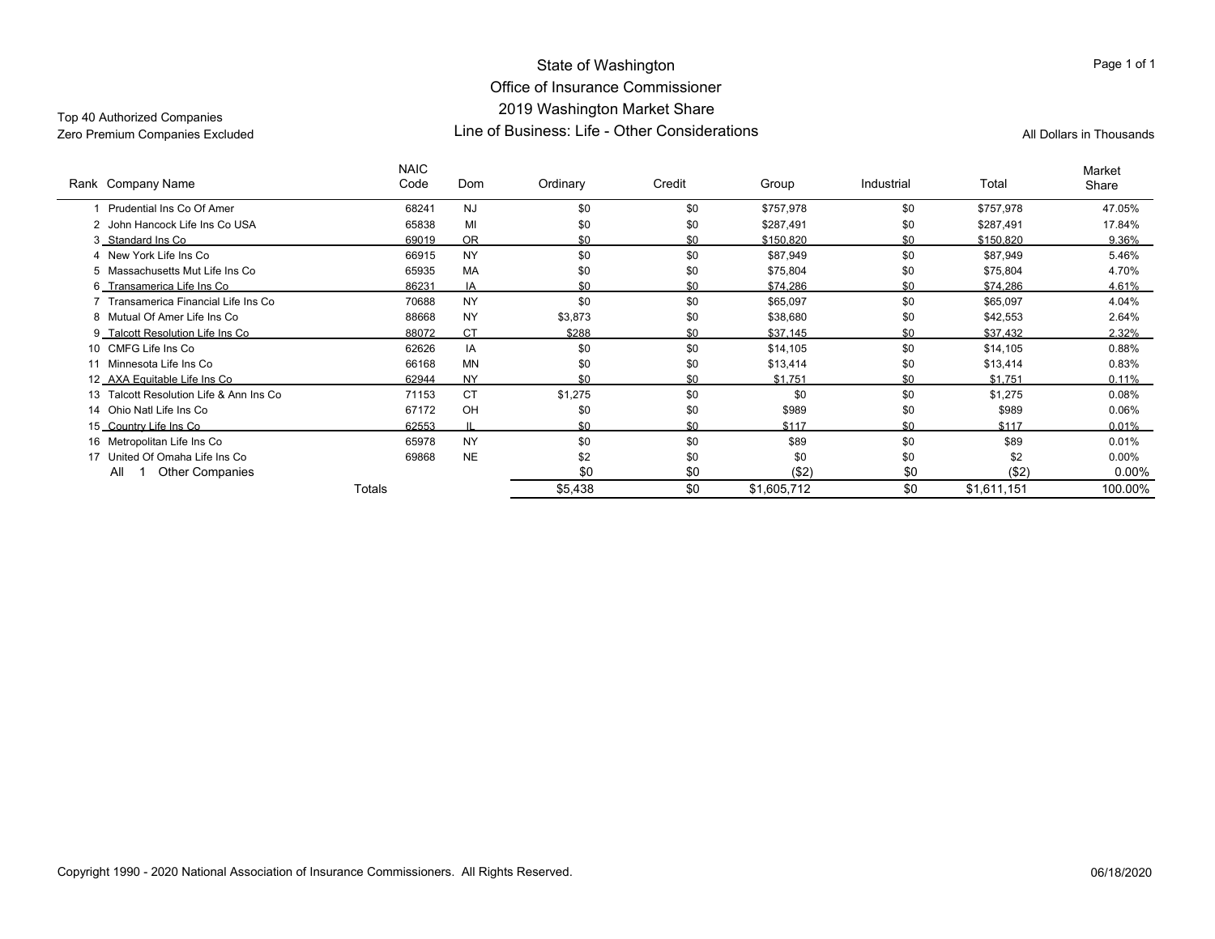Top 40 Authorized Companies
Zero Premium Companies Excluded

# State of Washington
## Office of Insurance Commissioner
## 2019 Washington Market Share
## Line of Business: Life - Other Considerations

All Dollars in Thousands

| Rank | Company Name | NAIC Code | Dom | Ordinary | Credit | Group | Industrial | Total | Market Share |
|---|---|---|---|---|---|---|---|---|---|
| 1 | Prudential Ins Co Of Amer | 68241 | NJ | $0 | $0 | $757,978 | $0 | $757,978 | 47.05% |
| 2 | John Hancock Life Ins Co USA | 65838 | MI | $0 | $0 | $287,491 | $0 | $287,491 | 17.84% |
| 3 | Standard Ins Co | 69019 | OR | $0 | $0 | $150,820 | $0 | $150,820 | 9.36% |
| 4 | New York Life Ins Co | 66915 | NY | $0 | $0 | $87,949 | $0 | $87,949 | 5.46% |
| 5 | Massachusetts Mut Life Ins Co | 65935 | MA | $0 | $0 | $75,804 | $0 | $75,804 | 4.70% |
| 6 | Transamerica Life Ins Co | 86231 | IA | $0 | $0 | $74,286 | $0 | $74,286 | 4.61% |
| 7 | Transamerica Financial Life Ins Co | 70688 | NY | $0 | $0 | $65,097 | $0 | $65,097 | 4.04% |
| 8 | Mutual Of Amer Life Ins Co | 88668 | NY | $3,873 | $0 | $38,680 | $0 | $42,553 | 2.64% |
| 9 | Talcott Resolution Life Ins Co | 88072 | CT | $288 | $0 | $37,145 | $0 | $37,432 | 2.32% |
| 10 | CMFG Life Ins Co | 62626 | IA | $0 | $0 | $14,105 | $0 | $14,105 | 0.88% |
| 11 | Minnesota Life Ins Co | 66168 | MN | $0 | $0 | $13,414 | $0 | $13,414 | 0.83% |
| 12 | AXA Equitable Life Ins Co | 62944 | NY | $0 | $0 | $1,751 | $0 | $1,751 | 0.11% |
| 13 | Talcott Resolution Life & Ann Ins Co | 71153 | CT | $1,275 | $0 | $0 | $0 | $1,275 | 0.08% |
| 14 | Ohio Natl Life Ins Co | 67172 | OH | $0 | $0 | $989 | $0 | $989 | 0.06% |
| 15 | Country Life Ins Co | 62553 | IL | $0 | $0 | $117 | $0 | $117 | 0.01% |
| 16 | Metropolitan Life Ins Co | 65978 | NY | $0 | $0 | $89 | $0 | $89 | 0.01% |
| 17 | United Of Omaha Life Ins Co | 69868 | NE | $2 | $0 | $0 | $0 | $2 | 0.00% |
| All | 1 Other Companies | | | $0 | $0 | ($2) | $0 | ($2) | 0.00% |
| | Totals | | | $5,438 | $0 | $1,605,712 | $0 | $1,611,151 | 100.00% |

Copyright 1990 - 2020 National Association of Insurance Commissioners. All Rights Reserved.

06/18/2020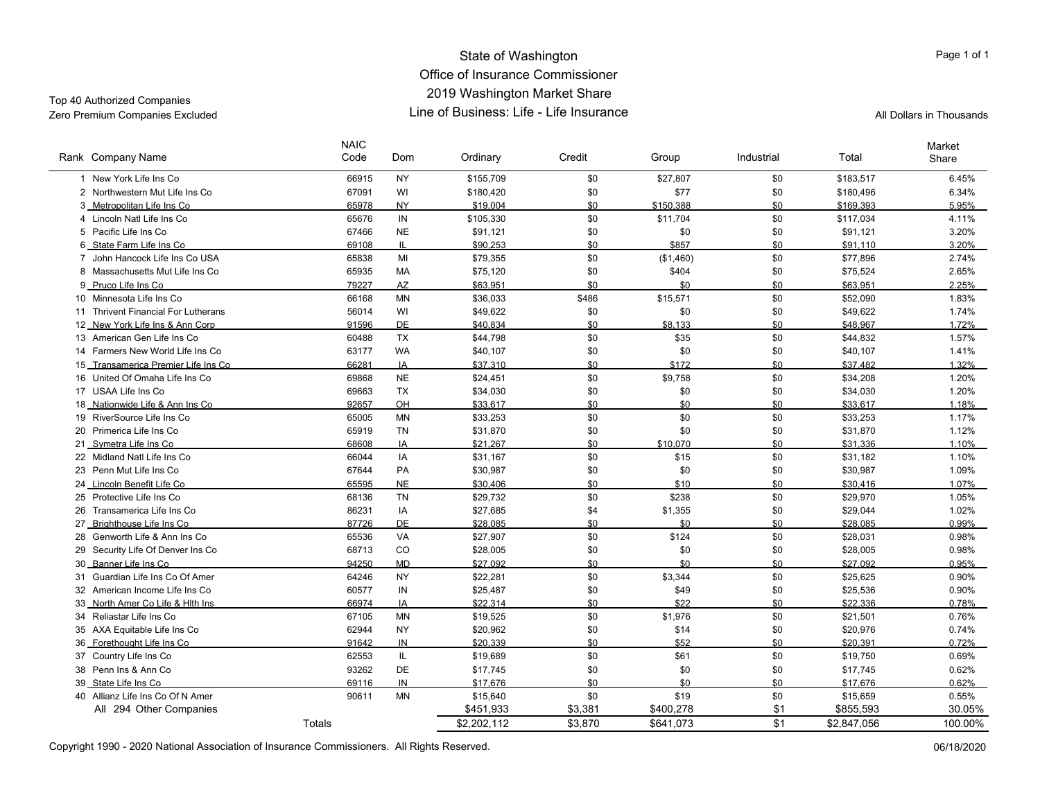# State of Washington
## Office of Insurance Commissioner
## 2019 Washington Market Share
## Line of Business: Life - Life Insurance

Top 40 Authorized Companies
Zero Premium Companies Excluded

All Dollars in Thousands

| Rank | Company Name | NAIC Code | Dom | Ordinary | Credit | Group | Industrial | Total | Market Share |
|---|---|---|---|---|---|---|---|---|---|
| 1 | New York Life Ins Co | 66915 | NY | $155,709 | $0 | $27,807 | $0 | $183,517 | 6.45% |
| 2 | Northwestern Mut Life Ins Co | 67091 | WI | $180,420 | $0 | $77 | $0 | $180,496 | 6.34% |
| 3 | Metropolitan Life Ins Co | 65978 | NY | $19,004 | $0 | $150,388 | $0 | $169,393 | 5.95% |
| 4 | Lincoln Natl Life Ins Co | 65676 | IN | $105,330 | $0 | $11,704 | $0 | $117,034 | 4.11% |
| 5 | Pacific Life Ins Co | 67466 | NE | $91,121 | $0 | $0 | $0 | $91,121 | 3.20% |
| 6 | State Farm Life Ins Co | 69108 | IL | $90,253 | $0 | $857 | $0 | $91,110 | 3.20% |
| 7 | John Hancock Life Ins Co USA | 65838 | MI | $79,355 | $0 | ($1,460) | $0 | $77,896 | 2.74% |
| 8 | Massachusetts Mut Life Ins Co | 65935 | MA | $75,120 | $0 | $404 | $0 | $75,524 | 2.65% |
| 9 | Pruco Life Ins Co | 79227 | AZ | $63,951 | $0 | $0 | $0 | $63,951 | 2.25% |
| 10 | Minnesota Life Ins Co | 66168 | MN | $36,033 | $486 | $15,571 | $0 | $52,090 | 1.83% |
| 11 | Thrivent Financial For Lutherans | 56014 | WI | $49,622 | $0 | $0 | $0 | $49,622 | 1.74% |
| 12 | New York Life Ins & Ann Corp | 91596 | DE | $40,834 | $0 | $8,133 | $0 | $48,967 | 1.72% |
| 13 | American Gen Life Ins Co | 60488 | TX | $44,798 | $0 | $35 | $0 | $44,832 | 1.57% |
| 14 | Farmers New World Life Ins Co | 63177 | WA | $40,107 | $0 | $0 | $0 | $40,107 | 1.41% |
| 15 | Transamerica Premier Life Ins Co | 66281 | IA | $37,310 | $0 | $172 | $0 | $37,482 | 1.32% |
| 16 | United Of Omaha Life Ins Co | 69868 | NE | $24,451 | $0 | $9,758 | $0 | $34,208 | 1.20% |
| 17 | USAA Life Ins Co | 69663 | TX | $34,030 | $0 | $0 | $0 | $34,030 | 1.20% |
| 18 | Nationwide Life & Ann Ins Co | 92657 | OH | $33,617 | $0 | $0 | $0 | $33,617 | 1.18% |
| 19 | RiverSource Life Ins Co | 65005 | MN | $33,253 | $0 | $0 | $0 | $33,253 | 1.17% |
| 20 | Primerica Life Ins Co | 65919 | TN | $31,870 | $0 | $0 | $0 | $31,870 | 1.12% |
| 21 | Symetra Life Ins Co | 68608 | IA | $21,267 | $0 | $10,070 | $0 | $31,336 | 1.10% |
| 22 | Midland Natl Life Ins Co | 66044 | IA | $31,167 | $0 | $15 | $0 | $31,182 | 1.10% |
| 23 | Penn Mut Life Ins Co | 67644 | PA | $30,987 | $0 | $0 | $0 | $30,987 | 1.09% |
| 24 | Lincoln Benefit Life Co | 65595 | NE | $30,406 | $0 | $10 | $0 | $30,416 | 1.07% |
| 25 | Protective Life Ins Co | 68136 | TN | $29,732 | $0 | $238 | $0 | $29,970 | 1.05% |
| 26 | Transamerica Life Ins Co | 86231 | IA | $27,685 | $4 | $1,355 | $0 | $29,044 | 1.02% |
| 27 | Brighthouse Life Ins Co | 87726 | DE | $28,085 | $0 | $0 | $0 | $28,085 | 0.99% |
| 28 | Genworth Life & Ann Ins Co | 65536 | VA | $27,907 | $0 | $124 | $0 | $28,031 | 0.98% |
| 29 | Security Life Of Denver Ins Co | 68713 | CO | $28,005 | $0 | $0 | $0 | $28,005 | 0.98% |
| 30 | Banner Life Ins Co | 94250 | MD | $27,092 | $0 | $0 | $0 | $27,092 | 0.95% |
| 31 | Guardian Life Ins Co Of Amer | 64246 | NY | $22,281 | $0 | $3,344 | $0 | $25,625 | 0.90% |
| 32 | American Income Life Ins Co | 60577 | IN | $25,487 | $0 | $49 | $0 | $25,536 | 0.90% |
| 33 | North Amer Co Life & Hlth Ins | 66974 | IA | $22,314 | $0 | $22 | $0 | $22,336 | 0.78% |
| 34 | Reliastar Life Ins Co | 67105 | MN | $19,525 | $0 | $1,976 | $0 | $21,501 | 0.76% |
| 35 | AXA Equitable Life Ins Co | 62944 | NY | $20,962 | $0 | $14 | $0 | $20,976 | 0.74% |
| 36 | Forethought Life Ins Co | 91642 | IN | $20,339 | $0 | $52 | $0 | $20,391 | 0.72% |
| 37 | Country Life Ins Co | 62553 | IL | $19,689 | $0 | $61 | $0 | $19,750 | 0.69% |
| 38 | Penn Ins & Ann Co | 93262 | DE | $17,745 | $0 | $0 | $0 | $17,745 | 0.62% |
| 39 | State Life Ins Co | 69116 | IN | $17,676 | $0 | $0 | $0 | $17,676 | 0.62% |
| 40 | Allianz Life Ins Co Of N Amer | 90611 | MN | $15,640 | $0 | $19 | $0 | $15,659 | 0.55% |
| | All 294 Other Companies | | | $451,933 | $3,381 | $400,278 | $1 | $855,593 | 30.05% |
| | Totals | | | $2,202,112 | $3,870 | $641,073 | $1 | $2,847,056 | 100.00% |

Copyright 1990 - 2020 National Association of Insurance Commissioners. All Rights Reserved.

06/18/2020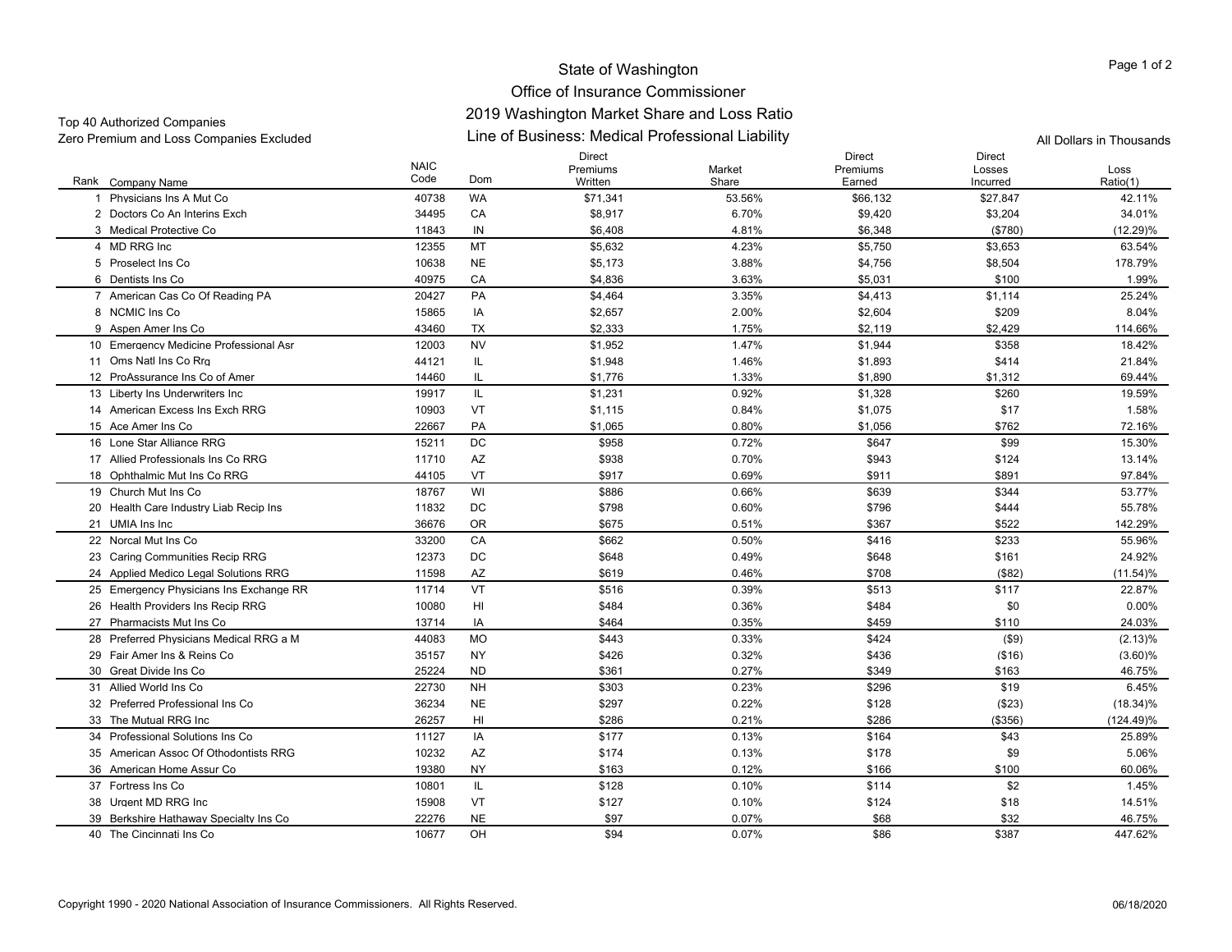# State of Washington
## Office of Insurance Commissioner
## 2019 Washington Market Share and Loss Ratio
## Line of Business: Medical Professional Liability

Top 40 Authorized Companies
Zero Premium and Loss Companies Excluded

All Dollars in Thousands

| Rank | Company Name | NAIC Code | Dom | Direct Premiums Written | Market Share | Direct Premiums Earned | Direct Losses Incurred | Loss Ratio(1) |
|---|---|---|---|---|---|---|---|---|
| 1 | Physicians Ins A Mut Co | 40738 | WA | $71,341 | 53.56% | $66,132 | $27,847 | 42.11% |
| 2 | Doctors Co An Interins Exch | 34495 | CA | $8,917 | 6.70% | $9,420 | $3,204 | 34.01% |
| 3 | Medical Protective Co | 11843 | IN | $6,408 | 4.81% | $6,348 | ($780) | (12.29)% |
| 4 | MD RRG Inc | 12355 | MT | $5,632 | 4.23% | $5,750 | $3,653 | 63.54% |
| 5 | Proselect Ins Co | 10638 | NE | $5,173 | 3.88% | $4,756 | $8,504 | 178.79% |
| 6 | Dentists Ins Co | 40975 | CA | $4,836 | 3.63% | $5,031 | $100 | 1.99% |
| 7 | American Cas Co Of Reading PA | 20427 | PA | $4,464 | 3.35% | $4,413 | $1,114 | 25.24% |
| 8 | NCMIC Ins Co | 15865 | IA | $2,657 | 2.00% | $2,604 | $209 | 8.04% |
| 9 | Aspen Amer Ins Co | 43460 | TX | $2,333 | 1.75% | $2,119 | $2,429 | 114.66% |
| 10 | Emergency Medicine Professional Asr | 12003 | NV | $1,952 | 1.47% | $1,944 | $358 | 18.42% |
| 11 | Oms Natl Ins Co Rrg | 44121 | IL | $1,948 | 1.46% | $1,893 | $414 | 21.84% |
| 12 | ProAssurance Ins Co of Amer | 14460 | IL | $1,776 | 1.33% | $1,890 | $1,312 | 69.44% |
| 13 | Liberty Ins Underwriters Inc | 19917 | IL | $1,231 | 0.92% | $1,328 | $260 | 19.59% |
| 14 | American Excess Ins Exch RRG | 10903 | VT | $1,115 | 0.84% | $1,075 | $17 | 1.58% |
| 15 | Ace Amer Ins Co | 22667 | PA | $1,065 | 0.80% | $1,056 | $762 | 72.16% |
| 16 | Lone Star Alliance RRG | 15211 | DC | $958 | 0.72% | $647 | $99 | 15.30% |
| 17 | Allied Professionals Ins Co RRG | 11710 | AZ | $938 | 0.70% | $943 | $124 | 13.14% |
| 18 | Ophthalmic Mut Ins Co RRG | 44105 | VT | $917 | 0.69% | $911 | $891 | 97.84% |
| 19 | Church Mut Ins Co | 18767 | WI | $886 | 0.66% | $639 | $344 | 53.77% |
| 20 | Health Care Industry Liab Recip Ins | 11832 | DC | $798 | 0.60% | $796 | $444 | 55.78% |
| 21 | UMIA Ins Inc | 36676 | OR | $675 | 0.51% | $367 | $522 | 142.29% |
| 22 | Norcal Mut Ins Co | 33200 | CA | $662 | 0.50% | $416 | $233 | 55.96% |
| 23 | Caring Communities Recip RRG | 12373 | DC | $648 | 0.49% | $648 | $161 | 24.92% |
| 24 | Applied Medico Legal Solutions RRG | 11598 | AZ | $619 | 0.46% | $708 | ($82) | (11.54)% |
| 25 | Emergency Physicians Ins Exchange RR | 11714 | VT | $516 | 0.39% | $513 | $117 | 22.87% |
| 26 | Health Providers Ins Recip RRG | 10080 | HI | $484 | 0.36% | $484 | $0 | 0.00% |
| 27 | Pharmacists Mut Ins Co | 13714 | IA | $464 | 0.35% | $459 | $110 | 24.03% |
| 28 | Preferred Physicians Medical RRG a M | 44083 | MO | $443 | 0.33% | $424 | ($9) | (2.13)% |
| 29 | Fair Amer Ins & Reins Co | 35157 | NY | $426 | 0.32% | $436 | ($16) | (3.60)% |
| 30 | Great Divide Ins Co | 25224 | ND | $361 | 0.27% | $349 | $163 | 46.75% |
| 31 | Allied World Ins Co | 22730 | NH | $303 | 0.23% | $296 | $19 | 6.45% |
| 32 | Preferred Professional Ins Co | 36234 | NE | $297 | 0.22% | $128 | ($23) | (18.34)% |
| 33 | The Mutual RRG Inc | 26257 | HI | $286 | 0.21% | $286 | ($356) | (124.49)% |
| 34 | Professional Solutions Ins Co | 11127 | IA | $177 | 0.13% | $164 | $43 | 25.89% |
| 35 | American Assoc Of Othodontists RRG | 10232 | AZ | $174 | 0.13% | $178 | $9 | 5.06% |
| 36 | American Home Assur Co | 19380 | NY | $163 | 0.12% | $166 | $100 | 60.06% |
| 37 | Fortress Ins Co | 10801 | IL | $128 | 0.10% | $114 | $2 | 1.45% |
| 38 | Urgent MD RRG Inc | 15908 | VT | $127 | 0.10% | $124 | $18 | 14.51% |
| 39 | Berkshire Hathaway Specialty Ins Co | 22276 | NE | $97 | 0.07% | $68 | $32 | 46.75% |
| 40 | The Cincinnati Ins Co | 10677 | OH | $94 | 0.07% | $86 | $387 | 447.62% |

Copyright 1990 - 2020 National Association of Insurance Commissioners. All Rights Reserved.

06/18/2020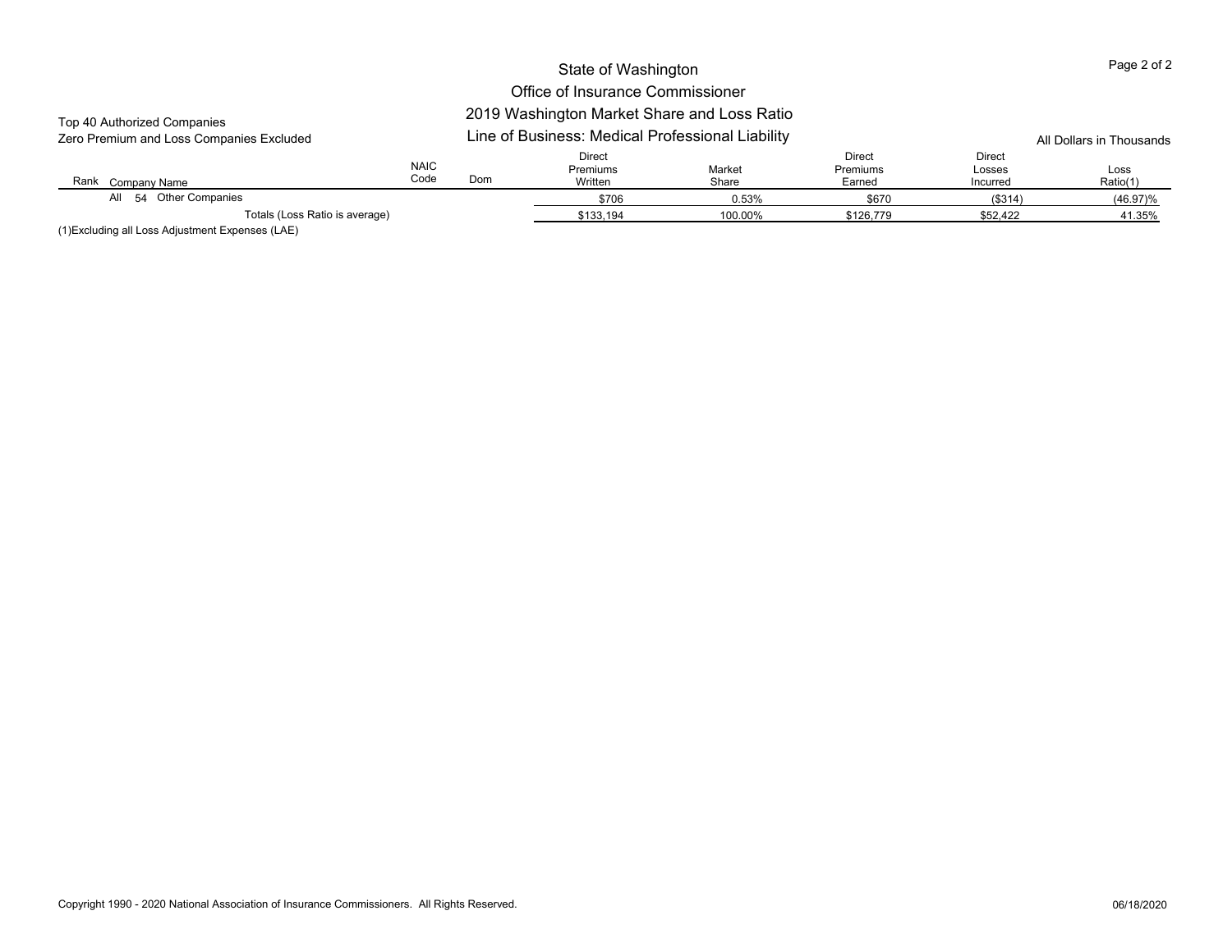State of Washington

Office of Insurance Commissioner

2019 Washington Market Share and Loss Ratio

Line of Business: Medical Professional Liability

Top 40 Authorized Companies

Zero Premium and Loss Companies Excluded

All Dollars in Thousands

| Rank | Company Name | NAIC Code | Dom | Direct Premiums Written | Market Share | Direct Premiums Earned | Direct Losses Incurred | Loss Ratio(1) |
|---|---|---|---|---|---|---|---|---|
| All | 54 Other Companies | | | $706 | 0.53% | $670 | ($314) | (46.97)% |
| | Totals (Loss Ratio is average) | | | $133,194 | 100.00% | $126,779 | $52,422 | 41.35% |

(1)Excluding all Loss Adjustment Expenses (LAE)

Copyright 1990 - 2020 National Association of Insurance Commissioners. All Rights Reserved.

06/18/2020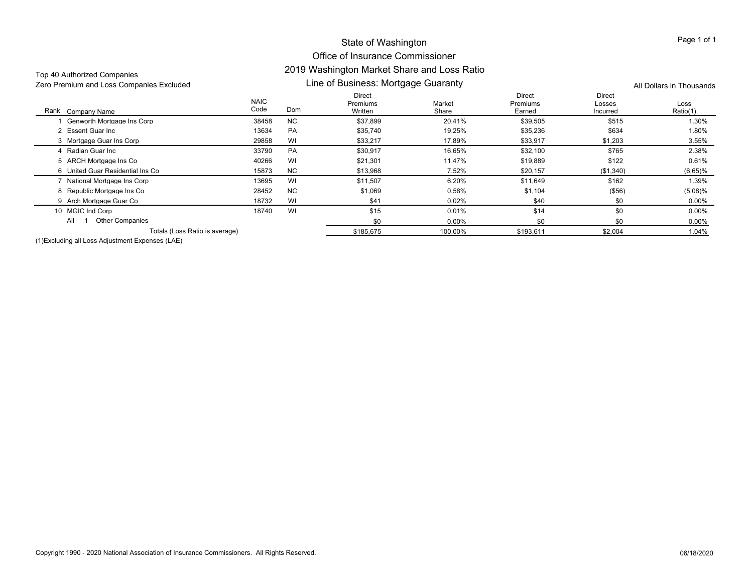# State of Washington
## Office of Insurance Commissioner
## 2019 Washington Market Share and Loss Ratio
## Line of Business: Mortgage Guaranty

Top 40 Authorized Companies
Zero Premium and Loss Companies Excluded

All Dollars in Thousands

| Rank | Company Name | NAIC Code | Dom | Direct Premiums Written | Market Share | Direct Premiums Earned | Direct Losses Incurred | Loss Ratio(1) |
|---|---|---|---|---|---|---|---|---|
| 1 | Genworth Mortgage Ins Corp | 38458 | NC | $37,899 | 20.41% | $39,505 | $515 | 1.30% |
| 2 | Essent Guar Inc | 13634 | PA | $35,740 | 19.25% | $35,236 | $634 | 1.80% |
| 3 | Mortgage Guar Ins Corp | 29858 | WI | $33,217 | 17.89% | $33,917 | $1,203 | 3.55% |
| 4 | Radian Guar Inc | 33790 | PA | $30,917 | 16.65% | $32,100 | $765 | 2.38% |
| 5 | ARCH Mortgage Ins Co | 40266 | WI | $21,301 | 11.47% | $19,889 | $122 | 0.61% |
| 6 | United Guar Residential Ins Co | 15873 | NC | $13,968 | 7.52% | $20,157 | ($1,340) | (6.65)% |
| 7 | National Mortgage Ins Corp | 13695 | WI | $11,507 | 6.20% | $11,649 | $162 | 1.39% |
| 8 | Republic Mortgage Ins Co | 28452 | NC | $1,069 | 0.58% | $1,104 | ($56) | (5.08)% |
| 9 | Arch Mortgage Guar Co | 18732 | WI | $41 | 0.02% | $40 | $0 | 0.00% |
| 10 | MGIC Ind Corp | 18740 | WI | $15 | 0.01% | $14 | $0 | 0.00% |
| All | 1 Other Companies | | | $0 | 0.00% | $0 | $0 | 0.00% |
| | Totals (Loss Ratio is average) | | | $185,675 | 100.00% | $193,611 | $2,004 | 1.04% |

(1)Excluding all Loss Adjustment Expenses (LAE)

Copyright 1990 - 2020 National Association of Insurance Commissioners. All Rights Reserved.

06/18/2020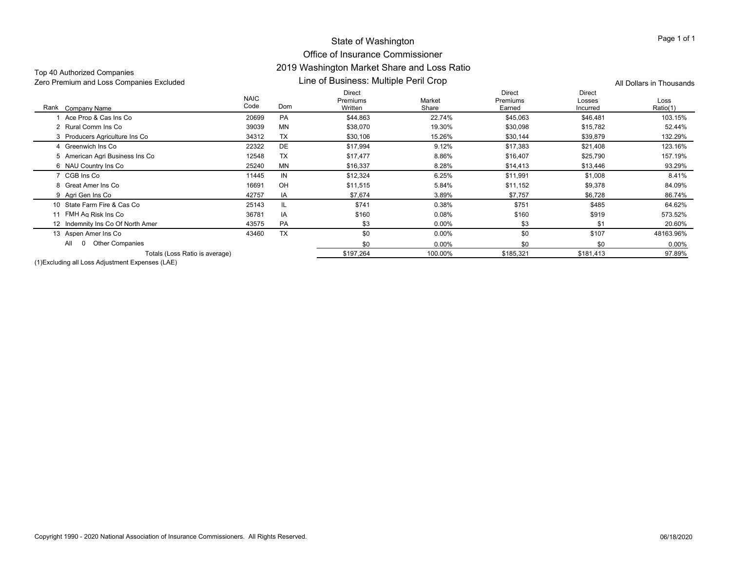# State of Washington
## Office of Insurance Commissioner
## 2019 Washington Market Share and Loss Ratio
### Line of Business: Multiple Peril Crop

Top 40 Authorized Companies
Zero Premium and Loss Companies Excluded

All Dollars in Thousands

| Rank | Company Name | NAIC Code | Dom | Direct Premiums Written | Market Share | Direct Premiums Earned | Direct Losses Incurred | Loss Ratio(1) |
|---|---|---|---|---|---|---|---|---|
| 1 | Ace Prop & Cas Ins Co | 20699 | PA | $44,863 | 22.74% | $45,063 | $46,481 | 103.15% |
| 2 | Rural Comm Ins Co | 39039 | MN | $38,070 | 19.30% | $30,098 | $15,782 | 52.44% |
| 3 | Producers Agriculture Ins Co | 34312 | TX | $30,106 | 15.26% | $30,144 | $39,879 | 132.29% |
| 4 | Greenwich Ins Co | 22322 | DE | $17,994 | 9.12% | $17,383 | $21,408 | 123.16% |
| 5 | American Agri Business Ins Co | 12548 | TX | $17,477 | 8.86% | $16,407 | $25,790 | 157.19% |
| 6 | NAU Country Ins Co | 25240 | MN | $16,337 | 8.28% | $14,413 | $13,446 | 93.29% |
| 7 | CGB Ins Co | 11445 | IN | $12,324 | 6.25% | $11,991 | $1,008 | 8.41% |
| 8 | Great Amer Ins Co | 16691 | OH | $11,515 | 5.84% | $11,152 | $9,378 | 84.09% |
| 9 | Agri Gen Ins Co | 42757 | IA | $7,674 | 3.89% | $7,757 | $6,728 | 86.74% |
| 10 | State Farm Fire & Cas Co | 25143 | IL | $741 | 0.38% | $751 | $485 | 64.62% |
| 11 | FMH Ag Risk Ins Co | 36781 | IA | $160 | 0.08% | $160 | $919 | 573.52% |
| 12 | Indemnity Ins Co Of North Amer | 43575 | PA | $3 | 0.00% | $3 | $1 | 20.60% |
| 13 | Aspen Amer Ins Co | 43460 | TX | $0 | 0.00% | $0 | $107 | 48163.96% |
| | All 0 Other Companies | | | $0 | 0.00% | $0 | $0 | 0.00% |
| | Totals (Loss Ratio is average) | | | $197,264 | 100.00% | $185,321 | $181,413 | 97.89% |

(1)Excluding all Loss Adjustment Expenses (LAE)

Copyright 1990 - 2020 National Association of Insurance Commissioners. All Rights Reserved.

06/18/2020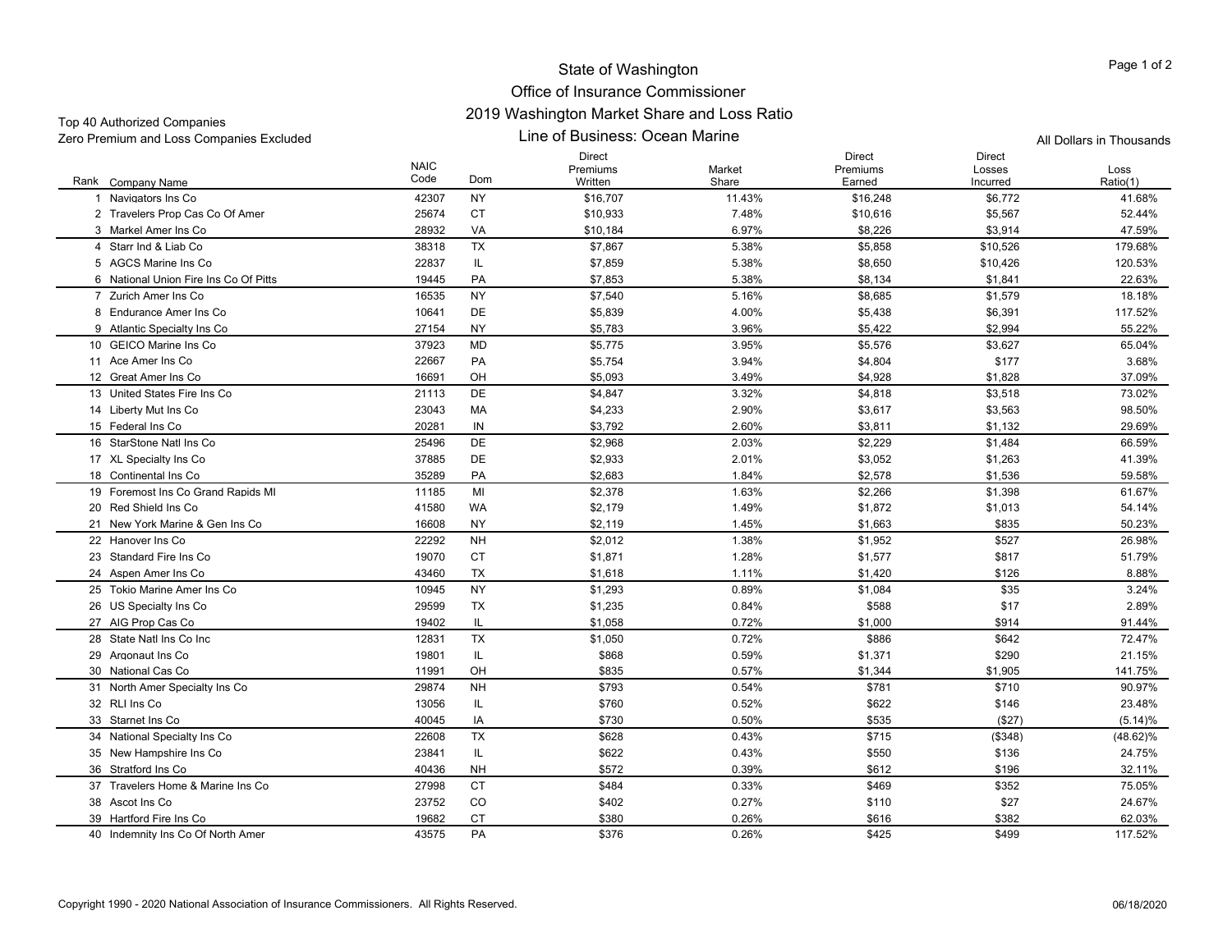# State of Washington
## Office of Insurance Commissioner
## 2019 Washington Market Share and Loss Ratio
## Line of Business: Ocean Marine

Top 40 Authorized Companies
Zero Premium and Loss Companies Excluded

All Dollars in Thousands

| Rank | Company Name | NAIC Code | Dom | Direct Premiums Written | Market Share | Direct Premiums Earned | Direct Losses Incurred | Loss Ratio(1) |
|---|---|---|---|---|---|---|---|---|
| 1 | Navigators Ins Co | 42307 | NY | $16,707 | 11.43% | $16,248 | $6,772 | 41.68% |
| 2 | Travelers Prop Cas Co Of Amer | 25674 | CT | $10,933 | 7.48% | $10,616 | $5,567 | 52.44% |
| 3 | Markel Amer Ins Co | 28932 | VA | $10,184 | 6.97% | $8,226 | $3,914 | 47.59% |
| 4 | Starr Ind & Liab Co | 38318 | TX | $7,867 | 5.38% | $5,858 | $10,526 | 179.68% |
| 5 | AGCS Marine Ins Co | 22837 | IL | $7,859 | 5.38% | $8,650 | $10,426 | 120.53% |
| 6 | National Union Fire Ins Co Of Pitts | 19445 | PA | $7,853 | 5.38% | $8,134 | $1,841 | 22.63% |
| 7 | Zurich Amer Ins Co | 16535 | NY | $7,540 | 5.16% | $8,685 | $1,579 | 18.18% |
| 8 | Endurance Amer Ins Co | 10641 | DE | $5,839 | 4.00% | $5,438 | $6,391 | 117.52% |
| 9 | Atlantic Specialty Ins Co | 27154 | NY | $5,783 | 3.96% | $5,422 | $2,994 | 55.22% |
| 10 | GEICO Marine Ins Co | 37923 | MD | $5,775 | 3.95% | $5,576 | $3,627 | 65.04% |
| 11 | Ace Amer Ins Co | 22667 | PA | $5,754 | 3.94% | $4,804 | $177 | 3.68% |
| 12 | Great Amer Ins Co | 16691 | OH | $5,093 | 3.49% | $4,928 | $1,828 | 37.09% |
| 13 | United States Fire Ins Co | 21113 | DE | $4,847 | 3.32% | $4,818 | $3,518 | 73.02% |
| 14 | Liberty Mut Ins Co | 23043 | MA | $4,233 | 2.90% | $3,617 | $3,563 | 98.50% |
| 15 | Federal Ins Co | 20281 | IN | $3,792 | 2.60% | $3,811 | $1,132 | 29.69% |
| 16 | StarStone Natl Ins Co | 25496 | DE | $2,968 | 2.03% | $2,229 | $1,484 | 66.59% |
| 17 | XL Specialty Ins Co | 37885 | DE | $2,933 | 2.01% | $3,052 | $1,263 | 41.39% |
| 18 | Continental Ins Co | 35289 | PA | $2,683 | 1.84% | $2,578 | $1,536 | 59.58% |
| 19 | Foremost Ins Co Grand Rapids MI | 11185 | MI | $2,378 | 1.63% | $2,266 | $1,398 | 61.67% |
| 20 | Red Shield Ins Co | 41580 | WA | $2,179 | 1.49% | $1,872 | $1,013 | 54.14% |
| 21 | New York Marine & Gen Ins Co | 16608 | NY | $2,119 | 1.45% | $1,663 | $835 | 50.23% |
| 22 | Hanover Ins Co | 22292 | NH | $2,012 | 1.38% | $1,952 | $527 | 26.98% |
| 23 | Standard Fire Ins Co | 19070 | CT | $1,871 | 1.28% | $1,577 | $817 | 51.79% |
| 24 | Aspen Amer Ins Co | 43460 | TX | $1,618 | 1.11% | $1,420 | $126 | 8.88% |
| 25 | Tokio Marine Amer Ins Co | 10945 | NY | $1,293 | 0.89% | $1,084 | $35 | 3.24% |
| 26 | US Specialty Ins Co | 29599 | TX | $1,235 | 0.84% | $588 | $17 | 2.89% |
| 27 | AIG Prop Cas Co | 19402 | IL | $1,058 | 0.72% | $1,000 | $914 | 91.44% |
| 28 | State Natl Ins Co Inc | 12831 | TX | $1,050 | 0.72% | $886 | $642 | 72.47% |
| 29 | Argonaut Ins Co | 19801 | IL | $868 | 0.59% | $1,371 | $290 | 21.15% |
| 30 | National Cas Co | 11991 | OH | $835 | 0.57% | $1,344 | $1,905 | 141.75% |
| 31 | North Amer Specialty Ins Co | 29874 | NH | $793 | 0.54% | $781 | $710 | 90.97% |
| 32 | RLI Ins Co | 13056 | IL | $760 | 0.52% | $622 | $146 | 23.48% |
| 33 | Starnet Ins Co | 40045 | IA | $730 | 0.50% | $535 | ($27) | (5.14)% |
| 34 | National Specialty Ins Co | 22608 | TX | $628 | 0.43% | $715 | ($348) | (48.62)% |
| 35 | New Hampshire Ins Co | 23841 | IL | $622 | 0.43% | $550 | $136 | 24.75% |
| 36 | Stratford Ins Co | 40436 | NH | $572 | 0.39% | $612 | $196 | 32.11% |
| 37 | Travelers Home & Marine Ins Co | 27998 | CT | $484 | 0.33% | $469 | $352 | 75.05% |
| 38 | Ascot Ins Co | 23752 | CO | $402 | 0.27% | $110 | $27 | 24.67% |
| 39 | Hartford Fire Ins Co | 19682 | CT | $380 | 0.26% | $616 | $382 | 62.03% |
| 40 | Indemnity Ins Co Of North Amer | 43575 | PA | $376 | 0.26% | $425 | $499 | 117.52% |

Copyright 1990 - 2020 National Association of Insurance Commissioners. All Rights Reserved.

06/18/2020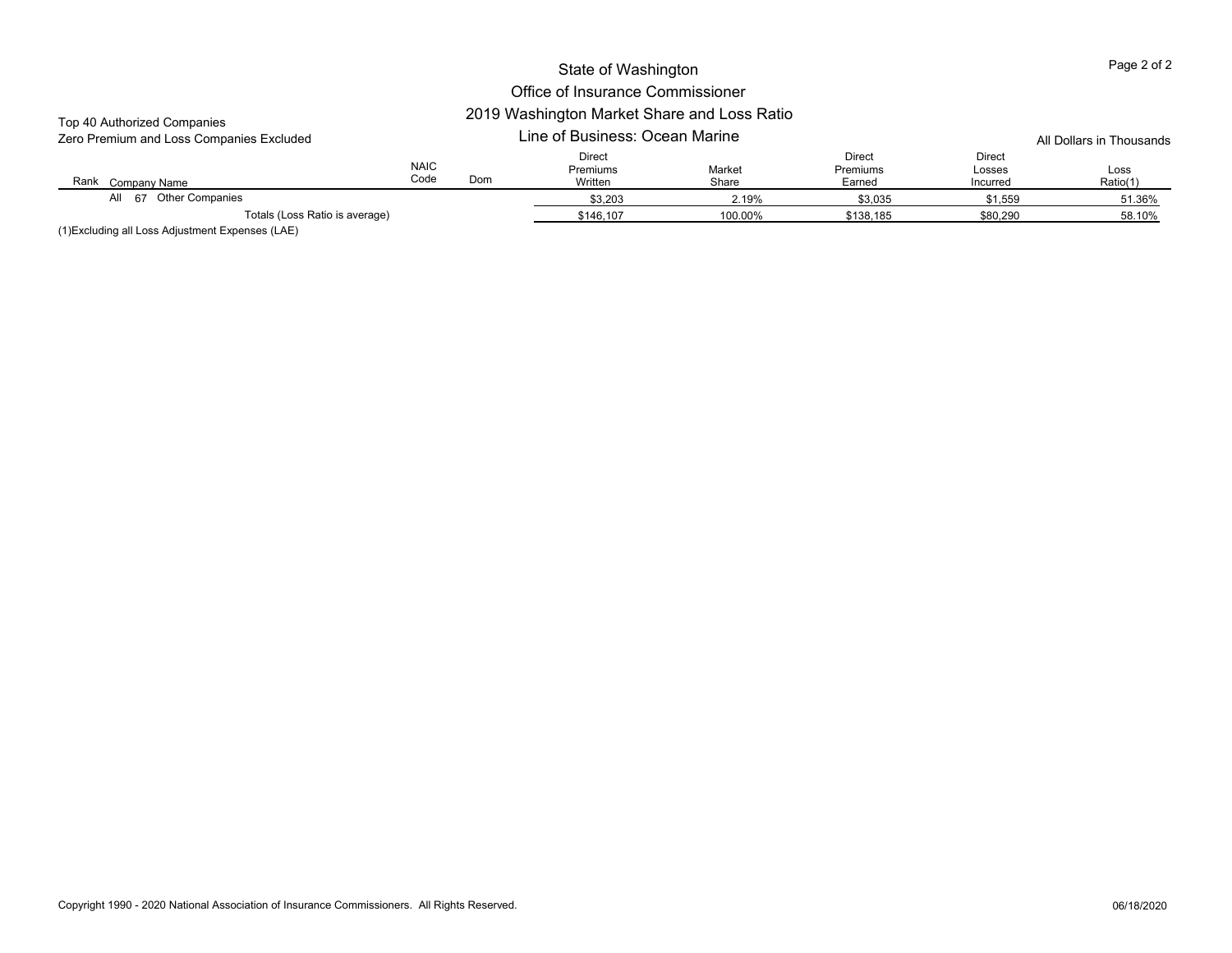State of Washington

Office of Insurance Commissioner

2019 Washington Market Share and Loss Ratio

Line of Business: Ocean Marine

Top 40 Authorized Companies

Zero Premium and Loss Companies Excluded

All Dollars in Thousands

| Rank | Company Name | NAIC Code | Dom | Direct Premiums Written | Market Share | Direct Premiums Earned | Direct Losses Incurred | Loss Ratio(1) |
|---|---|---|---|---|---|---|---|---|
| All | 67 Other Companies | | | $3,203 | 2.19% | $3,035 | $1,559 | 51.36% |
| | Totals (Loss Ratio is average) | | | $146,107 | 100.00% | $138,185 | $80,290 | 58.10% |

(1)Excluding all Loss Adjustment Expenses (LAE)

Copyright 1990 - 2020 National Association of Insurance Commissioners. All Rights Reserved.

06/18/2020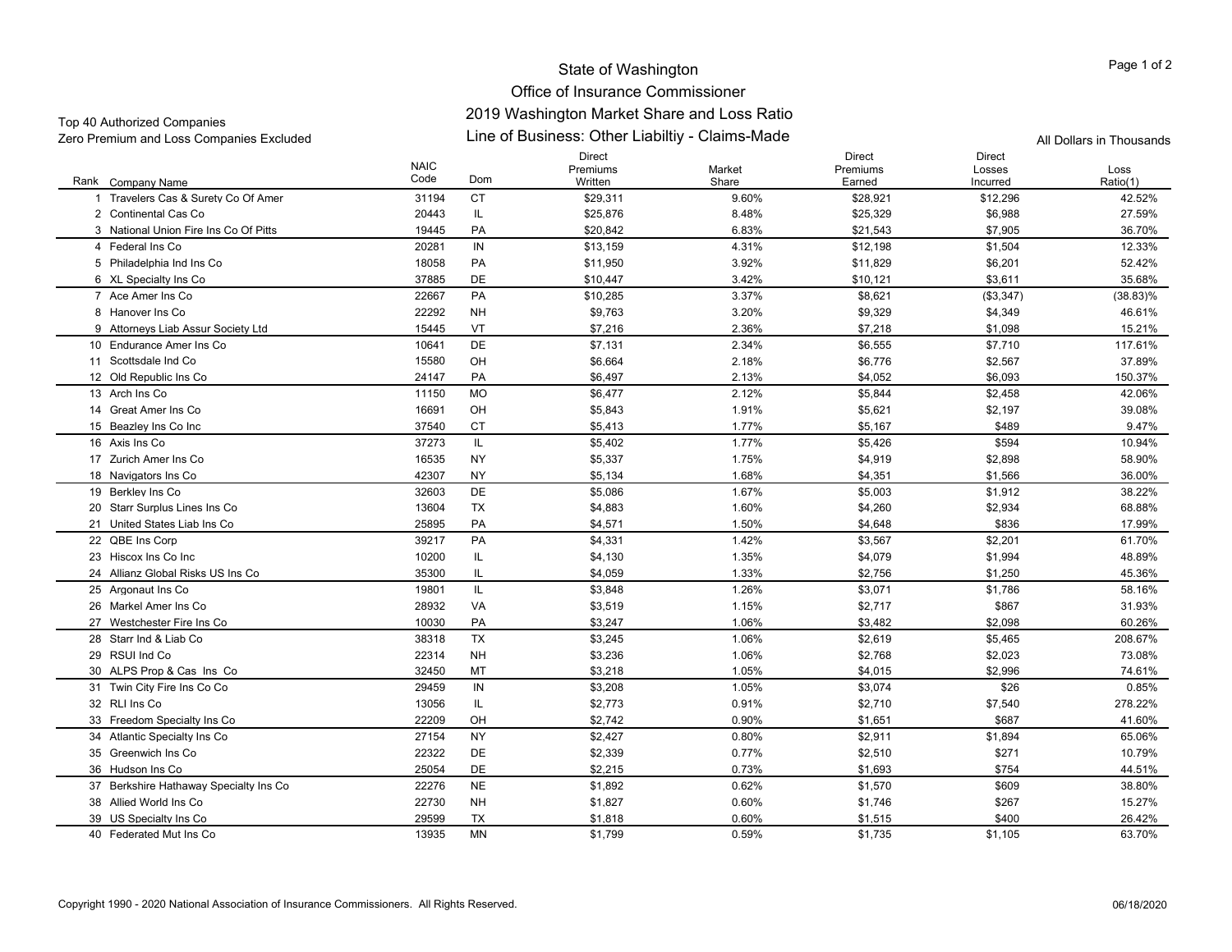# State of Washington

## Office of Insurance Commissioner

## 2019 Washington Market Share and Loss Ratio

## Line of Business: Other Liabiltiy - Claims-Made

Top 40 Authorized Companies
Zero Premium and Loss Companies Excluded

All Dollars in Thousands

| Rank | Company Name | NAIC Code | Dom | Direct Premiums Written | Market Share | Direct Premiums Earned | Direct Losses Incurred | Loss Ratio(1) |
|---|---|---|---|---|---|---|---|---|
| 1 | Travelers Cas & Surety Co Of Amer | 31194 | CT | $29,311 | 9.60% | $28,921 | $12,296 | 42.52% |
| 2 | Continental Cas Co | 20443 | IL | $25,876 | 8.48% | $25,329 | $6,988 | 27.59% |
| 3 | National Union Fire Ins Co Of Pitts | 19445 | PA | $20,842 | 6.83% | $21,543 | $7,905 | 36.70% |
| 4 | Federal Ins Co | 20281 | IN | $13,159 | 4.31% | $12,198 | $1,504 | 12.33% |
| 5 | Philadelphia Ind Ins Co | 18058 | PA | $11,950 | 3.92% | $11,829 | $6,201 | 52.42% |
| 6 | XL Specialty Ins Co | 37885 | DE | $10,447 | 3.42% | $10,121 | $3,611 | 35.68% |
| 7 | Ace Amer Ins Co | 22667 | PA | $10,285 | 3.37% | $8,621 | ($3,347) | (38.83)% |
| 8 | Hanover Ins Co | 22292 | NH | $9,763 | 3.20% | $9,329 | $4,349 | 46.61% |
| 9 | Attorneys Liab Assur Society Ltd | 15445 | VT | $7,216 | 2.36% | $7,218 | $1,098 | 15.21% |
| 10 | Endurance Amer Ins Co | 10641 | DE | $7,131 | 2.34% | $6,555 | $7,710 | 117.61% |
| 11 | Scottsdale Ind Co | 15580 | OH | $6,664 | 2.18% | $6,776 | $2,567 | 37.89% |
| 12 | Old Republic Ins Co | 24147 | PA | $6,497 | 2.13% | $4,052 | $6,093 | 150.37% |
| 13 | Arch Ins Co | 11150 | MO | $6,477 | 2.12% | $5,844 | $2,458 | 42.06% |
| 14 | Great Amer Ins Co | 16691 | OH | $5,843 | 1.91% | $5,621 | $2,197 | 39.08% |
| 15 | Beazley Ins Co Inc | 37540 | CT | $5,413 | 1.77% | $5,167 | $489 | 9.47% |
| 16 | Axis Ins Co | 37273 | IL | $5,402 | 1.77% | $5,426 | $594 | 10.94% |
| 17 | Zurich Amer Ins Co | 16535 | NY | $5,337 | 1.75% | $4,919 | $2,898 | 58.90% |
| 18 | Navigators Ins Co | 42307 | NY | $5,134 | 1.68% | $4,351 | $1,566 | 36.00% |
| 19 | Berkley Ins Co | 32603 | DE | $5,086 | 1.67% | $5,003 | $1,912 | 38.22% |
| 20 | Starr Surplus Lines Ins Co | 13604 | TX | $4,883 | 1.60% | $4,260 | $2,934 | 68.88% |
| 21 | United States Liab Ins Co | 25895 | PA | $4,571 | 1.50% | $4,648 | $836 | 17.99% |
| 22 | QBE Ins Corp | 39217 | PA | $4,331 | 1.42% | $3,567 | $2,201 | 61.70% |
| 23 | Hiscox Ins Co Inc | 10200 | IL | $4,130 | 1.35% | $4,079 | $1,994 | 48.89% |
| 24 | Allianz Global Risks US Ins Co | 35300 | IL | $4,059 | 1.33% | $2,756 | $1,250 | 45.36% |
| 25 | Argonaut Ins Co | 19801 | IL | $3,848 | 1.26% | $3,071 | $1,786 | 58.16% |
| 26 | Markel Amer Ins Co | 28932 | VA | $3,519 | 1.15% | $2,717 | $867 | 31.93% |
| 27 | Westchester Fire Ins Co | 10030 | PA | $3,247 | 1.06% | $3,482 | $2,098 | 60.26% |
| 28 | Starr Ind & Liab Co | 38318 | TX | $3,245 | 1.06% | $2,619 | $5,465 | 208.67% |
| 29 | RSUI Ind Co | 22314 | NH | $3,236 | 1.06% | $2,768 | $2,023 | 73.08% |
| 30 | ALPS Prop & Cas Ins Co | 32450 | MT | $3,218 | 1.05% | $4,015 | $2,996 | 74.61% |
| 31 | Twin City Fire Ins Co Co | 29459 | IN | $3,208 | 1.05% | $3,074 | $26 | 0.85% |
| 32 | RLI Ins Co | 13056 | IL | $2,773 | 0.91% | $2,710 | $7,540 | 278.22% |
| 33 | Freedom Specialty Ins Co | 22209 | OH | $2,742 | 0.90% | $1,651 | $687 | 41.60% |
| 34 | Atlantic Specialty Ins Co | 27154 | NY | $2,427 | 0.80% | $2,911 | $1,894 | 65.06% |
| 35 | Greenwich Ins Co | 22322 | DE | $2,339 | 0.77% | $2,510 | $271 | 10.79% |
| 36 | Hudson Ins Co | 25054 | DE | $2,215 | 0.73% | $1,693 | $754 | 44.51% |
| 37 | Berkshire Hathaway Specialty Ins Co | 22276 | NE | $1,892 | 0.62% | $1,570 | $609 | 38.80% |
| 38 | Allied World Ins Co | 22730 | NH | $1,827 | 0.60% | $1,746 | $267 | 15.27% |
| 39 | US Specialty Ins Co | 29599 | TX | $1,818 | 0.60% | $1,515 | $400 | 26.42% |
| 40 | Federated Mut Ins Co | 13935 | MN | $1,799 | 0.59% | $1,735 | $1,105 | 63.70% |

Copyright 1990 - 2020 National Association of Insurance Commissioners. All Rights Reserved.

06/18/2020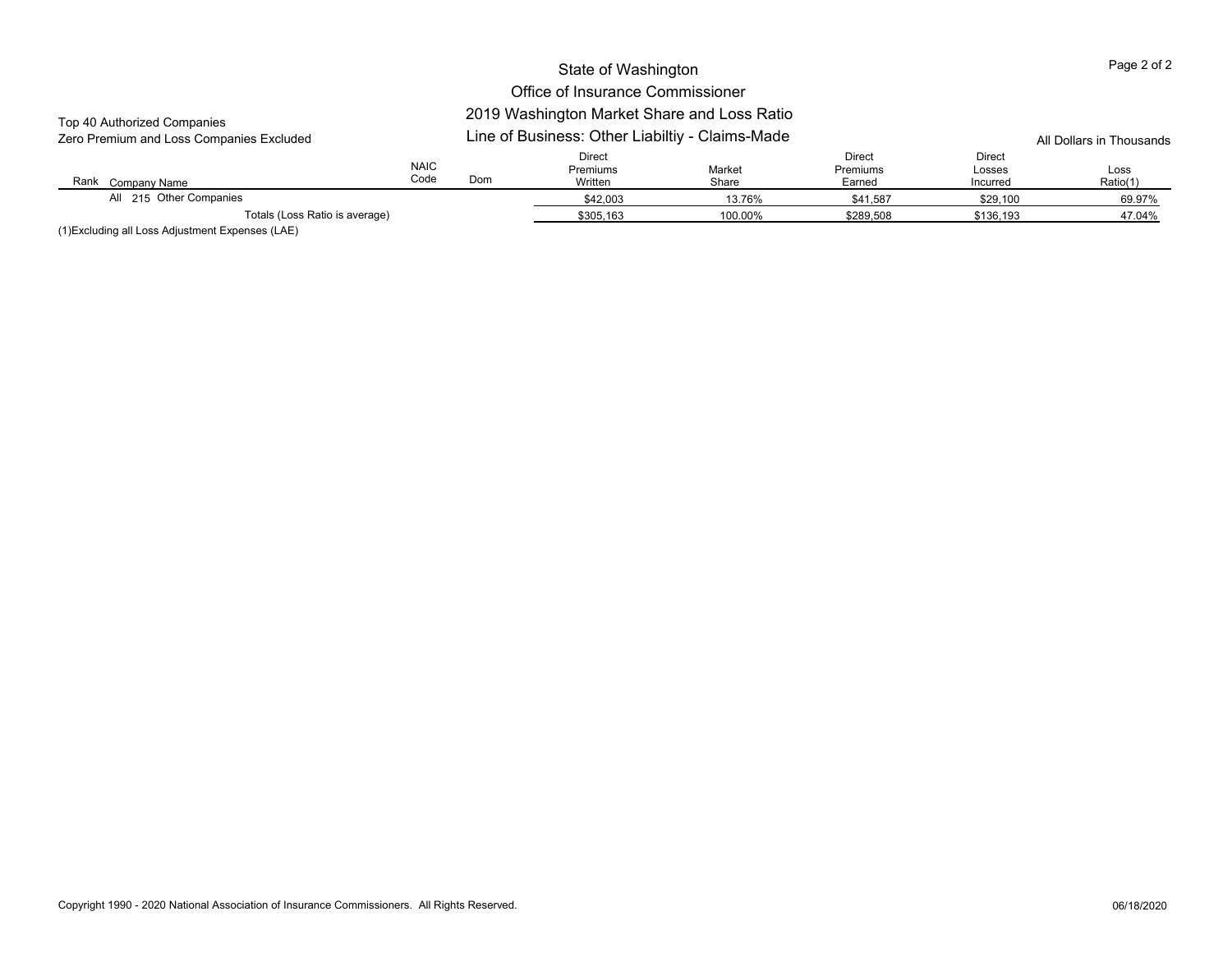State of Washington

Office of Insurance Commissioner

2019 Washington Market Share and Loss Ratio

Line of Business: Other Liabiltiy - Claims-Made

Top 40 Authorized Companies
Zero Premium and Loss Companies Excluded

All Dollars in Thousands

| Rank | Company Name | NAIC Code | Dom | Direct Premiums Written | Market Share | Direct Premiums Earned | Direct Losses Incurred | Loss Ratio(1) |
|---|---|---|---|---|---|---|---|---|
| All | 215 Other Companies | | | $42,003 | 13.76% | $41,587 | $29,100 | 69.97% |
| | Totals (Loss Ratio is average) | | | $305,163 | 100.00% | $289,508 | $136,193 | 47.04% |

(1)Excluding all Loss Adjustment Expenses (LAE)

Copyright 1990 - 2020 National Association of Insurance Commissioners. All Rights Reserved.

06/18/2020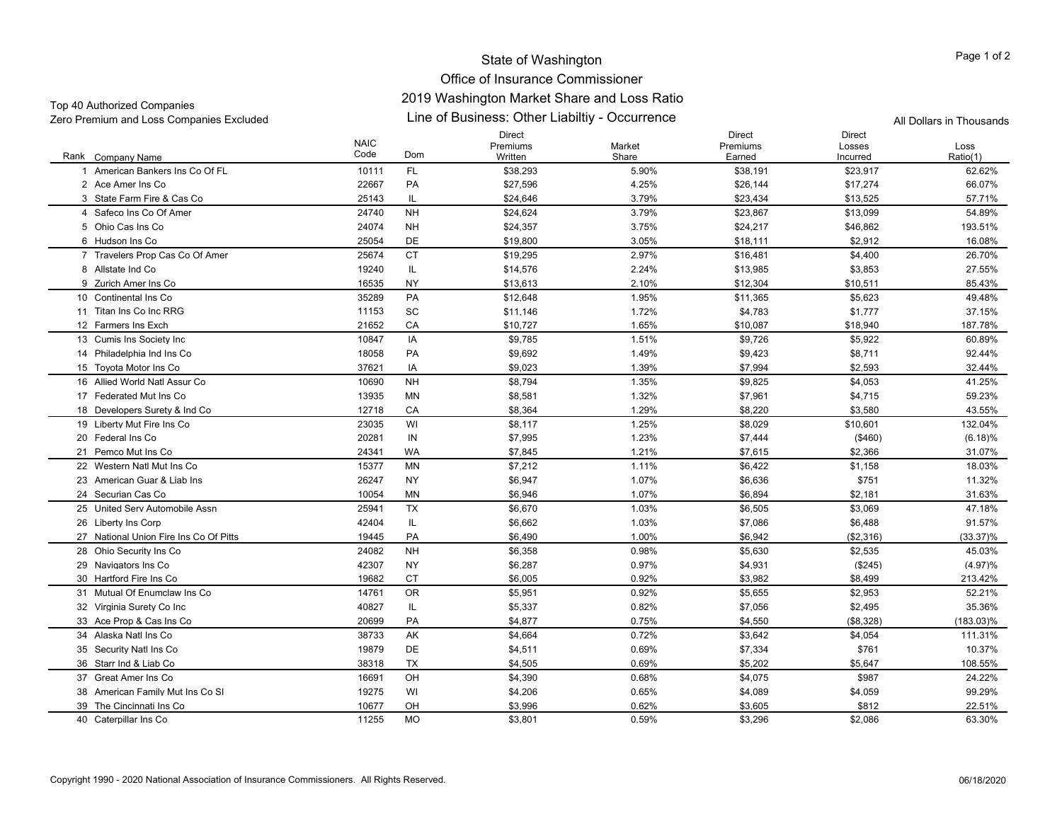# State of Washington
## Office of Insurance Commissioner
## 2019 Washington Market Share and Loss Ratio
## Line of Business: Other Liabiltiy - Occurrence

Top 40 Authorized Companies
Zero Premium and Loss Companies Excluded

All Dollars in Thousands

| Rank | Company Name | NAIC Code | Dom | Direct Premiums Written | Market Share | Direct Premiums Earned | Direct Losses Incurred | Loss Ratio(1) |
|---|---|---|---|---|---|---|---|---|
| 1 | American Bankers Ins Co Of FL | 10111 | FL | $38,293 | 5.90% | $38,191 | $23,917 | 62.62% |
| 2 | Ace Amer Ins Co | 22667 | PA | $27,596 | 4.25% | $26,144 | $17,274 | 66.07% |
| 3 | State Farm Fire & Cas Co | 25143 | IL | $24,646 | 3.79% | $23,434 | $13,525 | 57.71% |
| 4 | Safeco Ins Co Of Amer | 24740 | NH | $24,624 | 3.79% | $23,867 | $13,099 | 54.89% |
| 5 | Ohio Cas Ins Co | 24074 | NH | $24,357 | 3.75% | $24,217 | $46,862 | 193.51% |
| 6 | Hudson Ins Co | 25054 | DE | $19,800 | 3.05% | $18,111 | $2,912 | 16.08% |
| 7 | Travelers Prop Cas Co Of Amer | 25674 | CT | $19,295 | 2.97% | $16,481 | $4,400 | 26.70% |
| 8 | Allstate Ind Co | 19240 | IL | $14,576 | 2.24% | $13,985 | $3,853 | 27.55% |
| 9 | Zurich Amer Ins Co | 16535 | NY | $13,613 | 2.10% | $12,304 | $10,511 | 85.43% |
| 10 | Continental Ins Co | 35289 | PA | $12,648 | 1.95% | $11,365 | $5,623 | 49.48% |
| 11 | Titan Ins Co Inc RRG | 11153 | SC | $11,146 | 1.72% | $4,783 | $1,777 | 37.15% |
| 12 | Farmers Ins Exch | 21652 | CA | $10,727 | 1.65% | $10,087 | $18,940 | 187.78% |
| 13 | Cumis Ins Society Inc | 10847 | IA | $9,785 | 1.51% | $9,726 | $5,922 | 60.89% |
| 14 | Philadelphia Ind Ins Co | 18058 | PA | $9,692 | 1.49% | $9,423 | $8,711 | 92.44% |
| 15 | Toyota Motor Ins Co | 37621 | IA | $9,023 | 1.39% | $7,994 | $2,593 | 32.44% |
| 16 | Allied World Natl Assur Co | 10690 | NH | $8,794 | 1.35% | $9,825 | $4,053 | 41.25% |
| 17 | Federated Mut Ins Co | 13935 | MN | $8,581 | 1.32% | $7,961 | $4,715 | 59.23% |
| 18 | Developers Surety & Ind Co | 12718 | CA | $8,364 | 1.29% | $8,220 | $3,580 | 43.55% |
| 19 | Liberty Mut Fire Ins Co | 23035 | WI | $8,117 | 1.25% | $8,029 | $10,601 | 132.04% |
| 20 | Federal Ins Co | 20281 | IN | $7,995 | 1.23% | $7,444 | ($460) | (6.18)% |
| 21 | Pemco Mut Ins Co | 24341 | WA | $7,845 | 1.21% | $7,615 | $2,366 | 31.07% |
| 22 | Western Natl Mut Ins Co | 15377 | MN | $7,212 | 1.11% | $6,422 | $1,158 | 18.03% |
| 23 | American Guar & Liab Ins | 26247 | NY | $6,947 | 1.07% | $6,636 | $751 | 11.32% |
| 24 | Securian Cas Co | 10054 | MN | $6,946 | 1.07% | $6,894 | $2,181 | 31.63% |
| 25 | United Serv Automobile Assn | 25941 | TX | $6,670 | 1.03% | $6,505 | $3,069 | 47.18% |
| 26 | Liberty Ins Corp | 42404 | IL | $6,662 | 1.03% | $7,086 | $6,488 | 91.57% |
| 27 | National Union Fire Ins Co Of Pitts | 19445 | PA | $6,490 | 1.00% | $6,942 | ($2,316) | (33.37)% |
| 28 | Ohio Security Ins Co | 24082 | NH | $6,358 | 0.98% | $5,630 | $2,535 | 45.03% |
| 29 | Navigators Ins Co | 42307 | NY | $6,287 | 0.97% | $4,931 | ($245) | (4.97)% |
| 30 | Hartford Fire Ins Co | 19682 | CT | $6,005 | 0.92% | $3,982 | $8,499 | 213.42% |
| 31 | Mutual Of Enumclaw Ins Co | 14761 | OR | $5,951 | 0.92% | $5,655 | $2,953 | 52.21% |
| 32 | Virginia Surety Co Inc | 40827 | IL | $5,337 | 0.82% | $7,056 | $2,495 | 35.36% |
| 33 | Ace Prop & Cas Ins Co | 20699 | PA | $4,877 | 0.75% | $4,550 | ($8,328) | (183.03)% |
| 34 | Alaska Natl Ins Co | 38733 | AK | $4,664 | 0.72% | $3,642 | $4,054 | 111.31% |
| 35 | Security Natl Ins Co | 19879 | DE | $4,511 | 0.69% | $7,334 | $761 | 10.37% |
| 36 | Starr Ind & Liab Co | 38318 | TX | $4,505 | 0.69% | $5,202 | $5,647 | 108.55% |
| 37 | Great Amer Ins Co | 16691 | OH | $4,390 | 0.68% | $4,075 | $987 | 24.22% |
| 38 | American Family Mut Ins Co SI | 19275 | WI | $4,206 | 0.65% | $4,089 | $4,059 | 99.29% |
| 39 | The Cincinnati Ins Co | 10677 | OH | $3,996 | 0.62% | $3,605 | $812 | 22.51% |
| 40 | Caterpillar Ins Co | 11255 | MO | $3,801 | 0.59% | $3,296 | $2,086 | 63.30% |

Copyright 1990 - 2020 National Association of Insurance Commissioners. All Rights Reserved.

06/18/2020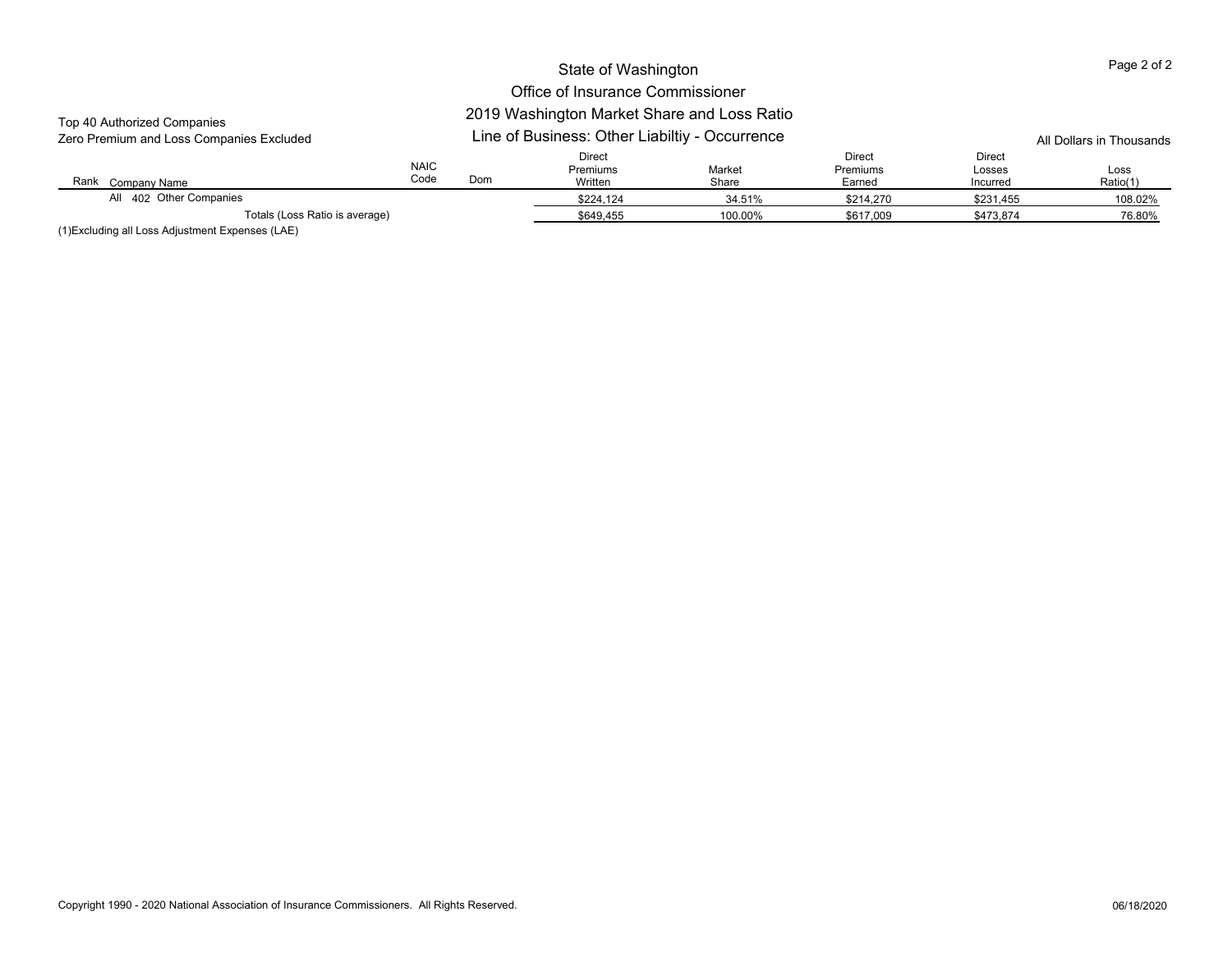State of Washington

Office of Insurance Commissioner

2019 Washington Market Share and Loss Ratio

Line of Business: Other Liabiltiy - Occurrence

Top 40 Authorized Companies

Zero Premium and Loss Companies Excluded

All Dollars in Thousands

| Rank | Company Name | NAIC Code | Dom | Direct Premiums Written | Market Share | Direct Premiums Earned | Direct Losses Incurred | Loss Ratio(1) |
|---|---|---|---|---|---|---|---|---|
| All | 402 Other Companies | | | $224,124 | 34.51% | $214,270 | $231,455 | 108.02% |
| | Totals (Loss Ratio is average) | | | $649,455 | 100.00% | $617,009 | $473,874 | 76.80% |

(1)Excluding all Loss Adjustment Expenses (LAE)

Copyright 1990 - 2020 National Association of Insurance Commissioners. All Rights Reserved.

06/18/2020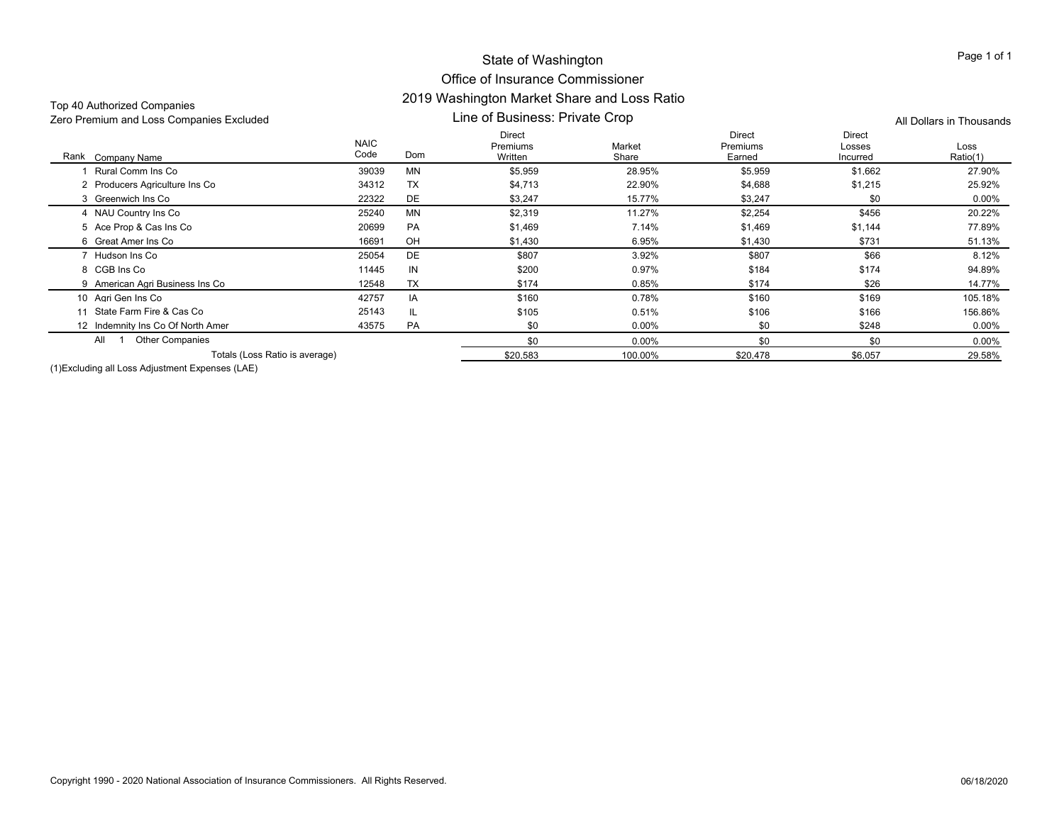# State of Washington
## Office of Insurance Commissioner
## 2019 Washington Market Share and Loss Ratio
### Line of Business: Private Crop

Top 40 Authorized Companies
Zero Premium and Loss Companies Excluded

All Dollars in Thousands

| Rank | Company Name | NAIC Code | Dom | Direct Premiums Written | Market Share | Direct Premiums Earned | Direct Losses Incurred | Loss Ratio(1) |
|---|---|---|---|---|---|---|---|---|
| 1 | Rural Comm Ins Co | 39039 | MN | $5,959 | 28.95% | $5,959 | $1,662 | 27.90% |
| 2 | Producers Agriculture Ins Co | 34312 | TX | $4,713 | 22.90% | $4,688 | $1,215 | 25.92% |
| 3 | Greenwich Ins Co | 22322 | DE | $3,247 | 15.77% | $3,247 | $0 | 0.00% |
| 4 | NAU Country Ins Co | 25240 | MN | $2,319 | 11.27% | $2,254 | $456 | 20.22% |
| 5 | Ace Prop & Cas Ins Co | 20699 | PA | $1,469 | 7.14% | $1,469 | $1,144 | 77.89% |
| 6 | Great Amer Ins Co | 16691 | OH | $1,430 | 6.95% | $1,430 | $731 | 51.13% |
| 7 | Hudson Ins Co | 25054 | DE | $807 | 3.92% | $807 | $66 | 8.12% |
| 8 | CGB Ins Co | 11445 | IN | $200 | 0.97% | $184 | $174 | 94.89% |
| 9 | American Agri Business Ins Co | 12548 | TX | $174 | 0.85% | $174 | $26 | 14.77% |
| 10 | Agri Gen Ins Co | 42757 | IA | $160 | 0.78% | $160 | $169 | 105.18% |
| 11 | State Farm Fire & Cas Co | 25143 | IL | $105 | 0.51% | $106 | $166 | 156.86% |
| 12 | Indemnity Ins Co Of North Amer | 43575 | PA | $0 | 0.00% | $0 | $248 | 0.00% |
| All 1 | Other Companies | | | $0 | 0.00% | $0 | $0 | 0.00% |
| | Totals (Loss Ratio is average) | | | $20,583 | 100.00% | $20,478 | $6,057 | 29.58% |

(1)Excluding all Loss Adjustment Expenses (LAE)

Copyright 1990 - 2020 National Association of Insurance Commissioners. All Rights Reserved.

06/18/2020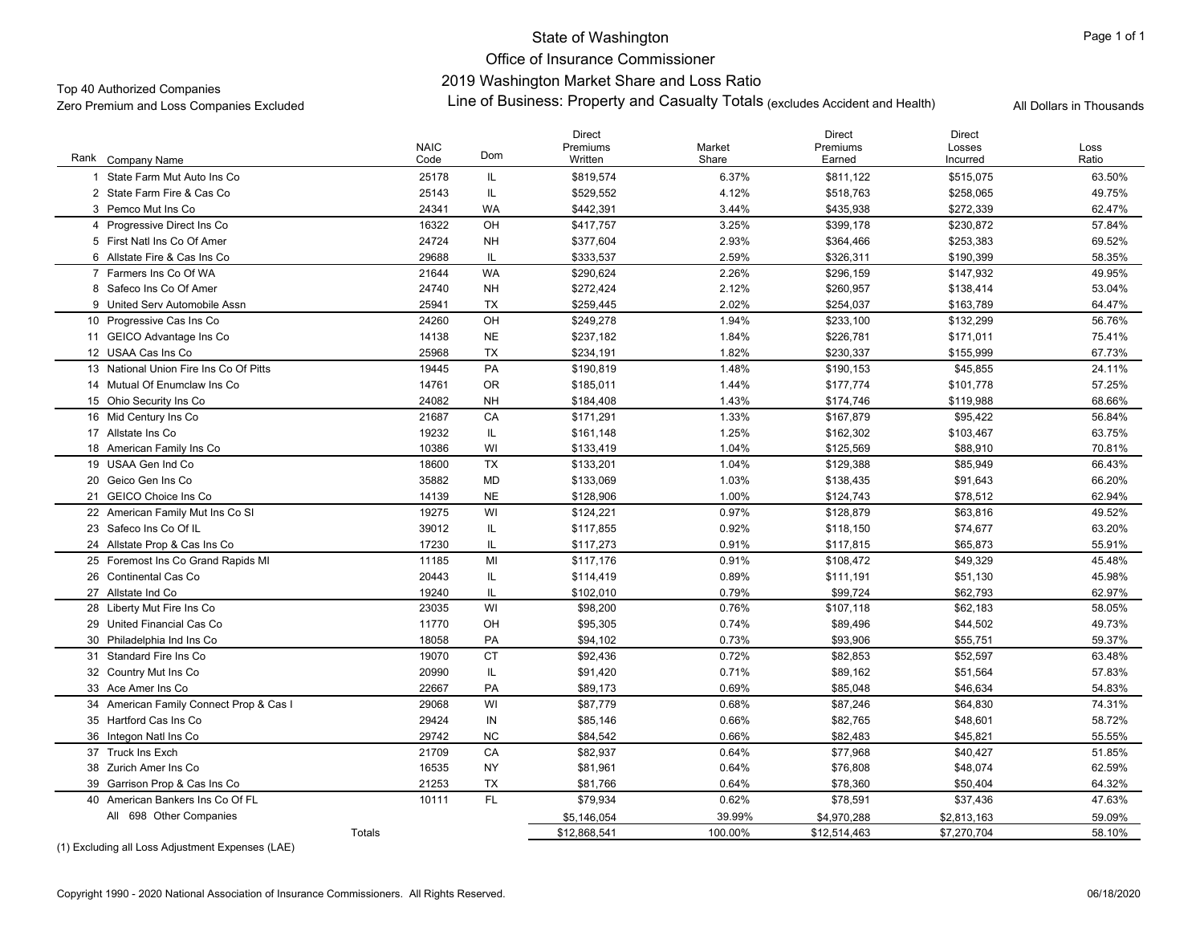# State of Washington

## Office of Insurance Commissioner

## 2019 Washington Market Share and Loss Ratio

### Line of Business: Property and Casualty Totals (excludes Accident and Health)

Top 40 Authorized Companies
Zero Premium and Loss Companies Excluded

All Dollars in Thousands

| Rank | Company Name | NAIC Code | Dom | Direct Premiums Written | Market Share | Direct Premiums Earned | Direct Losses Incurred | Loss Ratio |
|---|---|---|---|---|---|---|---|---|
| 1 | State Farm Mut Auto Ins Co | 25178 | IL | $819,574 | 6.37% | $811,122 | $515,075 | 63.50% |
| 2 | State Farm Fire & Cas Co | 25143 | IL | $529,552 | 4.12% | $518,763 | $258,065 | 49.75% |
| 3 | Pemco Mut Ins Co | 24341 | WA | $442,391 | 3.44% | $435,938 | $272,339 | 62.47% |
| 4 | Progressive Direct Ins Co | 16322 | OH | $417,757 | 3.25% | $399,178 | $230,872 | 57.84% |
| 5 | First Natl Ins Co Of Amer | 24724 | NH | $377,604 | 2.93% | $364,466 | $253,383 | 69.52% |
| 6 | Allstate Fire & Cas Ins Co | 29688 | IL | $333,537 | 2.59% | $326,311 | $190,399 | 58.35% |
| 7 | Farmers Ins Co Of WA | 21644 | WA | $290,624 | 2.26% | $296,159 | $147,932 | 49.95% |
| 8 | Safeco Ins Co Of Amer | 24740 | NH | $272,424 | 2.12% | $260,957 | $138,414 | 53.04% |
| 9 | United Serv Automobile Assn | 25941 | TX | $259,445 | 2.02% | $254,037 | $163,789 | 64.47% |
| 10 | Progressive Cas Ins Co | 24260 | OH | $249,278 | 1.94% | $233,100 | $132,299 | 56.76% |
| 11 | GEICO Advantage Ins Co | 14138 | NE | $237,182 | 1.84% | $226,781 | $171,011 | 75.41% |
| 12 | USAA Cas Ins Co | 25968 | TX | $234,191 | 1.82% | $230,337 | $155,999 | 67.73% |
| 13 | National Union Fire Ins Co Of Pitts | 19445 | PA | $190,819 | 1.48% | $190,153 | $45,855 | 24.11% |
| 14 | Mutual Of Enumclaw Ins Co | 14761 | OR | $185,011 | 1.44% | $177,774 | $101,778 | 57.25% |
| 15 | Ohio Security Ins Co | 24082 | NH | $184,408 | 1.43% | $174,746 | $119,988 | 68.66% |
| 16 | Mid Century Ins Co | 21687 | CA | $171,291 | 1.33% | $167,879 | $95,422 | 56.84% |
| 17 | Allstate Ins Co | 19232 | IL | $161,148 | 1.25% | $162,302 | $103,467 | 63.75% |
| 18 | American Family Ins Co | 10386 | WI | $133,419 | 1.04% | $125,569 | $88,910 | 70.81% |
| 19 | USAA Gen Ind Co | 18600 | TX | $133,201 | 1.04% | $129,388 | $85,949 | 66.43% |
| 20 | Geico Gen Ins Co | 35882 | MD | $133,069 | 1.03% | $138,435 | $91,643 | 66.20% |
| 21 | GEICO Choice Ins Co | 14139 | NE | $128,906 | 1.00% | $124,743 | $78,512 | 62.94% |
| 22 | American Family Mut Ins Co SI | 19275 | WI | $124,221 | 0.97% | $128,879 | $63,816 | 49.52% |
| 23 | Safeco Ins Co Of IL | 39012 | IL | $117,855 | 0.92% | $118,150 | $74,677 | 63.20% |
| 24 | Allstate Prop & Cas Ins Co | 17230 | IL | $117,273 | 0.91% | $117,815 | $65,873 | 55.91% |
| 25 | Foremost Ins Co Grand Rapids MI | 11185 | MI | $117,176 | 0.91% | $108,472 | $49,329 | 45.48% |
| 26 | Continental Cas Co | 20443 | IL | $114,419 | 0.89% | $111,191 | $51,130 | 45.98% |
| 27 | Allstate Ind Co | 19240 | IL | $102,010 | 0.79% | $99,724 | $62,793 | 62.97% |
| 28 | Liberty Mut Fire Ins Co | 23035 | WI | $98,200 | 0.76% | $107,118 | $62,183 | 58.05% |
| 29 | United Financial Cas Co | 11770 | OH | $95,305 | 0.74% | $89,496 | $44,502 | 49.73% |
| 30 | Philadelphia Ind Ins Co | 18058 | PA | $94,102 | 0.73% | $93,906 | $55,751 | 59.37% |
| 31 | Standard Fire Ins Co | 19070 | CT | $92,436 | 0.72% | $82,853 | $52,597 | 63.48% |
| 32 | Country Mut Ins Co | 20990 | IL | $91,420 | 0.71% | $89,162 | $51,564 | 57.83% |
| 33 | Ace Amer Ins Co | 22667 | PA | $89,173 | 0.69% | $85,048 | $46,634 | 54.83% |
| 34 | American Family Connect Prop & Cas I | 29068 | WI | $87,779 | 0.68% | $87,246 | $64,830 | 74.31% |
| 35 | Hartford Cas Ins Co | 29424 | IN | $85,146 | 0.66% | $82,765 | $48,601 | 58.72% |
| 36 | Integon Natl Ins Co | 29742 | NC | $84,542 | 0.66% | $82,483 | $45,821 | 55.55% |
| 37 | Truck Ins Exch | 21709 | CA | $82,937 | 0.64% | $77,968 | $40,427 | 51.85% |
| 38 | Zurich Amer Ins Co | 16535 | NY | $81,961 | 0.64% | $76,808 | $48,074 | 62.59% |
| 39 | Garrison Prop & Cas Ins Co | 21253 | TX | $81,766 | 0.64% | $78,360 | $50,404 | 64.32% |
| 40 | American Bankers Ins Co Of FL | 10111 | FL | $79,934 | 0.62% | $78,591 | $37,436 | 47.63% |
| | All 698 Other Companies | | | $5,146,054 | 39.99% | $4,970,288 | $2,813,163 | 59.09% |
| | Totals | | | $12,868,541 | 100.00% | $12,514,463 | $7,270,704 | 58.10% |

(1) Excluding all Loss Adjustment Expenses (LAE)

Copyright 1990 - 2020 National Association of Insurance Commissioners. All Rights Reserved.

06/18/2020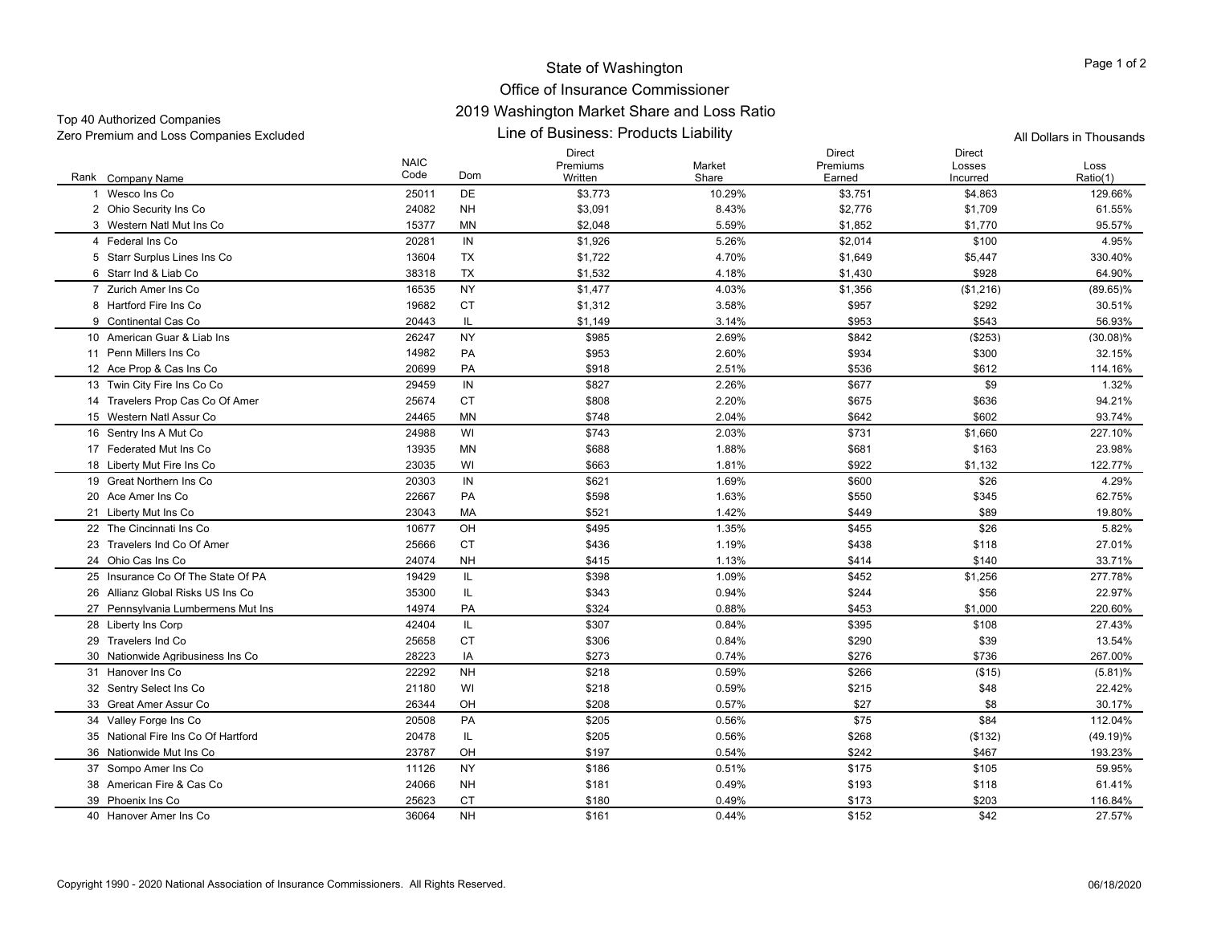# State of Washington
## Office of Insurance Commissioner
## 2019 Washington Market Share and Loss Ratio
## Line of Business: Products Liability

Top 40 Authorized Companies
Zero Premium and Loss Companies Excluded

All Dollars in Thousands

| Rank | Company Name | NAIC Code | Dom | Direct Premiums Written | Market Share | Direct Premiums Earned | Direct Losses Incurred | Loss Ratio(1) |
|---|---|---|---|---|---|---|---|---|
| 1 | Wesco Ins Co | 25011 | DE | $3,773 | 10.29% | $3,751 | $4,863 | 129.66% |
| 2 | Ohio Security Ins Co | 24082 | NH | $3,091 | 8.43% | $2,776 | $1,709 | 61.55% |
| 3 | Western Natl Mut Ins Co | 15377 | MN | $2,048 | 5.59% | $1,852 | $1,770 | 95.57% |
| 4 | Federal Ins Co | 20281 | IN | $1,926 | 5.26% | $2,014 | $100 | 4.95% |
| 5 | Starr Surplus Lines Ins Co | 13604 | TX | $1,722 | 4.70% | $1,649 | $5,447 | 330.40% |
| 6 | Starr Ind & Liab Co | 38318 | TX | $1,532 | 4.18% | $1,430 | $928 | 64.90% |
| 7 | Zurich Amer Ins Co | 16535 | NY | $1,477 | 4.03% | $1,356 | ($1,216) | (89.65)% |
| 8 | Hartford Fire Ins Co | 19682 | CT | $1,312 | 3.58% | $957 | $292 | 30.51% |
| 9 | Continental Cas Co | 20443 | IL | $1,149 | 3.14% | $953 | $543 | 56.93% |
| 10 | American Guar & Liab Ins | 26247 | NY | $985 | 2.69% | $842 | ($253) | (30.08)% |
| 11 | Penn Millers Ins Co | 14982 | PA | $953 | 2.60% | $934 | $300 | 32.15% |
| 12 | Ace Prop & Cas Ins Co | 20699 | PA | $918 | 2.51% | $536 | $612 | 114.16% |
| 13 | Twin City Fire Ins Co Co | 29459 | IN | $827 | 2.26% | $677 | $9 | 1.32% |
| 14 | Travelers Prop Cas Co Of Amer | 25674 | CT | $808 | 2.20% | $675 | $636 | 94.21% |
| 15 | Western Natl Assur Co | 24465 | MN | $748 | 2.04% | $642 | $602 | 93.74% |
| 16 | Sentry Ins A Mut Co | 24988 | WI | $743 | 2.03% | $731 | $1,660 | 227.10% |
| 17 | Federated Mut Ins Co | 13935 | MN | $688 | 1.88% | $681 | $163 | 23.98% |
| 18 | Liberty Mut Fire Ins Co | 23035 | WI | $663 | 1.81% | $922 | $1,132 | 122.77% |
| 19 | Great Northern Ins Co | 20303 | IN | $621 | 1.69% | $600 | $26 | 4.29% |
| 20 | Ace Amer Ins Co | 22667 | PA | $598 | 1.63% | $550 | $345 | 62.75% |
| 21 | Liberty Mut Ins Co | 23043 | MA | $521 | 1.42% | $449 | $89 | 19.80% |
| 22 | The Cincinnati Ins Co | 10677 | OH | $495 | 1.35% | $455 | $26 | 5.82% |
| 23 | Travelers Ind Co Of Amer | 25666 | CT | $436 | 1.19% | $438 | $118 | 27.01% |
| 24 | Ohio Cas Ins Co | 24074 | NH | $415 | 1.13% | $414 | $140 | 33.71% |
| 25 | Insurance Co Of The State Of PA | 19429 | IL | $398 | 1.09% | $452 | $1,256 | 277.78% |
| 26 | Allianz Global Risks US Ins Co | 35300 | IL | $343 | 0.94% | $244 | $56 | 22.97% |
| 27 | Pennsylvania Lumbermens Mut Ins | 14974 | PA | $324 | 0.88% | $453 | $1,000 | 220.60% |
| 28 | Liberty Ins Corp | 42404 | IL | $307 | 0.84% | $395 | $108 | 27.43% |
| 29 | Travelers Ind Co | 25658 | CT | $306 | 0.84% | $290 | $39 | 13.54% |
| 30 | Nationwide Agribusiness Ins Co | 28223 | IA | $273 | 0.74% | $276 | $736 | 267.00% |
| 31 | Hanover Ins Co | 22292 | NH | $218 | 0.59% | $266 | ($15) | (5.81)% |
| 32 | Sentry Select Ins Co | 21180 | WI | $218 | 0.59% | $215 | $48 | 22.42% |
| 33 | Great Amer Assur Co | 26344 | OH | $208 | 0.57% | $27 | $8 | 30.17% |
| 34 | Valley Forge Ins Co | 20508 | PA | $205 | 0.56% | $75 | $84 | 112.04% |
| 35 | National Fire Ins Co Of Hartford | 20478 | IL | $205 | 0.56% | $268 | ($132) | (49.19)% |
| 36 | Nationwide Mut Ins Co | 23787 | OH | $197 | 0.54% | $242 | $467 | 193.23% |
| 37 | Sompo Amer Ins Co | 11126 | NY | $186 | 0.51% | $175 | $105 | 59.95% |
| 38 | American Fire & Cas Co | 24066 | NH | $181 | 0.49% | $193 | $118 | 61.41% |
| 39 | Phoenix Ins Co | 25623 | CT | $180 | 0.49% | $173 | $203 | 116.84% |
| 40 | Hanover Amer Ins Co | 36064 | NH | $161 | 0.44% | $152 | $42 | 27.57% |

Copyright 1990 - 2020 National Association of Insurance Commissioners. All Rights Reserved.

06/18/2020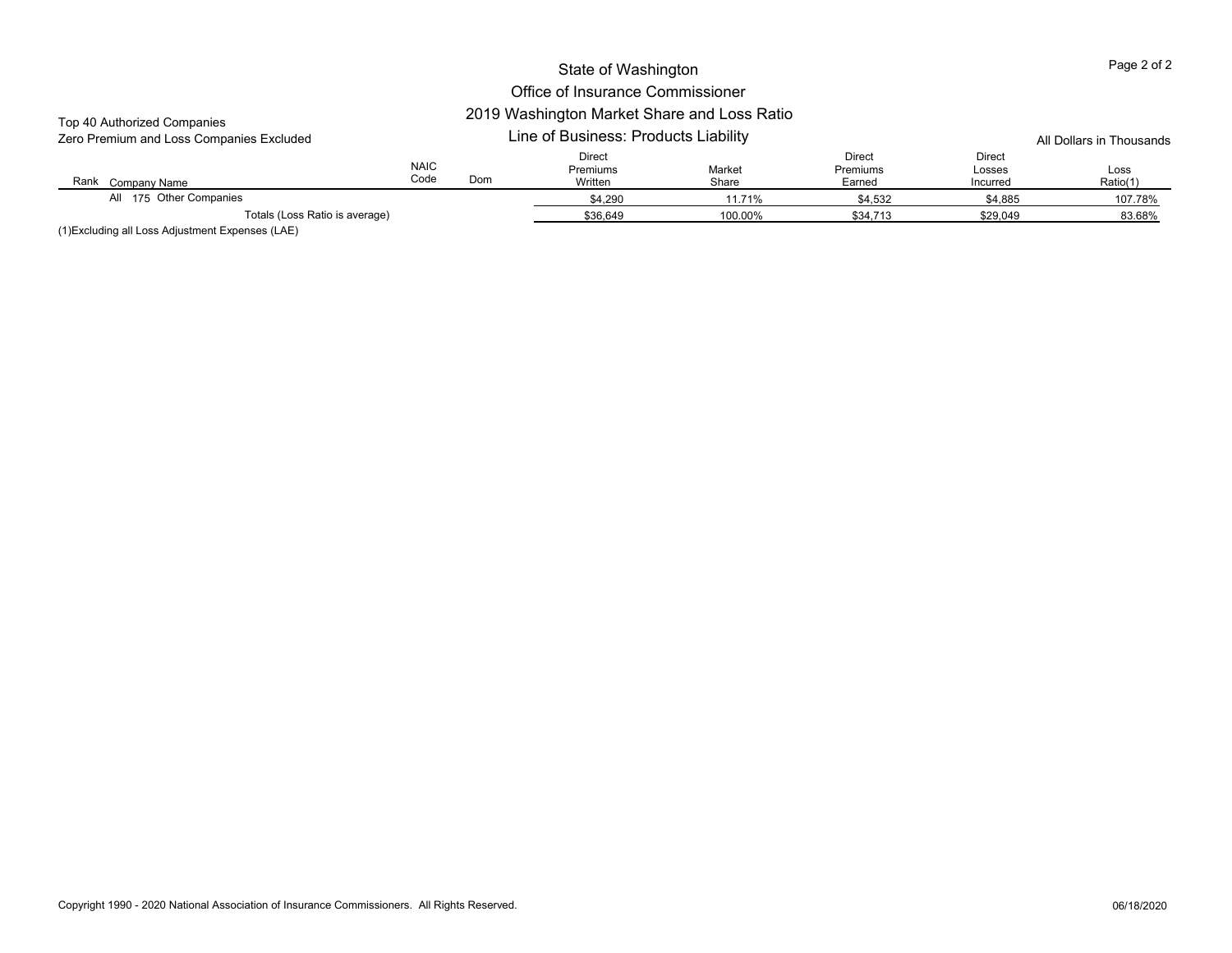# State of Washington
## Office of Insurance Commissioner
## 2019 Washington Market Share and Loss Ratio
### Line of Business: Products Liability

Top 40 Authorized Companies
Zero Premium and Loss Companies Excluded

All Dollars in Thousands

| Rank | Company Name | NAIC Code | Dom | Direct Premiums Written | Market Share | Direct Premiums Earned | Direct Losses Incurred | Loss Ratio(1) |
|---|---|---|---|---|---|---|---|---|
| All | 175 Other Companies | | | $4,290 | 11.71% | $4,532 | $4,885 | 107.78% |
| | Totals (Loss Ratio is average) | | | $36,649 | 100.00% | $34,713 | $29,049 | 83.68% |

(1)Excluding all Loss Adjustment Expenses (LAE)

Copyright 1990 - 2020 National Association of Insurance Commissioners. All Rights Reserved.

06/18/2020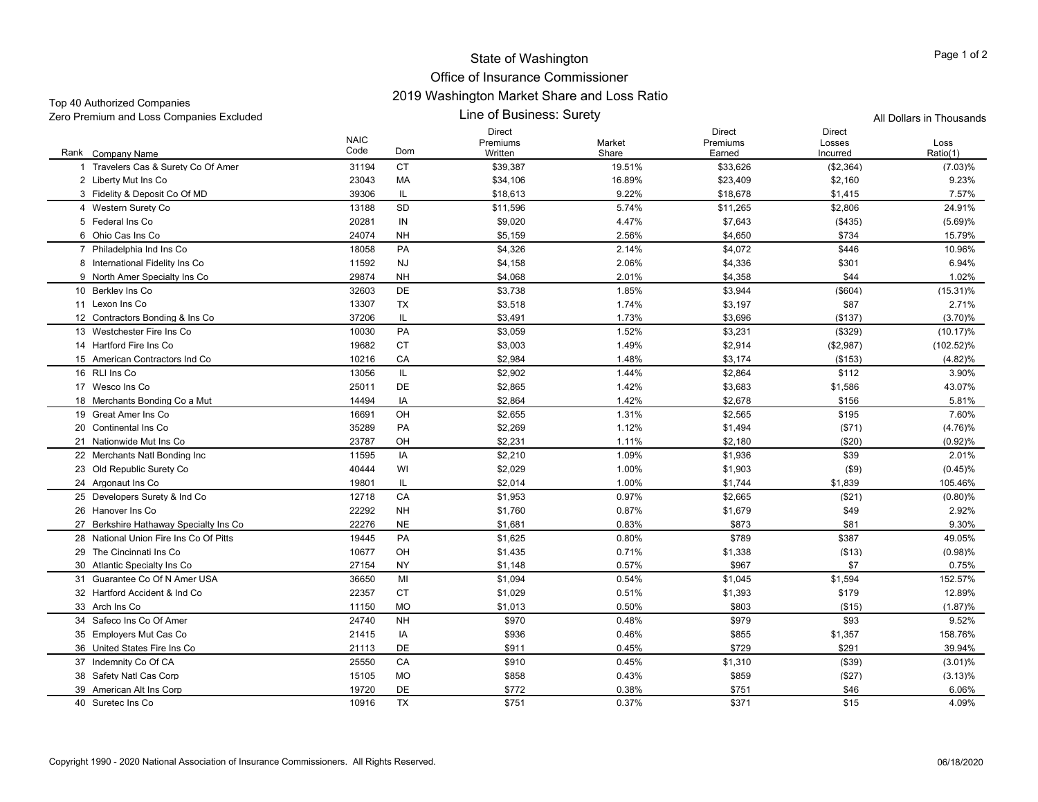# State of Washington
## Office of Insurance Commissioner
## 2019 Washington Market Share and Loss Ratio
### Line of Business: Surety

Top 40 Authorized Companies
Zero Premium and Loss Companies Excluded

All Dollars in Thousands

| Rank | Company Name | NAIC Code | Dom | Direct Premiums Written | Market Share | Direct Premiums Earned | Direct Losses Incurred | Loss Ratio(1) |
|---|---|---|---|---|---|---|---|---|
| 1 | Travelers Cas & Surety Co Of Amer | 31194 | CT | $39,387 | 19.51% | $33,626 | ($2,364) | (7.03)% |
| 2 | Liberty Mut Ins Co | 23043 | MA | $34,106 | 16.89% | $23,409 | $2,160 | 9.23% |
| 3 | Fidelity & Deposit Co Of MD | 39306 | IL | $18,613 | 9.22% | $18,678 | $1,415 | 7.57% |
| 4 | Western Surety Co | 13188 | SD | $11,596 | 5.74% | $11,265 | $2,806 | 24.91% |
| 5 | Federal Ins Co | 20281 | IN | $9,020 | 4.47% | $7,643 | ($435) | (5.69)% |
| 6 | Ohio Cas Ins Co | 24074 | NH | $5,159 | 2.56% | $4,650 | $734 | 15.79% |
| 7 | Philadelphia Ind Ins Co | 18058 | PA | $4,326 | 2.14% | $4,072 | $446 | 10.96% |
| 8 | International Fidelity Ins Co | 11592 | NJ | $4,158 | 2.06% | $4,336 | $301 | 6.94% |
| 9 | North Amer Specialty Ins Co | 29874 | NH | $4,068 | 2.01% | $4,358 | $44 | 1.02% |
| 10 | Berkley Ins Co | 32603 | DE | $3,738 | 1.85% | $3,944 | ($604) | (15.31)% |
| 11 | Lexon Ins Co | 13307 | TX | $3,518 | 1.74% | $3,197 | $87 | 2.71% |
| 12 | Contractors Bonding & Ins Co | 37206 | IL | $3,491 | 1.73% | $3,696 | ($137) | (3.70)% |
| 13 | Westchester Fire Ins Co | 10030 | PA | $3,059 | 1.52% | $3,231 | ($329) | (10.17)% |
| 14 | Hartford Fire Ins Co | 19682 | CT | $3,003 | 1.49% | $2,914 | ($2,987) | (102.52)% |
| 15 | American Contractors Ind Co | 10216 | CA | $2,984 | 1.48% | $3,174 | ($153) | (4.82)% |
| 16 | RLI Ins Co | 13056 | IL | $2,902 | 1.44% | $2,864 | $112 | 3.90% |
| 17 | Wesco Ins Co | 25011 | DE | $2,865 | 1.42% | $3,683 | $1,586 | 43.07% |
| 18 | Merchants Bonding Co a Mut | 14494 | IA | $2,864 | 1.42% | $2,678 | $156 | 5.81% |
| 19 | Great Amer Ins Co | 16691 | OH | $2,655 | 1.31% | $2,565 | $195 | 7.60% |
| 20 | Continental Ins Co | 35289 | PA | $2,269 | 1.12% | $1,494 | ($71) | (4.76)% |
| 21 | Nationwide Mut Ins Co | 23787 | OH | $2,231 | 1.11% | $2,180 | ($20) | (0.92)% |
| 22 | Merchants Natl Bonding Inc | 11595 | IA | $2,210 | 1.09% | $1,936 | $39 | 2.01% |
| 23 | Old Republic Surety Co | 40444 | WI | $2,029 | 1.00% | $1,903 | ($9) | (0.45)% |
| 24 | Argonaut Ins Co | 19801 | IL | $2,014 | 1.00% | $1,744 | $1,839 | 105.46% |
| 25 | Developers Surety & Ind Co | 12718 | CA | $1,953 | 0.97% | $2,665 | ($21) | (0.80)% |
| 26 | Hanover Ins Co | 22292 | NH | $1,760 | 0.87% | $1,679 | $49 | 2.92% |
| 27 | Berkshire Hathaway Specialty Ins Co | 22276 | NE | $1,681 | 0.83% | $873 | $81 | 9.30% |
| 28 | National Union Fire Ins Co Of Pitts | 19445 | PA | $1,625 | 0.80% | $789 | $387 | 49.05% |
| 29 | The Cincinnati Ins Co | 10677 | OH | $1,435 | 0.71% | $1,338 | ($13) | (0.98)% |
| 30 | Atlantic Specialty Ins Co | 27154 | NY | $1,148 | 0.57% | $967 | $7 | 0.75% |
| 31 | Guarantee Co Of N Amer USA | 36650 | MI | $1,094 | 0.54% | $1,045 | $1,594 | 152.57% |
| 32 | Hartford Accident & Ind Co | 22357 | CT | $1,029 | 0.51% | $1,393 | $179 | 12.89% |
| 33 | Arch Ins Co | 11150 | MO | $1,013 | 0.50% | $803 | ($15) | (1.87)% |
| 34 | Safeco Ins Co Of Amer | 24740 | NH | $970 | 0.48% | $979 | $93 | 9.52% |
| 35 | Employers Mut Cas Co | 21415 | IA | $936 | 0.46% | $855 | $1,357 | 158.76% |
| 36 | United States Fire Ins Co | 21113 | DE | $911 | 0.45% | $729 | $291 | 39.94% |
| 37 | Indemnity Co Of CA | 25550 | CA | $910 | 0.45% | $1,310 | ($39) | (3.01)% |
| 38 | Safety Natl Cas Corp | 15105 | MO | $858 | 0.43% | $859 | ($27) | (3.13)% |
| 39 | American Alt Ins Corp | 19720 | DE | $772 | 0.38% | $751 | $46 | 6.06% |
| 40 | Suretec Ins Co | 10916 | TX | $751 | 0.37% | $371 | $15 | 4.09% |

Copyright 1990 - 2020 National Association of Insurance Commissioners. All Rights Reserved.

06/18/2020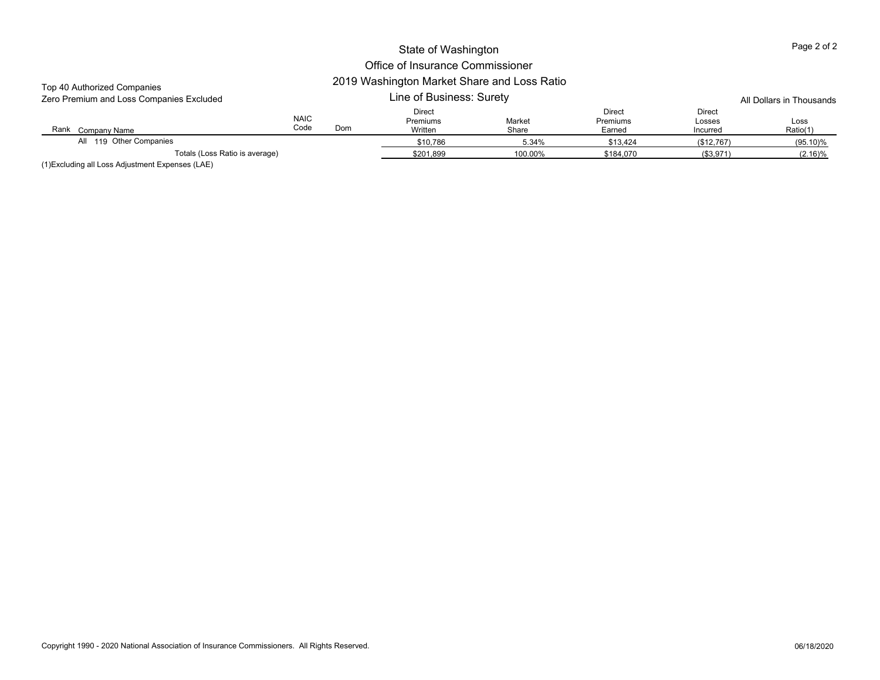# State of Washington
## Office of Insurance Commissioner
## 2019 Washington Market Share and Loss Ratio
### Line of Business: Surety

Top 40 Authorized Companies
Zero Premium and Loss Companies Excluded

All Dollars in Thousands

| Rank | Company Name | NAIC Code | Dom | Direct Premiums Written | Market Share | Direct Premiums Earned | Direct Losses Incurred | Loss Ratio(1) |
|---|---|---|---|---|---|---|---|---|
| All | 119 Other Companies | | | $10,786 | 5.34% | $13,424 | ($12,767) | (95.10)% |
| | Totals (Loss Ratio is average) | | | $201,899 | 100.00% | $184,070 | ($3,971) | (2.16)% |

(1)Excluding all Loss Adjustment Expenses (LAE)

Copyright 1990 - 2020 National Association of Insurance Commissioners. All Rights Reserved.

06/18/2020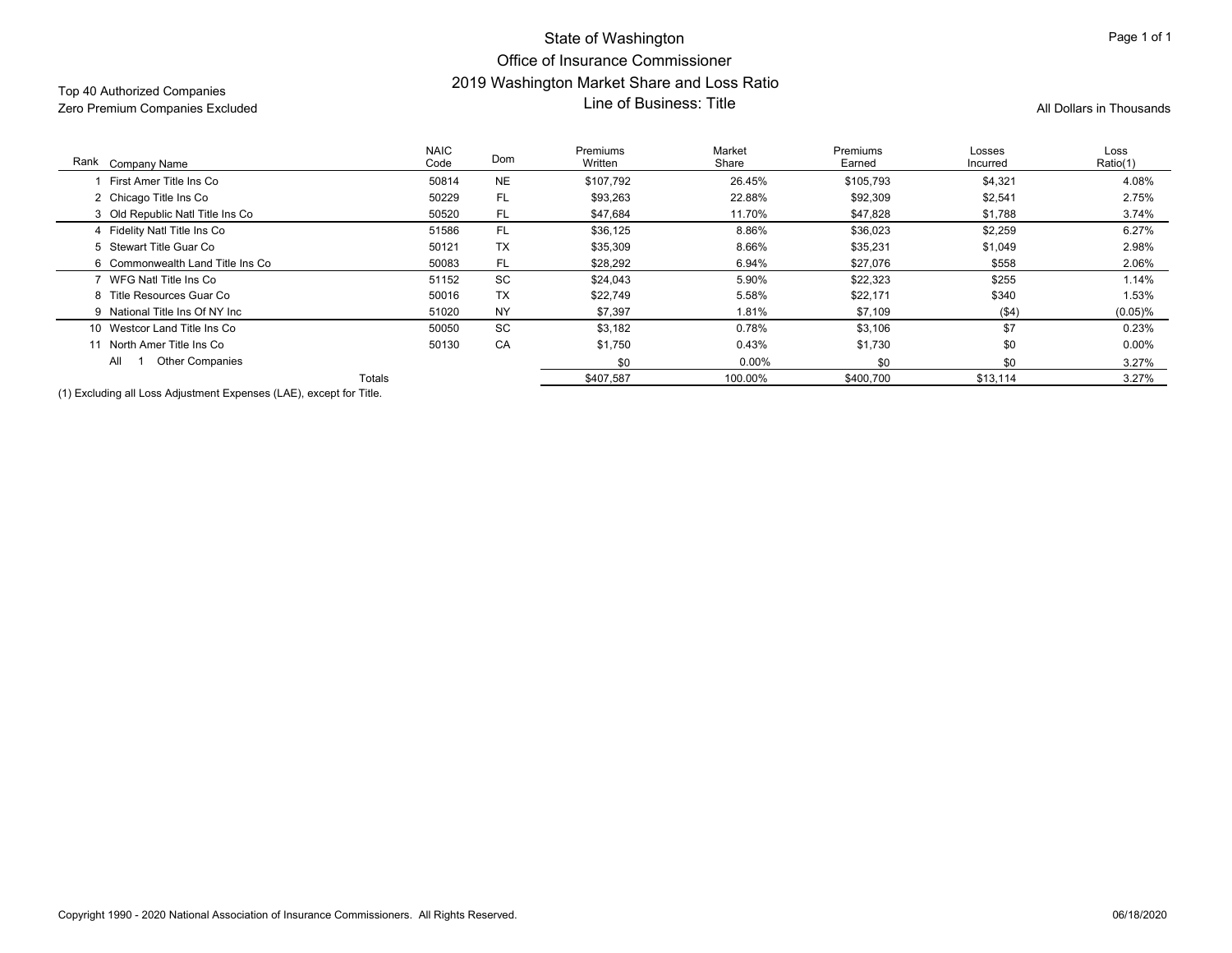# State of Washington
## Office of Insurance Commissioner
## 2019 Washington Market Share and Loss Ratio
## Line of Business: Title

Top 40 Authorized Companies
Zero Premium Companies Excluded

All Dollars in Thousands

| Rank | Company Name | NAIC Code | Dom | Premiums Written | Market Share | Premiums Earned | Losses Incurred | Loss Ratio(1) |
|---|---|---|---|---|---|---|---|---|
| 1 | First Amer Title Ins Co | 50814 | NE | $107,792 | 26.45% | $105,793 | $4,321 | 4.08% |
| 2 | Chicago Title Ins Co | 50229 | FL | $93,263 | 22.88% | $92,309 | $2,541 | 2.75% |
| 3 | Old Republic Natl Title Ins Co | 50520 | FL | $47,684 | 11.70% | $47,828 | $1,788 | 3.74% |
| 4 | Fidelity Natl Title Ins Co | 51586 | FL | $36,125 | 8.86% | $36,023 | $2,259 | 6.27% |
| 5 | Stewart Title Guar Co | 50121 | TX | $35,309 | 8.66% | $35,231 | $1,049 | 2.98% |
| 6 | Commonwealth Land Title Ins Co | 50083 | FL | $28,292 | 6.94% | $27,076 | $558 | 2.06% |
| 7 | WFG Natl Title Ins Co | 51152 | SC | $24,043 | 5.90% | $22,323 | $255 | 1.14% |
| 8 | Title Resources Guar Co | 50016 | TX | $22,749 | 5.58% | $22,171 | $340 | 1.53% |
| 9 | National Title Ins Of NY Inc | 51020 | NY | $7,397 | 1.81% | $7,109 | ($4) | (0.05)% |
| 10 | Westcor Land Title Ins Co | 50050 | SC | $3,182 | 0.78% | $3,106 | $7 | 0.23% |
| 11 | North Amer Title Ins Co | 50130 | CA | $1,750 | 0.43% | $1,730 | $0 | 0.00% |
| All | 1 Other Companies | | | $0 | 0.00% | $0 | $0 | 3.27% |
| | Totals | | | $407,587 | 100.00% | $400,700 | $13,114 | 3.27% |

(1) Excluding all Loss Adjustment Expenses (LAE), except for Title.

Copyright 1990 - 2020 National Association of Insurance Commissioners. All Rights Reserved.

06/18/2020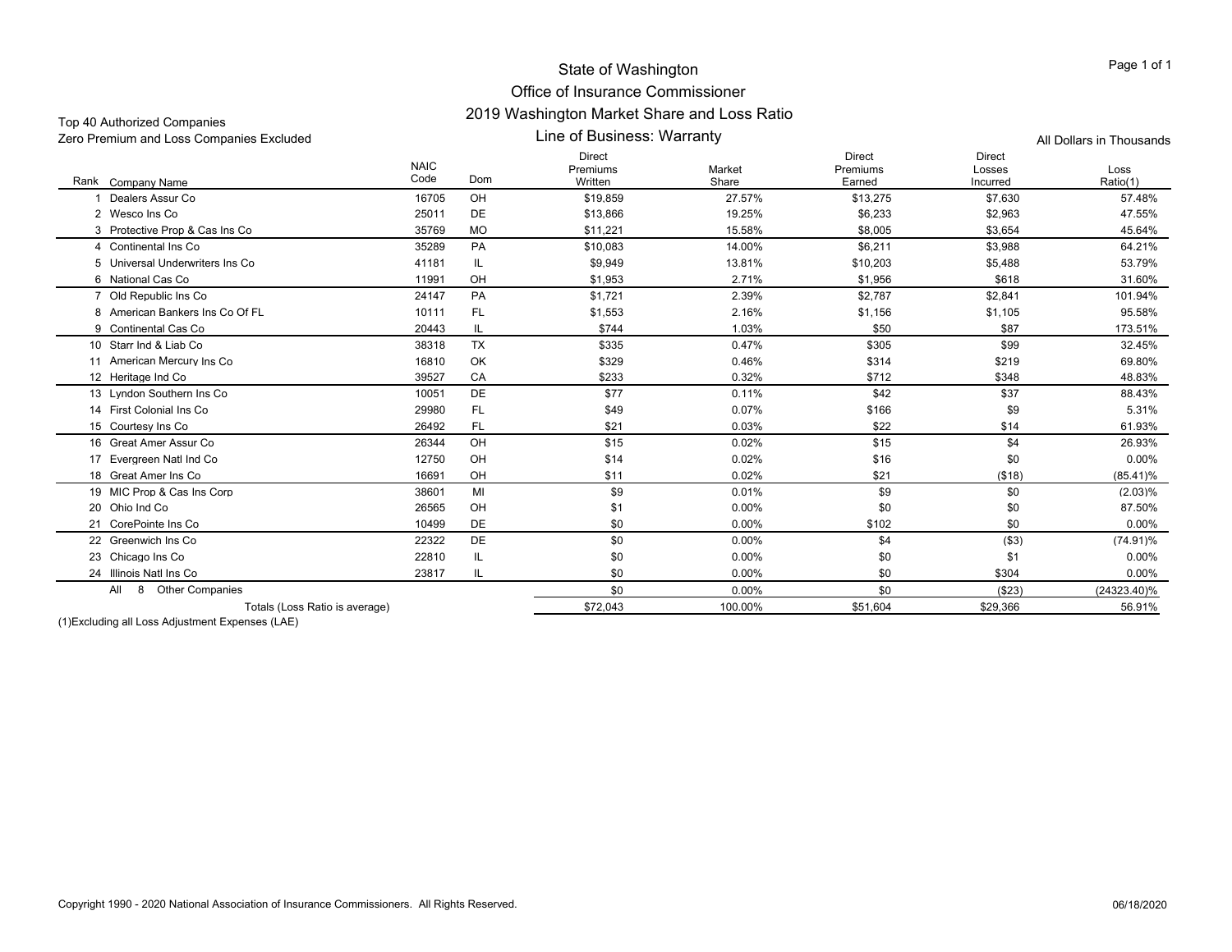# State of Washington

## Office of Insurance Commissioner

## 2019 Washington Market Share and Loss Ratio

### Line of Business: Warranty

Top 40 Authorized Companies
Zero Premium and Loss Companies Excluded

All Dollars in Thousands

| Rank | Company Name | NAIC Code | Dom | Direct Premiums Written | Market Share | Direct Premiums Earned | Direct Losses Incurred | Loss Ratio(1) |
|---|---|---|---|---|---|---|---|---|
| 1 | Dealers Assur Co | 16705 | OH | $19,859 | 27.57% | $13,275 | $7,630 | 57.48% |
| 2 | Wesco Ins Co | 25011 | DE | $13,866 | 19.25% | $6,233 | $2,963 | 47.55% |
| 3 | Protective Prop & Cas Ins Co | 35769 | MO | $11,221 | 15.58% | $8,005 | $3,654 | 45.64% |
| 4 | Continental Ins Co | 35289 | PA | $10,083 | 14.00% | $6,211 | $3,988 | 64.21% |
| 5 | Universal Underwriters Ins Co | 41181 | IL | $9,949 | 13.81% | $10,203 | $5,488 | 53.79% |
| 6 | National Cas Co | 11991 | OH | $1,953 | 2.71% | $1,956 | $618 | 31.60% |
| 7 | Old Republic Ins Co | 24147 | PA | $1,721 | 2.39% | $2,787 | $2,841 | 101.94% |
| 8 | American Bankers Ins Co Of FL | 10111 | FL | $1,553 | 2.16% | $1,156 | $1,105 | 95.58% |
| 9 | Continental Cas Co | 20443 | IL | $744 | 1.03% | $50 | $87 | 173.51% |
| 10 | Starr Ind & Liab Co | 38318 | TX | $335 | 0.47% | $305 | $99 | 32.45% |
| 11 | American Mercury Ins Co | 16810 | OK | $329 | 0.46% | $314 | $219 | 69.80% |
| 12 | Heritage Ind Co | 39527 | CA | $233 | 0.32% | $712 | $348 | 48.83% |
| 13 | Lyndon Southern Ins Co | 10051 | DE | $77 | 0.11% | $42 | $37 | 88.43% |
| 14 | First Colonial Ins Co | 29980 | FL | $49 | 0.07% | $166 | $9 | 5.31% |
| 15 | Courtesy Ins Co | 26492 | FL | $21 | 0.03% | $22 | $14 | 61.93% |
| 16 | Great Amer Assur Co | 26344 | OH | $15 | 0.02% | $15 | $4 | 26.93% |
| 17 | Evergreen Natl Ind Co | 12750 | OH | $14 | 0.02% | $16 | $0 | 0.00% |
| 18 | Great Amer Ins Co | 16691 | OH | $11 | 0.02% | $21 | ($18) | (85.41)% |
| 19 | MIC Prop & Cas Ins Corp | 38601 | MI | $9 | 0.01% | $9 | $0 | (2.03)% |
| 20 | Ohio Ind Co | 26565 | OH | $1 | 0.00% | $0 | $0 | 87.50% |
| 21 | CorePointe Ins Co | 10499 | DE | $0 | 0.00% | $102 | $0 | 0.00% |
| 22 | Greenwich Ins Co | 22322 | DE | $0 | 0.00% | $4 | ($3) | (74.91)% |
| 23 | Chicago Ins Co | 22810 | IL | $0 | 0.00% | $0 | $1 | 0.00% |
| 24 | Illinois Natl Ins Co | 23817 | IL | $0 | 0.00% | $0 | $304 | 0.00% |
| | All 8 Other Companies | | | $0 | 0.00% | $0 | ($23) | (24323.40)% |
| | Totals (Loss Ratio is average) | | | $72,043 | 100.00% | $51,604 | $29,366 | 56.91% |

(1)Excluding all Loss Adjustment Expenses (LAE)

Copyright 1990 - 2020 National Association of Insurance Commissioners. All Rights Reserved.

06/18/2020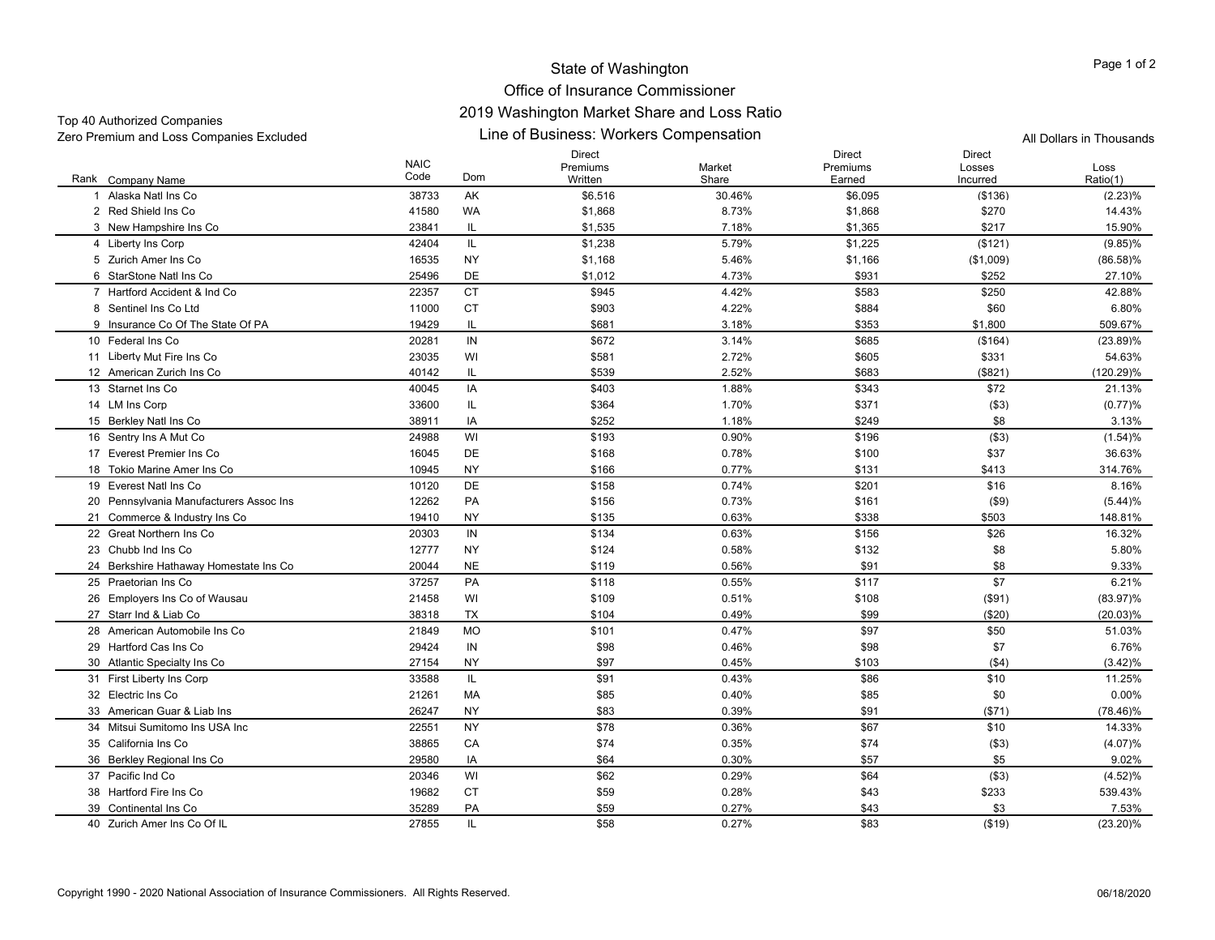State of Washington
Office of Insurance Commissioner
2019 Washington Market Share and Loss Ratio
Line of Business: Workers Compensation

Top 40 Authorized Companies
Zero Premium and Loss Companies Excluded

All Dollars in Thousands

| Rank | Company Name | NAIC Code | Dom | Direct Premiums Written | Market Share | Direct Premiums Earned | Direct Losses Incurred | Loss Ratio(1) |
|---|---|---|---|---|---|---|---|---|
| 1 | Alaska Natl Ins Co | 38733 | AK | $6,516 | 30.46% | $6,095 | ($136) | (2.23)% |
| 2 | Red Shield Ins Co | 41580 | WA | $1,868 | 8.73% | $1,868 | $270 | 14.43% |
| 3 | New Hampshire Ins Co | 23841 | IL | $1,535 | 7.18% | $1,365 | $217 | 15.90% |
| 4 | Liberty Ins Corp | 42404 | IL | $1,238 | 5.79% | $1,225 | ($121) | (9.85)% |
| 5 | Zurich Amer Ins Co | 16535 | NY | $1,168 | 5.46% | $1,166 | ($1,009) | (86.58)% |
| 6 | StarStone Natl Ins Co | 25496 | DE | $1,012 | 4.73% | $931 | $252 | 27.10% |
| 7 | Hartford Accident & Ind Co | 22357 | CT | $945 | 4.42% | $583 | $250 | 42.88% |
| 8 | Sentinel Ins Co Ltd | 11000 | CT | $903 | 4.22% | $884 | $60 | 6.80% |
| 9 | Insurance Co Of The State Of PA | 19429 | IL | $681 | 3.18% | $353 | $1,800 | 509.67% |
| 10 | Federal Ins Co | 20281 | IN | $672 | 3.14% | $685 | ($164) | (23.89)% |
| 11 | Liberty Mut Fire Ins Co | 23035 | WI | $581 | 2.72% | $605 | $331 | 54.63% |
| 12 | American Zurich Ins Co | 40142 | IL | $539 | 2.52% | $683 | ($821) | (120.29)% |
| 13 | Starnet Ins Co | 40045 | IA | $403 | 1.88% | $343 | $72 | 21.13% |
| 14 | LM Ins Corp | 33600 | IL | $364 | 1.70% | $371 | ($3) | (0.77)% |
| 15 | Berkley Natl Ins Co | 38911 | IA | $252 | 1.18% | $249 | $8 | 3.13% |
| 16 | Sentry Ins A Mut Co | 24988 | WI | $193 | 0.90% | $196 | ($3) | (1.54)% |
| 17 | Everest Premier Ins Co | 16045 | DE | $168 | 0.78% | $100 | $37 | 36.63% |
| 18 | Tokio Marine Amer Ins Co | 10945 | NY | $166 | 0.77% | $131 | $413 | 314.76% |
| 19 | Everest Natl Ins Co | 10120 | DE | $158 | 0.74% | $201 | $16 | 8.16% |
| 20 | Pennsylvania Manufacturers Assoc Ins | 12262 | PA | $156 | 0.73% | $161 | ($9) | (5.44)% |
| 21 | Commerce & Industry Ins Co | 19410 | NY | $135 | 0.63% | $338 | $503 | 148.81% |
| 22 | Great Northern Ins Co | 20303 | IN | $134 | 0.63% | $156 | $26 | 16.32% |
| 23 | Chubb Ind Ins Co | 12777 | NY | $124 | 0.58% | $132 | $8 | 5.80% |
| 24 | Berkshire Hathaway Homestate Ins Co | 20044 | NE | $119 | 0.56% | $91 | $8 | 9.33% |
| 25 | Praetorian Ins Co | 37257 | PA | $118 | 0.55% | $117 | $7 | 6.21% |
| 26 | Employers Ins Co of Wausau | 21458 | WI | $109 | 0.51% | $108 | ($91) | (83.97)% |
| 27 | Starr Ind & Liab Co | 38318 | TX | $104 | 0.49% | $99 | ($20) | (20.03)% |
| 28 | American Automobile Ins Co | 21849 | MO | $101 | 0.47% | $97 | $50 | 51.03% |
| 29 | Hartford Cas Ins Co | 29424 | IN | $98 | 0.46% | $98 | $7 | 6.76% |
| 30 | Atlantic Specialty Ins Co | 27154 | NY | $97 | 0.45% | $103 | ($4) | (3.42)% |
| 31 | First Liberty Ins Corp | 33588 | IL | $91 | 0.43% | $86 | $10 | 11.25% |
| 32 | Electric Ins Co | 21261 | MA | $85 | 0.40% | $85 | $0 | 0.00% |
| 33 | American Guar & Liab Ins | 26247 | NY | $83 | 0.39% | $91 | ($71) | (78.46)% |
| 34 | Mitsui Sumitomo Ins USA Inc | 22551 | NY | $78 | 0.36% | $67 | $10 | 14.33% |
| 35 | California Ins Co | 38865 | CA | $74 | 0.35% | $74 | ($3) | (4.07)% |
| 36 | Berkley Regional Ins Co | 29580 | IA | $64 | 0.30% | $57 | $5 | 9.02% |
| 37 | Pacific Ind Co | 20346 | WI | $62 | 0.29% | $64 | ($3) | (4.52)% |
| 38 | Hartford Fire Ins Co | 19682 | CT | $59 | 0.28% | $43 | $233 | 539.43% |
| 39 | Continental Ins Co | 35289 | PA | $59 | 0.27% | $43 | $3 | 7.53% |
| 40 | Zurich Amer Ins Co Of IL | 27855 | IL | $58 | 0.27% | $83 | ($19) | (23.20)% |

Copyright 1990 - 2020 National Association of Insurance Commissioners. All Rights Reserved.

06/18/2020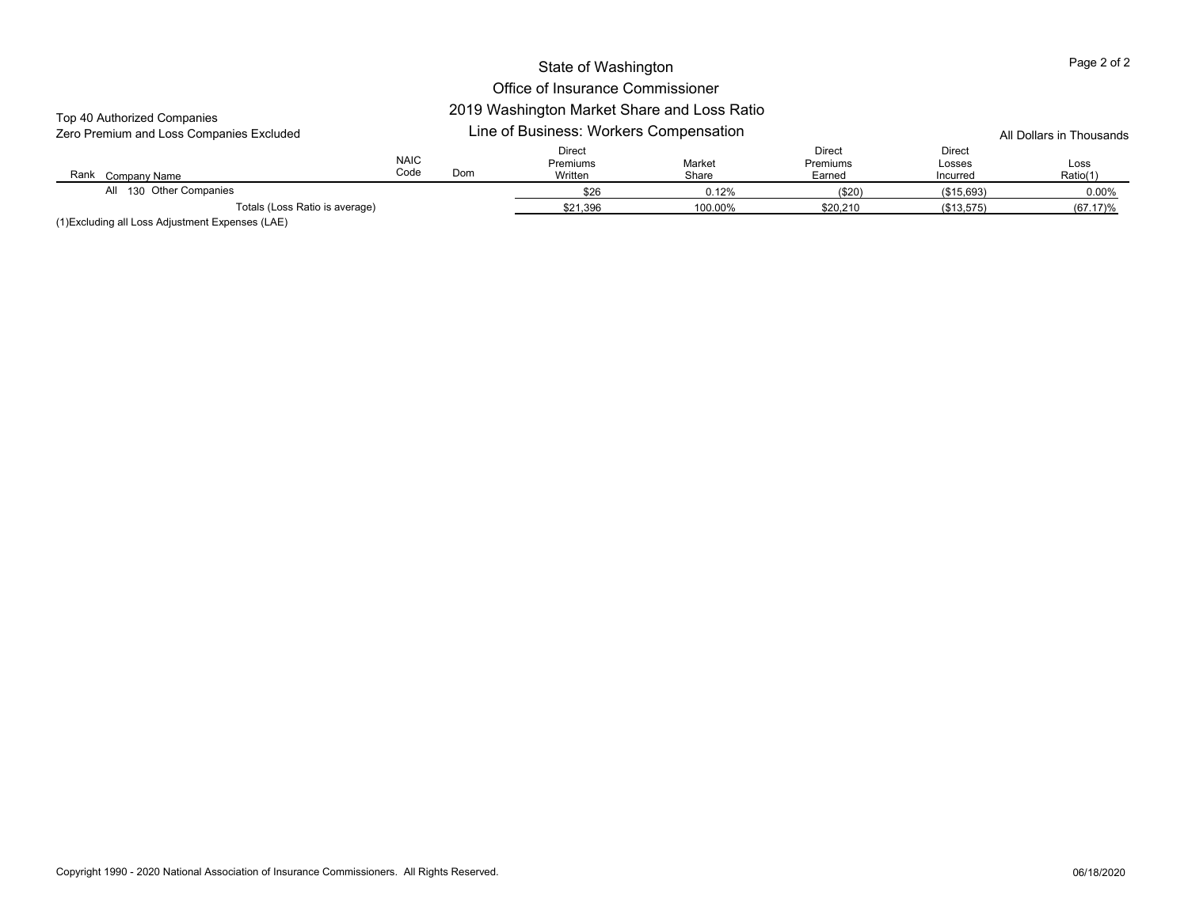# State of Washington

## Office of Insurance Commissioner

## 2019 Washington Market Share and Loss Ratio

## Line of Business: Workers Compensation

Top 40 Authorized Companies
Zero Premium and Loss Companies Excluded

All Dollars in Thousands

| Rank | Company Name | NAIC Code | Dom | Direct Premiums Written | Market Share | Direct Premiums Earned | Direct Losses Incurred | Loss Ratio(1) |
|---|---|---|---|---|---|---|---|---|
| All | 130 Other Companies | | | $26 | 0.12% | ($20) | ($15,693) | 0.00% |
| | Totals (Loss Ratio is average) | | | $21,396 | 100.00% | $20,210 | ($13,575) | (67.17)% |

(1)Excluding all Loss Adjustment Expenses (LAE)

Copyright 1990 - 2020 National Association of Insurance Commissioners. All Rights Reserved.

06/18/2020